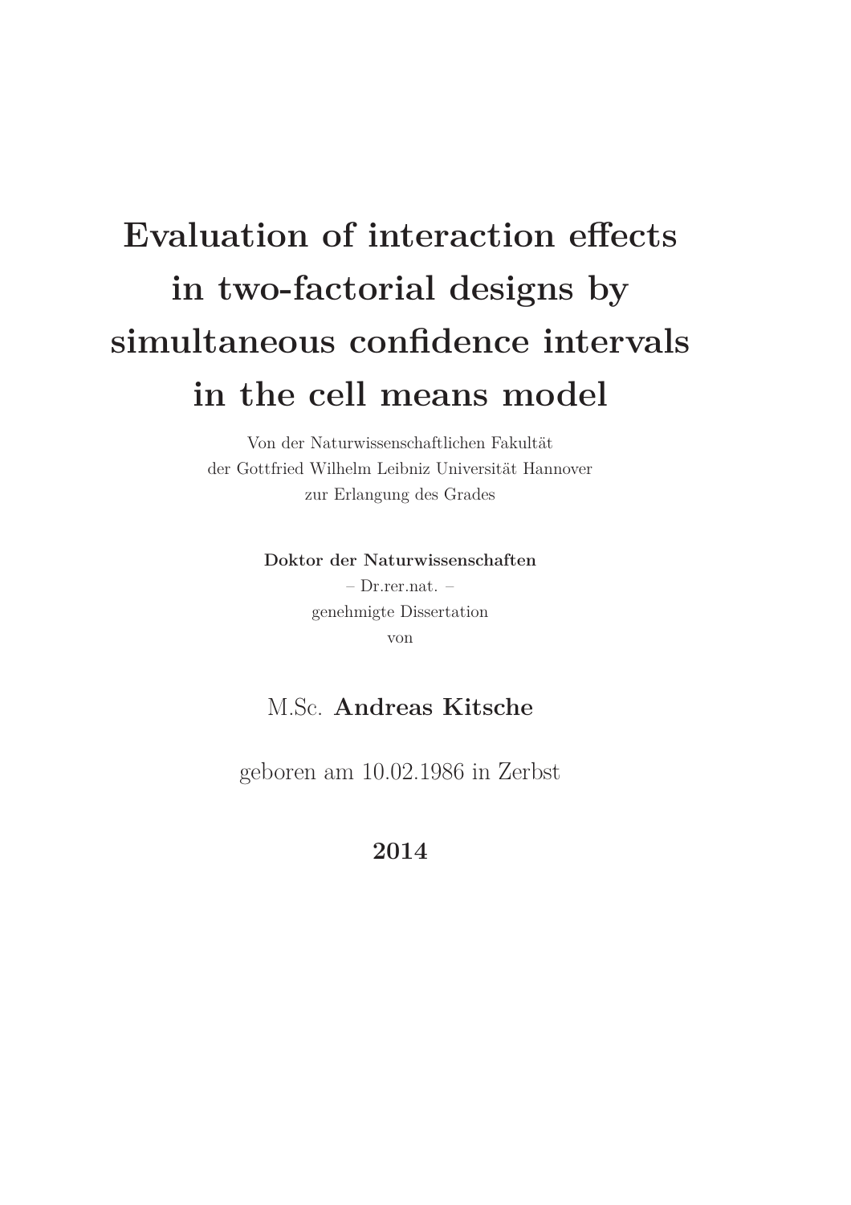# Evaluation of interaction effects in two-factorial designs by simultaneous confidence intervals in the cell means model

Von der Naturwissenschaftlichen Fakultät
der Gottfried Wilhelm Leibniz Universität Hannover
zur Erlangung des Grades

**Doktor der Naturwissenschaften**
– Dr.rer.nat. –
genehmigte Dissertation
von

M.Sc. **Andreas Kitsche**

geboren am 10.02.1986 in Zerbst

**2014**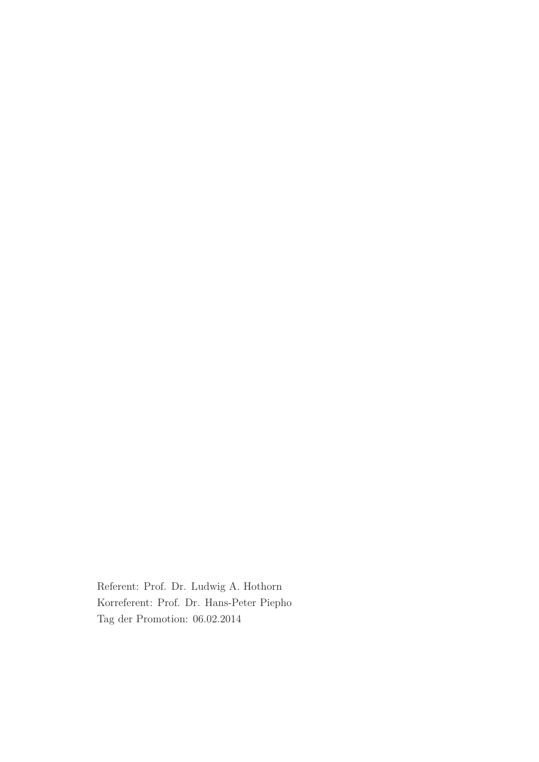Referent: Prof. Dr. Ludwig A. Hothorn
Korreferent: Prof. Dr. Hans-Peter Piepho
Tag der Promotion: 06.02.2014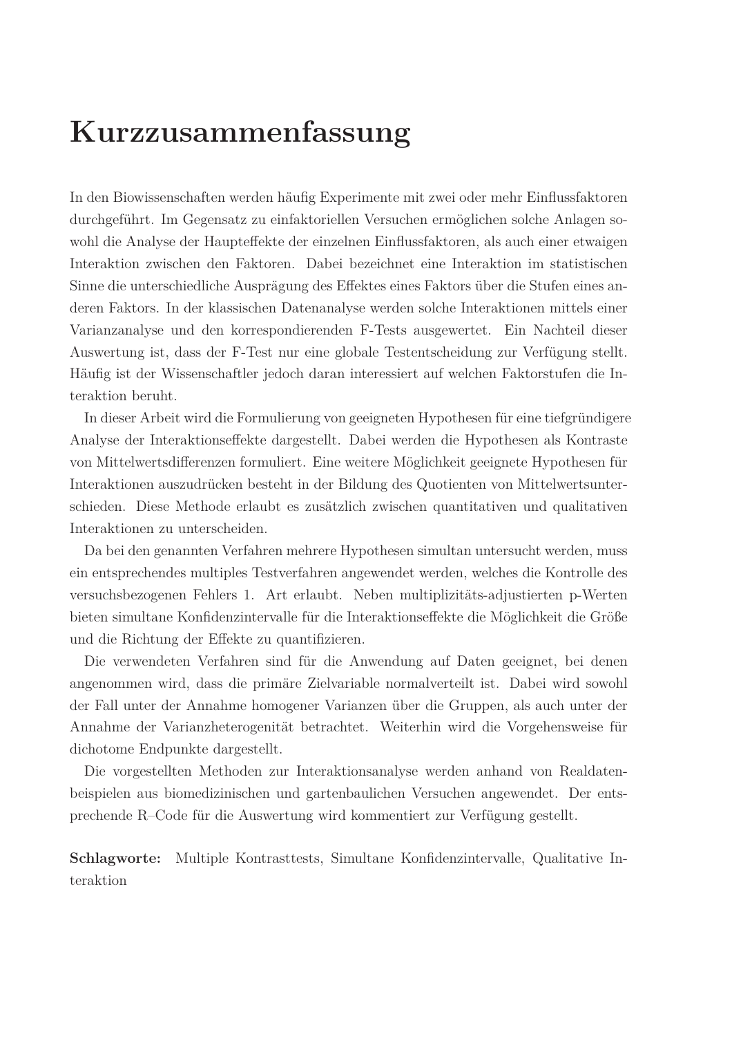# Kurzzusammenfassung

In den Biowissenschaften werden häufig Experimente mit zwei oder mehr Einflussfaktoren durchgeführt. Im Gegensatz zu einfaktoriellen Versuchen ermöglichen solche Anlagen sowohl die Analyse der Haupteffekte der einzelnen Einflussfaktoren, als auch einer etwaigen Interaktion zwischen den Faktoren. Dabei bezeichnet eine Interaktion im statistischen Sinne die unterschiedliche Ausprägung des Effektes eines Faktors über die Stufen eines anderen Faktors. In der klassischen Datenanalyse werden solche Interaktionen mittels einer Varianzanalyse und den korrespondierenden F-Tests ausgewertet. Ein Nachteil dieser Auswertung ist, dass der F-Test nur eine globale Testentscheidung zur Verfügung stellt. Häufig ist der Wissenschaftler jedoch daran interessiert auf welchen Faktorstufen die Interaktion beruht.

In dieser Arbeit wird die Formulierung von geeigneten Hypothesen für eine tiefgründigere Analyse der Interaktionseffekte dargestellt. Dabei werden die Hypothesen als Kontraste von Mittelwertsdifferenzen formuliert. Eine weitere Möglichkeit geeignete Hypothesen für Interaktionen auszudrücken besteht in der Bildung des Quotienten von Mittelwertsunterschieden. Diese Methode erlaubt es zusätzlich zwischen quantitativen und qualitativen Interaktionen zu unterscheiden.

Da bei den genannten Verfahren mehrere Hypothesen simultan untersucht werden, muss ein entsprechendes multiples Testverfahren angewendet werden, welches die Kontrolle des versuchsbezogenen Fehlers 1. Art erlaubt. Neben multiplizitäts-adjustierten p-Werten bieten simultane Konfidenzintervalle für die Interaktionseffekte die Möglichkeit die Größe und die Richtung der Effekte zu quantifizieren.

Die verwendeten Verfahren sind für die Anwendung auf Daten geeignet, bei denen angenommen wird, dass die primäre Zielvariable normalverteilt ist. Dabei wird sowohl der Fall unter der Annahme homogener Varianzen über die Gruppen, als auch unter der Annahme der Varianzheterogenität betrachtet. Weiterhin wird die Vorgehensweise für dichotome Endpunkte dargestellt.

Die vorgestellten Methoden zur Interaktionsanalyse werden anhand von Realdatenbeispielen aus biomedizinischen und gartenbaulichen Versuchen angewendet. Der entsprechende R–Code für die Auswertung wird kommentiert zur Verfügung gestellt.

**Schlagworte:** Multiple Kontrasttests, Simultane Konfidenzintervalle, Qualitative Interaktion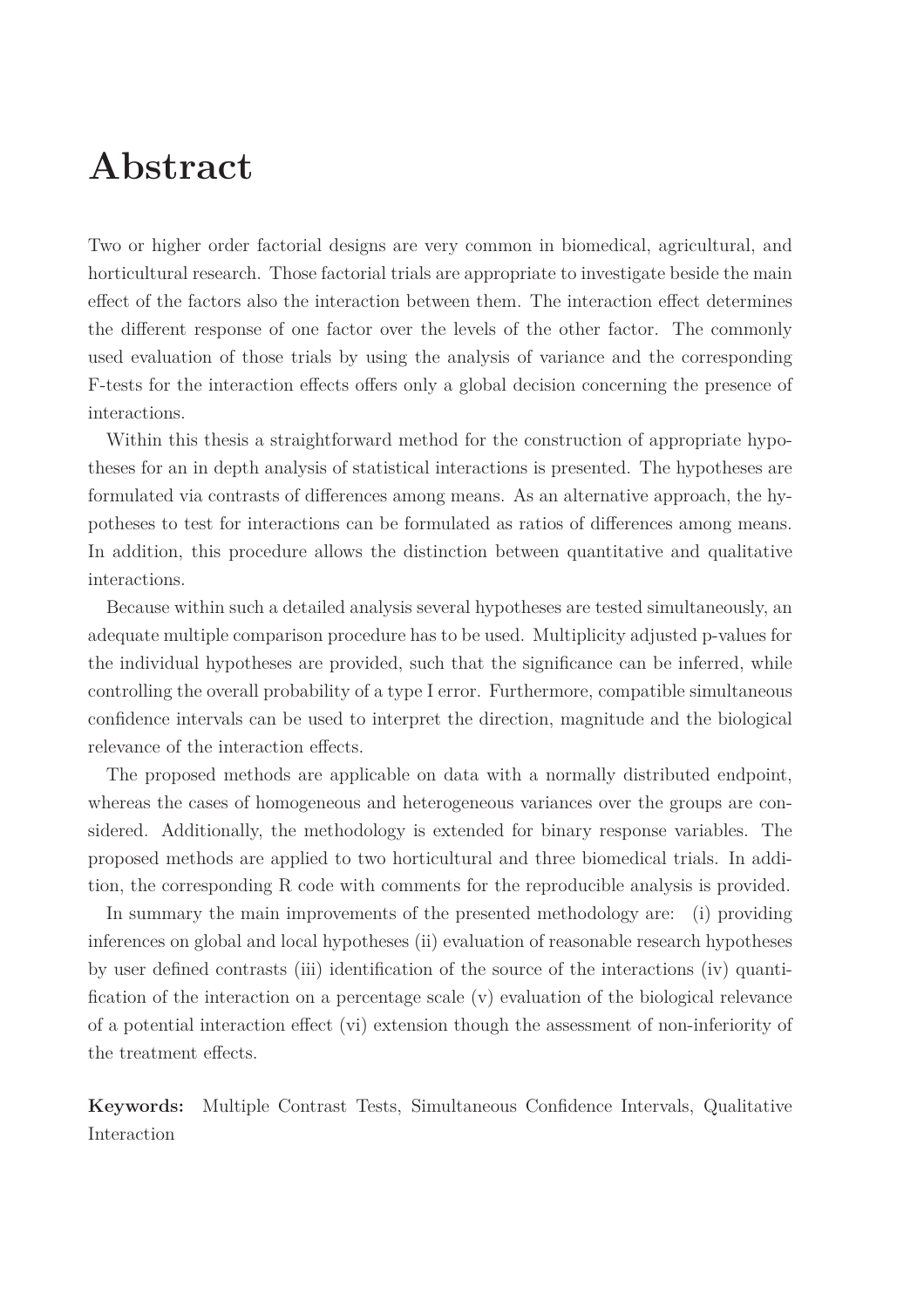# Abstract

Two or higher order factorial designs are very common in biomedical, agricultural, and horticultural research. Those factorial trials are appropriate to investigate beside the main effect of the factors also the interaction between them. The interaction effect determines the different response of one factor over the levels of the other factor. The commonly used evaluation of those trials by using the analysis of variance and the corresponding F-tests for the interaction effects offers only a global decision concerning the presence of interactions.

Within this thesis a straightforward method for the construction of appropriate hypotheses for an in depth analysis of statistical interactions is presented. The hypotheses are formulated via contrasts of differences among means. As an alternative approach, the hypotheses to test for interactions can be formulated as ratios of differences among means. In addition, this procedure allows the distinction between quantitative and qualitative interactions.

Because within such a detailed analysis several hypotheses are tested simultaneously, an adequate multiple comparison procedure has to be used. Multiplicity adjusted p-values for the individual hypotheses are provided, such that the significance can be inferred, while controlling the overall probability of a type I error. Furthermore, compatible simultaneous confidence intervals can be used to interpret the direction, magnitude and the biological relevance of the interaction effects.

The proposed methods are applicable on data with a normally distributed endpoint, whereas the cases of homogeneous and heterogeneous variances over the groups are considered. Additionally, the methodology is extended for binary response variables. The proposed methods are applied to two horticultural and three biomedical trials. In addition, the corresponding R code with comments for the reproducible analysis is provided.

In summary the main improvements of the presented methodology are: (i) providing inferences on global and local hypotheses (ii) evaluation of reasonable research hypotheses by user defined contrasts (iii) identification of the source of the interactions (iv) quantification of the interaction on a percentage scale (v) evaluation of the biological relevance of a potential interaction effect (vi) extension though the assessment of non-inferiority of the treatment effects.

**Keywords:** Multiple Contrast Tests, Simultaneous Confidence Intervals, Qualitative Interaction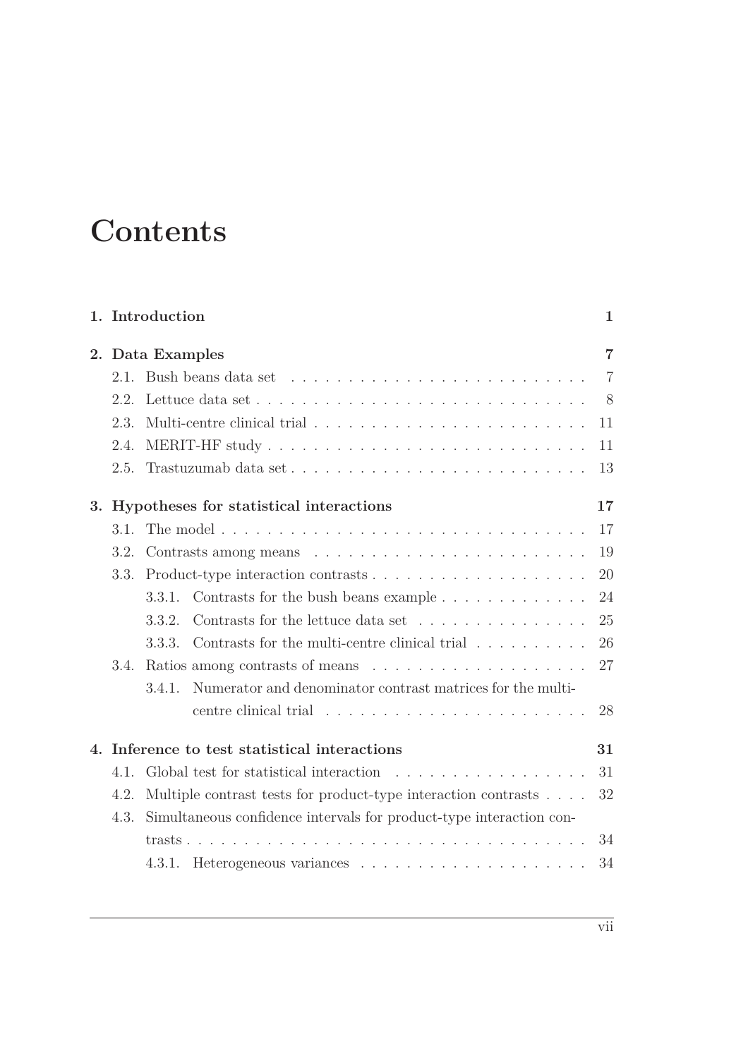# Contents

**1. Introduction** **1**

**2. Data Examples** **7**

- 2.1. Bush beans data set . . . 7
- 2.2. Lettuce data set . . . 8
- 2.3. Multi-centre clinical trial . . . 11
- 2.4. MERIT-HF study . . . 11
- 2.5. Trastuzumab data set . . . 13

**3. Hypotheses for statistical interactions** **17**

- 3.1. The model . . . 17
- 3.2. Contrasts among means . . . 19
- 3.3. Product-type interaction contrasts . . . 20
  - 3.3.1. Contrasts for the bush beans example . . . 24
  - 3.3.2. Contrasts for the lettuce data set . . . 25
  - 3.3.3. Contrasts for the multi-centre clinical trial . . . 26
- 3.4. Ratios among contrasts of means . . . 27
  - 3.4.1. Numerator and denominator contrast matrices for the multi-centre clinical trial . . . 28

**4. Inference to test statistical interactions** **31**

- 4.1. Global test for statistical interaction . . . 31
- 4.2. Multiple contrast tests for product-type interaction contrasts . . . 32
- 4.3. Simultaneous confidence intervals for product-type interaction contrasts . . . 34
  - 4.3.1. Heterogeneous variances . . . 34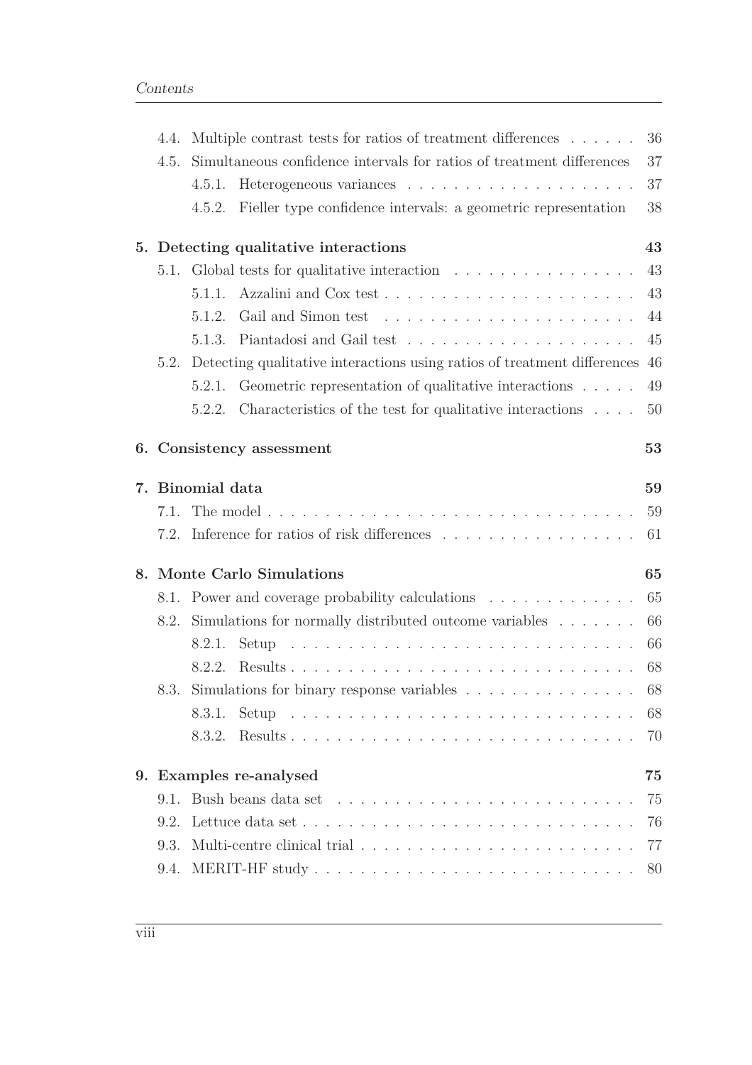- 4.4. Multiple contrast tests for ratios of treatment differences . . . . . . 36
- 4.5. Simultaneous confidence intervals for ratios of treatment differences 37
  - 4.5.1. Heterogeneous variances . . . . . . . . . . . . . . . . . . . . 37
  - 4.5.2. Fieller type confidence intervals: a geometric representation 38

**5. Detecting qualitative interactions 43**

- 5.1. Global tests for qualitative interaction . . . . . . . . . . . . . . . . 43
  - 5.1.1. Azzalini and Cox test . . . . . . . . . . . . . . . . . . . . . . 43
  - 5.1.2. Gail and Simon test . . . . . . . . . . . . . . . . . . . . . . 44
  - 5.1.3. Piantadosi and Gail test . . . . . . . . . . . . . . . . . . . . 45
- 5.2. Detecting qualitative interactions using ratios of treatment differences 46
  - 5.2.1. Geometric representation of qualitative interactions . . . . . 49
  - 5.2.2. Characteristics of the test for qualitative interactions . . . . 50

**6. Consistency assessment 53**

**7. Binomial data 59**

- 7.1. The model . . . . . . . . . . . . . . . . . . . . . . . . . . . . . . . . 59
- 7.2. Inference for ratios of risk differences . . . . . . . . . . . . . . . . . 61

**8. Monte Carlo Simulations 65**

- 8.1. Power and coverage probability calculations . . . . . . . . . . . . . 65
- 8.2. Simulations for normally distributed outcome variables . . . . . . . 66
  - 8.2.1. Setup . . . . . . . . . . . . . . . . . . . . . . . . . . . . . . 66
  - 8.2.2. Results . . . . . . . . . . . . . . . . . . . . . . . . . . . . . . 68
- 8.3. Simulations for binary response variables . . . . . . . . . . . . . . . 68
  - 8.3.1. Setup . . . . . . . . . . . . . . . . . . . . . . . . . . . . . . 68
  - 8.3.2. Results . . . . . . . . . . . . . . . . . . . . . . . . . . . . . . 70

**9. Examples re-analysed 75**

- 9.1. Bush beans data set . . . . . . . . . . . . . . . . . . . . . . . . . . 75
- 9.2. Lettuce data set . . . . . . . . . . . . . . . . . . . . . . . . . . . . . 76
- 9.3. Multi-centre clinical trial . . . . . . . . . . . . . . . . . . . . . . . . 77
- 9.4. MERIT-HF study . . . . . . . . . . . . . . . . . . . . . . . . . . . . 80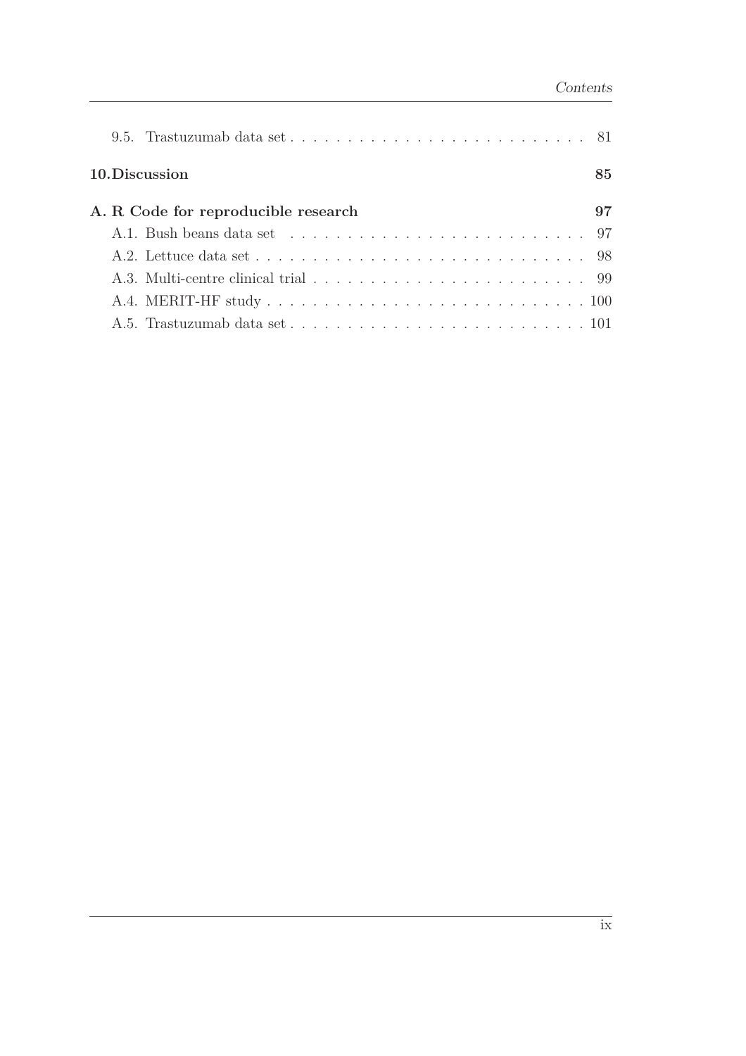9.5. Trastuzumab data set . . . . . . . . . . . . . . . . . . . . . . . . . . 81

**10. Discussion** **85**

**A. R Code for reproducible research** **97**

A.1. Bush beans data set . . . . . . . . . . . . . . . . . . . . . . . . . . 97

A.2. Lettuce data set . . . . . . . . . . . . . . . . . . . . . . . . . . . . 98

A.3. Multi-centre clinical trial . . . . . . . . . . . . . . . . . . . . . . . . 99

A.4. MERIT-HF study . . . . . . . . . . . . . . . . . . . . . . . . . . . . 100

A.5. Trastuzumab data set . . . . . . . . . . . . . . . . . . . . . . . . . . 101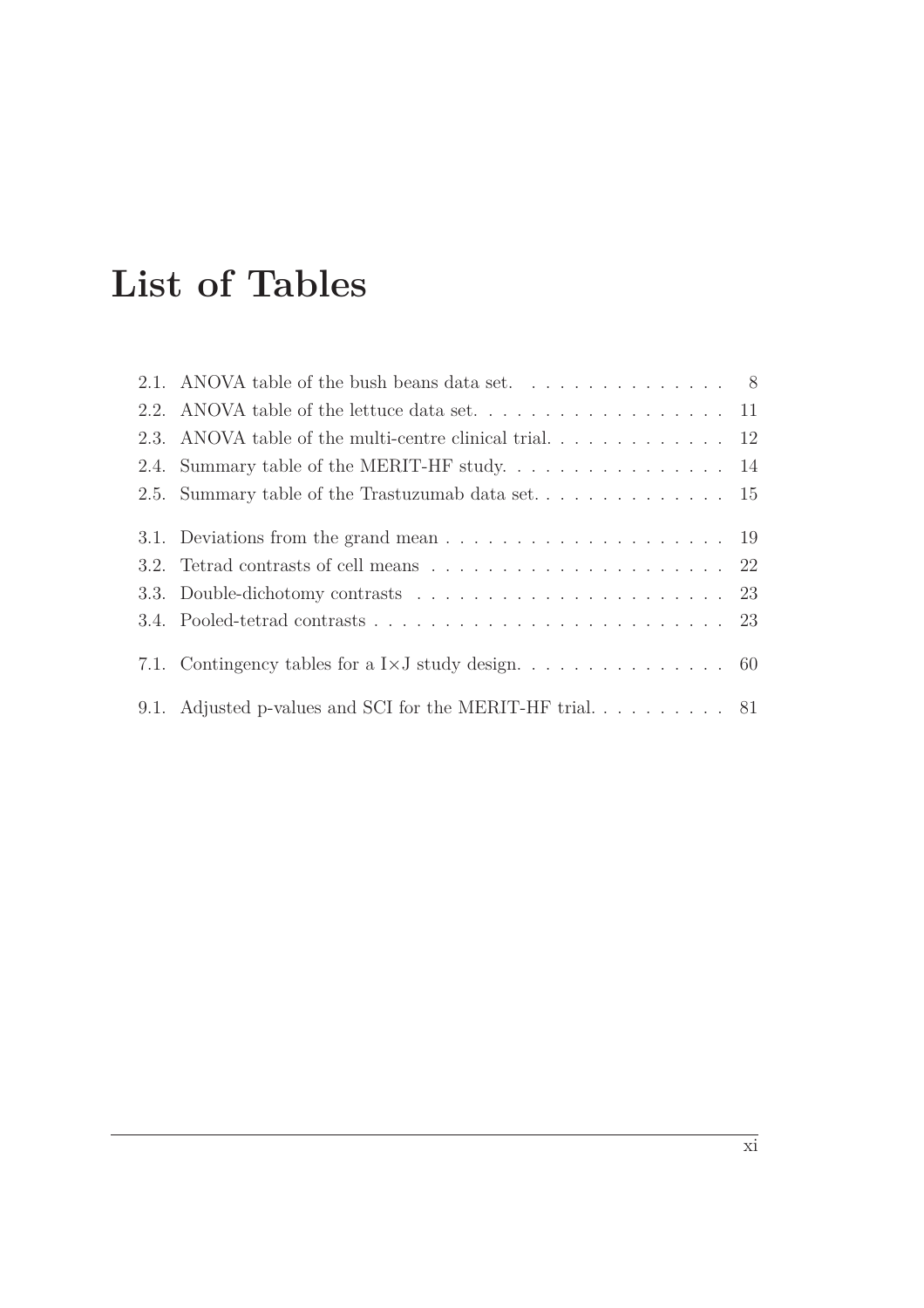# List of Tables

2.1. ANOVA table of the bush beans data set. . . . . . . . . . . . . . . 8
2.2. ANOVA table of the lettuce data set. . . . . . . . . . . . . . . . . . 11
2.3. ANOVA table of the multi-centre clinical trial. . . . . . . . . . . . . 12
2.4. Summary table of the MERIT-HF study. . . . . . . . . . . . . . . . 14
2.5. Summary table of the Trastuzumab data set. . . . . . . . . . . . . . 15

3.1. Deviations from the grand mean . . . . . . . . . . . . . . . . . . . . 19
3.2. Tetrad contrasts of cell means . . . . . . . . . . . . . . . . . . . . . 22
3.3. Double-dichotomy contrasts . . . . . . . . . . . . . . . . . . . . . . 23
3.4. Pooled-tetrad contrasts . . . . . . . . . . . . . . . . . . . . . . . . . 23

7.1. Contingency tables for a $I \times J$ study design. . . . . . . . . . . . . . . 60

9.1. Adjusted p-values and SCI for the MERIT-HF trial. . . . . . . . . . 81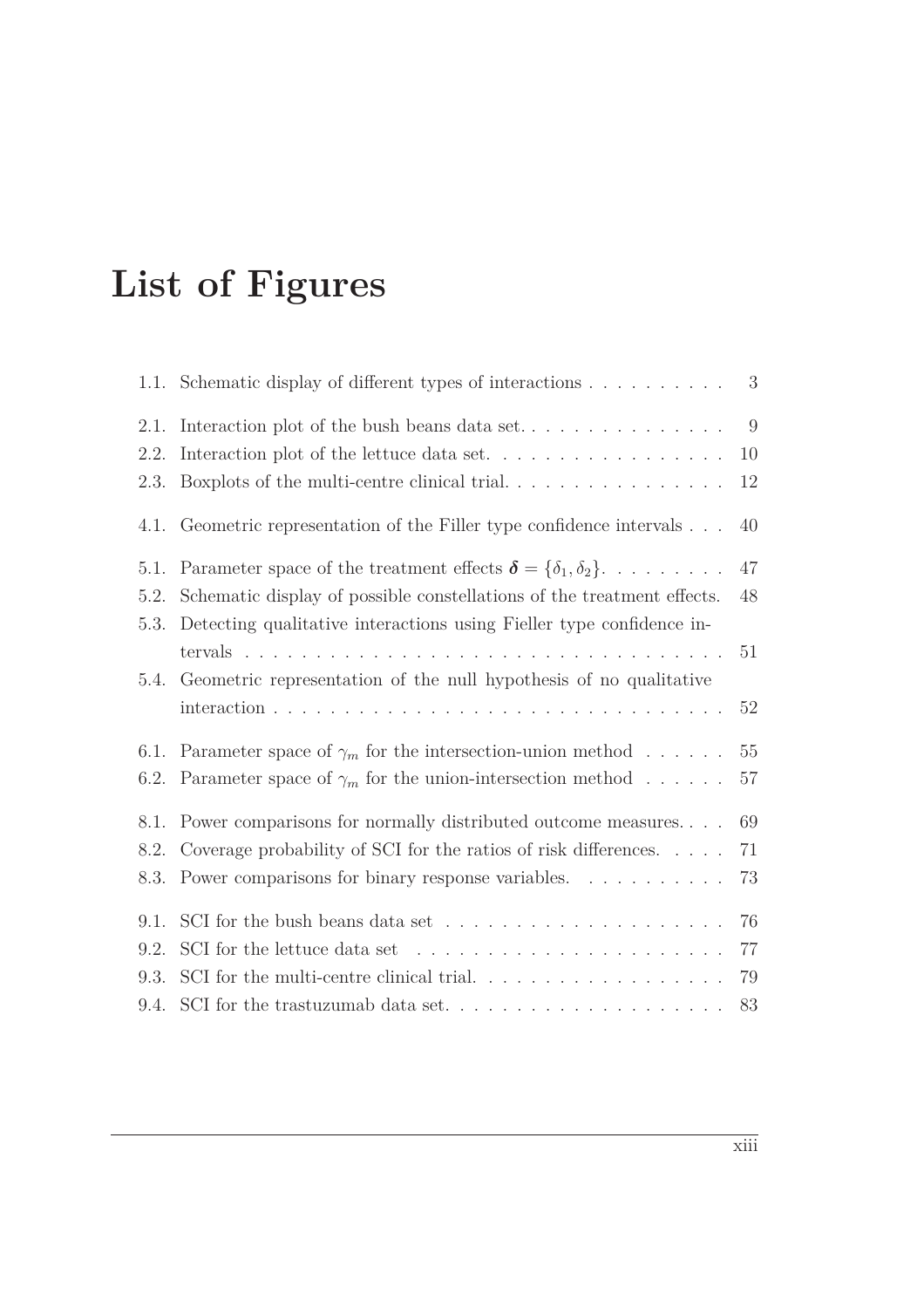# List of Figures

1.1. Schematic display of different types of interactions . . . . . . . . . . 3

2.1. Interaction plot of the bush beans data set. . . . . . . . . . . . . . . 9

2.2. Interaction plot of the lettuce data set. . . . . . . . . . . . . . . . . 10

2.3. Boxplots of the multi-centre clinical trial. . . . . . . . . . . . . . . . 12

4.1. Geometric representation of the Filler type confidence intervals . . . 40

5.1. Parameter space of the treatment effects $\boldsymbol{\delta} = \{\delta_1, \delta_2\}$. . . . . . . . . . 47

5.2. Schematic display of possible constellations of the treatment effects. 48

5.3. Detecting qualitative interactions using Fieller type confidence intervals . . . . . . . . . . . . . . . . . . . . . . . . . . . . . . . . . . 51

5.4. Geometric representation of the null hypothesis of no qualitative interaction . . . . . . . . . . . . . . . . . . . . . . . . . . . . . . . . 52

6.1. Parameter space of $\gamma_m$ for the intersection-union method . . . . . . 55

6.2. Parameter space of $\gamma_m$ for the union-intersection method . . . . . . 57

8.1. Power comparisons for normally distributed outcome measures. . . . 69

8.2. Coverage probability of SCI for the ratios of risk differences. . . . . 71

8.3. Power comparisons for binary response variables. . . . . . . . . . . 73

9.1. SCI for the bush beans data set . . . . . . . . . . . . . . . . . . . . 76

9.2. SCI for the lettuce data set . . . . . . . . . . . . . . . . . . . . . . 77

9.3. SCI for the multi-centre clinical trial. . . . . . . . . . . . . . . . . . 79

9.4. SCI for the trastuzumab data set. . . . . . . . . . . . . . . . . . . . 83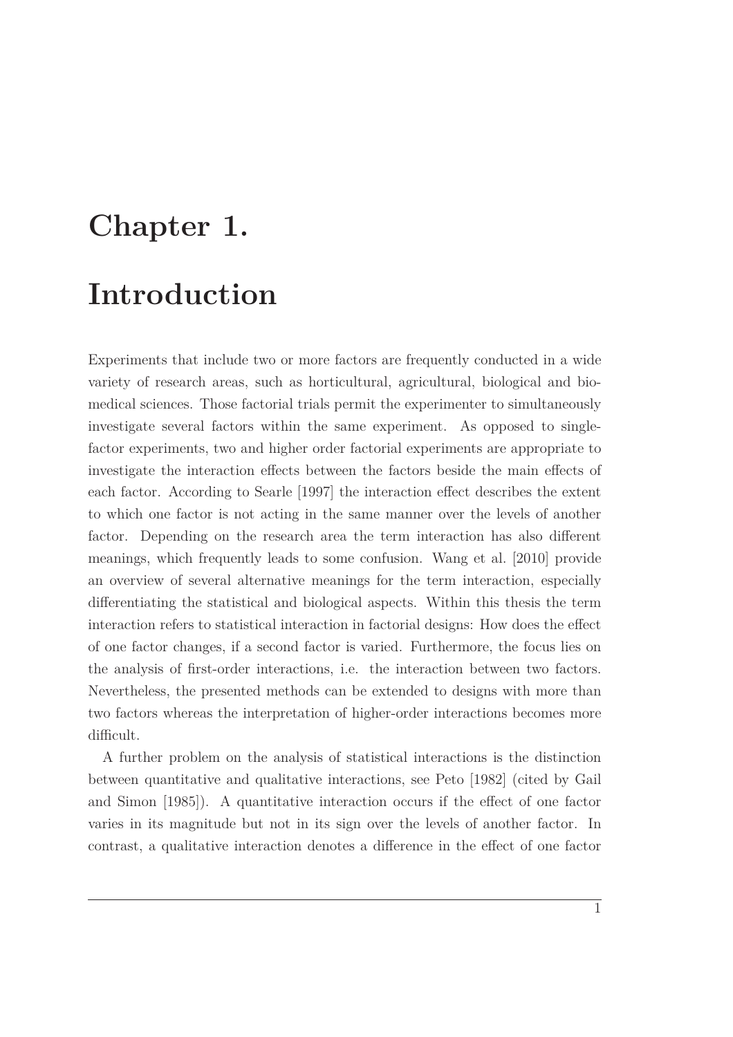# Chapter 1.

# Introduction

Experiments that include two or more factors are frequently conducted in a wide variety of research areas, such as horticultural, agricultural, biological and biomedical sciences. Those factorial trials permit the experimenter to simultaneously investigate several factors within the same experiment. As opposed to single-factor experiments, two and higher order factorial experiments are appropriate to investigate the interaction effects between the factors beside the main effects of each factor. According to Searle [1997] the interaction effect describes the extent to which one factor is not acting in the same manner over the levels of another factor. Depending on the research area the term interaction has also different meanings, which frequently leads to some confusion. Wang et al. [2010] provide an overview of several alternative meanings for the term interaction, especially differentiating the statistical and biological aspects. Within this thesis the term interaction refers to statistical interaction in factorial designs: How does the effect of one factor changes, if a second factor is varied. Furthermore, the focus lies on the analysis of first-order interactions, i.e. the interaction between two factors. Nevertheless, the presented methods can be extended to designs with more than two factors whereas the interpretation of higher-order interactions becomes more difficult.

A further problem on the analysis of statistical interactions is the distinction between quantitative and qualitative interactions, see Peto [1982] (cited by Gail and Simon [1985]). A quantitative interaction occurs if the effect of one factor varies in its magnitude but not in its sign over the levels of another factor. In contrast, a qualitative interaction denotes a difference in the effect of one factor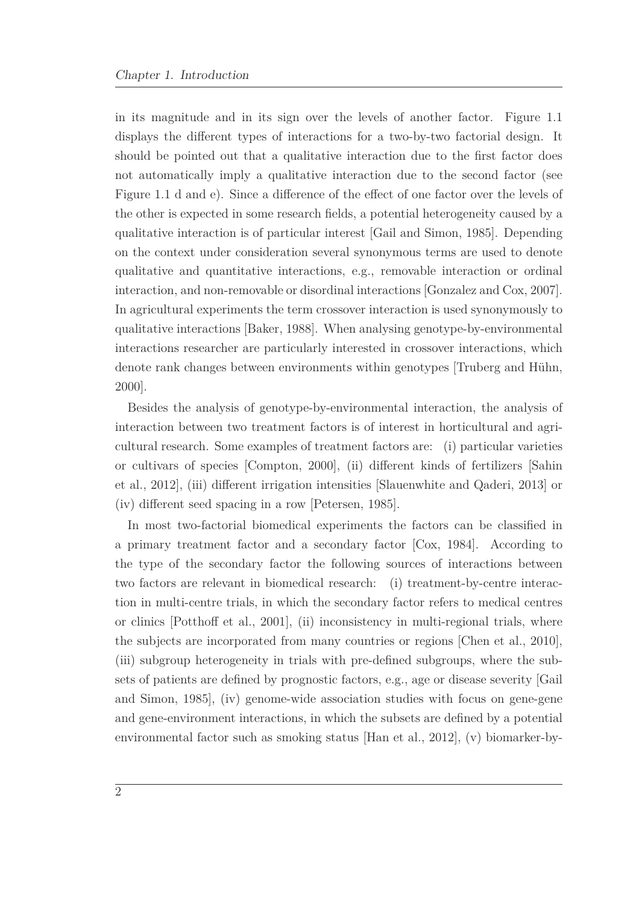in its magnitude and in its sign over the levels of another factor. Figure 1.1 displays the different types of interactions for a two-by-two factorial design. It should be pointed out that a qualitative interaction due to the first factor does not automatically imply a qualitative interaction due to the second factor (see Figure 1.1 d and e). Since a difference of the effect of one factor over the levels of the other is expected in some research fields, a potential heterogeneity caused by a qualitative interaction is of particular interest [Gail and Simon, 1985]. Depending on the context under consideration several synonymous terms are used to denote qualitative and quantitative interactions, e.g., removable interaction or ordinal interaction, and non-removable or disordinal interactions [Gonzalez and Cox, 2007]. In agricultural experiments the term crossover interaction is used synonymously to qualitative interactions [Baker, 1988]. When analysing genotype-by-environmental interactions researcher are particularly interested in crossover interactions, which denote rank changes between environments within genotypes [Truberg and Hühn, 2000].

Besides the analysis of genotype-by-environmental interaction, the analysis of interaction between two treatment factors is of interest in horticultural and agricultural research. Some examples of treatment factors are: (i) particular varieties or cultivars of species [Compton, 2000], (ii) different kinds of fertilizers [Sahin et al., 2012], (iii) different irrigation intensities [Slauenwhite and Qaderi, 2013] or (iv) different seed spacing in a row [Petersen, 1985].

In most two-factorial biomedical experiments the factors can be classified in a primary treatment factor and a secondary factor [Cox, 1984]. According to the type of the secondary factor the following sources of interactions between two factors are relevant in biomedical research: (i) treatment-by-centre interaction in multi-centre trials, in which the secondary factor refers to medical centres or clinics [Potthoff et al., 2001], (ii) inconsistency in multi-regional trials, where the subjects are incorporated from many countries or regions [Chen et al., 2010], (iii) subgroup heterogeneity in trials with pre-defined subgroups, where the subsets of patients are defined by prognostic factors, e.g., age or disease severity [Gail and Simon, 1985], (iv) genome-wide association studies with focus on gene-gene and gene-environment interactions, in which the subsets are defined by a potential environmental factor such as smoking status [Han et al., 2012], (v) biomarker-by-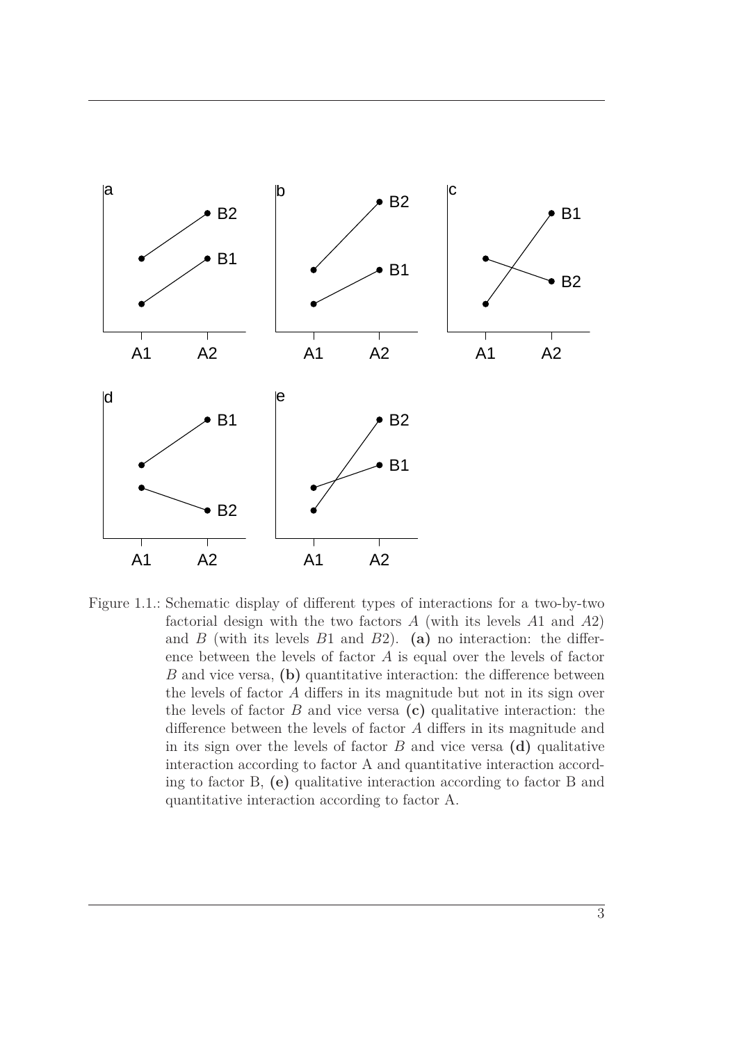Figure 1.1.: Schematic display of different types of interactions for a two-by-two factorial design with the two factors $A$ (with its levels $A1$ and $A2$) and $B$ (with its levels $B1$ and $B2$). **(a)** no interaction: the difference between the levels of factor $A$ is equal over the levels of factor $B$ and vice versa, **(b)** quantitative interaction: the difference between the levels of factor $A$ differs in its magnitude but not in its sign over the levels of factor $B$ and vice versa **(c)** qualitative interaction: the difference between the levels of factor $A$ differs in its magnitude and in its sign over the levels of factor $B$ and vice versa **(d)** qualitative interaction according to factor A and quantitative interaction according to factor B, **(e)** qualitative interaction according to factor B and quantitative interaction according to factor A.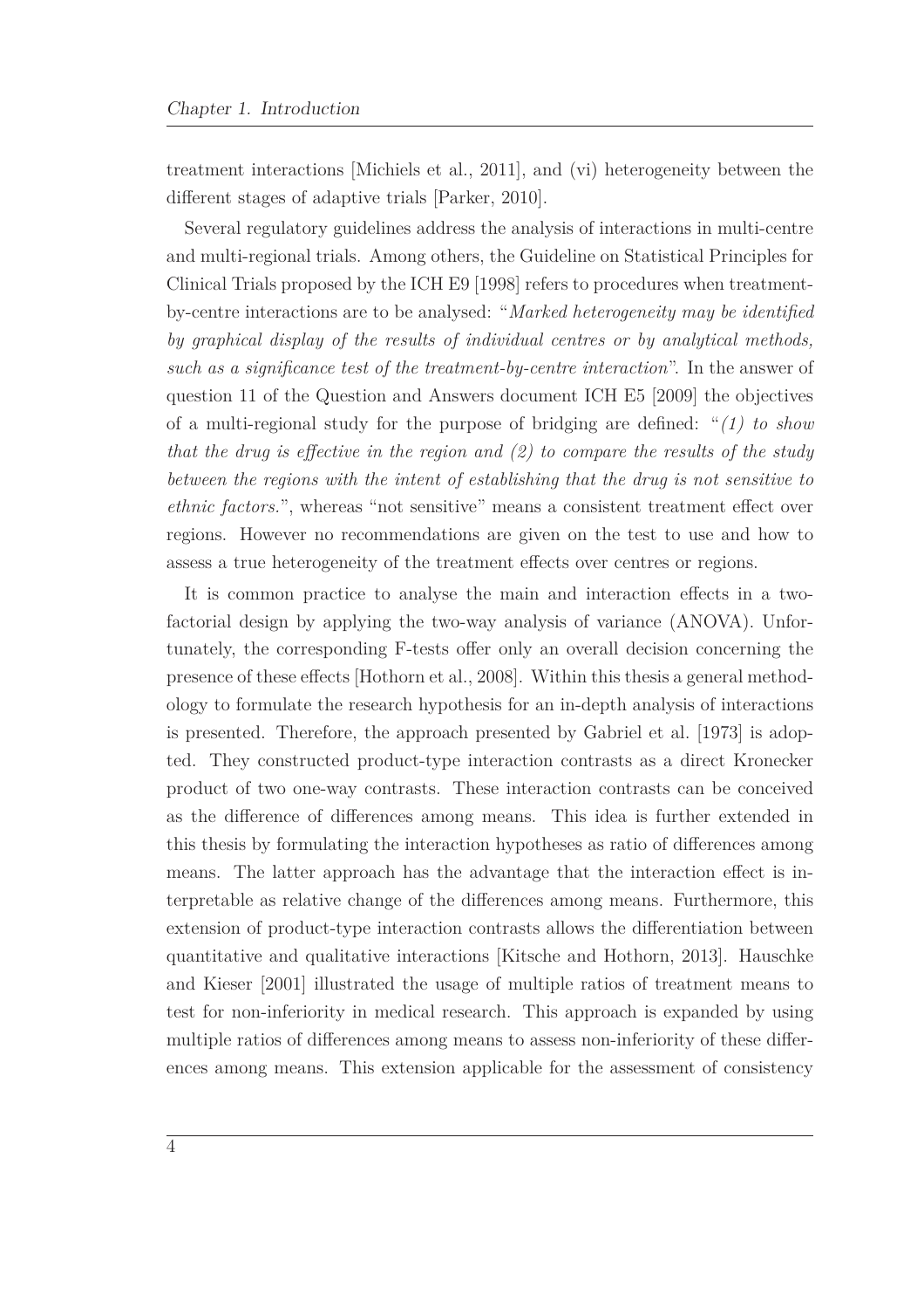treatment interactions [Michiels et al., 2011], and (vi) heterogeneity between the different stages of adaptive trials [Parker, 2010].

Several regulatory guidelines address the analysis of interactions in multi-centre and multi-regional trials. Among others, the Guideline on Statistical Principles for Clinical Trials proposed by the ICH E9 [1998] refers to procedures when treatment-by-centre interactions are to be analysed: "*Marked heterogeneity may be identified by graphical display of the results of individual centres or by analytical methods, such as a significance test of the treatment-by-centre interaction*". In the answer of question 11 of the Question and Answers document ICH E5 [2009] the objectives of a multi-regional study for the purpose of bridging are defined: "*(1) to show that the drug is effective in the region and (2) to compare the results of the study between the regions with the intent of establishing that the drug is not sensitive to ethnic factors.*", whereas "not sensitive" means a consistent treatment effect over regions. However no recommendations are given on the test to use and how to assess a true heterogeneity of the treatment effects over centres or regions.

It is common practice to analyse the main and interaction effects in a two-factorial design by applying the two-way analysis of variance (ANOVA). Unfortunately, the corresponding F-tests offer only an overall decision concerning the presence of these effects [Hothorn et al., 2008]. Within this thesis a general methodology to formulate the research hypothesis for an in-depth analysis of interactions is presented. Therefore, the approach presented by Gabriel et al. [1973] is adopted. They constructed product-type interaction contrasts as a direct Kronecker product of two one-way contrasts. These interaction contrasts can be conceived as the difference of differences among means. This idea is further extended in this thesis by formulating the interaction hypotheses as ratio of differences among means. The latter approach has the advantage that the interaction effect is interpretable as relative change of the differences among means. Furthermore, this extension of product-type interaction contrasts allows the differentiation between quantitative and qualitative interactions [Kitsche and Hothorn, 2013]. Hauschke and Kieser [2001] illustrated the usage of multiple ratios of treatment means to test for non-inferiority in medical research. This approach is expanded by using multiple ratios of differences among means to assess non-inferiority of these differences among means. This extension applicable for the assessment of consistency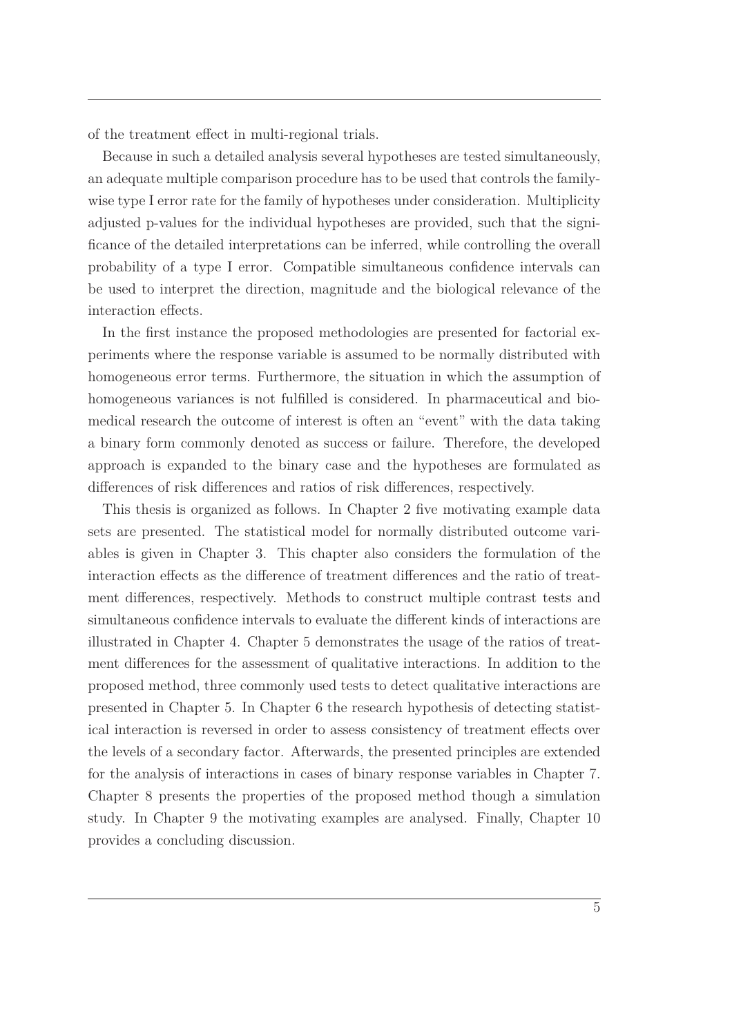of the treatment effect in multi-regional trials.

Because in such a detailed analysis several hypotheses are tested simultaneously, an adequate multiple comparison procedure has to be used that controls the family-wise type I error rate for the family of hypotheses under consideration. Multiplicity adjusted p-values for the individual hypotheses are provided, such that the significance of the detailed interpretations can be inferred, while controlling the overall probability of a type I error. Compatible simultaneous confidence intervals can be used to interpret the direction, magnitude and the biological relevance of the interaction effects.

In the first instance the proposed methodologies are presented for factorial experiments where the response variable is assumed to be normally distributed with homogeneous error terms. Furthermore, the situation in which the assumption of homogeneous variances is not fulfilled is considered. In pharmaceutical and biomedical research the outcome of interest is often an "event" with the data taking a binary form commonly denoted as success or failure. Therefore, the developed approach is expanded to the binary case and the hypotheses are formulated as differences of risk differences and ratios of risk differences, respectively.

This thesis is organized as follows. In Chapter 2 five motivating example data sets are presented. The statistical model for normally distributed outcome variables is given in Chapter 3. This chapter also considers the formulation of the interaction effects as the difference of treatment differences and the ratio of treatment differences, respectively. Methods to construct multiple contrast tests and simultaneous confidence intervals to evaluate the different kinds of interactions are illustrated in Chapter 4. Chapter 5 demonstrates the usage of the ratios of treatment differences for the assessment of qualitative interactions. In addition to the proposed method, three commonly used tests to detect qualitative interactions are presented in Chapter 5. In Chapter 6 the research hypothesis of detecting statistical interaction is reversed in order to assess consistency of treatment effects over the levels of a secondary factor. Afterwards, the presented principles are extended for the analysis of interactions in cases of binary response variables in Chapter 7. Chapter 8 presents the properties of the proposed method though a simulation study. In Chapter 9 the motivating examples are analysed. Finally, Chapter 10 provides a concluding discussion.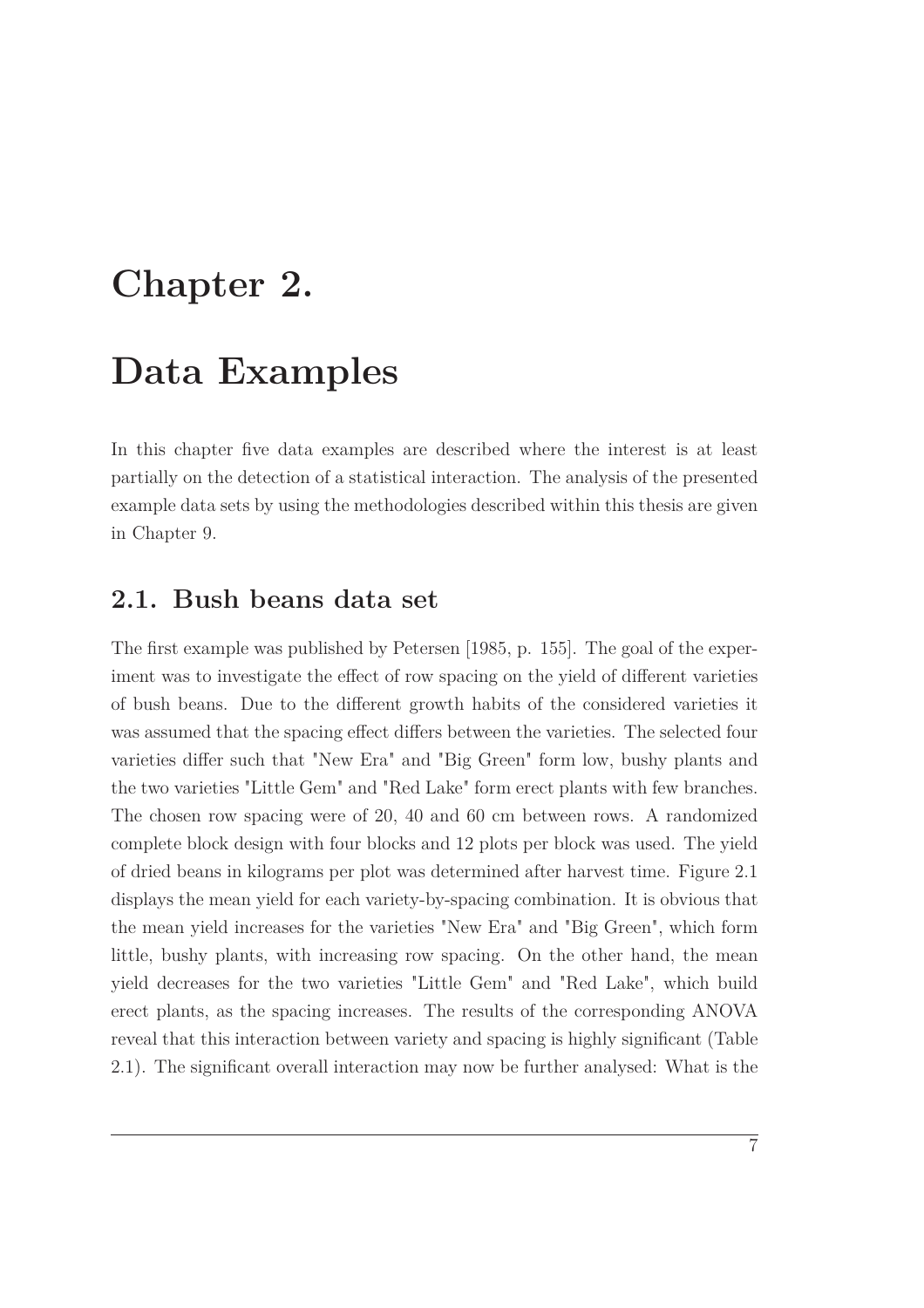# Chapter 2.

# Data Examples

In this chapter five data examples are described where the interest is at least partially on the detection of a statistical interaction. The analysis of the presented example data sets by using the methodologies described within this thesis are given in Chapter 9.

## 2.1. Bush beans data set

The first example was published by Petersen [1985, p. 155]. The goal of the experiment was to investigate the effect of row spacing on the yield of different varieties of bush beans. Due to the different growth habits of the considered varieties it was assumed that the spacing effect differs between the varieties. The selected four varieties differ such that "New Era" and "Big Green" form low, bushy plants and the two varieties "Little Gem" and "Red Lake" form erect plants with few branches. The chosen row spacing were of 20, 40 and 60 cm between rows. A randomized complete block design with four blocks and 12 plots per block was used. The yield of dried beans in kilograms per plot was determined after harvest time. Figure 2.1 displays the mean yield for each variety-by-spacing combination. It is obvious that the mean yield increases for the varieties "New Era" and "Big Green", which form little, bushy plants, with increasing row spacing. On the other hand, the mean yield decreases for the two varieties "Little Gem" and "Red Lake", which build erect plants, as the spacing increases. The results of the corresponding ANOVA reveal that this interaction between variety and spacing is highly significant (Table 2.1). The significant overall interaction may now be further analysed: What is the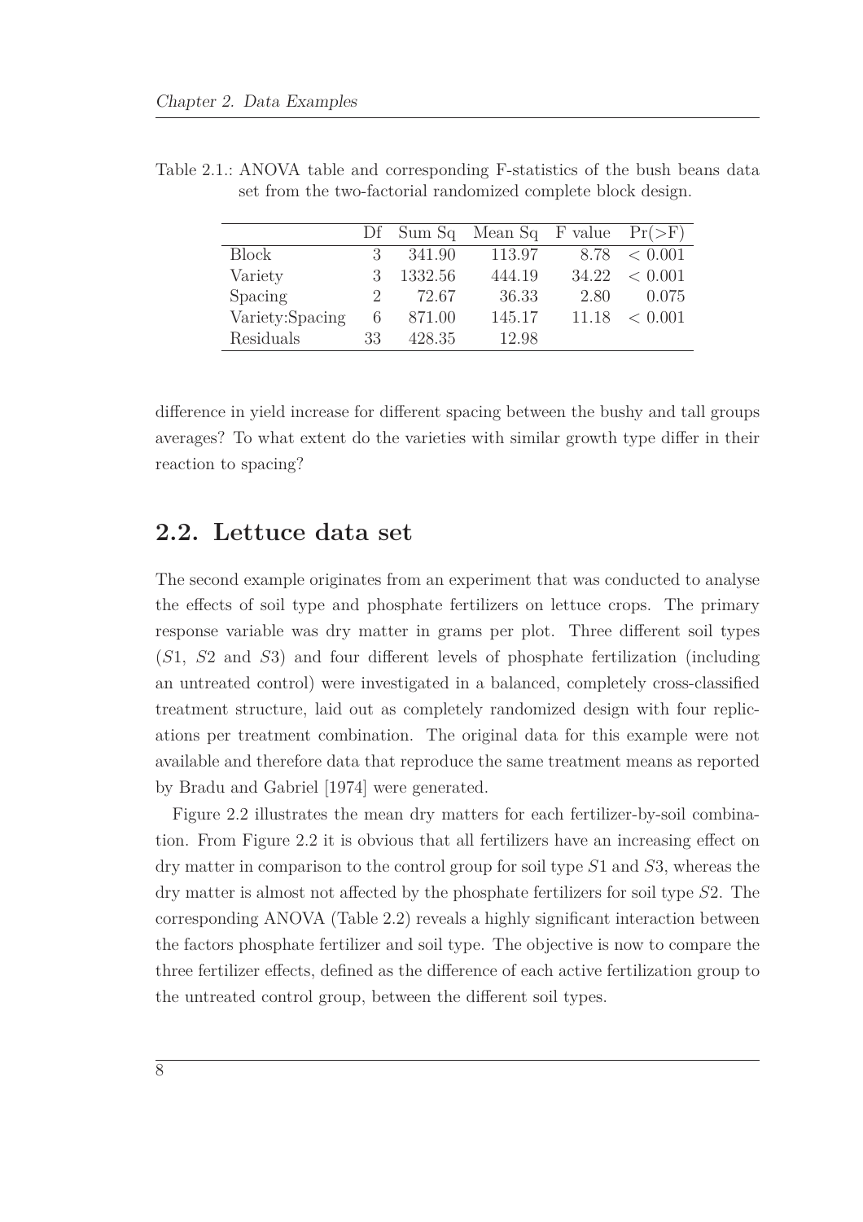Table 2.1.: ANOVA table and corresponding F-statistics of the bush beans data set from the two-factorial randomized complete block design.

| | Df | Sum Sq | Mean Sq | F value | Pr(>F) |
|---|---|---|---|---|---|
| Block | 3 | 341.90 | 113.97 | 8.78 | < 0.001 |
| Variety | 3 | 1332.56 | 444.19 | 34.22 | < 0.001 |
| Spacing | 2 | 72.67 | 36.33 | 2.80 | 0.075 |
| Variety:Spacing | 6 | 871.00 | 145.17 | 11.18 | < 0.001 |
| Residuals | 33 | 428.35 | 12.98 | | |

difference in yield increase for different spacing between the bushy and tall groups averages? To what extent do the varieties with similar growth type differ in their reaction to spacing?

## 2.2. Lettuce data set

The second example originates from an experiment that was conducted to analyse the effects of soil type and phosphate fertilizers on lettuce crops. The primary response variable was dry matter in grams per plot. Three different soil types ($S1$, $S2$ and $S3$) and four different levels of phosphate fertilization (including an untreated control) were investigated in a balanced, completely cross-classified treatment structure, laid out as completely randomized design with four replications per treatment combination. The original data for this example were not available and therefore data that reproduce the same treatment means as reported by Bradu and Gabriel [1974] were generated.

Figure 2.2 illustrates the mean dry matters for each fertilizer-by-soil combination. From Figure 2.2 it is obvious that all fertilizers have an increasing effect on dry matter in comparison to the control group for soil type $S1$ and $S3$, whereas the dry matter is almost not affected by the phosphate fertilizers for soil type $S2$. The corresponding ANOVA (Table 2.2) reveals a highly significant interaction between the factors phosphate fertilizer and soil type. The objective is now to compare the three fertilizer effects, defined as the difference of each active fertilization group to the untreated control group, between the different soil types.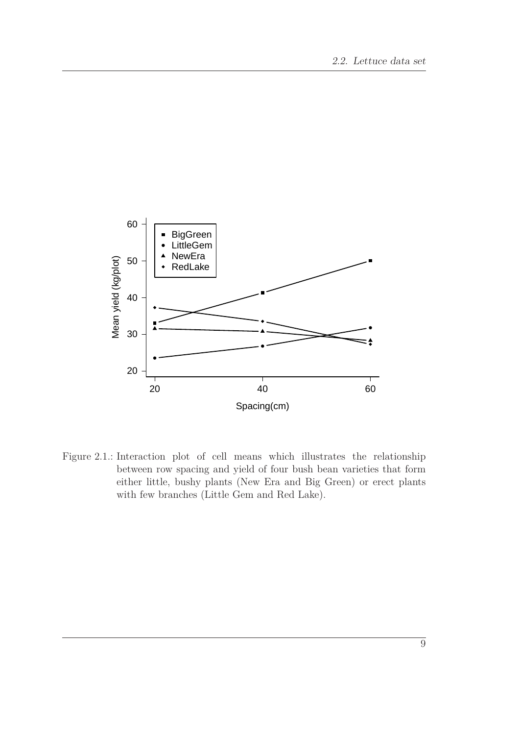Figure 2.1.: Interaction plot of cell means which illustrates the relationship between row spacing and yield of four bush bean varieties that form either little, bushy plants (New Era and Big Green) or erect plants with few branches (Little Gem and Red Lake).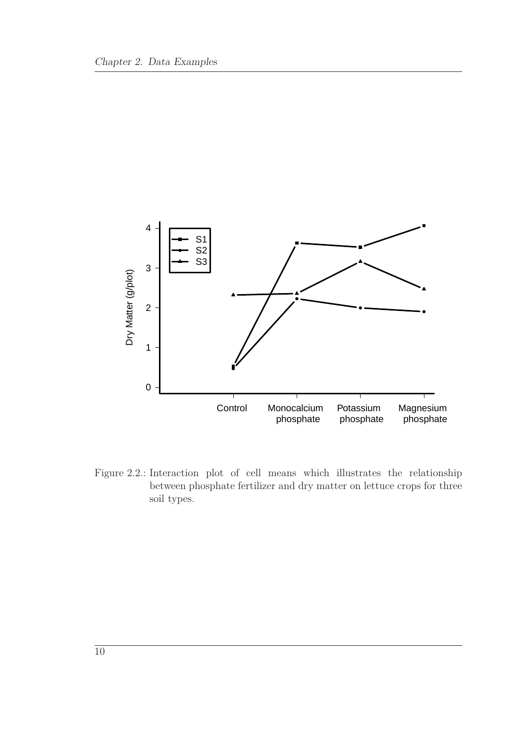Figure 2.2.: Interaction plot of cell means which illustrates the relationship between phosphate fertilizer and dry matter on lettuce crops for three soil types.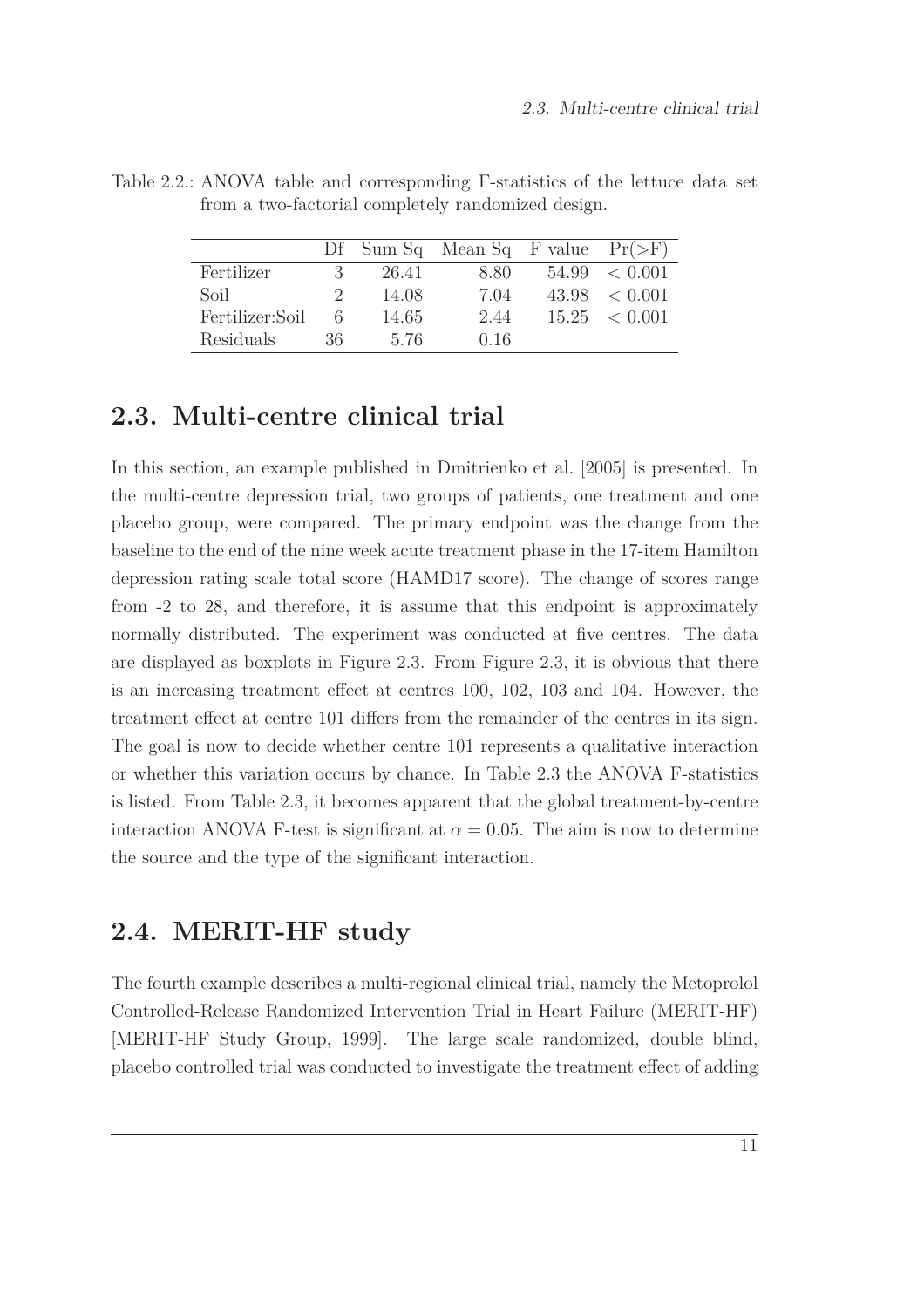Table 2.2.: ANOVA table and corresponding F-statistics of the lettuce data set from a two-factorial completely randomized design.

| | Df | Sum Sq | Mean Sq | F value | Pr(>F) |
|---|---|---|---|---|---|
| Fertilizer | 3 | 26.41 | 8.80 | 54.99 | $< 0.001$ |
| Soil | 2 | 14.08 | 7.04 | 43.98 | $< 0.001$ |
| Fertilizer:Soil | 6 | 14.65 | 2.44 | 15.25 | $< 0.001$ |
| Residuals | 36 | 5.76 | 0.16 | | |

## 2.3. Multi-centre clinical trial

In this section, an example published in Dmitrienko et al. [2005] is presented. In the multi-centre depression trial, two groups of patients, one treatment and one placebo group, were compared. The primary endpoint was the change from the baseline to the end of the nine week acute treatment phase in the 17-item Hamilton depression rating scale total score (HAMD17 score). The change of scores range from -2 to 28, and therefore, it is assume that this endpoint is approximately normally distributed. The experiment was conducted at five centres. The data are displayed as boxplots in Figure 2.3. From Figure 2.3, it is obvious that there is an increasing treatment effect at centres 100, 102, 103 and 104. However, the treatment effect at centre 101 differs from the remainder of the centres in its sign. The goal is now to decide whether centre 101 represents a qualitative interaction or whether this variation occurs by chance. In Table 2.3 the ANOVA F-statistics is listed. From Table 2.3, it becomes apparent that the global treatment-by-centre interaction ANOVA F-test is significant at $\alpha = 0.05$. The aim is now to determine the source and the type of the significant interaction.

## 2.4. MERIT-HF study

The fourth example describes a multi-regional clinical trial, namely the Metoprolol Controlled-Release Randomized Intervention Trial in Heart Failure (MERIT-HF) [MERIT-HF Study Group, 1999]. The large scale randomized, double blind, placebo controlled trial was conducted to investigate the treatment effect of adding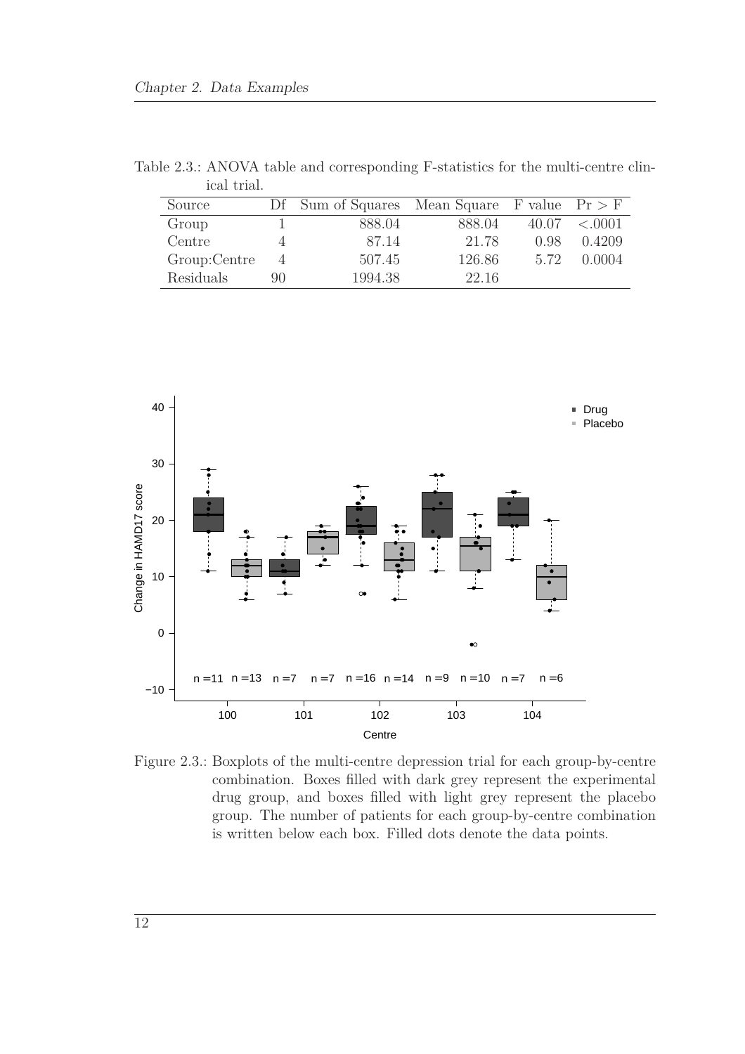Table 2.3.: ANOVA table and corresponding F-statistics for the multi-centre clinical trial.

| Source | Df | Sum of Squares | Mean Square | F value | Pr > F |
|---|---|---|---|---|---|
| Group | 1 | 888.04 | 888.04 | 40.07 | <.0001 |
| Centre | 4 | 87.14 | 21.78 | 0.98 | 0.4209 |
| Group:Centre | 4 | 507.45 | 126.86 | 5.72 | 0.0004 |
| Residuals | 90 | 1994.38 | 22.16 | | |

Figure 2.3.: Boxplots of the multi-centre depression trial for each group-by-centre combination. Boxes filled with dark grey represent the experimental drug group, and boxes filled with light grey represent the placebo group. The number of patients for each group-by-centre combination is written below each box. Filled dots denote the data points.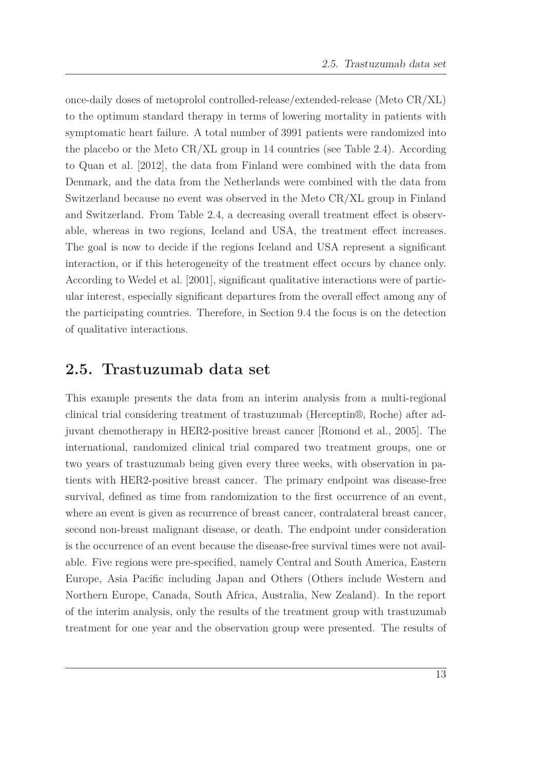once-daily doses of metoprolol controlled-release/extended-release (Meto CR/XL) to the optimum standard therapy in terms of lowering mortality in patients with symptomatic heart failure. A total number of 3991 patients were randomized into the placebo or the Meto CR/XL group in 14 countries (see Table 2.4). According to Quan et al. [2012], the data from Finland were combined with the data from Denmark, and the data from the Netherlands were combined with the data from Switzerland because no event was observed in the Meto CR/XL group in Finland and Switzerland. From Table 2.4, a decreasing overall treatment effect is observable, whereas in two regions, Iceland and USA, the treatment effect increases. The goal is now to decide if the regions Iceland and USA represent a significant interaction, or if this heterogeneity of the treatment effect occurs by chance only. According to Wedel et al. [2001], significant qualitative interactions were of particular interest, especially significant departures from the overall effect among any of the participating countries. Therefore, in Section 9.4 the focus is on the detection of qualitative interactions.

## 2.5. Trastuzumab data set

This example presents the data from an interim analysis from a multi-regional clinical trial considering treatment of trastuzumab (Herceptin®, Roche) after adjuvant chemotherapy in HER2-positive breast cancer [Romond et al., 2005]. The international, randomized clinical trial compared two treatment groups, one or two years of trastuzumab being given every three weeks, with observation in patients with HER2-positive breast cancer. The primary endpoint was disease-free survival, defined as time from randomization to the first occurrence of an event, where an event is given as recurrence of breast cancer, contralateral breast cancer, second non-breast malignant disease, or death. The endpoint under consideration is the occurrence of an event because the disease-free survival times were not available. Five regions were pre-specified, namely Central and South America, Eastern Europe, Asia Pacific including Japan and Others (Others include Western and Northern Europe, Canada, South Africa, Australia, New Zealand). In the report of the interim analysis, only the results of the treatment group with trastuzumab treatment for one year and the observation group were presented. The results of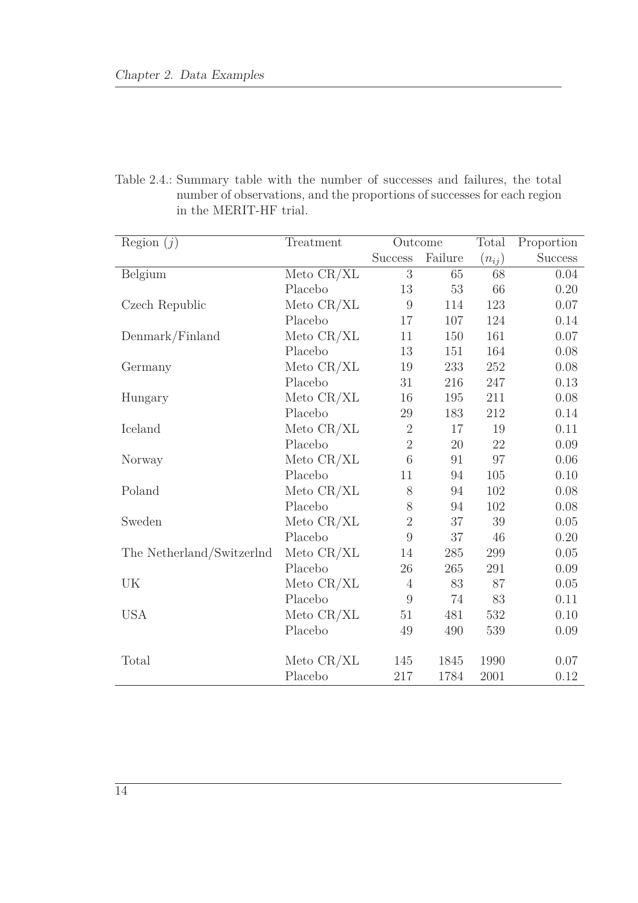Table 2.4.: Summary table with the number of successes and failures, the total number of observations, and the proportions of successes for each region in the MERIT-HF trial.

| Region ($j$) | Treatment | Outcome | | Total | Proportion |
|---|---|---|---|---|---|
| | | Success | Failure | ($n_{ij}$) | Success |
| Belgium | Meto CR/XL | 3 | 65 | 68 | 0.04 |
| | Placebo | 13 | 53 | 66 | 0.20 |
| Czech Republic | Meto CR/XL | 9 | 114 | 123 | 0.07 |
| | Placebo | 17 | 107 | 124 | 0.14 |
| Denmark/Finland | Meto CR/XL | 11 | 150 | 161 | 0.07 |
| | Placebo | 13 | 151 | 164 | 0.08 |
| Germany | Meto CR/XL | 19 | 233 | 252 | 0.08 |
| | Placebo | 31 | 216 | 247 | 0.13 |
| Hungary | Meto CR/XL | 16 | 195 | 211 | 0.08 |
| | Placebo | 29 | 183 | 212 | 0.14 |
| Iceland | Meto CR/XL | 2 | 17 | 19 | 0.11 |
| | Placebo | 2 | 20 | 22 | 0.09 |
| Norway | Meto CR/XL | 6 | 91 | 97 | 0.06 |
| | Placebo | 11 | 94 | 105 | 0.10 |
| Poland | Meto CR/XL | 8 | 94 | 102 | 0.08 |
| | Placebo | 8 | 94 | 102 | 0.08 |
| Sweden | Meto CR/XL | 2 | 37 | 39 | 0.05 |
| | Placebo | 9 | 37 | 46 | 0.20 |
| The Netherland/Switzerlnd | Meto CR/XL | 14 | 285 | 299 | 0.05 |
| | Placebo | 26 | 265 | 291 | 0.09 |
| UK | Meto CR/XL | 4 | 83 | 87 | 0.05 |
| | Placebo | 9 | 74 | 83 | 0.11 |
| USA | Meto CR/XL | 51 | 481 | 532 | 0.10 |
| | Placebo | 49 | 490 | 539 | 0.09 |
| Total | Meto CR/XL | 145 | 1845 | 1990 | 0.07 |
| | Placebo | 217 | 1784 | 2001 | 0.12 |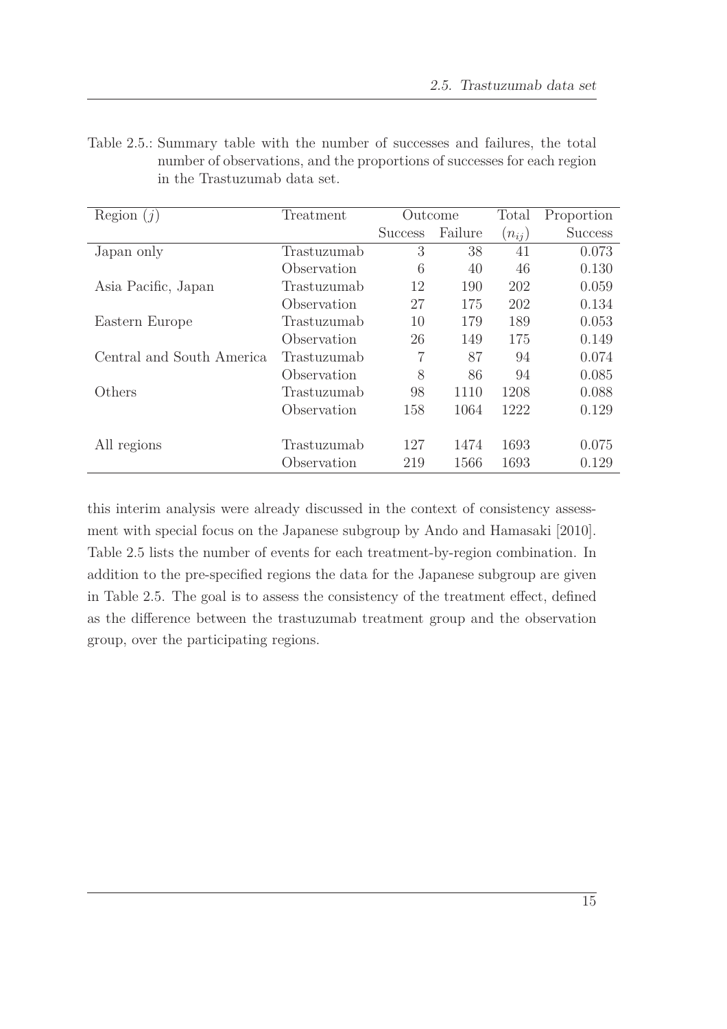Table 2.5.: Summary table with the number of successes and failures, the total number of observations, and the proportions of successes for each region in the Trastuzumab data set.

| Region ($j$) | Treatment | Outcome | | Total | Proportion |
|---|---|---|---|---|---|
| | | Success | Failure | ($n_{ij}$) | Success |
| Japan only | Trastuzumab | 3 | 38 | 41 | 0.073 |
| | Observation | 6 | 40 | 46 | 0.130 |
| Asia Pacific, Japan | Trastuzumab | 12 | 190 | 202 | 0.059 |
| | Observation | 27 | 175 | 202 | 0.134 |
| Eastern Europe | Trastuzumab | 10 | 179 | 189 | 0.053 |
| | Observation | 26 | 149 | 175 | 0.149 |
| Central and South America | Trastuzumab | 7 | 87 | 94 | 0.074 |
| | Observation | 8 | 86 | 94 | 0.085 |
| Others | Trastuzumab | 98 | 1110 | 1208 | 0.088 |
| | Observation | 158 | 1064 | 1222 | 0.129 |
| All regions | Trastuzumab | 127 | 1474 | 1693 | 0.075 |
| | Observation | 219 | 1566 | 1693 | 0.129 |

this interim analysis were already discussed in the context of consistency assessment with special focus on the Japanese subgroup by Ando and Hamasaki [2010]. Table 2.5 lists the number of events for each treatment-by-region combination. In addition to the pre-specified regions the data for the Japanese subgroup are given in Table 2.5. The goal is to assess the consistency of the treatment effect, defined as the difference between the trastuzumab treatment group and the observation group, over the participating regions.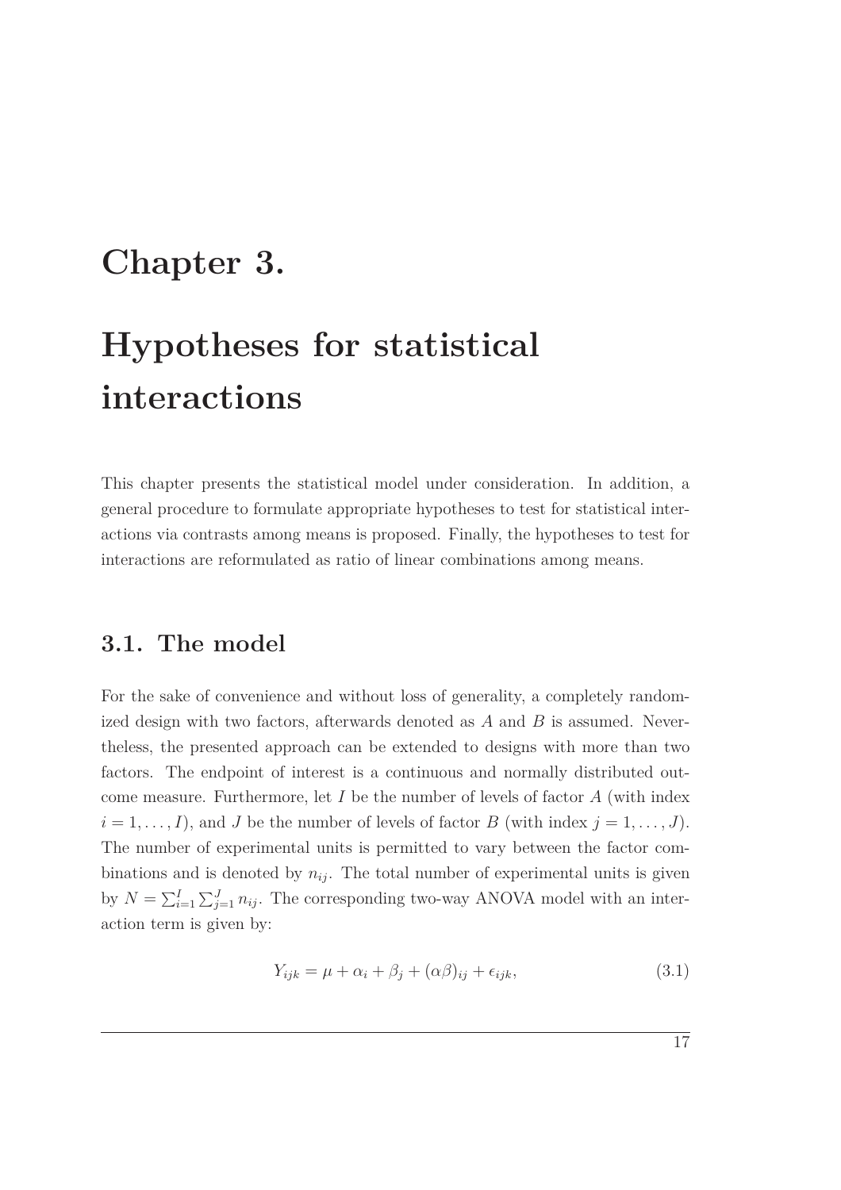# Chapter 3.

# Hypotheses for statistical interactions

This chapter presents the statistical model under consideration. In addition, a general procedure to formulate appropriate hypotheses to test for statistical interactions via contrasts among means is proposed. Finally, the hypotheses to test for interactions are reformulated as ratio of linear combinations among means.

## 3.1. The model

For the sake of convenience and without loss of generality, a completely randomized design with two factors, afterwards denoted as $A$ and $B$ is assumed. Nevertheless, the presented approach can be extended to designs with more than two factors. The endpoint of interest is a continuous and normally distributed outcome measure. Furthermore, let $I$ be the number of levels of factor $A$ (with index $i = 1, \ldots, I$), and $J$ be the number of levels of factor $B$ (with index $j = 1, \ldots, J$). The number of experimental units is permitted to vary between the factor combinations and is denoted by $n_{ij}$. The total number of experimental units is given by $N = \sum_{i=1}^{I} \sum_{j=1}^{J} n_{ij}$. The corresponding two-way ANOVA model with an interaction term is given by:

$$Y_{ijk} = \mu + \alpha_i + \beta_j + (\alpha\beta)_{ij} + \epsilon_{ijk}, \tag{3.1}$$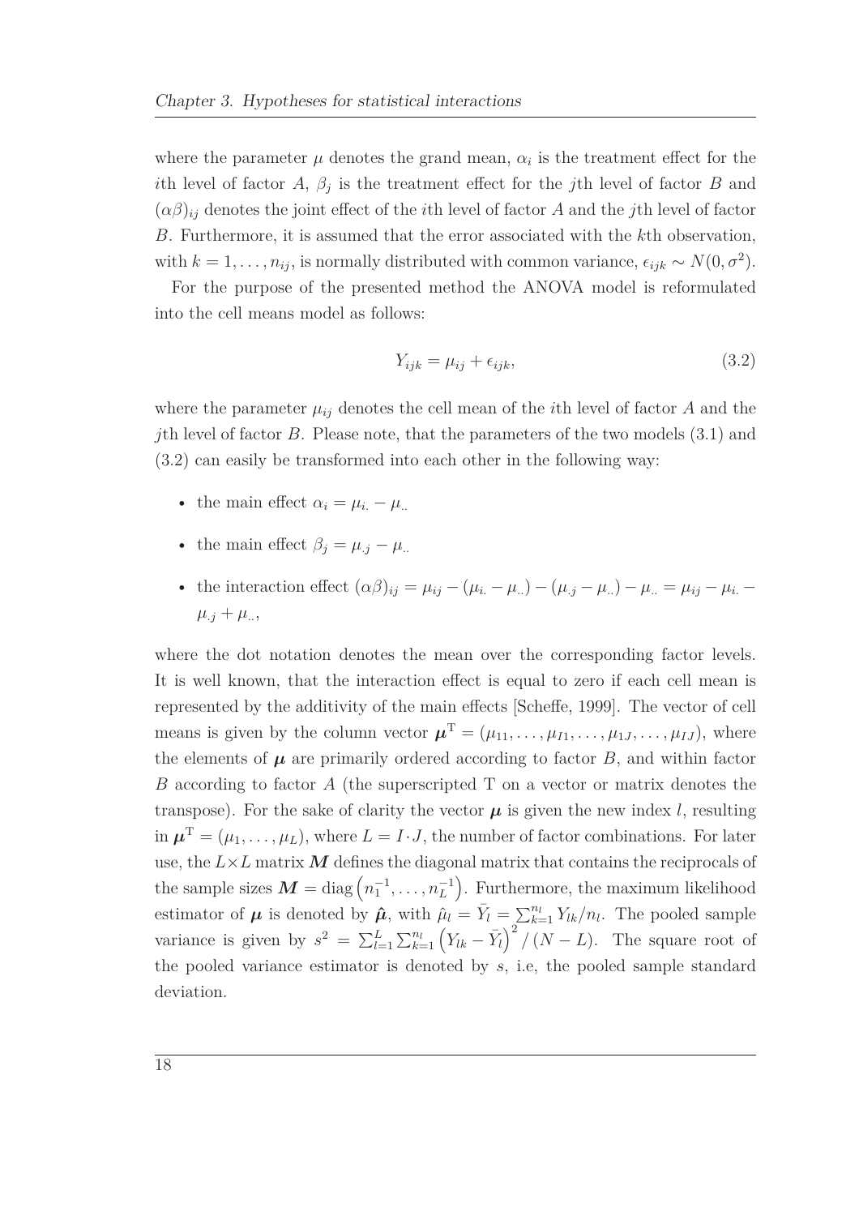where the parameter $\mu$ denotes the grand mean, $\alpha_i$ is the treatment effect for the $i$th level of factor $A$, $\beta_j$ is the treatment effect for the $j$th level of factor $B$ and $(\alpha\beta)_{ij}$ denotes the joint effect of the $i$th level of factor $A$ and the $j$th level of factor $B$. Furthermore, it is assumed that the error associated with the $k$th observation, with $k = 1, \ldots, n_{ij}$, is normally distributed with common variance, $\epsilon_{ijk} \sim N(0, \sigma^2)$.

For the purpose of the presented method the ANOVA model is reformulated into the cell means model as follows:

$$Y_{ijk} = \mu_{ij} + \epsilon_{ijk}, \tag{3.2}$$

where the parameter $\mu_{ij}$ denotes the cell mean of the $i$th level of factor $A$ and the $j$th level of factor $B$. Please note, that the parameters of the two models (3.1) and (3.2) can easily be transformed into each other in the following way:

- the main effect $\alpha_i = \mu_{i.} - \mu_{..}$
- the main effect $\beta_j = \mu_{.j} - \mu_{..}$
- the interaction effect $(\alpha\beta)_{ij} = \mu_{ij} - (\mu_{i.} - \mu_{..}) - (\mu_{.j} - \mu_{..}) - \mu_{..} = \mu_{ij} - \mu_{i.} - \mu_{.j} + \mu_{..}$,

where the dot notation denotes the mean over the corresponding factor levels. It is well known, that the interaction effect is equal to zero if each cell mean is represented by the additivity of the main effects [Scheffe, 1999]. The vector of cell means is given by the column vector $\boldsymbol{\mu}^{\mathrm{T}} = (\mu_{11}, \ldots, \mu_{I1}, \ldots, \mu_{1J}, \ldots, \mu_{IJ})$, where the elements of $\boldsymbol{\mu}$ are primarily ordered according to factor $B$, and within factor $B$ according to factor $A$ (the superscripted T on a vector or matrix denotes the transpose). For the sake of clarity the vector $\boldsymbol{\mu}$ is given the new index $l$, resulting in $\boldsymbol{\mu}^{\mathrm{T}} = (\mu_1, \ldots, \mu_L)$, where $L = I \cdot J$, the number of factor combinations. For later use, the $L \times L$ matrix $\boldsymbol{M}$ defines the diagonal matrix that contains the reciprocals of the sample sizes $\boldsymbol{M} = \operatorname{diag}\left(n_1^{-1}, \ldots, n_L^{-1}\right)$. Furthermore, the maximum likelihood estimator of $\boldsymbol{\mu}$ is denoted by $\hat{\boldsymbol{\mu}}$, with $\hat{\mu}_l = \bar{Y}_l = \sum_{k=1}^{n_l} Y_{lk}/n_l$. The pooled sample variance is given by $s^2 = \sum_{l=1}^{L} \sum_{k=1}^{n_l} \left(Y_{lk} - \bar{Y}_l\right)^2 / (N - L)$. The square root of the pooled variance estimator is denoted by $s$, i.e, the pooled sample standard deviation.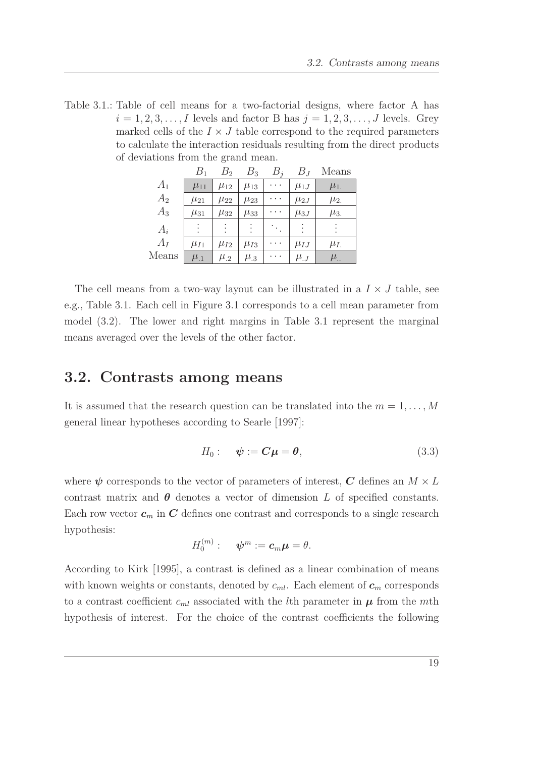Table 3.1.: Table of cell means for a two-factorial designs, where factor A has $i = 1, 2, 3, \ldots, I$ levels and factor B has $j = 1, 2, 3, \ldots, J$ levels. Grey marked cells of the $I \times J$ table correspond to the required parameters to calculate the interaction residuals resulting from the direct products of deviations from the grand mean.

| | $B_1$ | $B_2$ | $B_3$ | $B_j$ | $B_J$ | Means |
|---|---|---|---|---|---|---|
| $A_1$ | $\mu_{11}$ | $\mu_{12}$ | $\mu_{13}$ | $\cdots$ | $\mu_{1J}$ | $\mu_{1.}$ |
| $A_2$ | $\mu_{21}$ | $\mu_{22}$ | $\mu_{23}$ | $\cdots$ | $\mu_{2J}$ | $\mu_{2.}$ |
| $A_3$ | $\mu_{31}$ | $\mu_{32}$ | $\mu_{33}$ | $\cdots$ | $\mu_{3J}$ | $\mu_{3.}$ |
| $A_i$ | $\vdots$ | $\vdots$ | $\vdots$ | $\ddots$ | $\vdots$ | $\vdots$ |
| $A_I$ | $\mu_{I1}$ | $\mu_{I2}$ | $\mu_{I3}$ | $\cdots$ | $\mu_{IJ}$ | $\mu_{I.}$ |
| Means | $\mu_{.1}$ | $\mu_{.2}$ | $\mu_{.3}$ | $\cdots$ | $\mu_{.J}$ | $\mu_{..}$ |

The cell means from a two-way layout can be illustrated in a $I \times J$ table, see e.g., Table 3.1. Each cell in Figure 3.1 corresponds to a cell mean parameter from model (3.2). The lower and right margins in Table 3.1 represent the marginal means averaged over the levels of the other factor.

## 3.2. Contrasts among means

It is assumed that the research question can be translated into the $m = 1, \ldots, M$ general linear hypotheses according to Searle [1997]:

$$H_0: \quad \boldsymbol{\psi} := \boldsymbol{C}\boldsymbol{\mu} = \boldsymbol{\theta}, \tag{3.3}$$

where $\boldsymbol{\psi}$ corresponds to the vector of parameters of interest, $\boldsymbol{C}$ defines an $M \times L$ contrast matrix and $\boldsymbol{\theta}$ denotes a vector of dimension $L$ of specified constants. Each row vector $\boldsymbol{c}_m$ in $\boldsymbol{C}$ defines one contrast and corresponds to a single research hypothesis:

$$H_0^{(m)}: \quad \boldsymbol{\psi}^m := \boldsymbol{c}_m\boldsymbol{\mu} = \theta.$$

According to Kirk [1995], a contrast is defined as a linear combination of means with known weights or constants, denoted by $c_{ml}$. Each element of $\boldsymbol{c}_m$ corresponds to a contrast coefficient $c_{ml}$ associated with the $l$th parameter in $\boldsymbol{\mu}$ from the $m$th hypothesis of interest. For the choice of the contrast coefficients the following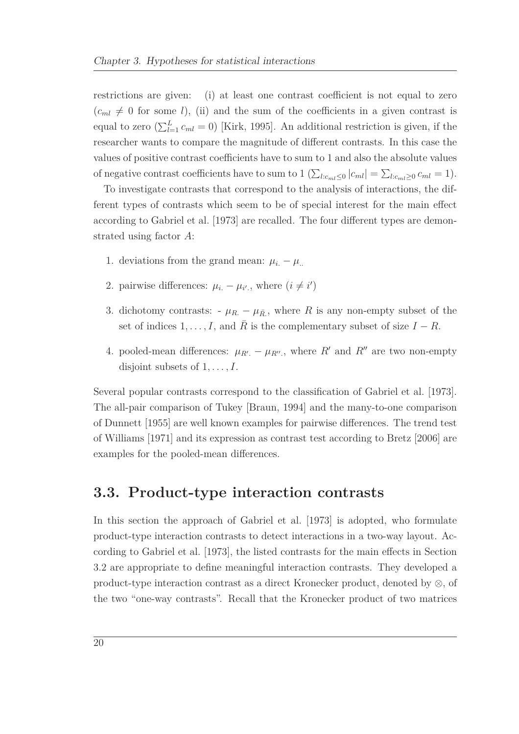restrictions are given: (i) at least one contrast coefficient is not equal to zero ($c_{ml} \neq 0$ for some $l$), (ii) and the sum of the coefficients in a given contrast is equal to zero ($\sum_{l=1}^{L} c_{ml} = 0$) [Kirk, 1995]. An additional restriction is given, if the researcher wants to compare the magnitude of different contrasts. In this case the values of positive contrast coefficients have to sum to 1 and also the absolute values of negative contrast coefficients have to sum to 1 ($\sum_{l:c_{ml}\leq 0} |c_{ml}| = \sum_{l:c_{ml}\geq 0} c_{ml} = 1$).

To investigate contrasts that correspond to the analysis of interactions, the different types of contrasts which seem to be of special interest for the main effect according to Gabriel et al. [1973] are recalled. The four different types are demonstrated using factor $A$:

1. deviations from the grand mean: $\mu_{i.} - \mu_{..}$
2. pairwise differences: $\mu_{i.} - \mu_{i'.}$, where $(i \neq i')$
3. dichotomy contrasts: - $\mu_{R.} - \mu_{\bar{R}.}$, where $R$ is any non-empty subset of the set of indices $1, \ldots, I$, and $\bar{R}$ is the complementary subset of size $I - R$.
4. pooled-mean differences: $\mu_{R'.} - \mu_{R''.}$, where $R'$ and $R''$ are two non-empty disjoint subsets of $1, \ldots, I$.

Several popular contrasts correspond to the classification of Gabriel et al. [1973]. The all-pair comparison of Tukey [Braun, 1994] and the many-to-one comparison of Dunnett [1955] are well known examples for pairwise differences. The trend test of Williams [1971] and its expression as contrast test according to Bretz [2006] are examples for the pooled-mean differences.

## 3.3. Product-type interaction contrasts

In this section the approach of Gabriel et al. [1973] is adopted, who formulate product-type interaction contrasts to detect interactions in a two-way layout. According to Gabriel et al. [1973], the listed contrasts for the main effects in Section 3.2 are appropriate to define meaningful interaction contrasts. They developed a product-type interaction contrast as a direct Kronecker product, denoted by $\otimes$, of the two "one-way contrasts". Recall that the Kronecker product of two matrices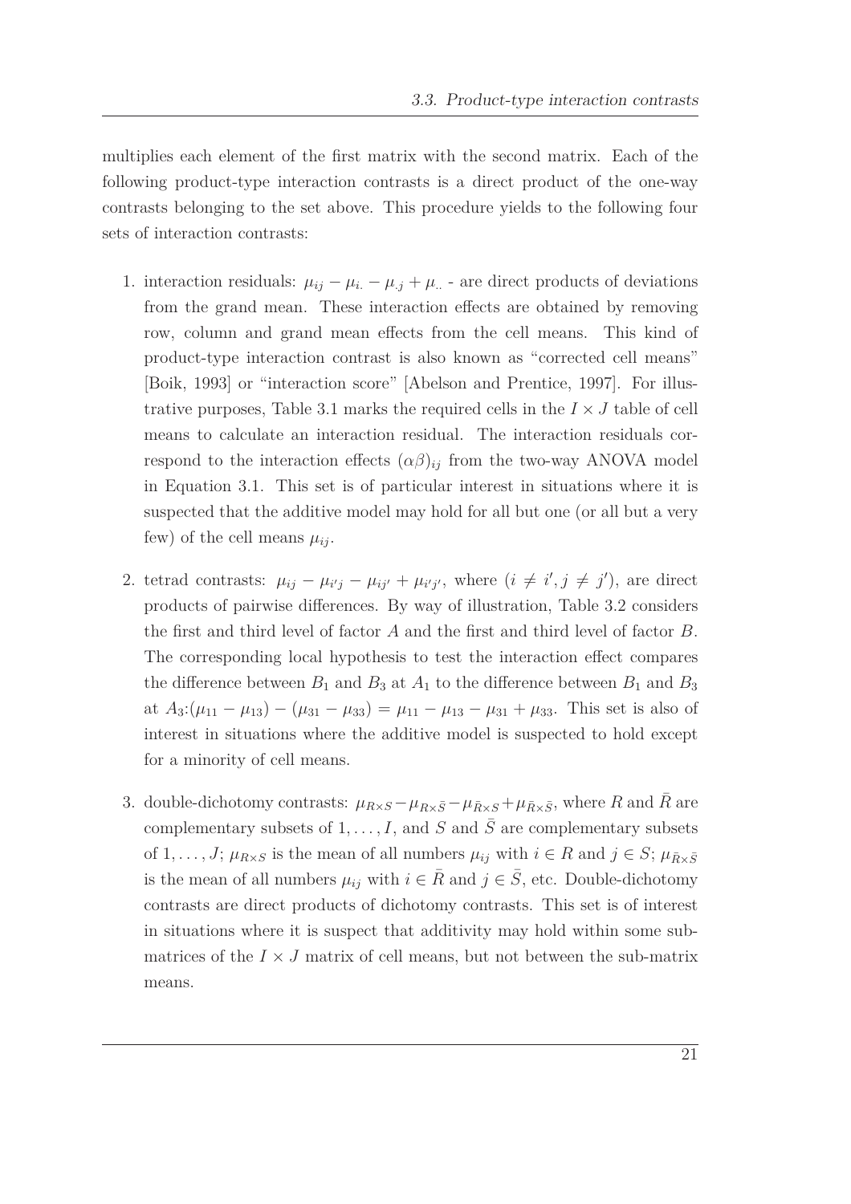multiplies each element of the first matrix with the second matrix. Each of the following product-type interaction contrasts is a direct product of the one-way contrasts belonging to the set above. This procedure yields to the following four sets of interaction contrasts:

1. interaction residuals: $\mu_{ij} - \mu_{i.} - \mu_{.j} + \mu_{..}$ - are direct products of deviations from the grand mean. These interaction effects are obtained by removing row, column and grand mean effects from the cell means. This kind of product-type interaction contrast is also known as "corrected cell means" [Boik, 1993] or "interaction score" [Abelson and Prentice, 1997]. For illustrative purposes, Table 3.1 marks the required cells in the $I \times J$ table of cell means to calculate an interaction residual. The interaction residuals correspond to the interaction effects $(\alpha\beta)_{ij}$ from the two-way ANOVA model in Equation 3.1. This set is of particular interest in situations where it is suspected that the additive model may hold for all but one (or all but a very few) of the cell means $\mu_{ij}$.

2. tetrad contrasts: $\mu_{ij} - \mu_{i'j} - \mu_{ij'} + \mu_{i'j'}$, where $(i \neq i', j \neq j')$, are direct products of pairwise differences. By way of illustration, Table 3.2 considers the first and third level of factor $A$ and the first and third level of factor $B$. The corresponding local hypothesis to test the interaction effect compares the difference between $B_1$ and $B_3$ at $A_1$ to the difference between $B_1$ and $B_3$ at $A_3$:$(\mu_{11} - \mu_{13}) - (\mu_{31} - \mu_{33}) = \mu_{11} - \mu_{13} - \mu_{31} + \mu_{33}$. This set is also of interest in situations where the additive model is suspected to hold except for a minority of cell means.

3. double-dichotomy contrasts: $\mu_{R\times S} - \mu_{R\times\bar{S}} - \mu_{\bar{R}\times S} + \mu_{\bar{R}\times\bar{S}}$, where $R$ and $\bar{R}$ are complementary subsets of $1, \ldots, I$, and $S$ and $\bar{S}$ are complementary subsets of $1, \ldots, J$; $\mu_{R\times S}$ is the mean of all numbers $\mu_{ij}$ with $i \in R$ and $j \in S$; $\mu_{\bar{R}\times\bar{S}}$ is the mean of all numbers $\mu_{ij}$ with $i \in \bar{R}$ and $j \in \bar{S}$, etc. Double-dichotomy contrasts are direct products of dichotomy contrasts. This set is of interest in situations where it is suspect that additivity may hold within some sub-matrices of the $I \times J$ matrix of cell means, but not between the sub-matrix means.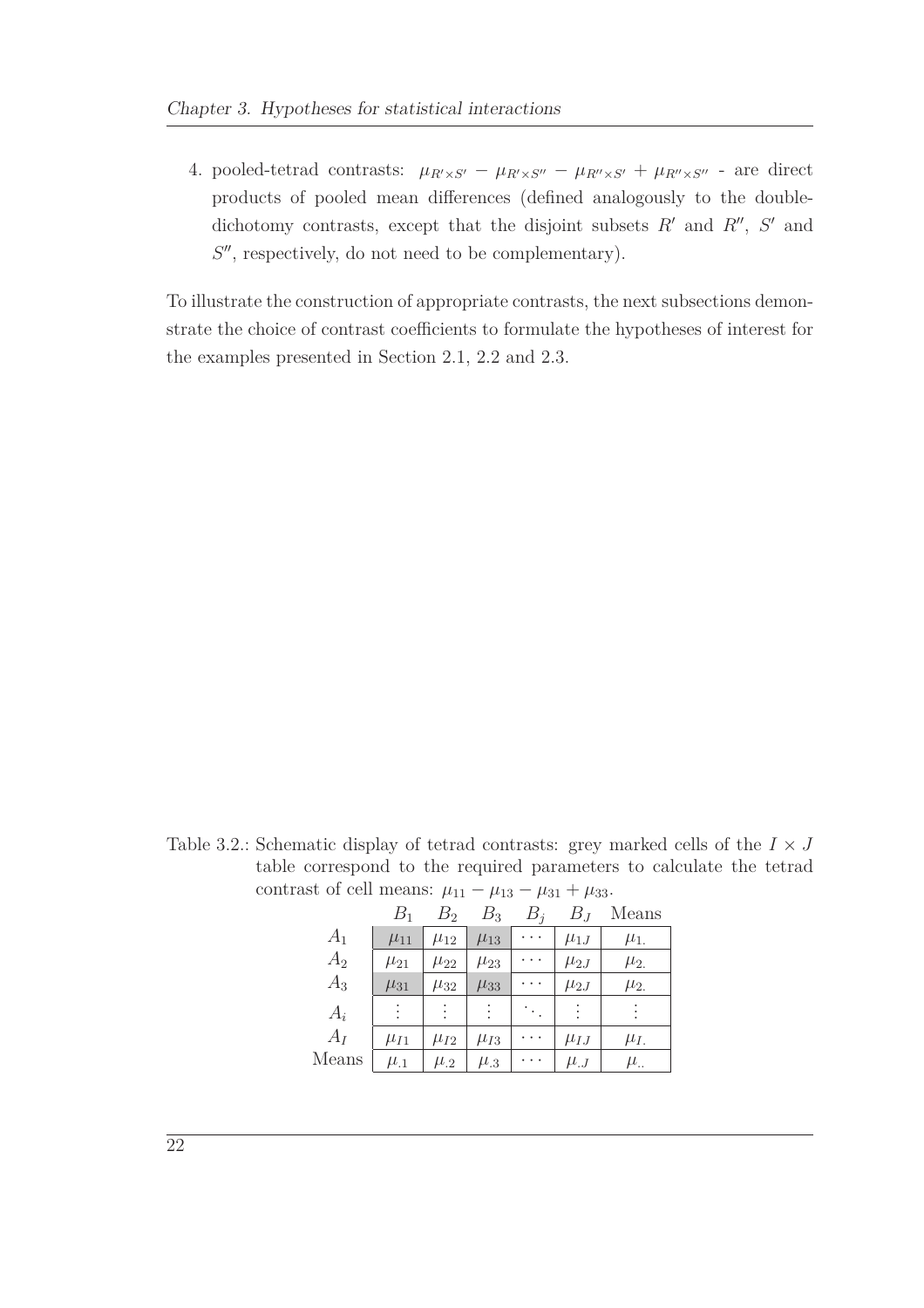4. pooled-tetrad contrasts: $\mu_{R' \times S'} - \mu_{R' \times S''} - \mu_{R'' \times S'} + \mu_{R'' \times S''}$ - are direct products of pooled mean differences (defined analogously to the double-dichotomy contrasts, except that the disjoint subsets $R'$ and $R''$, $S'$ and $S''$, respectively, do not need to be complementary).

To illustrate the construction of appropriate contrasts, the next subsections demonstrate the choice of contrast coefficients to formulate the hypotheses of interest for the examples presented in Section 2.1, 2.2 and 2.3.

Table 3.2.: Schematic display of tetrad contrasts: grey marked cells of the $I \times J$ table correspond to the required parameters to calculate the tetrad contrast of cell means: $\mu_{11} - \mu_{13} - \mu_{31} + \mu_{33}$.

| | $B_1$ | $B_2$ | $B_3$ | $B_j$ | $B_J$ | Means |
|---|---|---|---|---|---|---|
| $A_1$ | $\mu_{11}$ | $\mu_{12}$ | $\mu_{13}$ | $\cdots$ | $\mu_{1J}$ | $\mu_{1.}$ |
| $A_2$ | $\mu_{21}$ | $\mu_{22}$ | $\mu_{23}$ | $\cdots$ | $\mu_{2J}$ | $\mu_{2.}$ |
| $A_3$ | $\mu_{31}$ | $\mu_{32}$ | $\mu_{33}$ | $\cdots$ | $\mu_{2J}$ | $\mu_{2.}$ |
| $A_i$ | $\vdots$ | $\vdots$ | $\vdots$ | $\ddots$ | $\vdots$ | $\vdots$ |
| $A_I$ | $\mu_{I1}$ | $\mu_{I2}$ | $\mu_{I3}$ | $\cdots$ | $\mu_{IJ}$ | $\mu_{I.}$ |
| Means | $\mu_{.1}$ | $\mu_{.2}$ | $\mu_{.3}$ | $\cdots$ | $\mu_{.J}$ | $\mu_{..}$ |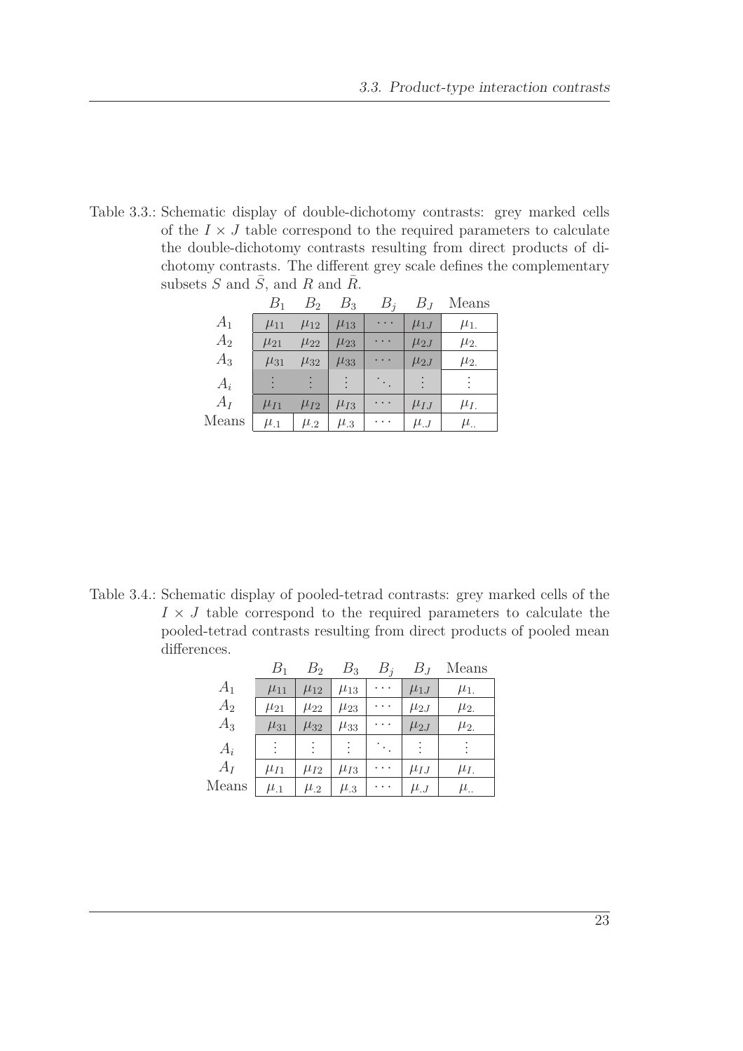Table 3.3.: Schematic display of double-dichotomy contrasts: grey marked cells of the $I \times J$ table correspond to the required parameters to calculate the double-dichotomy contrasts resulting from direct products of dichotomy contrasts. The different grey scale defines the complementary subsets $S$ and $\bar{S}$, and $R$ and $\bar{R}$.

| | $B_1$ | $B_2$ | $B_3$ | $B_j$ | $B_J$ | Means |
|---|---|---|---|---|---|---|
| $A_1$ | $\mu_{11}$ | $\mu_{12}$ | $\mu_{13}$ | $\cdots$ | $\mu_{1J}$ | $\mu_{1.}$ |
| $A_2$ | $\mu_{21}$ | $\mu_{22}$ | $\mu_{23}$ | $\cdots$ | $\mu_{2J}$ | $\mu_{2.}$ |
| $A_3$ | $\mu_{31}$ | $\mu_{32}$ | $\mu_{33}$ | $\cdots$ | $\mu_{2J}$ | $\mu_{2.}$ |
| $A_i$ | $\vdots$ | $\vdots$ | $\vdots$ | $\ddots$ | $\vdots$ | $\vdots$ |
| $A_I$ | $\mu_{I1}$ | $\mu_{I2}$ | $\mu_{I3}$ | $\cdots$ | $\mu_{IJ}$ | $\mu_{I.}$ |
| Means | $\mu_{.1}$ | $\mu_{.2}$ | $\mu_{.3}$ | $\cdots$ | $\mu_{.J}$ | $\mu_{..}$ |

Table 3.4.: Schematic display of pooled-tetrad contrasts: grey marked cells of the $I \times J$ table correspond to the required parameters to calculate the pooled-tetrad contrasts resulting from direct products of pooled mean differences.

| | $B_1$ | $B_2$ | $B_3$ | $B_j$ | $B_J$ | Means |
|---|---|---|---|---|---|---|
| $A_1$ | $\mu_{11}$ | $\mu_{12}$ | $\mu_{13}$ | $\cdots$ | $\mu_{1J}$ | $\mu_{1.}$ |
| $A_2$ | $\mu_{21}$ | $\mu_{22}$ | $\mu_{23}$ | $\cdots$ | $\mu_{2J}$ | $\mu_{2.}$ |
| $A_3$ | $\mu_{31}$ | $\mu_{32}$ | $\mu_{33}$ | $\cdots$ | $\mu_{2J}$ | $\mu_{2.}$ |
| $A_i$ | $\vdots$ | $\vdots$ | $\vdots$ | $\ddots$ | $\vdots$ | $\vdots$ |
| $A_I$ | $\mu_{I1}$ | $\mu_{I2}$ | $\mu_{I3}$ | $\cdots$ | $\mu_{IJ}$ | $\mu_{I.}$ |
| Means | $\mu_{.1}$ | $\mu_{.2}$ | $\mu_{.3}$ | $\cdots$ | $\mu_{.J}$ | $\mu_{..}$ |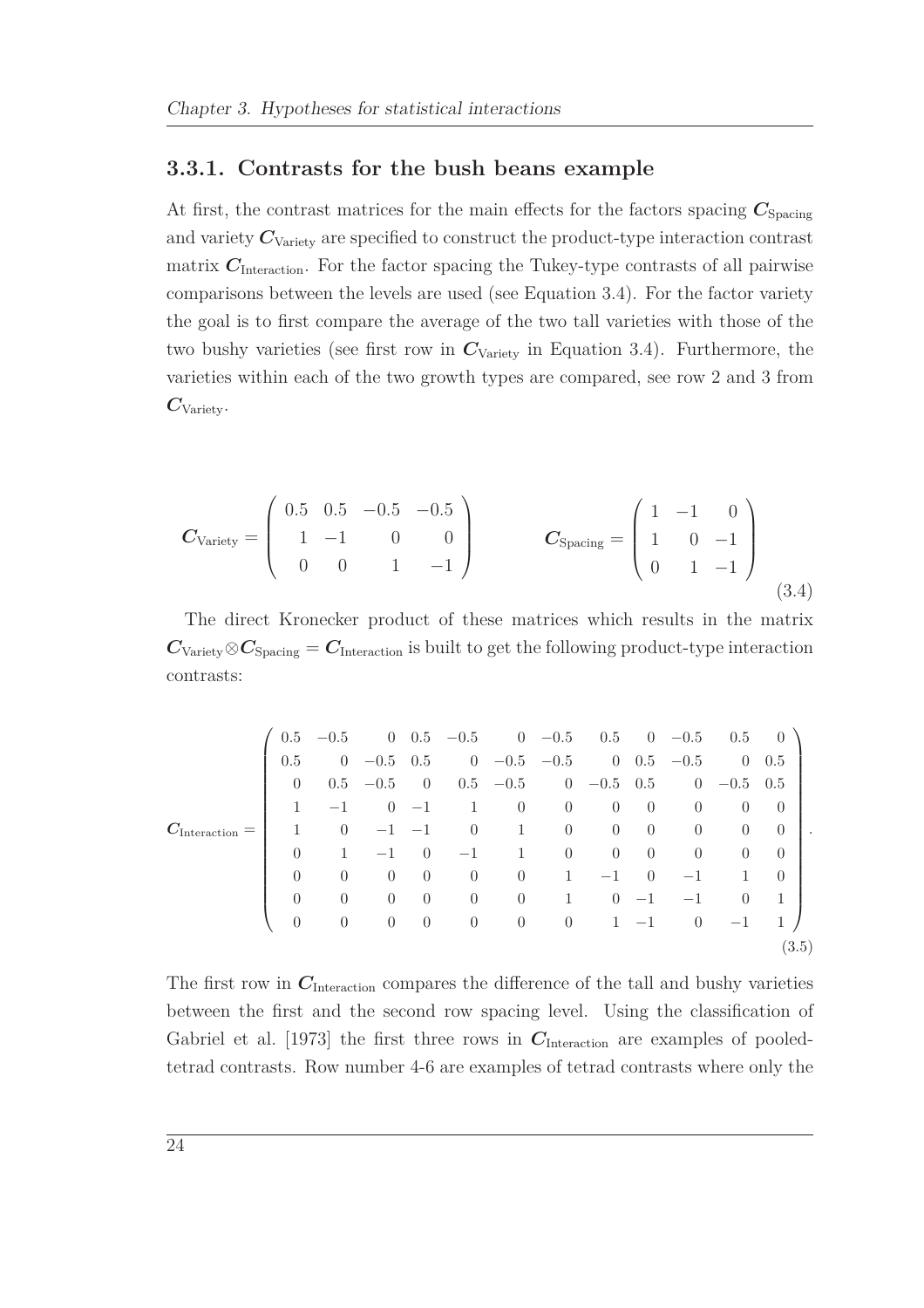### 3.3.1. Contrasts for the bush beans example

At first, the contrast matrices for the main effects for the factors spacing $\boldsymbol{C}_{\text{Spacing}}$ and variety $\boldsymbol{C}_{\text{Variety}}$ are specified to construct the product-type interaction contrast matrix $\boldsymbol{C}_{\text{Interaction}}$. For the factor spacing the Tukey-type contrasts of all pairwise comparisons between the levels are used (see Equation 3.4). For the factor variety the goal is to first compare the average of the two tall varieties with those of the two bushy varieties (see first row in $\boldsymbol{C}_{\text{Variety}}$ in Equation 3.4). Furthermore, the varieties within each of the two growth types are compared, see row 2 and 3 from $\boldsymbol{C}_{\text{Variety}}$.

$$\boldsymbol{C}_{\text{Variety}} = \begin{pmatrix} 0.5 & 0.5 & -0.5 & -0.5 \\ 1 & -1 & 0 & 0 \\ 0 & 0 & 1 & -1 \end{pmatrix} \qquad \boldsymbol{C}_{\text{Spacing}} = \begin{pmatrix} 1 & -1 & 0 \\ 1 & 0 & -1 \\ 0 & 1 & -1 \end{pmatrix} \tag{3.4}$$

The direct Kronecker product of these matrices which results in the matrix $\boldsymbol{C}_{\text{Variety}} \otimes \boldsymbol{C}_{\text{Spacing}} = \boldsymbol{C}_{\text{Interaction}}$ is built to get the following product-type interaction contrasts:

$$\boldsymbol{C}_{\text{Interaction}} = \begin{pmatrix} 0.5 & -0.5 & 0 & 0.5 & -0.5 & 0 & -0.5 & 0.5 & 0 & -0.5 & 0.5 & 0 \\ 0.5 & 0 & -0.5 & 0.5 & 0 & -0.5 & -0.5 & 0 & 0.5 & -0.5 & 0 & 0.5 \\ 0 & 0.5 & -0.5 & 0 & 0.5 & -0.5 & 0 & -0.5 & 0.5 & 0 & -0.5 & 0.5 \\ 1 & -1 & 0 & -1 & 1 & 0 & 0 & 0 & 0 & 0 & 0 & 0 \\ 1 & 0 & -1 & -1 & 0 & 1 & 0 & 0 & 0 & 0 & 0 & 0 \\ 0 & 1 & -1 & 0 & -1 & 1 & 0 & 0 & 0 & 0 & 0 & 0 \\ 0 & 0 & 0 & 0 & 0 & 0 & 1 & -1 & 0 & -1 & 1 & 0 \\ 0 & 0 & 0 & 0 & 0 & 0 & 1 & 0 & -1 & -1 & 0 & 1 \\ 0 & 0 & 0 & 0 & 0 & 0 & 0 & 1 & -1 & 0 & -1 & 1 \end{pmatrix}. \tag{3.5}$$

The first row in $\boldsymbol{C}_{\text{Interaction}}$ compares the difference of the tall and bushy varieties between the first and the second row spacing level. Using the classification of Gabriel et al. [1973] the first three rows in $\boldsymbol{C}_{\text{Interaction}}$ are examples of pooled-tetrad contrasts. Row number 4-6 are examples of tetrad contrasts where only the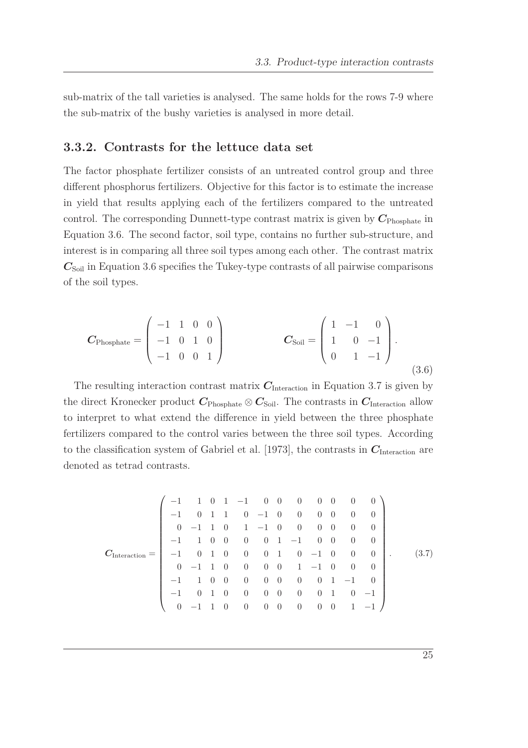sub-matrix of the tall varieties is analysed. The same holds for the rows 7-9 where the sub-matrix of the bushy varieties is analysed in more detail.

### 3.3.2. Contrasts for the lettuce data set

The factor phosphate fertilizer consists of an untreated control group and three different phosphorus fertilizers. Objective for this factor is to estimate the increase in yield that results applying each of the fertilizers compared to the untreated control. The corresponding Dunnett-type contrast matrix is given by $\boldsymbol{C}_{\text{Phosphate}}$ in Equation 3.6. The second factor, soil type, contains no further sub-structure, and interest is in comparing all three soil types among each other. The contrast matrix $\boldsymbol{C}_{\text{Soil}}$ in Equation 3.6 specifies the Tukey-type contrasts of all pairwise comparisons of the soil types.

$$
\boldsymbol{C}_{\text{Phosphate}} = \begin{pmatrix} -1 & 1 & 0 & 0 \\ -1 & 0 & 1 & 0 \\ -1 & 0 & 0 & 1 \end{pmatrix} \qquad \boldsymbol{C}_{\text{Soil}} = \begin{pmatrix} 1 & -1 & 0 \\ 1 & 0 & -1 \\ 0 & 1 & -1 \end{pmatrix}. \tag{3.6}
$$

The resulting interaction contrast matrix $\boldsymbol{C}_{\text{Interaction}}$ in Equation 3.7 is given by the direct Kronecker product $\boldsymbol{C}_{\text{Phosphate}} \otimes \boldsymbol{C}_{\text{Soil}}$. The contrasts in $\boldsymbol{C}_{\text{Interaction}}$ allow to interpret to what extend the difference in yield between the three phosphate fertilizers compared to the control varies between the three soil types. According to the classification system of Gabriel et al. [1973], the contrasts in $\boldsymbol{C}_{\text{Interaction}}$ are denoted as tetrad contrasts.

$$
\boldsymbol{C}_{\text{Interaction}} = \begin{pmatrix}
-1 & 1 & 0 & 1 & -1 & 0 & 0 & 0 & 0 & 0 & 0 & 0 \\
-1 & 0 & 1 & 1 & 0 & -1 & 0 & 0 & 0 & 0 & 0 & 0 \\
0 & -1 & 1 & 0 & 1 & -1 & 0 & 0 & 0 & 0 & 0 & 0 \\
-1 & 1 & 0 & 0 & 0 & 0 & 1 & -1 & 0 & 0 & 0 & 0 \\
-1 & 0 & 1 & 0 & 0 & 0 & 1 & 0 & -1 & 0 & 0 & 0 \\
0 & -1 & 1 & 0 & 0 & 0 & 0 & 1 & -1 & 0 & 0 & 0 \\
-1 & 1 & 0 & 0 & 0 & 0 & 0 & 0 & 0 & 1 & -1 & 0 \\
-1 & 0 & 1 & 0 & 0 & 0 & 0 & 0 & 0 & 1 & 0 & -1 \\
0 & -1 & 1 & 0 & 0 & 0 & 0 & 0 & 0 & 0 & 1 & -1
\end{pmatrix}. \tag{3.7}
$$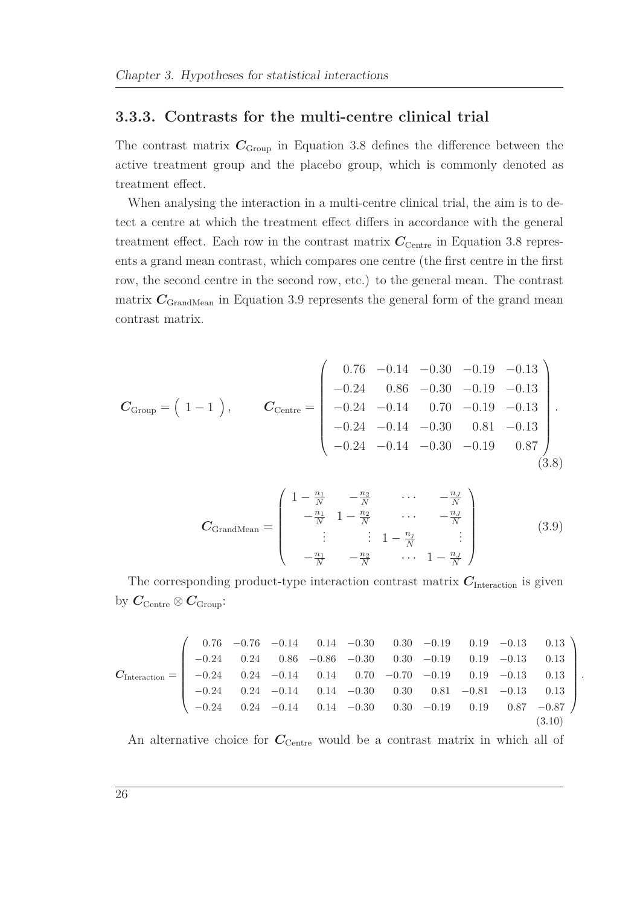### 3.3.3. Contrasts for the multi-centre clinical trial

The contrast matrix $\boldsymbol{C}_{\text{Group}}$ in Equation 3.8 defines the difference between the active treatment group and the placebo group, which is commonly denoted as treatment effect.

When analysing the interaction in a multi-centre clinical trial, the aim is to detect a centre at which the treatment effect differs in accordance with the general treatment effect. Each row in the contrast matrix $\boldsymbol{C}_{\text{Centre}}$ in Equation 3.8 represents a grand mean contrast, which compares one centre (the first centre in the first row, the second centre in the second row, etc.) to the general mean. The contrast matrix $\boldsymbol{C}_{\text{GrandMean}}$ in Equation 3.9 represents the general form of the grand mean contrast matrix.

$$\boldsymbol{C}_{\text{Group}} = \begin{pmatrix} 1 & -1 \end{pmatrix}, \qquad \boldsymbol{C}_{\text{Centre}} = \begin{pmatrix} 0.76 & -0.14 & -0.30 & -0.19 & -0.13 \\ -0.24 & 0.86 & -0.30 & -0.19 & -0.13 \\ -0.24 & -0.14 & 0.70 & -0.19 & -0.13 \\ -0.24 & -0.14 & -0.30 & 0.81 & -0.13 \\ -0.24 & -0.14 & -0.30 & -0.19 & 0.87 \end{pmatrix}. \tag{3.8}$$

$$\boldsymbol{C}_{\text{GrandMean}} = \begin{pmatrix} 1-\frac{n_1}{N} & -\frac{n_2}{N} & \cdots & -\frac{n_J}{N} \\ -\frac{n_1}{N} & 1-\frac{n_2}{N} & \cdots & -\frac{n_J}{N} \\ \vdots & \vdots & 1-\frac{n_j}{N} & \vdots \\ -\frac{n_1}{N} & -\frac{n_2}{N} & \cdots & 1-\frac{n_J}{N} \end{pmatrix} \tag{3.9}$$

The corresponding product-type interaction contrast matrix $\boldsymbol{C}_{\text{Interaction}}$ is given by $\boldsymbol{C}_{\text{Centre}} \otimes \boldsymbol{C}_{\text{Group}}$:

$$\boldsymbol{C}_{\text{Interaction}} = \begin{pmatrix} 0.76 & -0.76 & -0.14 & 0.14 & -0.30 & 0.30 & -0.19 & 0.19 & -0.13 & 0.13 \\ -0.24 & 0.24 & 0.86 & -0.86 & -0.30 & 0.30 & -0.19 & 0.19 & -0.13 & 0.13 \\ -0.24 & 0.24 & -0.14 & 0.14 & 0.70 & -0.70 & -0.19 & 0.19 & -0.13 & 0.13 \\ -0.24 & 0.24 & -0.14 & 0.14 & -0.30 & 0.30 & 0.81 & -0.81 & -0.13 & 0.13 \\ -0.24 & 0.24 & -0.14 & 0.14 & -0.30 & 0.30 & -0.19 & 0.19 & 0.87 & -0.87 \end{pmatrix}. \tag{3.10}$$

An alternative choice for $\boldsymbol{C}_{\text{Centre}}$ would be a contrast matrix in which all of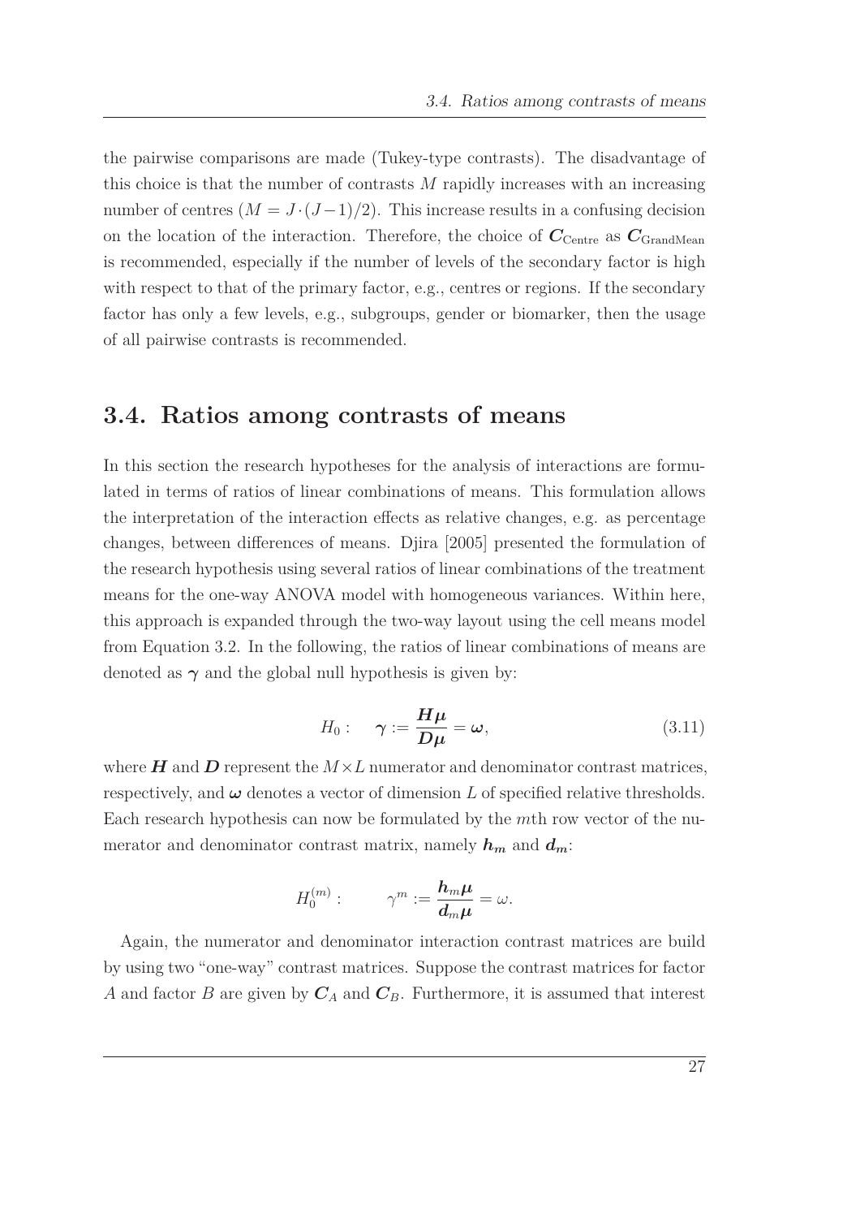the pairwise comparisons are made (Tukey-type contrasts). The disadvantage of this choice is that the number of contrasts $M$ rapidly increases with an increasing number of centres ($M = J \cdot (J-1)/2$). This increase results in a confusing decision on the location of the interaction. Therefore, the choice of $\boldsymbol{C}_{\text{Centre}}$ as $\boldsymbol{C}_{\text{GrandMean}}$ is recommended, especially if the number of levels of the secondary factor is high with respect to that of the primary factor, e.g., centres or regions. If the secondary factor has only a few levels, e.g., subgroups, gender or biomarker, then the usage of all pairwise contrasts is recommended.

## 3.4. Ratios among contrasts of means

In this section the research hypotheses for the analysis of interactions are formulated in terms of ratios of linear combinations of means. This formulation allows the interpretation of the interaction effects as relative changes, e.g. as percentage changes, between differences of means. Djira [2005] presented the formulation of the research hypothesis using several ratios of linear combinations of the treatment means for the one-way ANOVA model with homogeneous variances. Within here, this approach is expanded through the two-way layout using the cell means model from Equation 3.2. In the following, the ratios of linear combinations of means are denoted as $\boldsymbol{\gamma}$ and the global null hypothesis is given by:

$$H_0: \quad \boldsymbol{\gamma} := \frac{\boldsymbol{H}\boldsymbol{\mu}}{\boldsymbol{D}\boldsymbol{\mu}} = \boldsymbol{\omega}, \tag{3.11}$$

where $\boldsymbol{H}$ and $\boldsymbol{D}$ represent the $M \times L$ numerator and denominator contrast matrices, respectively, and $\boldsymbol{\omega}$ denotes a vector of dimension $L$ of specified relative thresholds. Each research hypothesis can now be formulated by the $m$th row vector of the numerator and denominator contrast matrix, namely $\boldsymbol{h_m}$ and $\boldsymbol{d_m}$:

$$H_0^{(m)}: \qquad \gamma^m := \frac{\boldsymbol{h}_m\boldsymbol{\mu}}{\boldsymbol{d}_m\boldsymbol{\mu}} = \omega.$$

Again, the numerator and denominator interaction contrast matrices are build by using two "one-way" contrast matrices. Suppose the contrast matrices for factor $A$ and factor $B$ are given by $\boldsymbol{C}_A$ and $\boldsymbol{C}_B$. Furthermore, it is assumed that interest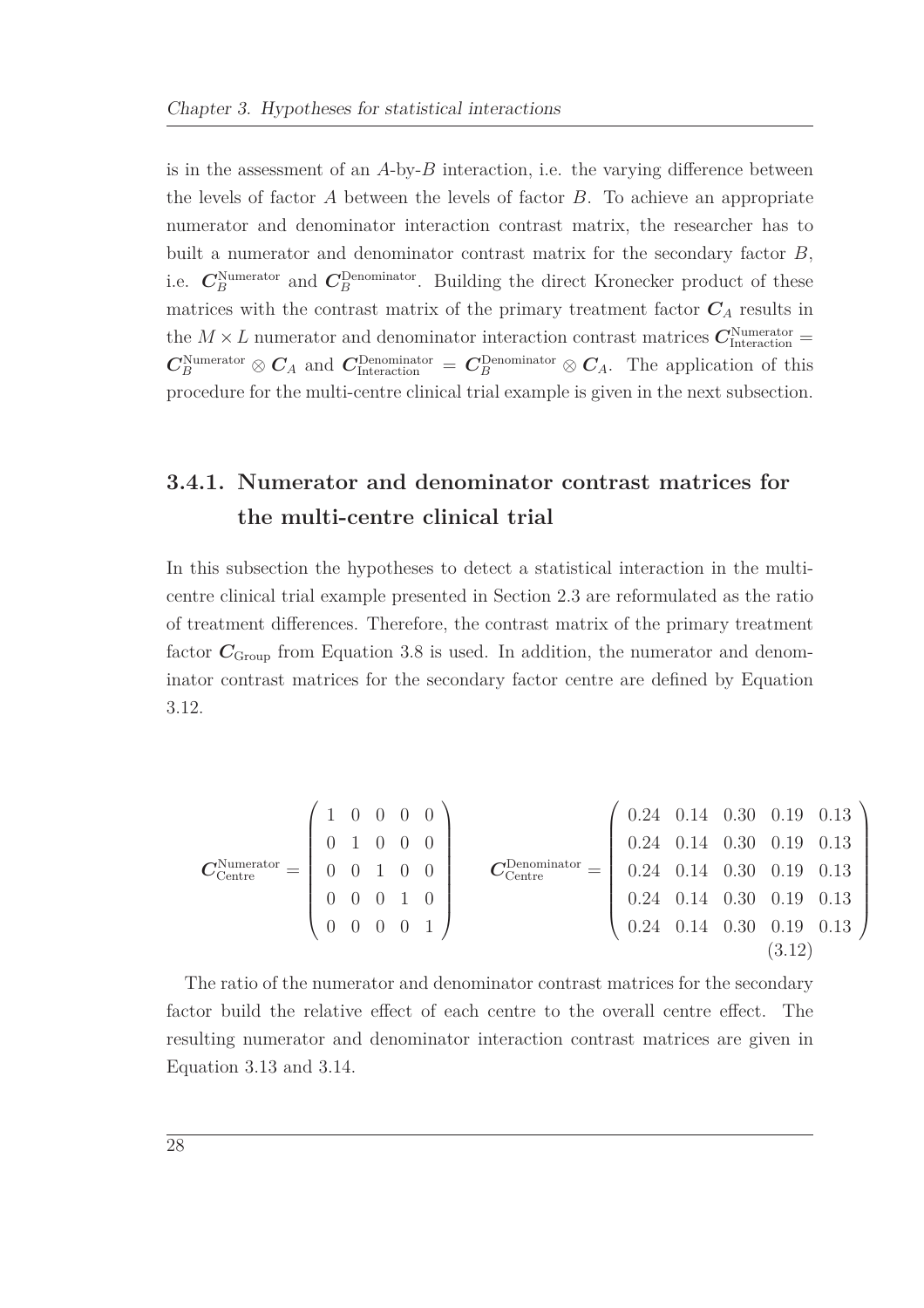is in the assessment of an $A$-by-$B$ interaction, i.e. the varying difference between the levels of factor $A$ between the levels of factor $B$. To achieve an appropriate numerator and denominator interaction contrast matrix, the researcher has to built a numerator and denominator contrast matrix for the secondary factor $B$, i.e. $\boldsymbol{C}_B^{\text{Numerator}}$ and $\boldsymbol{C}_B^{\text{Denominator}}$. Building the direct Kronecker product of these matrices with the contrast matrix of the primary treatment factor $\boldsymbol{C}_A$ results in the $M \times L$ numerator and denominator interaction contrast matrices $\boldsymbol{C}_{\text{Interaction}}^{\text{Numerator}} = \boldsymbol{C}_B^{\text{Numerator}} \otimes \boldsymbol{C}_A$ and $\boldsymbol{C}_{\text{Interaction}}^{\text{Denominator}} = \boldsymbol{C}_B^{\text{Denominator}} \otimes \boldsymbol{C}_A$. The application of this procedure for the multi-centre clinical trial example is given in the next subsection.

### 3.4.1. Numerator and denominator contrast matrices for the multi-centre clinical trial

In this subsection the hypotheses to detect a statistical interaction in the multi-centre clinical trial example presented in Section 2.3 are reformulated as the ratio of treatment differences. Therefore, the contrast matrix of the primary treatment factor $\boldsymbol{C}_{\text{Group}}$ from Equation 3.8 is used. In addition, the numerator and denominator contrast matrices for the secondary factor centre are defined by Equation 3.12.

$$\boldsymbol{C}_{\text{Centre}}^{\text{Numerator}} = \begin{pmatrix} 1 & 0 & 0 & 0 & 0 \\ 0 & 1 & 0 & 0 & 0 \\ 0 & 0 & 1 & 0 & 0 \\ 0 & 0 & 0 & 1 & 0 \\ 0 & 0 & 0 & 0 & 1 \end{pmatrix} \qquad \boldsymbol{C}_{\text{Centre}}^{\text{Denominator}} = \begin{pmatrix} 0.24 & 0.14 & 0.30 & 0.19 & 0.13 \\ 0.24 & 0.14 & 0.30 & 0.19 & 0.13 \\ 0.24 & 0.14 & 0.30 & 0.19 & 0.13 \\ 0.24 & 0.14 & 0.30 & 0.19 & 0.13 \\ 0.24 & 0.14 & 0.30 & 0.19 & 0.13 \end{pmatrix} \tag{3.12}$$

The ratio of the numerator and denominator contrast matrices for the secondary factor build the relative effect of each centre to the overall centre effect. The resulting numerator and denominator interaction contrast matrices are given in Equation 3.13 and 3.14.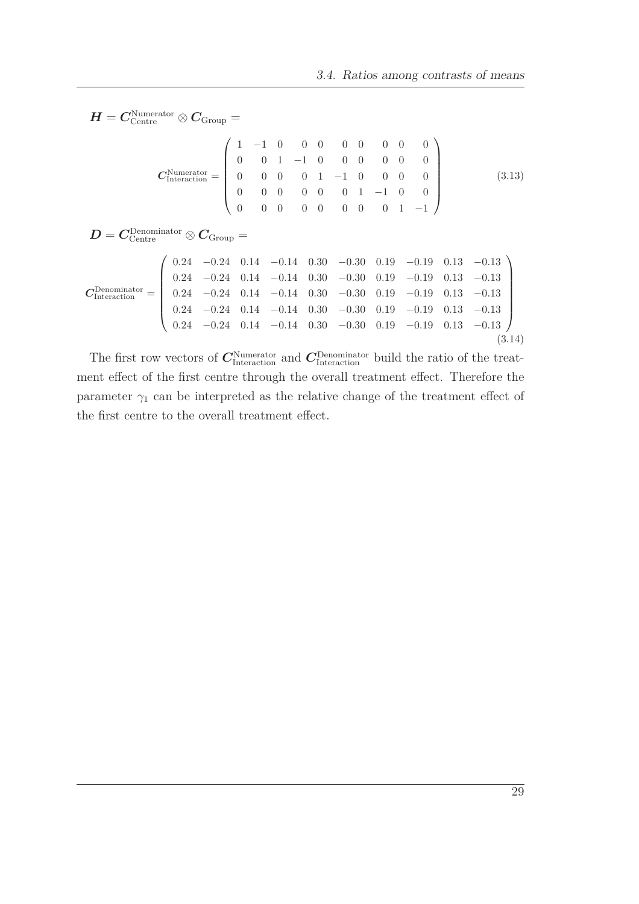$$\boldsymbol{H} = \boldsymbol{C}_{\text{Centre}}^{\text{Numerator}} \otimes \boldsymbol{C}_{\text{Group}} =$$

$$\boldsymbol{C}_{\text{Interaction}}^{\text{Numerator}} = \begin{pmatrix} 1 & -1 & 0 & 0 & 0 & 0 & 0 & 0 & 0 & 0 \\ 0 & 0 & 1 & -1 & 0 & 0 & 0 & 0 & 0 & 0 \\ 0 & 0 & 0 & 0 & 1 & -1 & 0 & 0 & 0 & 0 \\ 0 & 0 & 0 & 0 & 0 & 0 & 1 & -1 & 0 & 0 \\ 0 & 0 & 0 & 0 & 0 & 0 & 0 & 0 & 1 & -1 \end{pmatrix} \tag{3.13}$$

$$\boldsymbol{D} = \boldsymbol{C}_{\text{Centre}}^{\text{Denominator}} \otimes \boldsymbol{C}_{\text{Group}} =$$

$$\boldsymbol{C}_{\text{Interaction}}^{\text{Denominator}} = \begin{pmatrix} 0.24 & -0.24 & 0.14 & -0.14 & 0.30 & -0.30 & 0.19 & -0.19 & 0.13 & -0.13 \\ 0.24 & -0.24 & 0.14 & -0.14 & 0.30 & -0.30 & 0.19 & -0.19 & 0.13 & -0.13 \\ 0.24 & -0.24 & 0.14 & -0.14 & 0.30 & -0.30 & 0.19 & -0.19 & 0.13 & -0.13 \\ 0.24 & -0.24 & 0.14 & -0.14 & 0.30 & -0.30 & 0.19 & -0.19 & 0.13 & -0.13 \\ 0.24 & -0.24 & 0.14 & -0.14 & 0.30 & -0.30 & 0.19 & -0.19 & 0.13 & -0.13 \end{pmatrix} \tag{3.14}$$

The first row vectors of $\boldsymbol{C}_{\text{Interaction}}^{\text{Numerator}}$ and $\boldsymbol{C}_{\text{Interaction}}^{\text{Denominator}}$ build the ratio of the treatment effect of the first centre through the overall treatment effect. Therefore the parameter $\gamma_1$ can be interpreted as the relative change of the treatment effect of the first centre to the overall treatment effect.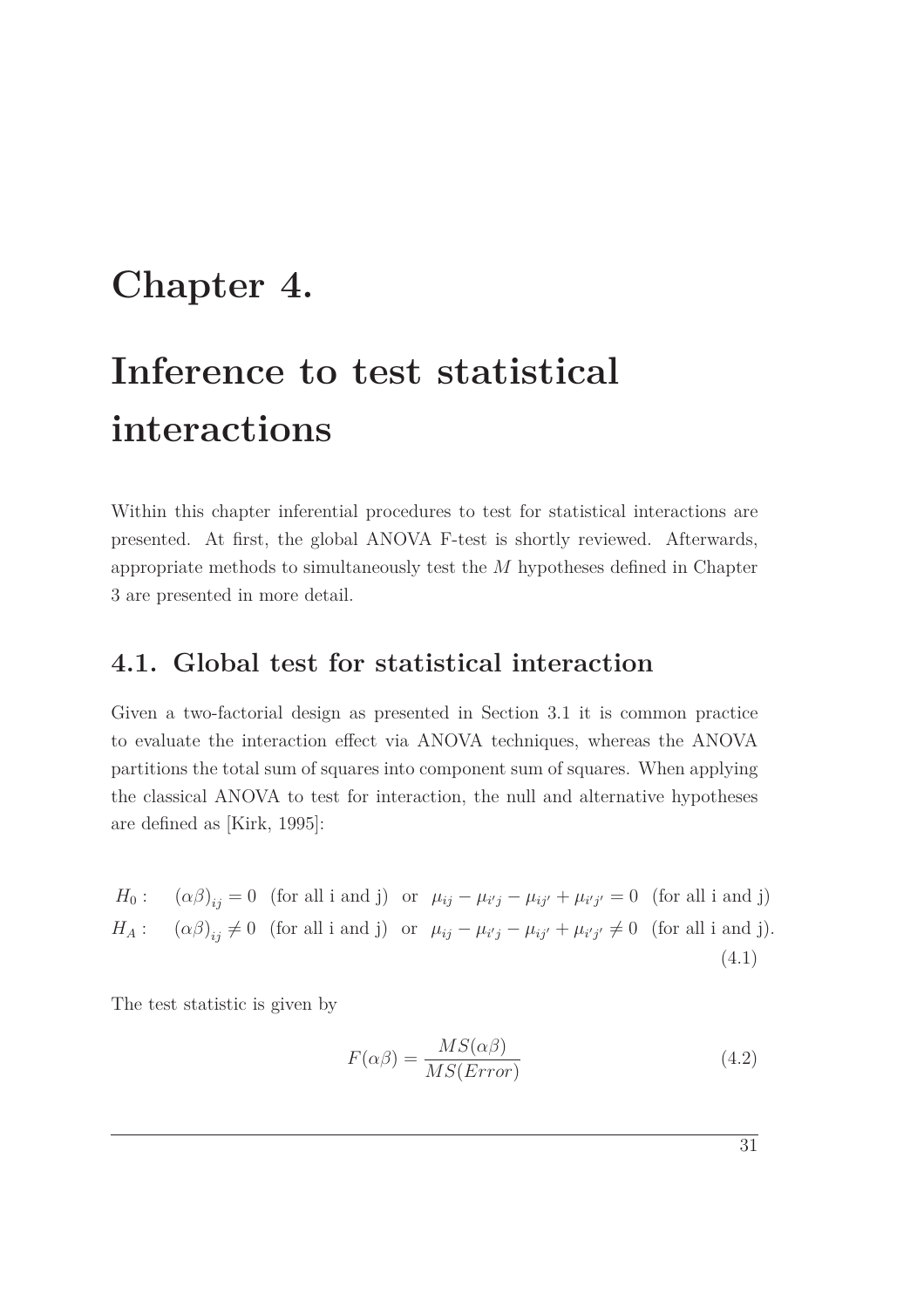# Chapter 4.

# Inference to test statistical interactions

Within this chapter inferential procedures to test for statistical interactions are presented. At first, the global ANOVA F-test is shortly reviewed. Afterwards, appropriate methods to simultaneously test the $M$ hypotheses defined in Chapter 3 are presented in more detail.

## 4.1. Global test for statistical interaction

Given a two-factorial design as presented in Section 3.1 it is common practice to evaluate the interaction effect via ANOVA techniques, whereas the ANOVA partitions the total sum of squares into component sum of squares. When applying the classical ANOVA to test for interaction, the null and alternative hypotheses are defined as [Kirk, 1995]:

$$
\begin{aligned}
H_0: \quad & (\alpha\beta)_{ij} = 0 \;\; \text{(for all i and j)} \;\; \text{or} \;\; \mu_{ij} - \mu_{i'j} - \mu_{ij'} + \mu_{i'j'} = 0 \;\; \text{(for all i and j)} \\
H_A: \quad & (\alpha\beta)_{ij} \neq 0 \;\; \text{(for all i and j)} \;\; \text{or} \;\; \mu_{ij} - \mu_{i'j} - \mu_{ij'} + \mu_{i'j'} \neq 0 \;\; \text{(for all i and j).}
\end{aligned}
\tag{4.1}
$$

The test statistic is given by

$$
F(\alpha\beta) = \frac{MS(\alpha\beta)}{MS(Error)} \tag{4.2}
$$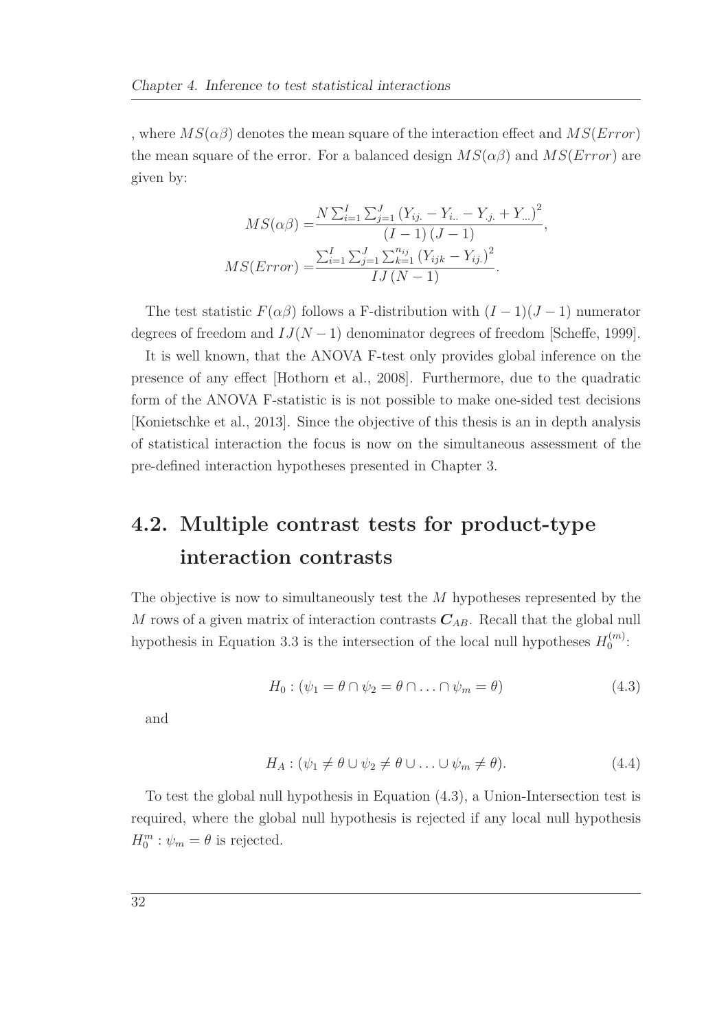, where $MS(\alpha\beta)$ denotes the mean square of the interaction effect and $MS(Error)$ the mean square of the error. For a balanced design $MS(\alpha\beta)$ and $MS(Error)$ are given by:

$$
\begin{aligned}
MS(\alpha\beta) =& \frac{N \sum_{i=1}^{I} \sum_{j=1}^{J} \left(Y_{ij.} - Y_{i..} - Y_{.j.} + Y_{...}\right)^2}{\left(I-1\right)\left(J-1\right)}, \\
MS(Error) =& \frac{\sum_{i=1}^{I} \sum_{j=1}^{J} \sum_{k=1}^{n_{ij}} \left(Y_{ijk} - Y_{ij.}\right)^2}{IJ\left(N-1\right)}.
\end{aligned}
$$

The test statistic $F(\alpha\beta)$ follows a F-distribution with $(I-1)(J-1)$ numerator degrees of freedom and $IJ(N-1)$ denominator degrees of freedom [Scheffe, 1999].

It is well known, that the ANOVA F-test only provides global inference on the presence of any effect [Hothorn et al., 2008]. Furthermore, due to the quadratic form of the ANOVA F-statistic is is not possible to make one-sided test decisions [Konietschke et al., 2013]. Since the objective of this thesis is an in depth analysis of statistical interaction the focus is now on the simultaneous assessment of the pre-defined interaction hypotheses presented in Chapter 3.

## 4.2. Multiple contrast tests for product-type interaction contrasts

The objective is now to simultaneously test the $M$ hypotheses represented by the $M$ rows of a given matrix of interaction contrasts $\boldsymbol{C}_{AB}$. Recall that the global null hypothesis in Equation 3.3 is the intersection of the local null hypotheses $H_0^{(m)}$:

$$
H_0 : (\psi_1 = \theta \cap \psi_2 = \theta \cap \ldots \cap \psi_m = \theta) \tag{4.3}
$$

and

$$
H_A : (\psi_1 \neq \theta \cup \psi_2 \neq \theta \cup \ldots \cup \psi_m \neq \theta). \tag{4.4}
$$

To test the global null hypothesis in Equation (4.3), a Union-Intersection test is required, where the global null hypothesis is rejected if any local null hypothesis $H_0^m : \psi_m = \theta$ is rejected.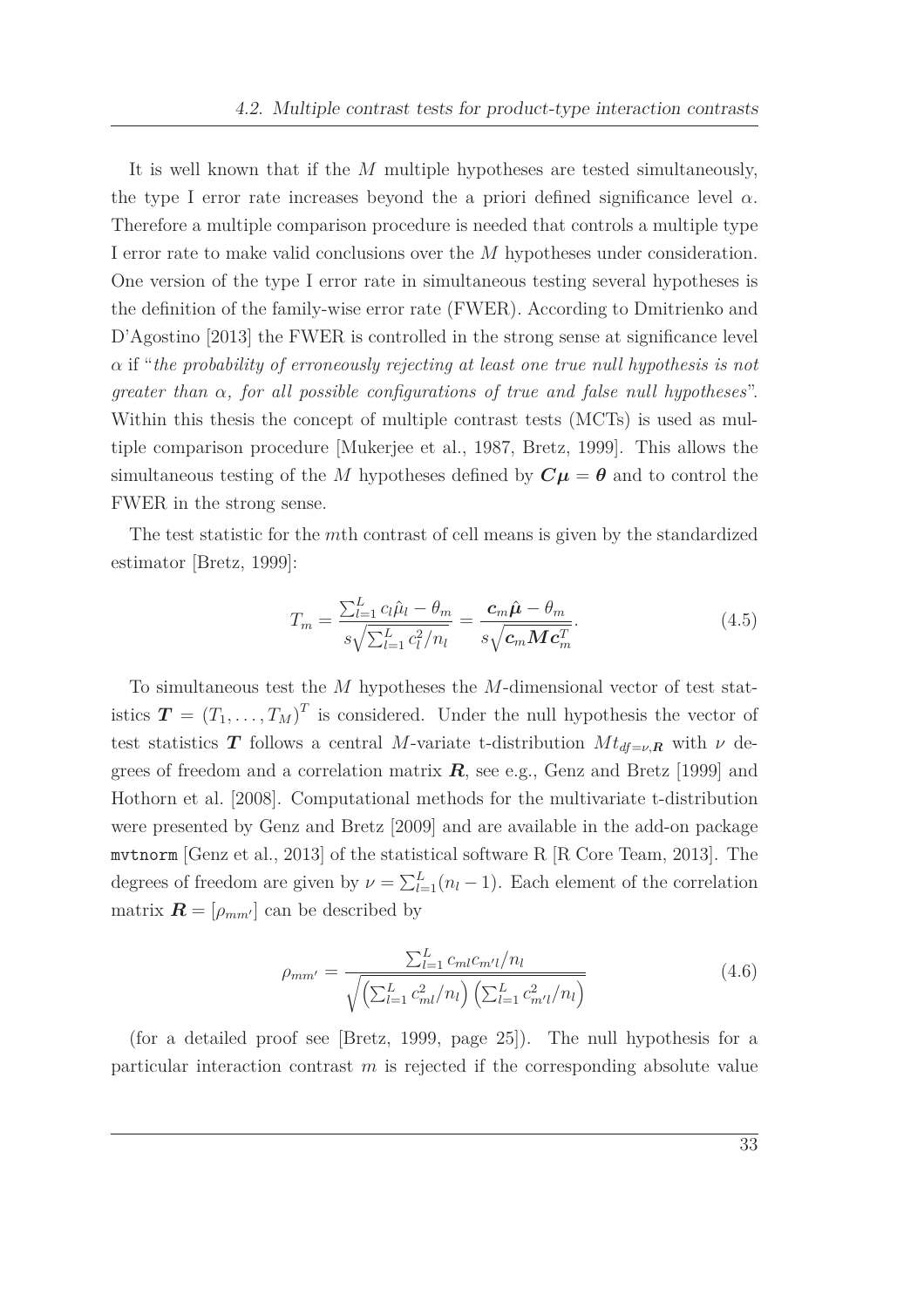It is well known that if the $M$ multiple hypotheses are tested simultaneously, the type I error rate increases beyond the a priori defined significance level $\alpha$. Therefore a multiple comparison procedure is needed that controls a multiple type I error rate to make valid conclusions over the $M$ hypotheses under consideration. One version of the type I error rate in simultaneous testing several hypotheses is the definition of the family-wise error rate (FWER). According to Dmitrienko and D'Agostino [2013] the FWER is controlled in the strong sense at significance level $\alpha$ if "*the probability of erroneously rejecting at least one true null hypothesis is not greater than $\alpha$, for all possible configurations of true and false null hypotheses*". Within this thesis the concept of multiple contrast tests (MCTs) is used as multiple comparison procedure [Mukerjee et al., 1987, Bretz, 1999]. This allows the simultaneous testing of the $M$ hypotheses defined by $\boldsymbol{C}\boldsymbol{\mu} = \boldsymbol{\theta}$ and to control the FWER in the strong sense.

The test statistic for the $m$th contrast of cell means is given by the standardized estimator [Bretz, 1999]:

$$T_m = \frac{\sum_{l=1}^{L} c_l \hat{\mu}_l - \theta_m}{s\sqrt{\sum_{l=1}^{L} c_l^2 / n_l}} = \frac{\boldsymbol{c}_m \hat{\boldsymbol{\mu}} - \theta_m}{s\sqrt{\boldsymbol{c}_m \boldsymbol{M} \boldsymbol{c}_m^T}}. \tag{4.5}$$

To simultaneous test the $M$ hypotheses the $M$-dimensional vector of test statistics $\boldsymbol{T} = (T_1, \ldots, T_M)^T$ is considered. Under the null hypothesis the vector of test statistics $\boldsymbol{T}$ follows a central $M$-variate t-distribution $Mt_{df=\nu,\boldsymbol{R}}$ with $\nu$ degrees of freedom and a correlation matrix $\boldsymbol{R}$, see e.g., Genz and Bretz [1999] and Hothorn et al. [2008]. Computational methods for the multivariate t-distribution were presented by Genz and Bretz [2009] and are available in the add-on package `mvtnorm` [Genz et al., 2013] of the statistical software R [R Core Team, 2013]. The degrees of freedom are given by $\nu = \sum_{l=1}^{L}(n_l - 1)$. Each element of the correlation matrix $\boldsymbol{R} = [\rho_{mm'}]$ can be described by

$$\rho_{mm'} = \frac{\sum_{l=1}^{L} c_{ml} c_{m'l} / n_l}{\sqrt{\left(\sum_{l=1}^{L} c_{ml}^2 / n_l\right)\left(\sum_{l=1}^{L} c_{m'l}^2 / n_l\right)}} \tag{4.6}$$

(for a detailed proof see [Bretz, 1999, page 25]). The null hypothesis for a particular interaction contrast $m$ is rejected if the corresponding absolute value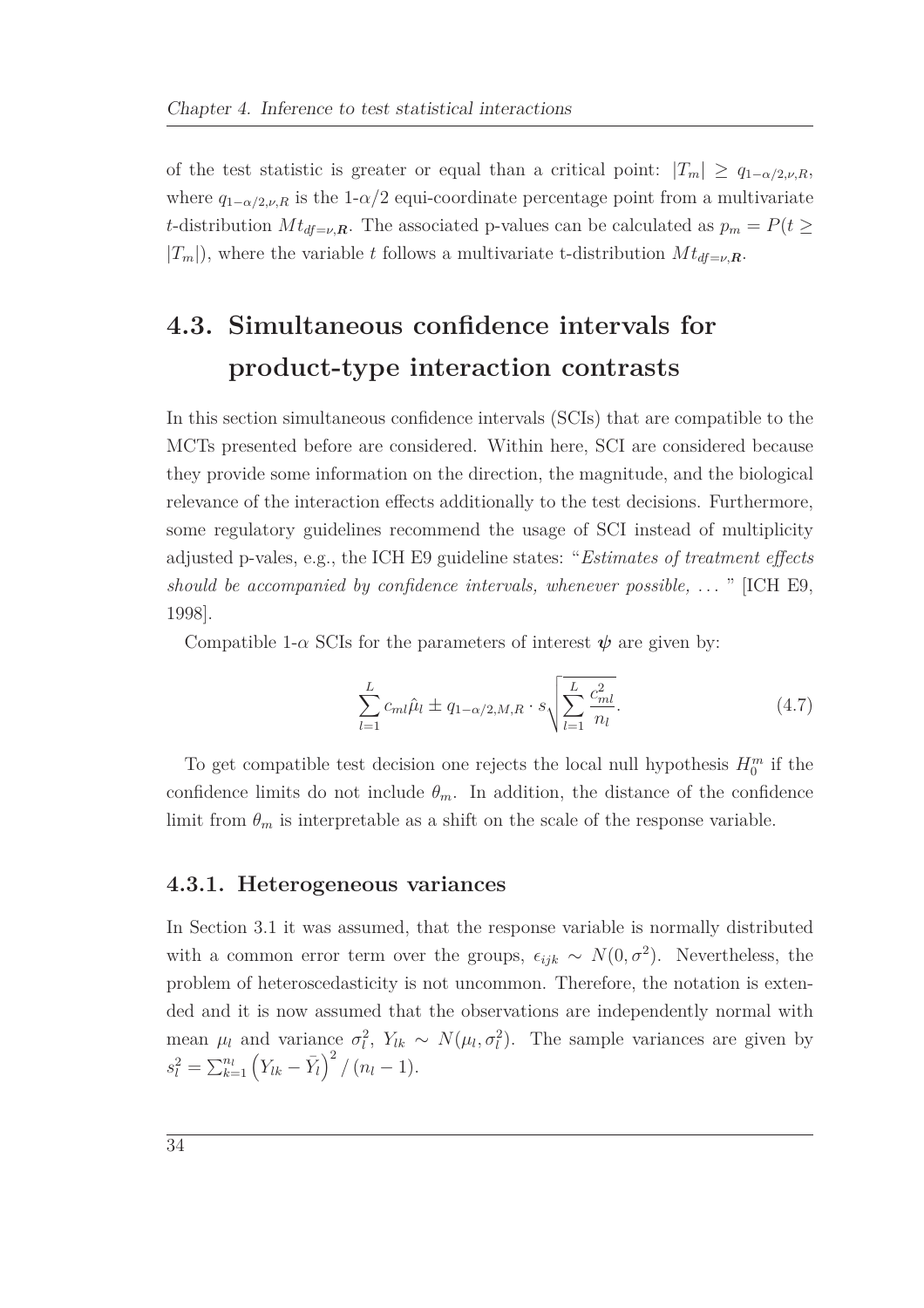of the test statistic is greater or equal than a critical point: $|T_m| \geq q_{1-\alpha/2,\nu,R}$, where $q_{1-\alpha/2,\nu,R}$ is the 1-$\alpha/2$ equi-coordinate percentage point from a multivariate $t$-distribution $Mt_{df=\nu,\boldsymbol{R}}$. The associated p-values can be calculated as $p_m = P(t \geq |T_m|)$, where the variable $t$ follows a multivariate t-distribution $Mt_{df=\nu,\boldsymbol{R}}$.

## 4.3. Simultaneous confidence intervals for product-type interaction contrasts

In this section simultaneous confidence intervals (SCIs) that are compatible to the MCTs presented before are considered. Within here, SCI are considered because they provide some information on the direction, the magnitude, and the biological relevance of the interaction effects additionally to the test decisions. Furthermore, some regulatory guidelines recommend the usage of SCI instead of multiplicity adjusted p-vales, e.g., the ICH E9 guideline states: "*Estimates of treatment effects should be accompanied by confidence intervals, whenever possible, ...* " [ICH E9, 1998].

Compatible 1-$\alpha$ SCIs for the parameters of interest $\boldsymbol{\psi}$ are given by:

$$\sum_{l=1}^{L} c_{ml}\hat{\mu}_l \pm q_{1-\alpha/2,M,R} \cdot s\sqrt{\sum_{l=1}^{L} \frac{c_{ml}^2}{n_l}}. \tag{4.7}$$

To get compatible test decision one rejects the local null hypothesis $H_0^m$ if the confidence limits do not include $\theta_m$. In addition, the distance of the confidence limit from $\theta_m$ is interpretable as a shift on the scale of the response variable.

### 4.3.1. Heterogeneous variances

In Section 3.1 it was assumed, that the response variable is normally distributed with a common error term over the groups, $\epsilon_{ijk} \sim N(0, \sigma^2)$. Nevertheless, the problem of heteroscedasticity is not uncommon. Therefore, the notation is extended and it is now assumed that the observations are independently normal with mean $\mu_l$ and variance $\sigma_l^2$, $Y_{lk} \sim N(\mu_l, \sigma_l^2)$. The sample variances are given by $s_l^2 = \sum_{k=1}^{n_l} \left(Y_{lk} - \bar{Y}_l\right)^2 / (n_l - 1)$.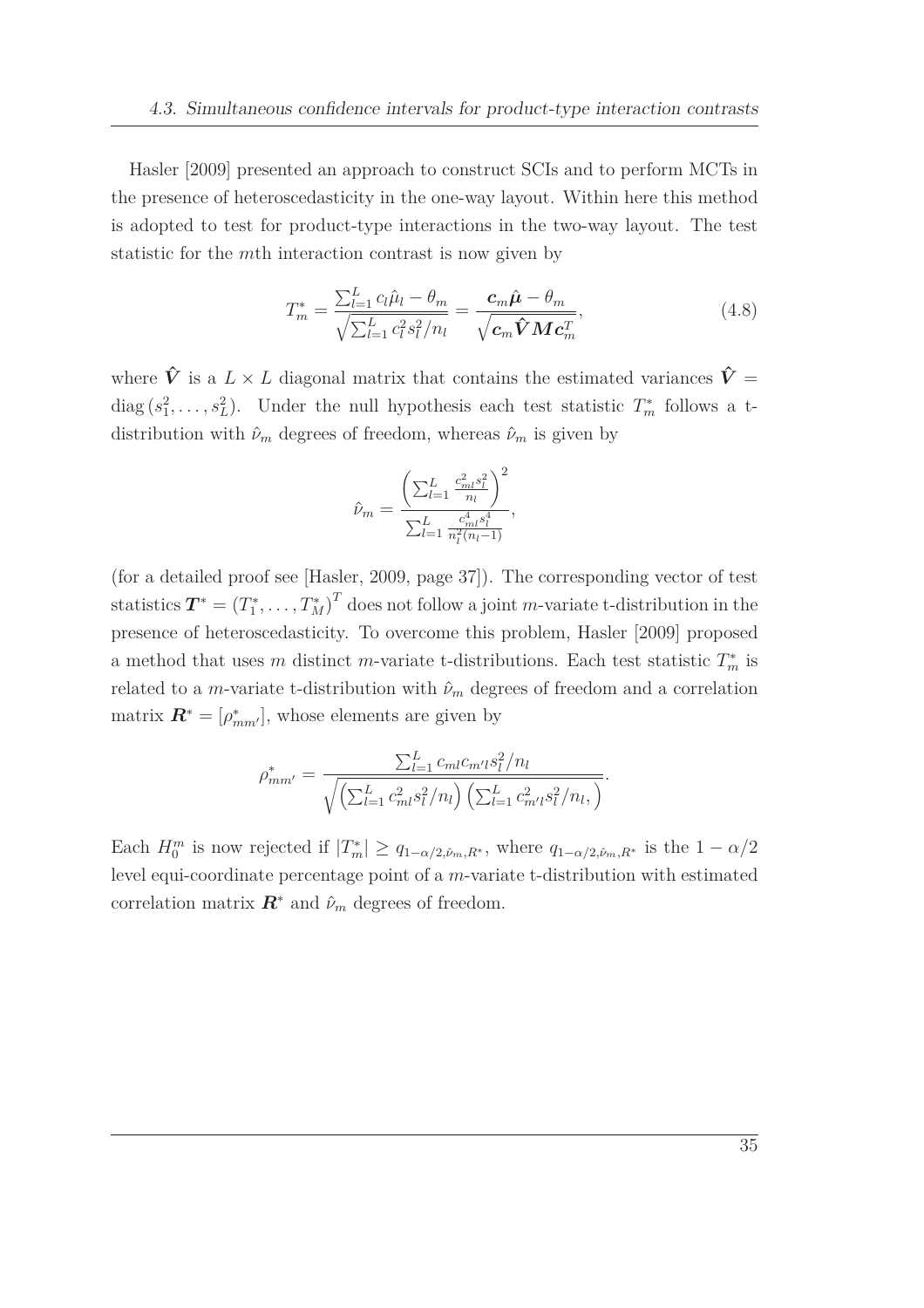Hasler [2009] presented an approach to construct SCIs and to perform MCTs in the presence of heteroscedasticity in the one-way layout. Within here this method is adopted to test for product-type interactions in the two-way layout. The test statistic for the $m$th interaction contrast is now given by

$$T_m^* = \frac{\sum_{l=1}^{L} c_l \hat{\mu}_l - \theta_m}{\sqrt{\sum_{l=1}^{L} c_l^2 s_l^2 / n_l}} = \frac{\boldsymbol{c}_m \hat{\boldsymbol{\mu}} - \theta_m}{\sqrt{\boldsymbol{c}_m \hat{\boldsymbol{V}} \boldsymbol{M} \boldsymbol{c}_m^T}}, \tag{4.8}$$

where $\hat{\boldsymbol{V}}$ is a $L \times L$ diagonal matrix that contains the estimated variances $\hat{\boldsymbol{V}} = \operatorname{diag}(s_1^2, \ldots, s_L^2)$. Under the null hypothesis each test statistic $T_m^*$ follows a t-distribution with $\hat{\nu}_m$ degrees of freedom, whereas $\hat{\nu}_m$ is given by

$$\hat{\nu}_m = \frac{\left( \sum_{l=1}^{L} \frac{c_{ml}^2 s_l^2}{n_l} \right)^2}{\sum_{l=1}^{L} \frac{c_{ml}^4 s_l^4}{n_l^2 (n_l - 1)}},$$

(for a detailed proof see [Hasler, 2009, page 37]). The corresponding vector of test statistics $\boldsymbol{T}^* = (T_1^*, \ldots, T_M^*)^T$ does not follow a joint $m$-variate t-distribution in the presence of heteroscedasticity. To overcome this problem, Hasler [2009] proposed a method that uses $m$ distinct $m$-variate t-distributions. Each test statistic $T_m^*$ is related to a $m$-variate t-distribution with $\hat{\nu}_m$ degrees of freedom and a correlation matrix $\boldsymbol{R}^* = [\rho_{mm'}^*]$, whose elements are given by

$$\rho_{mm'}^* = \frac{\sum_{l=1}^{L} c_{ml} c_{m'l} s_l^2 / n_l}{\sqrt{\left( \sum_{l=1}^{L} c_{ml}^2 s_l^2 / n_l \right) \left( \sum_{l=1}^{L} c_{m'l}^2 s_l^2 / n_l, \right)}}.$$

Each $H_0^m$ is now rejected if $|T_m^*| \geq q_{1-\alpha/2, \hat{\nu}_m, R^*}$, where $q_{1-\alpha/2, \hat{\nu}_m, R^*}$ is the $1 - \alpha/2$ level equi-coordinate percentage point of a $m$-variate t-distribution with estimated correlation matrix $\boldsymbol{R}^*$ and $\hat{\nu}_m$ degrees of freedom.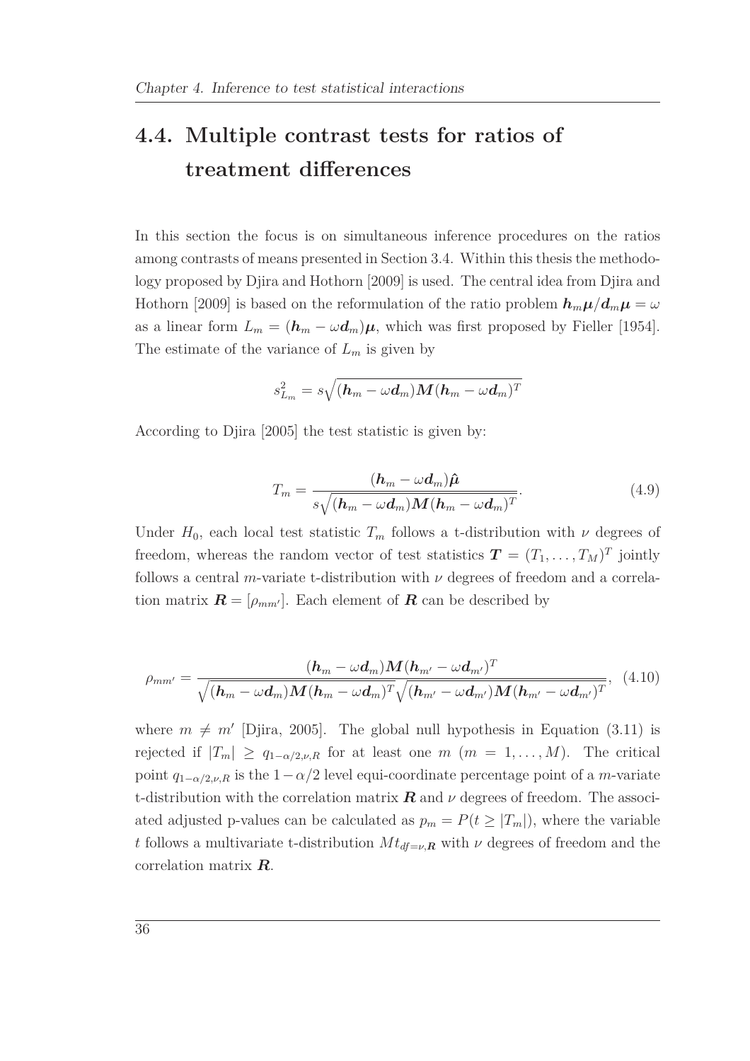## 4.4. Multiple contrast tests for ratios of treatment differences

In this section the focus is on simultaneous inference procedures on the ratios among contrasts of means presented in Section 3.4. Within this thesis the methodology proposed by Djira and Hothorn [2009] is used. The central idea from Djira and Hothorn [2009] is based on the reformulation of the ratio problem $\boldsymbol{h}_m\boldsymbol{\mu}/\boldsymbol{d}_m\boldsymbol{\mu} = \omega$ as a linear form $L_m = (\boldsymbol{h}_m - \omega\boldsymbol{d}_m)\boldsymbol{\mu}$, which was first proposed by Fieller [1954]. The estimate of the variance of $L_m$ is given by

$$s_{L_m}^2 = s\sqrt{(\boldsymbol{h}_m - \omega\boldsymbol{d}_m)\boldsymbol{M}(\boldsymbol{h}_m - \omega\boldsymbol{d}_m)^T}$$

According to Djira [2005] the test statistic is given by:

$$T_m = \frac{(\boldsymbol{h}_m - \omega\boldsymbol{d}_m)\hat{\boldsymbol{\mu}}}{s\sqrt{(\boldsymbol{h}_m - \omega\boldsymbol{d}_m)\boldsymbol{M}(\boldsymbol{h}_m - \omega\boldsymbol{d}_m)^T}}. \tag{4.9}$$

Under $H_0$, each local test statistic $T_m$ follows a t-distribution with $\nu$ degrees of freedom, whereas the random vector of test statistics $\boldsymbol{T} = (T_1, \ldots, T_M)^T$ jointly follows a central $m$-variate t-distribution with $\nu$ degrees of freedom and a correlation matrix $\boldsymbol{R} = [\rho_{mm'}]$. Each element of $\boldsymbol{R}$ can be described by

$$\rho_{mm'} = \frac{(\boldsymbol{h}_m - \omega\boldsymbol{d}_m)\boldsymbol{M}(\boldsymbol{h}_{m'} - \omega\boldsymbol{d}_{m'})^T}{\sqrt{(\boldsymbol{h}_m - \omega\boldsymbol{d}_m)\boldsymbol{M}(\boldsymbol{h}_m - \omega\boldsymbol{d}_m)^T}\sqrt{(\boldsymbol{h}_{m'} - \omega\boldsymbol{d}_{m'})\boldsymbol{M}(\boldsymbol{h}_{m'} - \omega\boldsymbol{d}_{m'})^T}}, \tag{4.10}$$

where $m \neq m'$ [Djira, 2005]. The global null hypothesis in Equation (3.11) is rejected if $|T_m| \geq q_{1-\alpha/2,\nu,R}$ for at least one $m$ ($m = 1, \ldots, M$). The critical point $q_{1-\alpha/2,\nu,R}$ is the $1-\alpha/2$ level equi-coordinate percentage point of a $m$-variate t-distribution with the correlation matrix $\boldsymbol{R}$ and $\nu$ degrees of freedom. The associated adjusted p-values can be calculated as $p_m = P(t \geq |T_m|)$, where the variable $t$ follows a multivariate t-distribution $Mt_{df=\nu,\boldsymbol{R}}$ with $\nu$ degrees of freedom and the correlation matrix $\boldsymbol{R}$.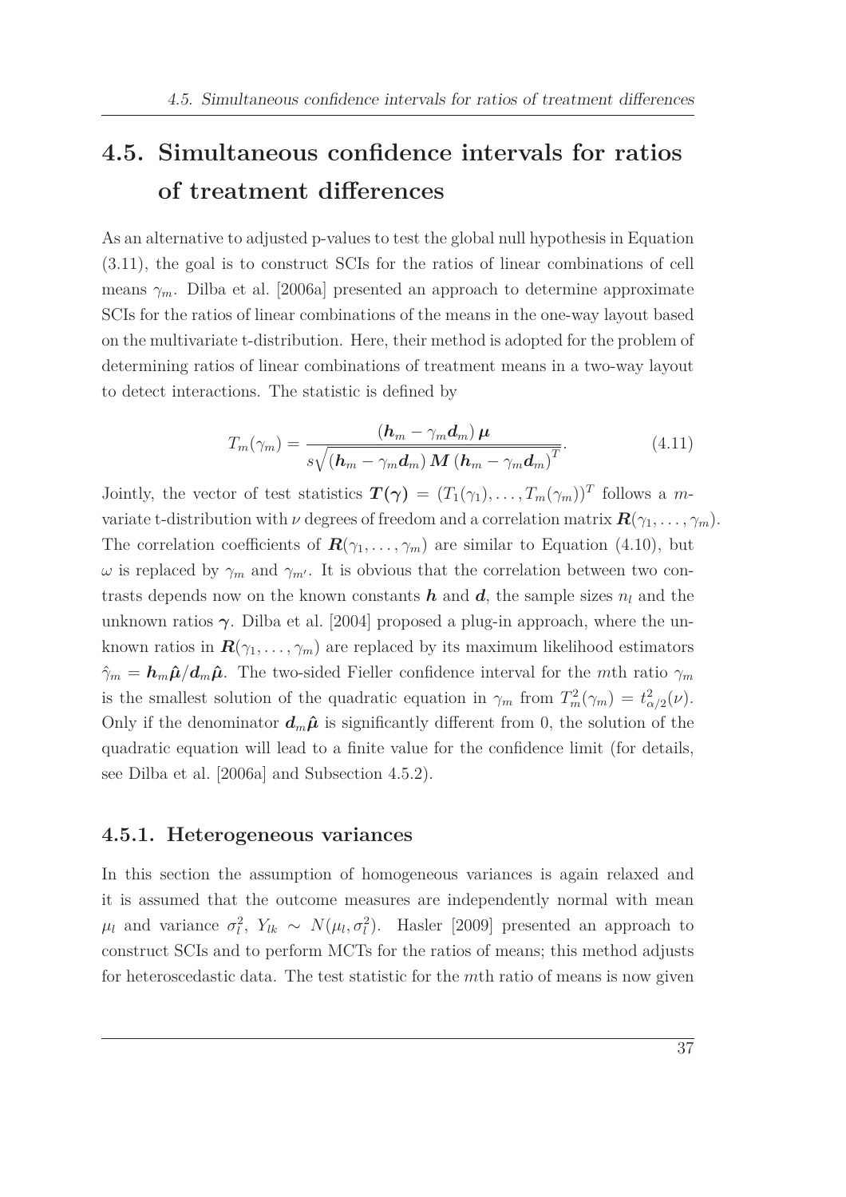## 4.5. Simultaneous confidence intervals for ratios of treatment differences

As an alternative to adjusted p-values to test the global null hypothesis in Equation (3.11), the goal is to construct SCIs for the ratios of linear combinations of cell means $\gamma_m$. Dilba et al. [2006a] presented an approach to determine approximate SCIs for the ratios of linear combinations of the means in the one-way layout based on the multivariate t-distribution. Here, their method is adopted for the problem of determining ratios of linear combinations of treatment means in a two-way layout to detect interactions. The statistic is defined by

$$T_m(\gamma_m) = \frac{(\boldsymbol{h}_m - \gamma_m \boldsymbol{d}_m)\,\boldsymbol{\mu}}{s\sqrt{(\boldsymbol{h}_m - \gamma_m \boldsymbol{d}_m)\,\boldsymbol{M}\,(\boldsymbol{h}_m - \gamma_m \boldsymbol{d}_m)^T}}. \tag{4.11}$$

Jointly, the vector of test statistics $\boldsymbol{T(\gamma)} = (T_1(\gamma_1), \ldots, T_m(\gamma_m))^T$ follows a $m$-variate t-distribution with $\nu$ degrees of freedom and a correlation matrix $\boldsymbol{R}(\gamma_1, \ldots, \gamma_m)$. The correlation coefficients of $\boldsymbol{R}(\gamma_1, \ldots, \gamma_m)$ are similar to Equation (4.10), but $\omega$ is replaced by $\gamma_m$ and $\gamma_{m'}$. It is obvious that the correlation between two contrasts depends now on the known constants $\boldsymbol{h}$ and $\boldsymbol{d}$, the sample sizes $n_l$ and the unknown ratios $\boldsymbol{\gamma}$. Dilba et al. [2004] proposed a plug-in approach, where the unknown ratios in $\boldsymbol{R}(\gamma_1, \ldots, \gamma_m)$ are replaced by its maximum likelihood estimators $\hat{\gamma}_m = \boldsymbol{h}_m\hat{\boldsymbol{\mu}}/\boldsymbol{d}_m\hat{\boldsymbol{\mu}}$. The two-sided Fieller confidence interval for the $m$th ratio $\gamma_m$ is the smallest solution of the quadratic equation in $\gamma_m$ from $T_m^2(\gamma_m) = t^2_{\alpha/2}(\nu)$. Only if the denominator $\boldsymbol{d}_m\hat{\boldsymbol{\mu}}$ is significantly different from 0, the solution of the quadratic equation will lead to a finite value for the confidence limit (for details, see Dilba et al. [2006a] and Subsection 4.5.2).

### 4.5.1. Heterogeneous variances

In this section the assumption of homogeneous variances is again relaxed and it is assumed that the outcome measures are independently normal with mean $\mu_l$ and variance $\sigma_l^2$, $Y_{lk} \sim N(\mu_l, \sigma_l^2)$. Hasler [2009] presented an approach to construct SCIs and to perform MCTs for the ratios of means; this method adjusts for heteroscedastic data. The test statistic for the $m$th ratio of means is now given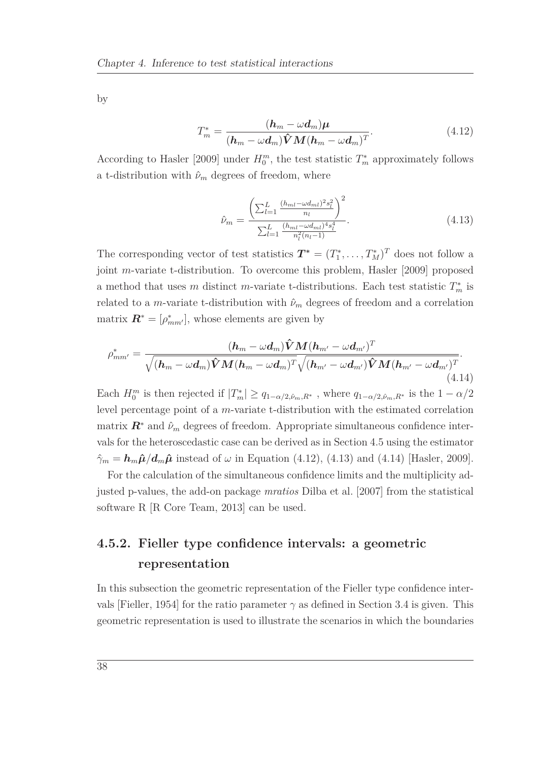by

$$T_m^* = \frac{(\boldsymbol{h}_m - \omega \boldsymbol{d}_m)\boldsymbol{\mu}}{(\boldsymbol{h}_m - \omega \boldsymbol{d}_m)\hat{\boldsymbol{V}}\boldsymbol{M}(\boldsymbol{h}_m - \omega \boldsymbol{d}_m)^T}. \tag{4.12}$$

According to Hasler [2009] under $H_0^m$, the test statistic $T_m^*$ approximately follows a t-distribution with $\hat{\nu}_m$ degrees of freedom, where

$$\hat{\nu}_m = \frac{\left(\sum_{l=1}^{L} \frac{(h_{ml} - \omega d_{ml})^2 s_l^2}{n_l}\right)^2}{\sum_{l=1}^{L} \frac{(h_{ml} - \omega d_{ml})^4 s_l^4}{n_l^2 (n_l - 1)}}. \tag{4.13}$$

The corresponding vector of test statistics $\boldsymbol{T}^* = (T_1^*, \ldots, T_M^*)^T$ does not follow a joint $m$-variate t-distribution. To overcome this problem, Hasler [2009] proposed a method that uses $m$ distinct $m$-variate t-distributions. Each test statistic $T_m^*$ is related to a $m$-variate t-distribution with $\hat{\nu}_m$ degrees of freedom and a correlation matrix $\boldsymbol{R}^* = [\rho_{mm'}^*]$, whose elements are given by

$$\rho_{mm'}^* = \frac{(\boldsymbol{h}_m - \omega \boldsymbol{d}_m)\hat{\boldsymbol{V}}\boldsymbol{M}(\boldsymbol{h}_{m'} - \omega \boldsymbol{d}_{m'})^T}{\sqrt{(\boldsymbol{h}_m - \omega \boldsymbol{d}_m)\hat{\boldsymbol{V}}\boldsymbol{M}(\boldsymbol{h}_m - \omega \boldsymbol{d}_m)^T}\sqrt{(\boldsymbol{h}_{m'} - \omega \boldsymbol{d}_{m'})\hat{\boldsymbol{V}}\boldsymbol{M}(\boldsymbol{h}_{m'} - \omega \boldsymbol{d}_{m'})^T}}. \tag{4.14}$$

Each $H_0^m$ is then rejected if $|T_m^*| \geq q_{1-\alpha/2,\hat{\nu}_m,R^*}$ , where $q_{1-\alpha/2,\hat{\nu}_m,R^*}$ is the $1-\alpha/2$ level percentage point of a $m$-variate t-distribution with the estimated correlation matrix $\boldsymbol{R}^*$ and $\hat{\nu}_m$ degrees of freedom. Appropriate simultaneous confidence intervals for the heteroscedastic case can be derived as in Section 4.5 using the estimator $\hat{\gamma}_m = \boldsymbol{h}_m \hat{\boldsymbol{\mu}} / \boldsymbol{d}_m \hat{\boldsymbol{\mu}}$ instead of $\omega$ in Equation (4.12), (4.13) and (4.14) [Hasler, 2009].

For the calculation of the simultaneous confidence limits and the multiplicity adjusted p-values, the add-on package *mratios* Dilba et al. [2007] from the statistical software R [R Core Team, 2013] can be used.

### 4.5.2. Fieller type confidence intervals: a geometric representation

In this subsection the geometric representation of the Fieller type confidence intervals [Fieller, 1954] for the ratio parameter $\gamma$ as defined in Section 3.4 is given. This geometric representation is used to illustrate the scenarios in which the boundaries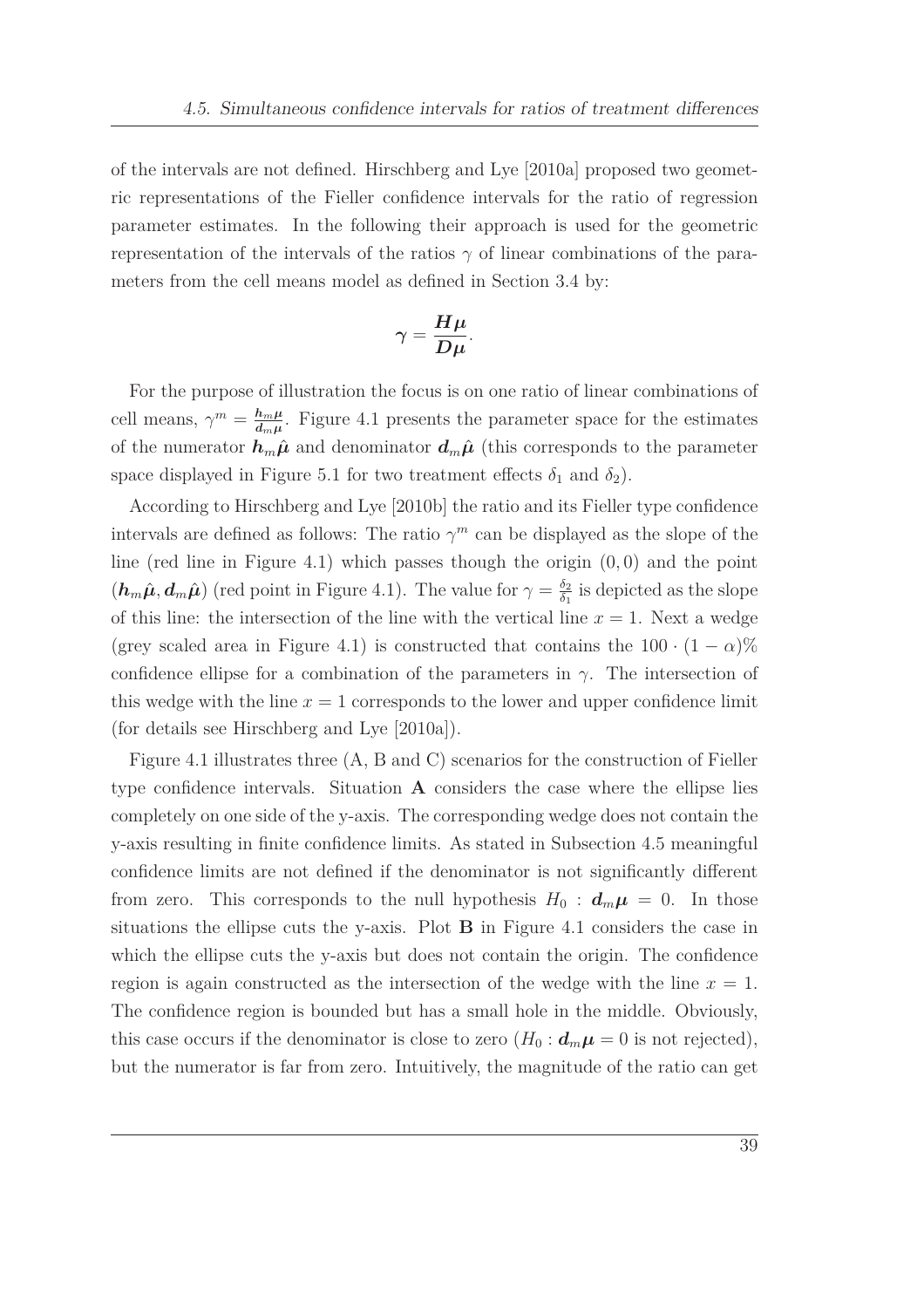of the intervals are not defined. Hirschberg and Lye [2010a] proposed two geometric representations of the Fieller confidence intervals for the ratio of regression parameter estimates. In the following their approach is used for the geometric representation of the intervals of the ratios $\gamma$ of linear combinations of the parameters from the cell means model as defined in Section 3.4 by:

$$\boldsymbol{\gamma} = \frac{\boldsymbol{H}\boldsymbol{\mu}}{\boldsymbol{D}\boldsymbol{\mu}}.$$

For the purpose of illustration the focus is on one ratio of linear combinations of cell means, $\gamma^m = \frac{\boldsymbol{h}_m\boldsymbol{\mu}}{\boldsymbol{d}_m\boldsymbol{\mu}}$. Figure 4.1 presents the parameter space for the estimates of the numerator $\boldsymbol{h}_m\hat{\boldsymbol{\mu}}$ and denominator $\boldsymbol{d}_m\hat{\boldsymbol{\mu}}$ (this corresponds to the parameter space displayed in Figure 5.1 for two treatment effects $\delta_1$ and $\delta_2$).

According to Hirschberg and Lye [2010b] the ratio and its Fieller type confidence intervals are defined as follows: The ratio $\gamma^m$ can be displayed as the slope of the line (red line in Figure 4.1) which passes though the origin $(0,0)$ and the point $(\boldsymbol{h}_m\hat{\boldsymbol{\mu}}, \boldsymbol{d}_m\hat{\boldsymbol{\mu}})$ (red point in Figure 4.1). The value for $\gamma = \frac{\delta_2}{\delta_1}$ is depicted as the slope of this line: the intersection of the line with the vertical line $x = 1$. Next a wedge (grey scaled area in Figure 4.1) is constructed that contains the $100 \cdot (1-\alpha)\%$ confidence ellipse for a combination of the parameters in $\gamma$. The intersection of this wedge with the line $x = 1$ corresponds to the lower and upper confidence limit (for details see Hirschberg and Lye [2010a]).

Figure 4.1 illustrates three (A, B and C) scenarios for the construction of Fieller type confidence intervals. Situation **A** considers the case where the ellipse lies completely on one side of the y-axis. The corresponding wedge does not contain the y-axis resulting in finite confidence limits. As stated in Subsection 4.5 meaningful confidence limits are not defined if the denominator is not significantly different from zero. This corresponds to the null hypothesis $H_0 : \boldsymbol{d}_m\boldsymbol{\mu} = 0$. In those situations the ellipse cuts the y-axis. Plot **B** in Figure 4.1 considers the case in which the ellipse cuts the y-axis but does not contain the origin. The confidence region is again constructed as the intersection of the wedge with the line $x = 1$. The confidence region is bounded but has a small hole in the middle. Obviously, this case occurs if the denominator is close to zero ($H_0 : \boldsymbol{d}_m\boldsymbol{\mu} = 0$ is not rejected), but the numerator is far from zero. Intuitively, the magnitude of the ratio can get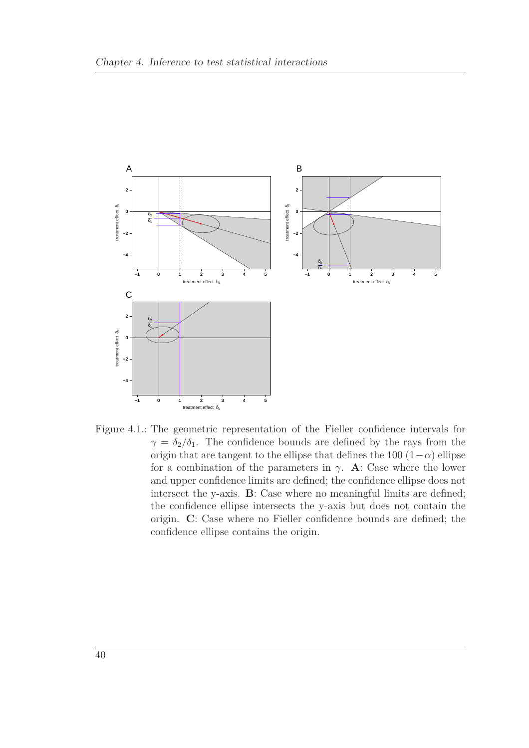Figure 4.1.: The geometric representation of the Fieller confidence intervals for $\gamma = \delta_2/\delta_1$. The confidence bounds are defined by the rays from the origin that are tangent to the ellipse that defines the $100\,(1-\alpha)$ ellipse for a combination of the parameters in $\gamma$. **A**: Case where the lower and upper confidence limits are defined; the confidence ellipse does not intersect the y-axis. **B**: Case where no meaningful limits are defined; the confidence ellipse intersects the y-axis but does not contain the origin. **C**: Case where no Fieller confidence bounds are defined; the confidence ellipse contains the origin.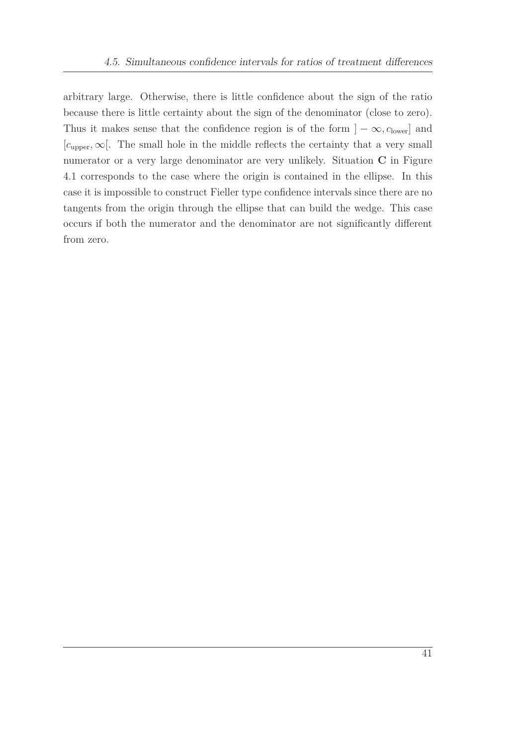arbitrary large. Otherwise, there is little confidence about the sign of the ratio because there is little certainty about the sign of the denominator (close to zero). Thus it makes sense that the confidence region is of the form $]-\infty, c_{\text{lower}}]$ and $[c_{\text{upper}}, \infty[$. The small hole in the middle reflects the certainty that a very small numerator or a very large denominator are very unlikely. Situation **C** in Figure 4.1 corresponds to the case where the origin is contained in the ellipse. In this case it is impossible to construct Fieller type confidence intervals since there are no tangents from the origin through the ellipse that can build the wedge. This case occurs if both the numerator and the denominator are not significantly different from zero.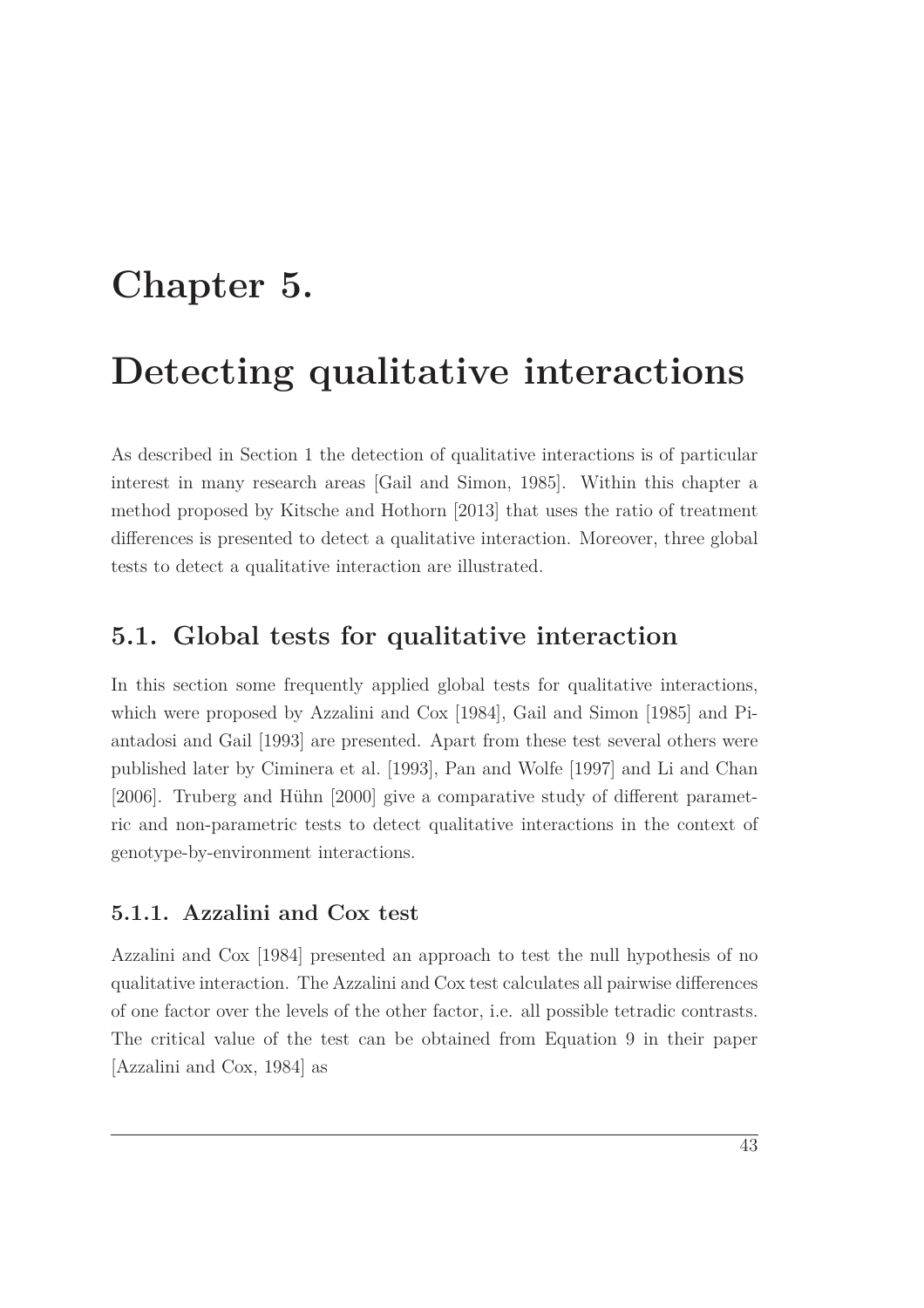# Chapter 5.

# Detecting qualitative interactions

As described in Section 1 the detection of qualitative interactions is of particular interest in many research areas [Gail and Simon, 1985]. Within this chapter a method proposed by Kitsche and Hothorn [2013] that uses the ratio of treatment differences is presented to detect a qualitative interaction. Moreover, three global tests to detect a qualitative interaction are illustrated.

## 5.1. Global tests for qualitative interaction

In this section some frequently applied global tests for qualitative interactions, which were proposed by Azzalini and Cox [1984], Gail and Simon [1985] and Piantadosi and Gail [1993] are presented. Apart from these test several others were published later by Ciminera et al. [1993], Pan and Wolfe [1997] and Li and Chan [2006]. Truberg and Hühn [2000] give a comparative study of different parametric and non-parametric tests to detect qualitative interactions in the context of genotype-by-environment interactions.

### 5.1.1. Azzalini and Cox test

Azzalini and Cox [1984] presented an approach to test the null hypothesis of no qualitative interaction. The Azzalini and Cox test calculates all pairwise differences of one factor over the levels of the other factor, i.e. all possible tetradic contrasts. The critical value of the test can be obtained from Equation 9 in their paper [Azzalini and Cox, 1984] as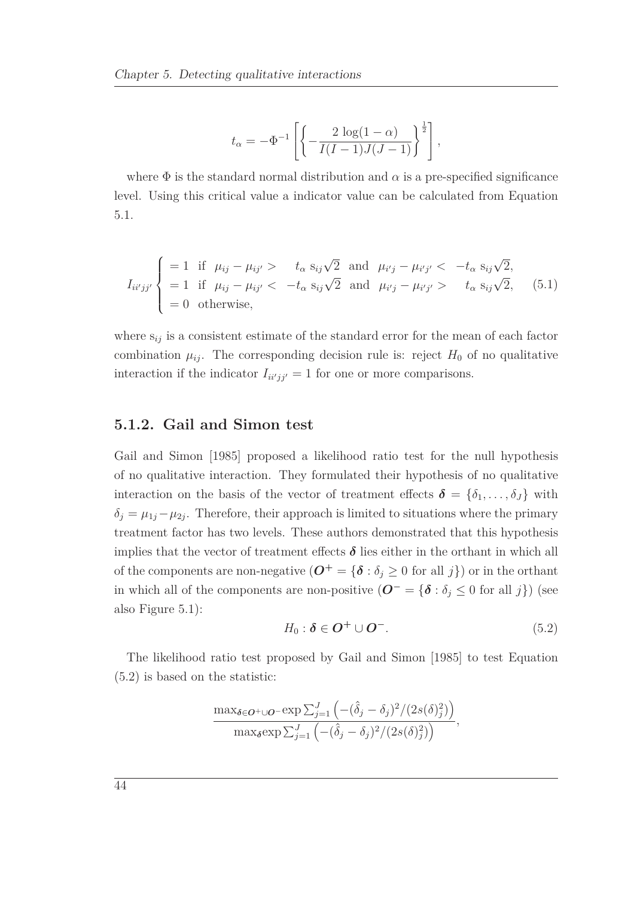$$t_\alpha = -\Phi^{-1}\left[\left\{-\frac{2\,\log(1-\alpha)}{I(I-1)J(J-1)}\right\}^{\frac{1}{2}}\right],$$

where $\Phi$ is the standard normal distribution and $\alpha$ is a pre-specified significance level. Using this critical value a indicator value can be calculated from Equation 5.1.

$$I_{ii'jj'}\begin{cases} = 1 \;\text{ if }\; \mu_{ij}-\mu_{ij'} > \quad t_\alpha\, \text{s}_{ij}\sqrt{2} \;\text{ and }\; \mu_{i'j}-\mu_{i'j'} < \;-t_\alpha\, \text{s}_{ij}\sqrt{2}, \\ = 1 \;\text{ if }\; \mu_{ij}-\mu_{ij'} < \;-t_\alpha\, \text{s}_{ij}\sqrt{2} \;\text{ and }\; \mu_{i'j}-\mu_{i'j'} > \quad t_\alpha\, \text{s}_{ij}\sqrt{2}, \\ = 0 \;\text{ otherwise,} \end{cases} \tag{5.1}$$

where $\text{s}_{ij}$ is a consistent estimate of the standard error for the mean of each factor combination $\mu_{ij}$. The corresponding decision rule is: reject $H_0$ of no qualitative interaction if the indicator $I_{ii'jj'} = 1$ for one or more comparisons.

### 5.1.2. Gail and Simon test

Gail and Simon [1985] proposed a likelihood ratio test for the null hypothesis of no qualitative interaction. They formulated their hypothesis of no qualitative interaction on the basis of the vector of treatment effects $\boldsymbol{\delta} = \{\delta_1, \ldots, \delta_J\}$ with $\delta_j = \mu_{1j} - \mu_{2j}$. Therefore, their approach is limited to situations where the primary treatment factor has two levels. These authors demonstrated that this hypothesis implies that the vector of treatment effects $\boldsymbol{\delta}$ lies either in the orthant in which all of the components are non-negative ($\boldsymbol{O}^+ = \{\boldsymbol{\delta} : \delta_j \geq 0 \text{ for all } j\}$) or in the orthant in which all of the components are non-positive ($\boldsymbol{O}^- = \{\boldsymbol{\delta} : \delta_j \leq 0 \text{ for all } j\}$) (see also Figure 5.1):

$$H_0 : \boldsymbol{\delta} \in \boldsymbol{O}^+ \cup \boldsymbol{O}^-. \tag{5.2}$$

The likelihood ratio test proposed by Gail and Simon [1985] to test Equation (5.2) is based on the statistic:

$$\frac{\max_{\boldsymbol{\delta}\in\boldsymbol{O}^+\cup\boldsymbol{O}^-} \exp\sum_{j=1}^{J}\left(-(\hat{\delta}_j-\delta_j)^2/(2s(\delta)_j^2)\right)}{\max_{\boldsymbol{\delta}} \exp\sum_{j=1}^{J}\left(-(\hat{\delta}_j-\delta_j)^2/(2s(\delta)_j^2)\right)},$$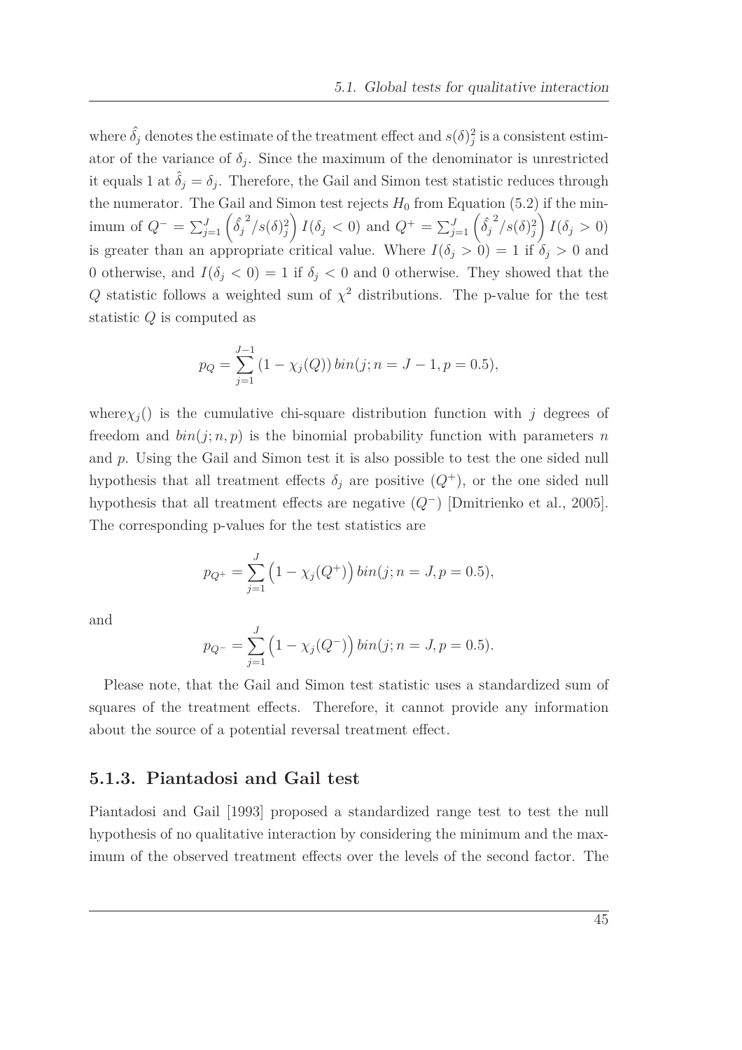where $\hat{\delta}_j$ denotes the estimate of the treatment effect and $s(\delta)_j^2$ is a consistent estimator of the variance of $\delta_j$. Since the maximum of the denominator is unrestricted it equals 1 at $\hat{\delta}_j = \delta_j$. Therefore, the Gail and Simon test statistic reduces through the numerator. The Gail and Simon test rejects $H_0$ from Equation (5.2) if the minimum of $Q^- = \sum_{j=1}^{J} \left( \hat{\delta}_j^{\,2} / s(\delta)_j^2 \right) I(\delta_j < 0)$ and $Q^+ = \sum_{j=1}^{J} \left( \hat{\delta}_j^{\,2} / s(\delta)_j^2 \right) I(\delta_j > 0)$ is greater than an appropriate critical value. Where $I(\delta_j > 0) = 1$ if $\delta_j > 0$ and 0 otherwise, and $I(\delta_j < 0) = 1$ if $\delta_j < 0$ and 0 otherwise. They showed that the $Q$ statistic follows a weighted sum of $\chi^2$ distributions. The p-value for the test statistic $Q$ is computed as

$$p_Q = \sum_{j=1}^{J-1} \left(1 - \chi_j(Q)\right) bin(j; n = J-1, p = 0.5),$$

where$\chi_j()$ is the cumulative chi-square distribution function with $j$ degrees of freedom and $bin(j; n, p)$ is the binomial probability function with parameters $n$ and $p$. Using the Gail and Simon test it is also possible to test the one sided null hypothesis that all treatment effects $\delta_j$ are positive ($Q^+$), or the one sided null hypothesis that all treatment effects are negative ($Q^-$) [Dmitrienko et al., 2005]. The corresponding p-values for the test statistics are

$$p_{Q^+} = \sum_{j=1}^{J} \left(1 - \chi_j(Q^+)\right) bin(j; n = J, p = 0.5),$$

and

$$p_{Q^-} = \sum_{j=1}^{J} \left(1 - \chi_j(Q^-)\right) bin(j; n = J, p = 0.5).$$

Please note, that the Gail and Simon test statistic uses a standardized sum of squares of the treatment effects. Therefore, it cannot provide any information about the source of a potential reversal treatment effect.

### 5.1.3. Piantadosi and Gail test

Piantadosi and Gail [1993] proposed a standardized range test to test the null hypothesis of no qualitative interaction by considering the minimum and the maximum of the observed treatment effects over the levels of the second factor. The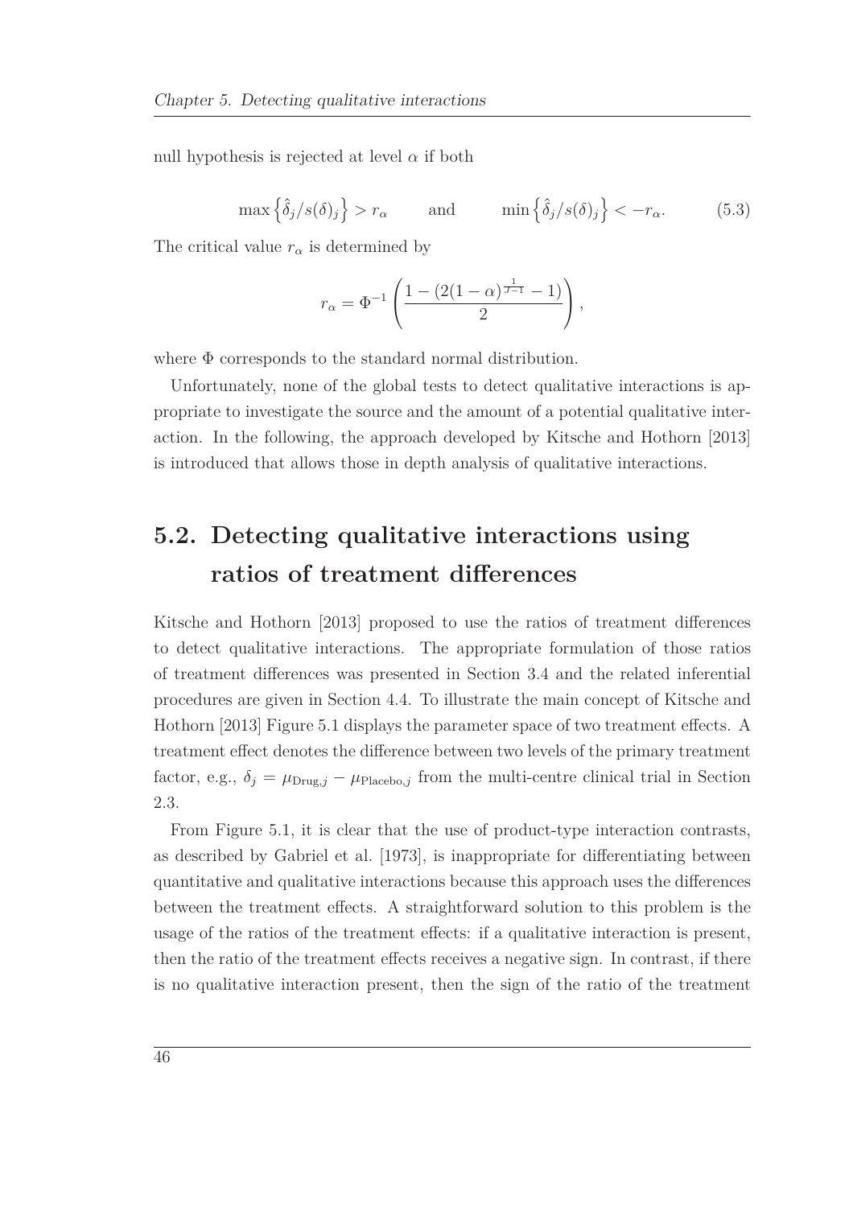null hypothesis is rejected at level $\alpha$ if both

$$\max\left\{\hat{\delta}_j/s(\delta)_j\right\} > r_\alpha \qquad \text{and} \qquad \min\left\{\hat{\delta}_j/s(\delta)_j\right\} < -r_\alpha. \tag{5.3}$$

The critical value $r_\alpha$ is determined by

$$r_\alpha = \Phi^{-1}\left(\frac{1-(2(1-\alpha)^{\frac{1}{J-1}}-1)}{2}\right),$$

where $\Phi$ corresponds to the standard normal distribution.

Unfortunately, none of the global tests to detect qualitative interactions is appropriate to investigate the source and the amount of a potential qualitative interaction. In the following, the approach developed by Kitsche and Hothorn [2013] is introduced that allows those in depth analysis of qualitative interactions.

## 5.2. Detecting qualitative interactions using ratios of treatment differences

Kitsche and Hothorn [2013] proposed to use the ratios of treatment differences to detect qualitative interactions. The appropriate formulation of those ratios of treatment differences was presented in Section 3.4 and the related inferential procedures are given in Section 4.4. To illustrate the main concept of Kitsche and Hothorn [2013] Figure 5.1 displays the parameter space of two treatment effects. A treatment effect denotes the difference between two levels of the primary treatment factor, e.g., $\delta_j = \mu_{\text{Drug},j} - \mu_{\text{Placebo},j}$ from the multi-centre clinical trial in Section 2.3.

From Figure 5.1, it is clear that the use of product-type interaction contrasts, as described by Gabriel et al. [1973], is inappropriate for differentiating between quantitative and qualitative interactions because this approach uses the differences between the treatment effects. A straightforward solution to this problem is the usage of the ratios of the treatment effects: if a qualitative interaction is present, then the ratio of the treatment effects receives a negative sign. In contrast, if there is no qualitative interaction present, then the sign of the ratio of the treatment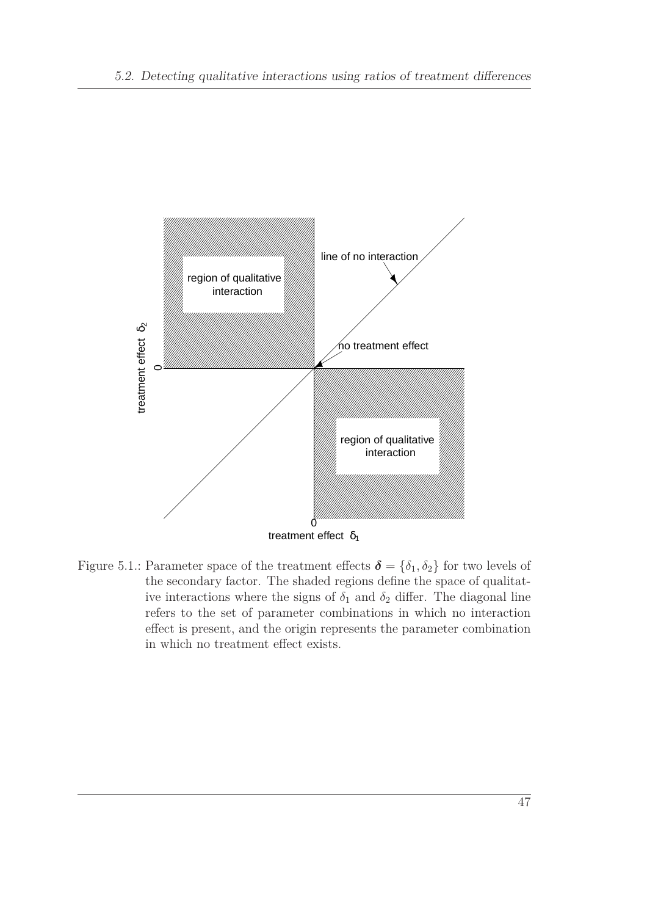Figure 5.1.: Parameter space of the treatment effects $\boldsymbol{\delta} = \{\delta_1, \delta_2\}$ for two levels of the secondary factor. The shaded regions define the space of qualitative interactions where the signs of $\delta_1$ and $\delta_2$ differ. The diagonal line refers to the set of parameter combinations in which no interaction effect is present, and the origin represents the parameter combination in which no treatment effect exists.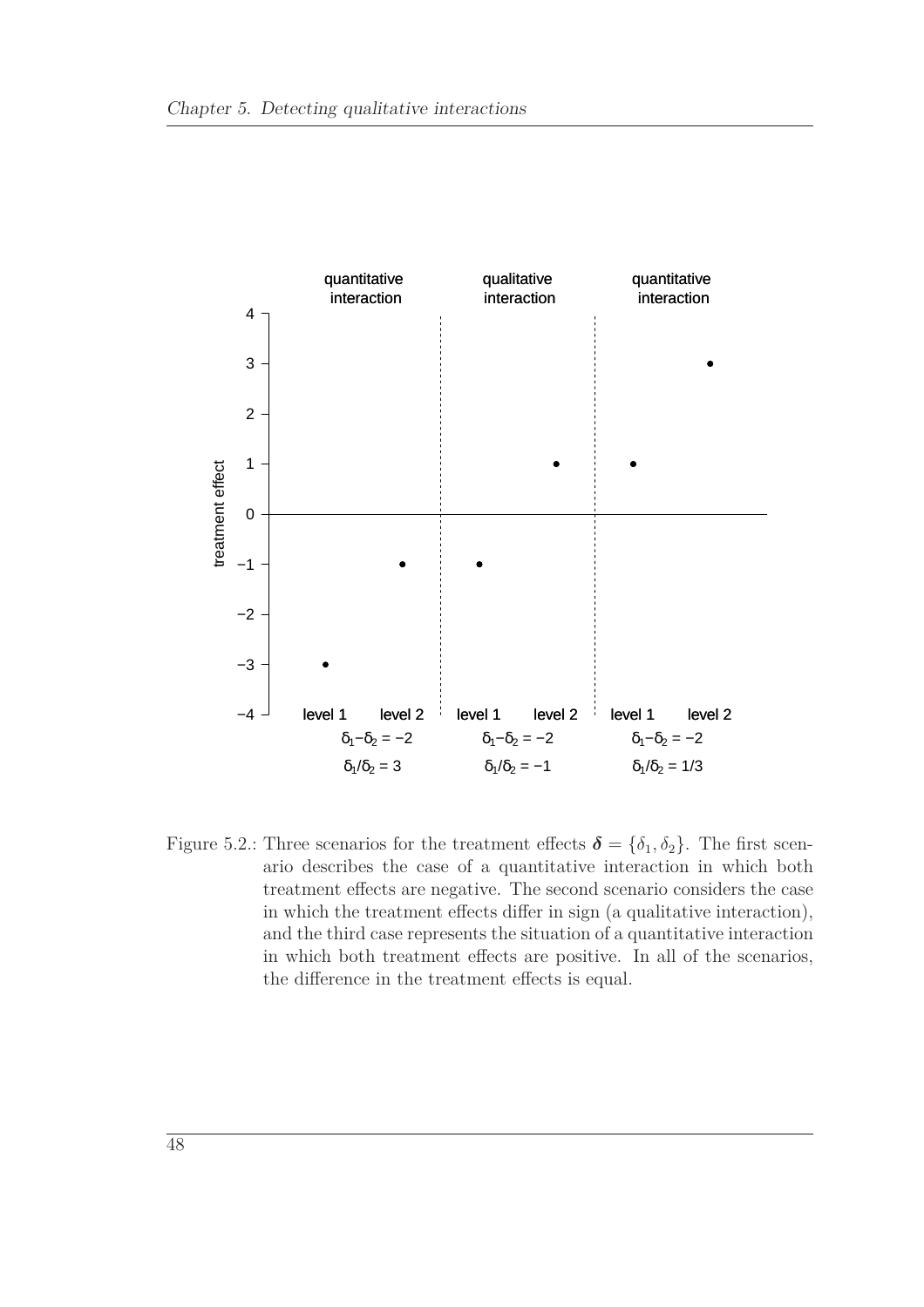Figure 5.2.: Three scenarios for the treatment effects $\boldsymbol{\delta} = \{\delta_1, \delta_2\}$. The first scenario describes the case of a quantitative interaction in which both treatment effects are negative. The second scenario considers the case in which the treatment effects differ in sign (a qualitative interaction), and the third case represents the situation of a quantitative interaction in which both treatment effects are positive. In all of the scenarios, the difference in the treatment effects is equal.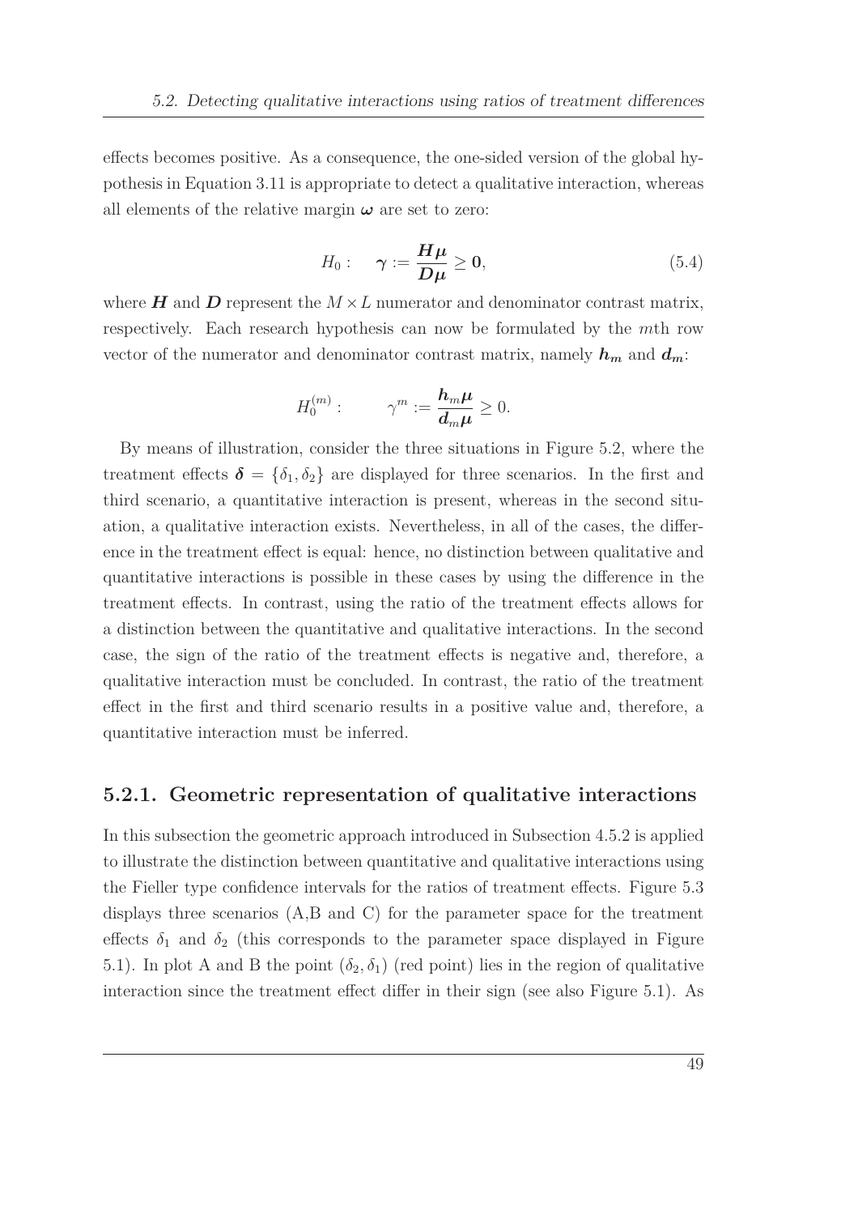effects becomes positive. As a consequence, the one-sided version of the global hypothesis in Equation 3.11 is appropriate to detect a qualitative interaction, whereas all elements of the relative margin $\boldsymbol{\omega}$ are set to zero:

$$H_0: \quad \boldsymbol{\gamma} := \frac{\boldsymbol{H}\boldsymbol{\mu}}{\boldsymbol{D}\boldsymbol{\mu}} \geq \mathbf{0}, \tag{5.4}$$

where $\boldsymbol{H}$ and $\boldsymbol{D}$ represent the $M \times L$ numerator and denominator contrast matrix, respectively. Each research hypothesis can now be formulated by the $m$th row vector of the numerator and denominator contrast matrix, namely $\boldsymbol{h_m}$ and $\boldsymbol{d_m}$:

$$H_0^{(m)}: \qquad \gamma^m := \frac{\boldsymbol{h}_m\boldsymbol{\mu}}{\boldsymbol{d}_m\boldsymbol{\mu}} \geq 0.$$

By means of illustration, consider the three situations in Figure 5.2, where the treatment effects $\boldsymbol{\delta} = \{\delta_1, \delta_2\}$ are displayed for three scenarios. In the first and third scenario, a quantitative interaction is present, whereas in the second situation, a qualitative interaction exists. Nevertheless, in all of the cases, the difference in the treatment effect is equal: hence, no distinction between qualitative and quantitative interactions is possible in these cases by using the difference in the treatment effects. In contrast, using the ratio of the treatment effects allows for a distinction between the quantitative and qualitative interactions. In the second case, the sign of the ratio of the treatment effects is negative and, therefore, a qualitative interaction must be concluded. In contrast, the ratio of the treatment effect in the first and third scenario results in a positive value and, therefore, a quantitative interaction must be inferred.

### 5.2.1. Geometric representation of qualitative interactions

In this subsection the geometric approach introduced in Subsection 4.5.2 is applied to illustrate the distinction between quantitative and qualitative interactions using the Fieller type confidence intervals for the ratios of treatment effects. Figure 5.3 displays three scenarios (A,B and C) for the parameter space for the treatment effects $\delta_1$ and $\delta_2$ (this corresponds to the parameter space displayed in Figure 5.1). In plot A and B the point $(\delta_2, \delta_1)$ (red point) lies in the region of qualitative interaction since the treatment effect differ in their sign (see also Figure 5.1). As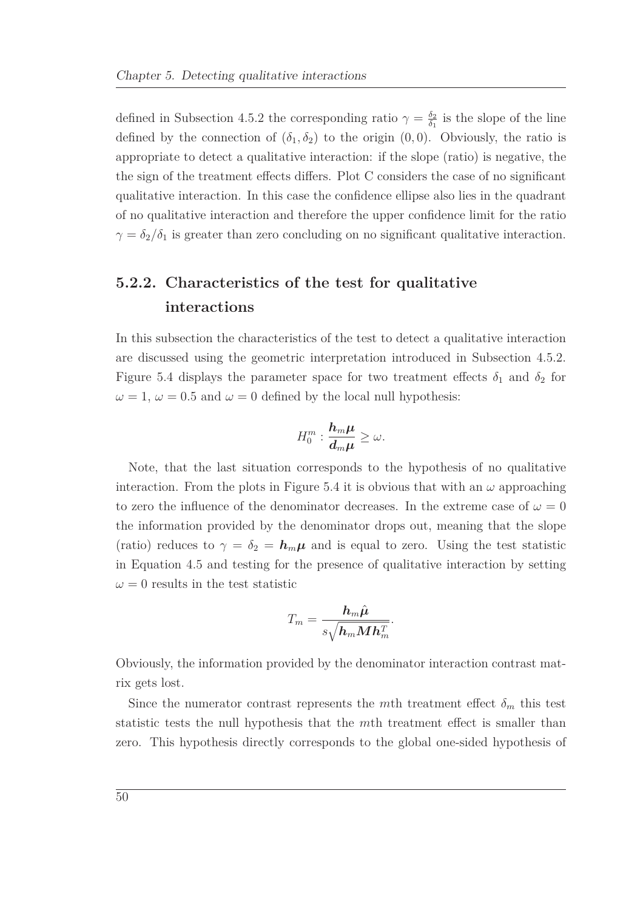defined in Subsection 4.5.2 the corresponding ratio $\gamma = \frac{\delta_2}{\delta_1}$ is the slope of the line defined by the connection of $(\delta_1, \delta_2)$ to the origin $(0, 0)$. Obviously, the ratio is appropriate to detect a qualitative interaction: if the slope (ratio) is negative, the the sign of the treatment effects differs. Plot C considers the case of no significant qualitative interaction. In this case the confidence ellipse also lies in the quadrant of no qualitative interaction and therefore the upper confidence limit for the ratio $\gamma = \delta_2/\delta_1$ is greater than zero concluding on no significant qualitative interaction.

### 5.2.2. Characteristics of the test for qualitative interactions

In this subsection the characteristics of the test to detect a qualitative interaction are discussed using the geometric interpretation introduced in Subsection 4.5.2. Figure 5.4 displays the parameter space for two treatment effects $\delta_1$ and $\delta_2$ for $\omega = 1$, $\omega = 0.5$ and $\omega = 0$ defined by the local null hypothesis:

$$H_0^m : \frac{\boldsymbol{h}_m \boldsymbol{\mu}}{\boldsymbol{d}_m \boldsymbol{\mu}} \geq \omega.$$

Note, that the last situation corresponds to the hypothesis of no qualitative interaction. From the plots in Figure 5.4 it is obvious that with an $\omega$ approaching to zero the influence of the denominator decreases. In the extreme case of $\omega = 0$ the information provided by the denominator drops out, meaning that the slope (ratio) reduces to $\gamma = \delta_2 = \boldsymbol{h}_m \boldsymbol{\mu}$ and is equal to zero. Using the test statistic in Equation 4.5 and testing for the presence of qualitative interaction by setting $\omega = 0$ results in the test statistic

$$T_m = \frac{\boldsymbol{h}_m \hat{\boldsymbol{\mu}}}{s\sqrt{\boldsymbol{h}_m \boldsymbol{M} \boldsymbol{h}_m^T}}.$$

Obviously, the information provided by the denominator interaction contrast matrix gets lost.

Since the numerator contrast represents the $m$th treatment effect $\delta_m$ this test statistic tests the null hypothesis that the $m$th treatment effect is smaller than zero. This hypothesis directly corresponds to the global one-sided hypothesis of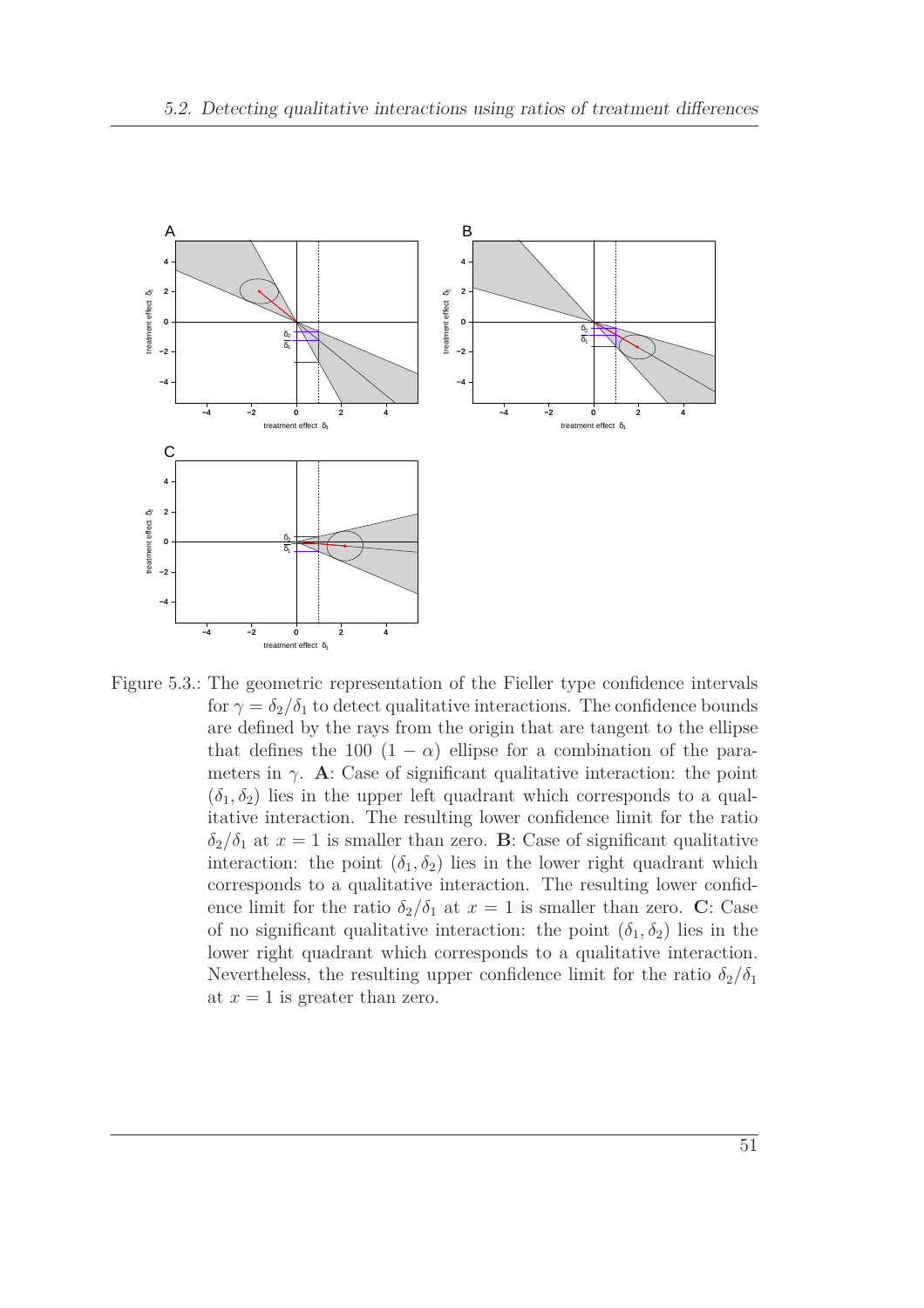Figure 5.3.: The geometric representation of the Fieller type confidence intervals for $\gamma = \delta_2/\delta_1$ to detect qualitative interactions. The confidence bounds are defined by the rays from the origin that are tangent to the ellipse that defines the 100 $(1 - \alpha)$ ellipse for a combination of the parameters in $\gamma$. **A**: Case of significant qualitative interaction: the point $(\delta_1, \delta_2)$ lies in the upper left quadrant which corresponds to a qualitative interaction. The resulting lower confidence limit for the ratio $\delta_2/\delta_1$ at $x = 1$ is smaller than zero. **B**: Case of significant qualitative interaction: the point $(\delta_1, \delta_2)$ lies in the lower right quadrant which corresponds to a qualitative interaction. The resulting lower confidence limit for the ratio $\delta_2/\delta_1$ at $x = 1$ is smaller than zero. **C**: Case of no significant qualitative interaction: the point $(\delta_1, \delta_2)$ lies in the lower right quadrant which corresponds to a qualitative interaction. Nevertheless, the resulting upper confidence limit for the ratio $\delta_2/\delta_1$ at $x = 1$ is greater than zero.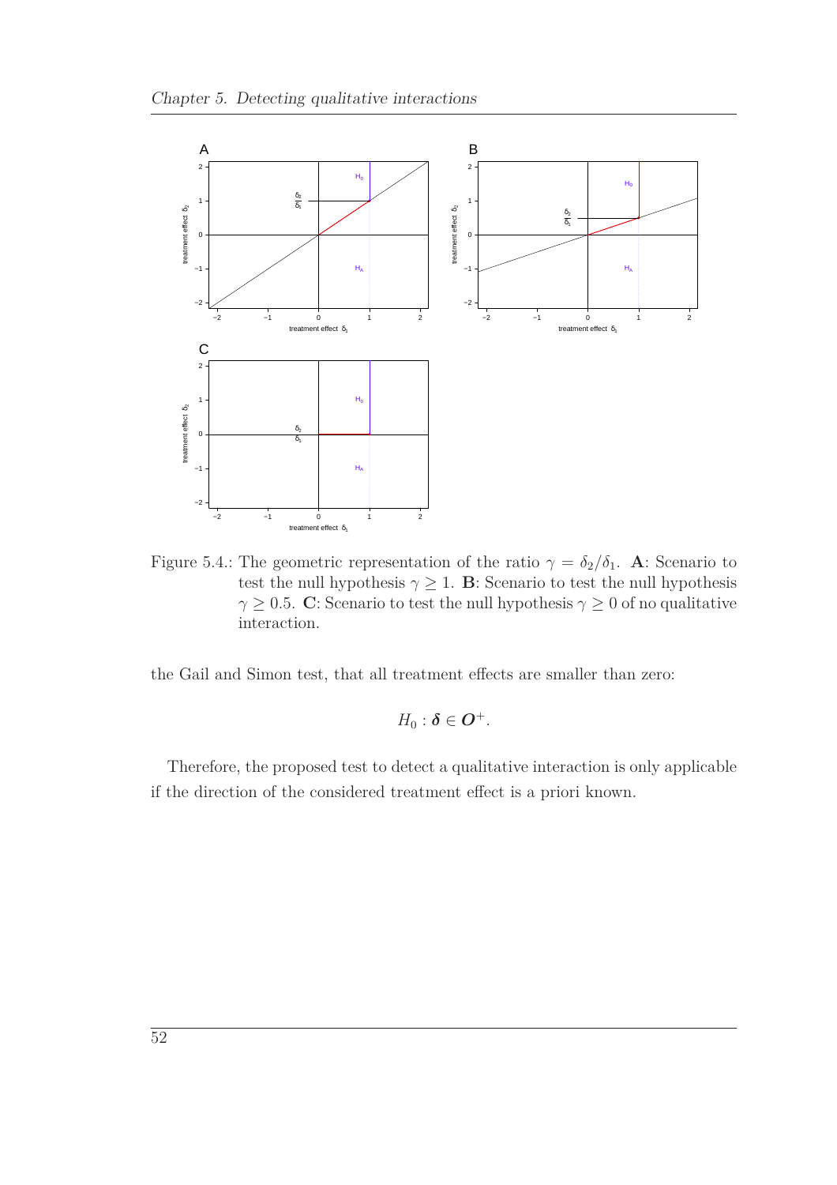Figure 5.4.: The geometric representation of the ratio $\gamma = \delta_2/\delta_1$. **A**: Scenario to test the null hypothesis $\gamma \geq 1$. **B**: Scenario to test the null hypothesis $\gamma \geq 0.5$. **C**: Scenario to test the null hypothesis $\gamma \geq 0$ of no qualitative interaction.

the Gail and Simon test, that all treatment effects are smaller than zero:

$$H_0 : \boldsymbol{\delta} \in \boldsymbol{O}^+.$$

Therefore, the proposed test to detect a qualitative interaction is only applicable if the direction of the considered treatment effect is a priori known.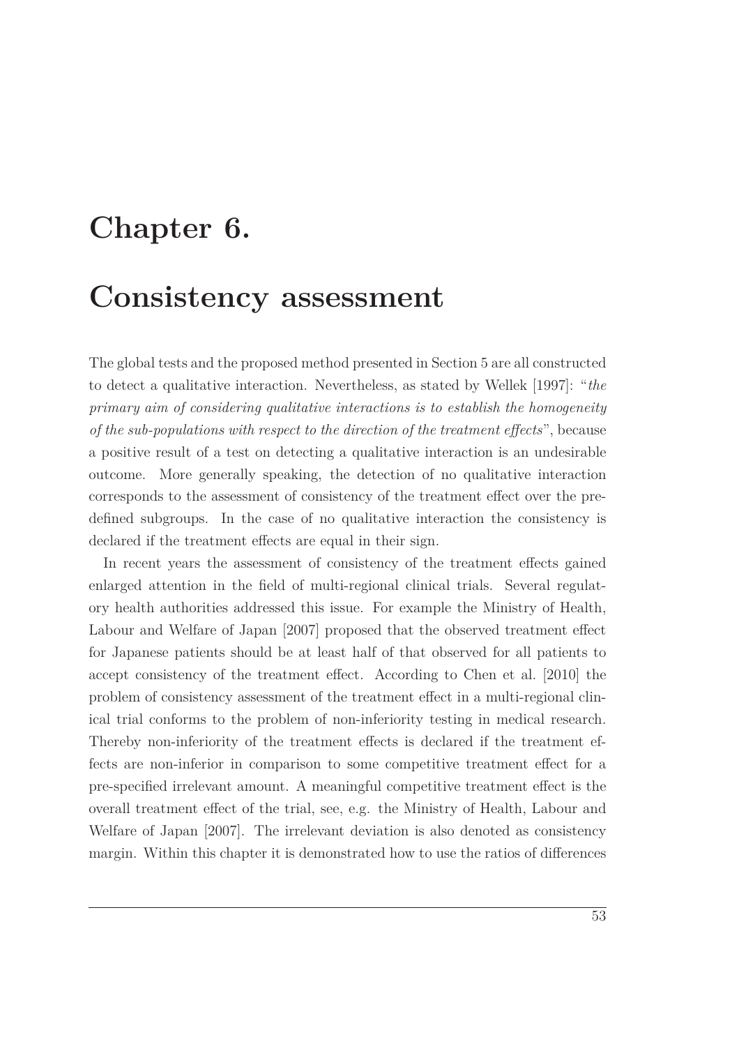# Chapter 6.

# Consistency assessment

The global tests and the proposed method presented in Section 5 are all constructed to detect a qualitative interaction. Nevertheless, as stated by Wellek [1997]: "*the primary aim of considering qualitative interactions is to establish the homogeneity of the sub-populations with respect to the direction of the treatment effects*", because a positive result of a test on detecting a qualitative interaction is an undesirable outcome. More generally speaking, the detection of no qualitative interaction corresponds to the assessment of consistency of the treatment effect over the predefined subgroups. In the case of no qualitative interaction the consistency is declared if the treatment effects are equal in their sign.

In recent years the assessment of consistency of the treatment effects gained enlarged attention in the field of multi-regional clinical trials. Several regulatory health authorities addressed this issue. For example the Ministry of Health, Labour and Welfare of Japan [2007] proposed that the observed treatment effect for Japanese patients should be at least half of that observed for all patients to accept consistency of the treatment effect. According to Chen et al. [2010] the problem of consistency assessment of the treatment effect in a multi-regional clinical trial conforms to the problem of non-inferiority testing in medical research. Thereby non-inferiority of the treatment effects is declared if the treatment effects are non-inferior in comparison to some competitive treatment effect for a pre-specified irrelevant amount. A meaningful competitive treatment effect is the overall treatment effect of the trial, see, e.g. the Ministry of Health, Labour and Welfare of Japan [2007]. The irrelevant deviation is also denoted as consistency margin. Within this chapter it is demonstrated how to use the ratios of differences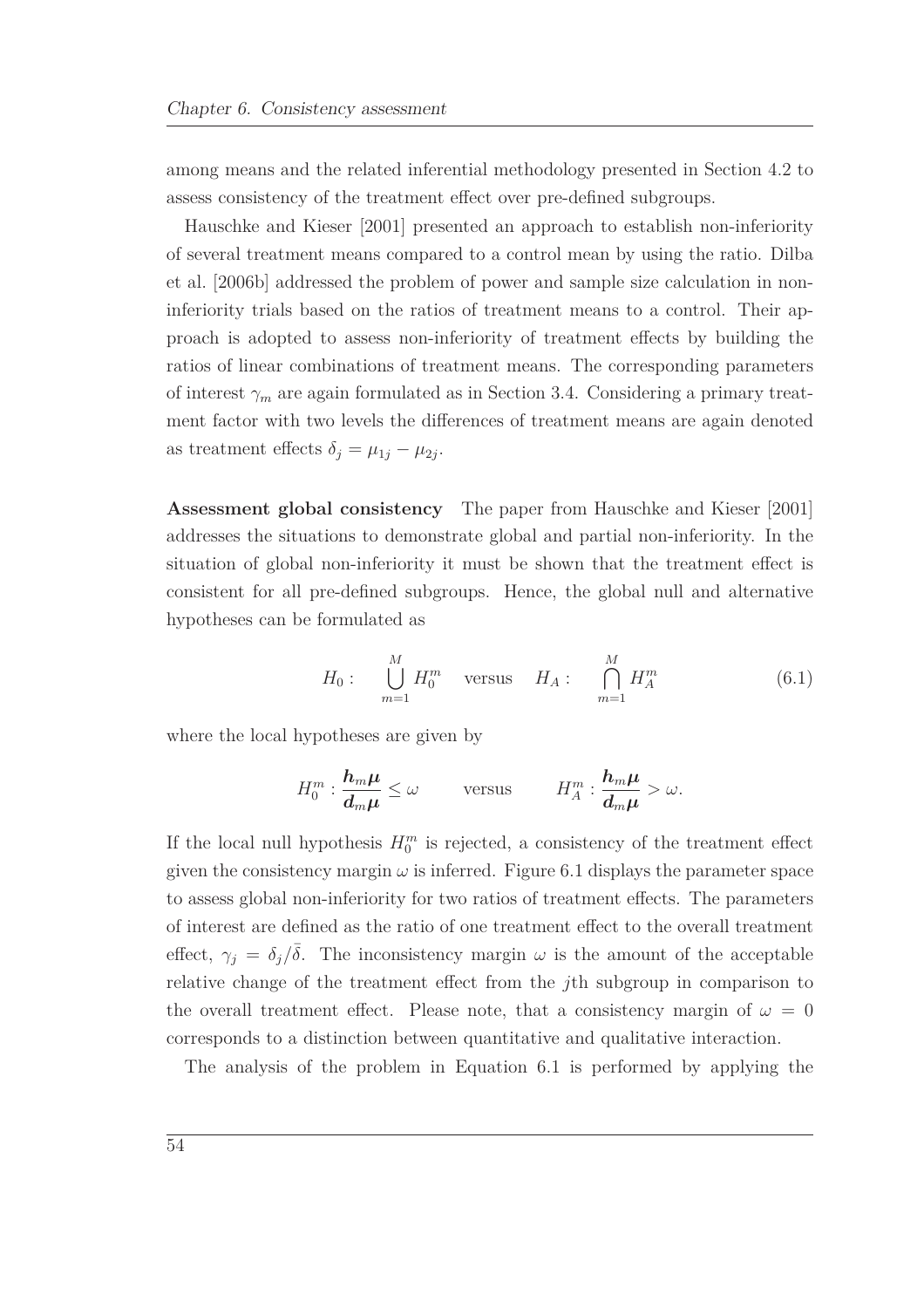among means and the related inferential methodology presented in Section 4.2 to assess consistency of the treatment effect over pre-defined subgroups.

Hauschke and Kieser [2001] presented an approach to establish non-inferiority of several treatment means compared to a control mean by using the ratio. Dilba et al. [2006b] addressed the problem of power and sample size calculation in non-inferiority trials based on the ratios of treatment means to a control. Their approach is adopted to assess non-inferiority of treatment effects by building the ratios of linear combinations of treatment means. The corresponding parameters of interest $\gamma_m$ are again formulated as in Section 3.4. Considering a primary treatment factor with two levels the differences of treatment means are again denoted as treatment effects $\delta_j = \mu_{1j} - \mu_{2j}$.

**Assessment global consistency** The paper from Hauschke and Kieser [2001] addresses the situations to demonstrate global and partial non-inferiority. In the situation of global non-inferiority it must be shown that the treatment effect is consistent for all pre-defined subgroups. Hence, the global null and alternative hypotheses can be formulated as

$$H_0: \quad \bigcup_{m=1}^{M} H_0^m \quad \text{versus} \quad H_A: \quad \bigcap_{m=1}^{M} H_A^m \tag{6.1}$$

where the local hypotheses are given by

$$H_0^m : \frac{\boldsymbol{h}_m \boldsymbol{\mu}}{\boldsymbol{d}_m \boldsymbol{\mu}} \leq \omega \qquad \text{versus} \qquad H_A^m : \frac{\boldsymbol{h}_m \boldsymbol{\mu}}{\boldsymbol{d}_m \boldsymbol{\mu}} > \omega.$$

If the local null hypothesis $H_0^m$ is rejected, a consistency of the treatment effect given the consistency margin $\omega$ is inferred. Figure 6.1 displays the parameter space to assess global non-inferiority for two ratios of treatment effects. The parameters of interest are defined as the ratio of one treatment effect to the overall treatment effect, $\gamma_j = \delta_j / \bar{\delta}$. The inconsistency margin $\omega$ is the amount of the acceptable relative change of the treatment effect from the $j$th subgroup in comparison to the overall treatment effect. Please note, that a consistency margin of $\omega = 0$ corresponds to a distinction between quantitative and qualitative interaction.

The analysis of the problem in Equation 6.1 is performed by applying the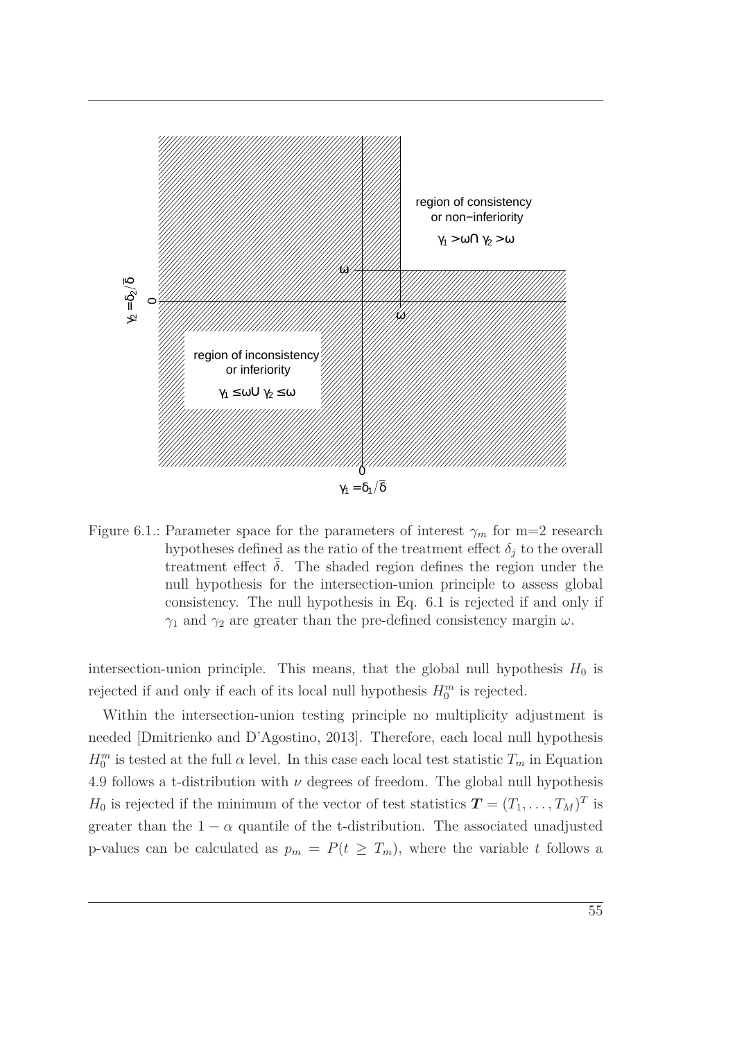Figure 6.1.: Parameter space for the parameters of interest $\gamma_m$ for m=2 research hypotheses defined as the ratio of the treatment effect $\delta_j$ to the overall treatment effect $\bar{\delta}$. The shaded region defines the region under the null hypothesis for the intersection-union principle to assess global consistency. The null hypothesis in Eq. 6.1 is rejected if and only if $\gamma_1$ and $\gamma_2$ are greater than the pre-defined consistency margin $\omega$.

intersection-union principle. This means, that the global null hypothesis $H_0$ is rejected if and only if each of its local null hypothesis $H_0^m$ is rejected.

Within the intersection-union testing principle no multiplicity adjustment is needed [Dmitrienko and D'Agostino, 2013]. Therefore, each local null hypothesis $H_0^m$ is tested at the full $\alpha$ level. In this case each local test statistic $T_m$ in Equation 4.9 follows a t-distribution with $\nu$ degrees of freedom. The global null hypothesis $H_0$ is rejected if the minimum of the vector of test statistics $\boldsymbol{T} = (T_1, \ldots, T_M)^T$ is greater than the $1 - \alpha$ quantile of the t-distribution. The associated unadjusted p-values can be calculated as $p_m = P(t \geq T_m)$, where the variable $t$ follows a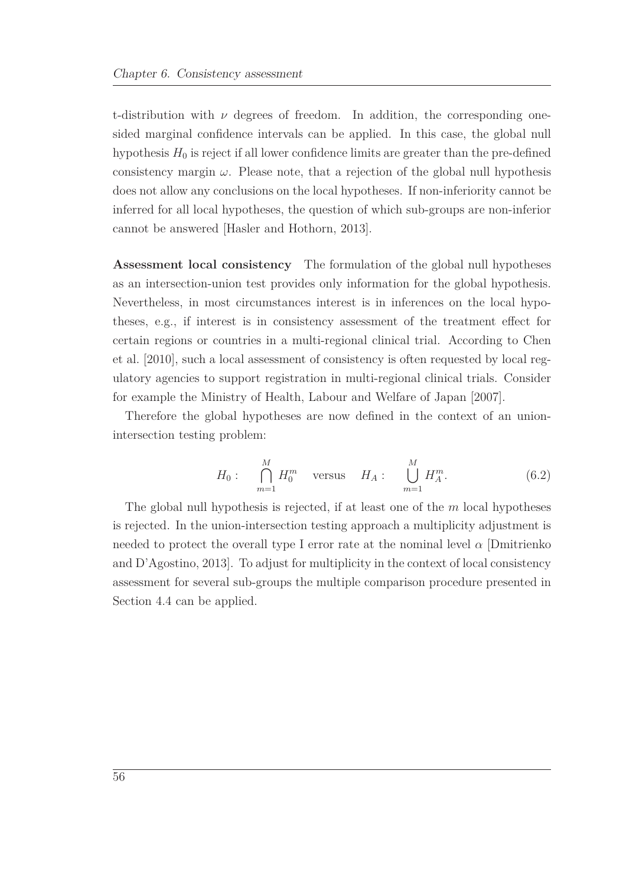t-distribution with $\nu$ degrees of freedom. In addition, the corresponding one-sided marginal confidence intervals can be applied. In this case, the global null hypothesis $H_0$ is reject if all lower confidence limits are greater than the pre-defined consistency margin $\omega$. Please note, that a rejection of the global null hypothesis does not allow any conclusions on the local hypotheses. If non-inferiority cannot be inferred for all local hypotheses, the question of which sub-groups are non-inferior cannot be answered [Hasler and Hothorn, 2013].

**Assessment local consistency** The formulation of the global null hypotheses as an intersection-union test provides only information for the global hypothesis. Nevertheless, in most circumstances interest is in inferences on the local hypotheses, e.g., if interest is in consistency assessment of the treatment effect for certain regions or countries in a multi-regional clinical trial. According to Chen et al. [2010], such a local assessment of consistency is often requested by local regulatory agencies to support registration in multi-regional clinical trials. Consider for example the Ministry of Health, Labour and Welfare of Japan [2007].

Therefore the global hypotheses are now defined in the context of an union-intersection testing problem:

$$H_0: \quad \bigcap_{m=1}^{M} H_0^m \quad \text{versus} \quad H_A: \quad \bigcup_{m=1}^{M} H_A^m. \tag{6.2}$$

The global null hypothesis is rejected, if at least one of the $m$ local hypotheses is rejected. In the union-intersection testing approach a multiplicity adjustment is needed to protect the overall type I error rate at the nominal level $\alpha$ [Dmitrienko and D'Agostino, 2013]. To adjust for multiplicity in the context of local consistency assessment for several sub-groups the multiple comparison procedure presented in Section 4.4 can be applied.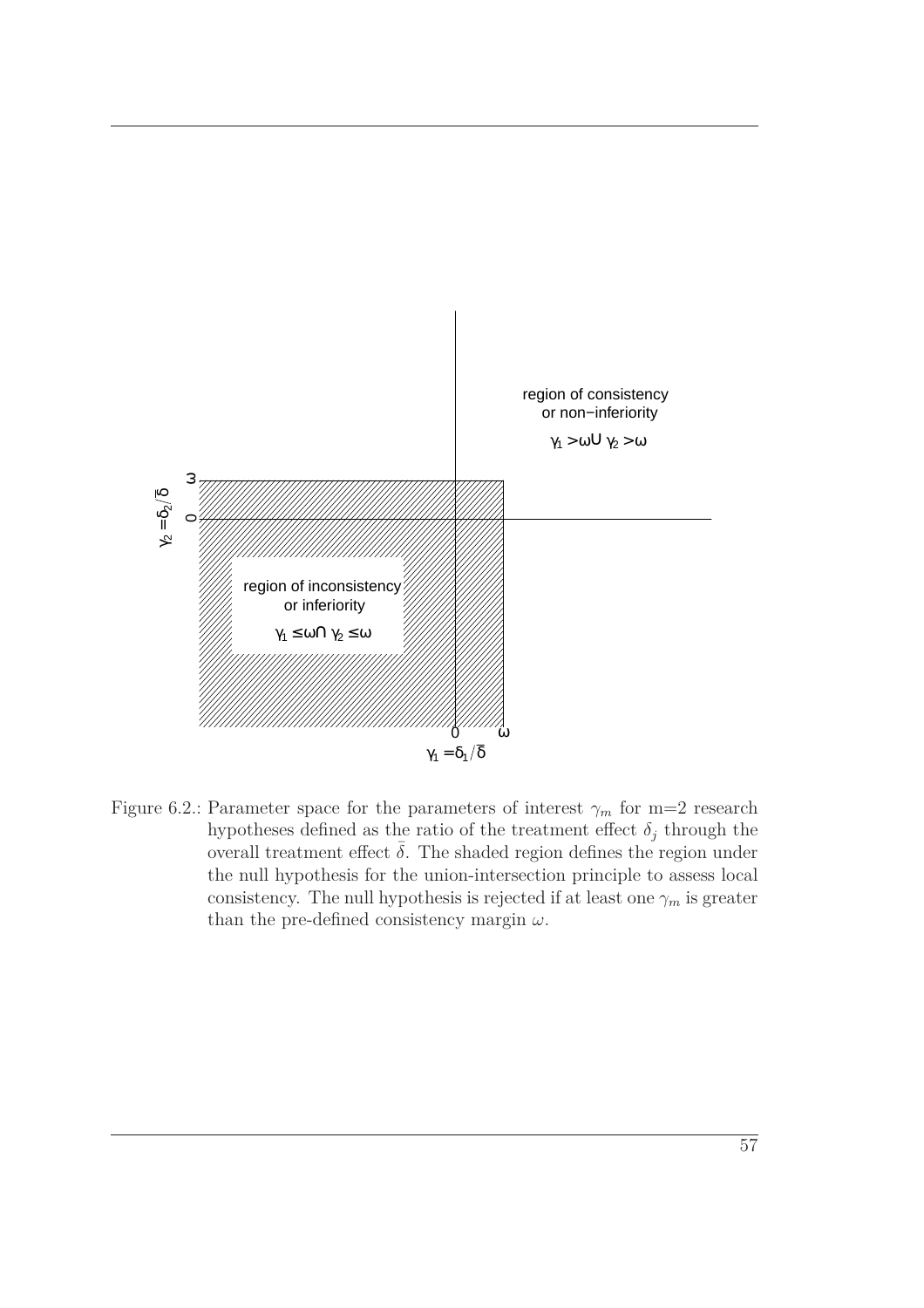Figure 6.2.: Parameter space for the parameters of interest $\gamma_m$ for m=2 research hypotheses defined as the ratio of the treatment effect $\delta_j$ through the overall treatment effect $\bar{\delta}$. The shaded region defines the region under the null hypothesis for the union-intersection principle to assess local consistency. The null hypothesis is rejected if at least one $\gamma_m$ is greater than the pre-defined consistency margin $\omega$.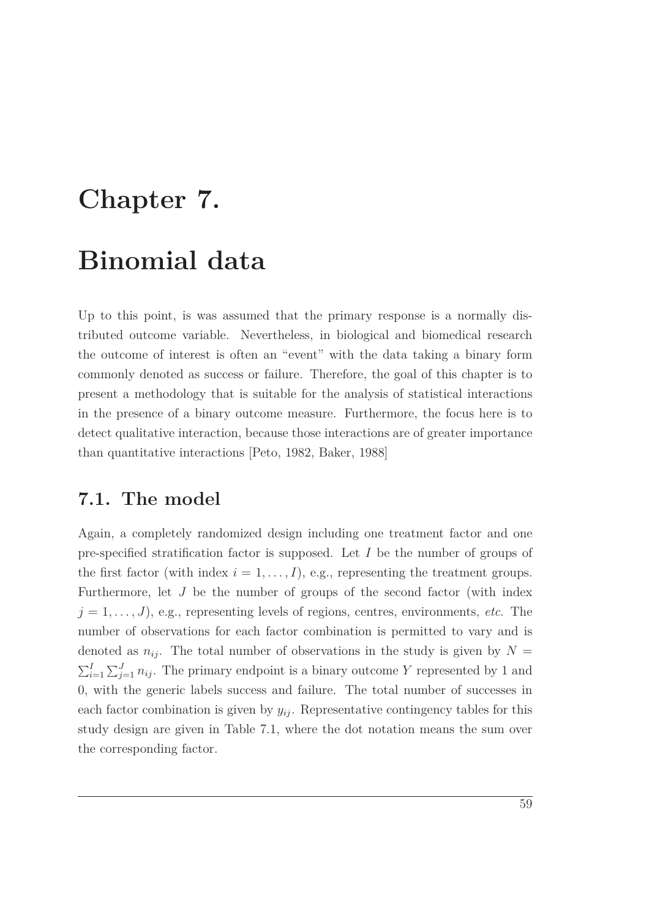# Chapter 7.

# Binomial data

Up to this point, is was assumed that the primary response is a normally distributed outcome variable. Nevertheless, in biological and biomedical research the outcome of interest is often an "event" with the data taking a binary form commonly denoted as success or failure. Therefore, the goal of this chapter is to present a methodology that is suitable for the analysis of statistical interactions in the presence of a binary outcome measure. Furthermore, the focus here is to detect qualitative interaction, because those interactions are of greater importance than quantitative interactions [Peto, 1982, Baker, 1988]

## 7.1. The model

Again, a completely randomized design including one treatment factor and one pre-specified stratification factor is supposed. Let $I$ be the number of groups of the first factor (with index $i = 1, \ldots, I$), e.g., representing the treatment groups. Furthermore, let $J$ be the number of groups of the second factor (with index $j = 1, \ldots, J$), e.g., representing levels of regions, centres, environments, *etc.* The number of observations for each factor combination is permitted to vary and is denoted as $n_{ij}$. The total number of observations in the study is given by $N = \sum_{i=1}^{I} \sum_{j=1}^{J} n_{ij}$. The primary endpoint is a binary outcome $Y$ represented by 1 and 0, with the generic labels success and failure. The total number of successes in each factor combination is given by $y_{ij}$. Representative contingency tables for this study design are given in Table 7.1, where the dot notation means the sum over the corresponding factor.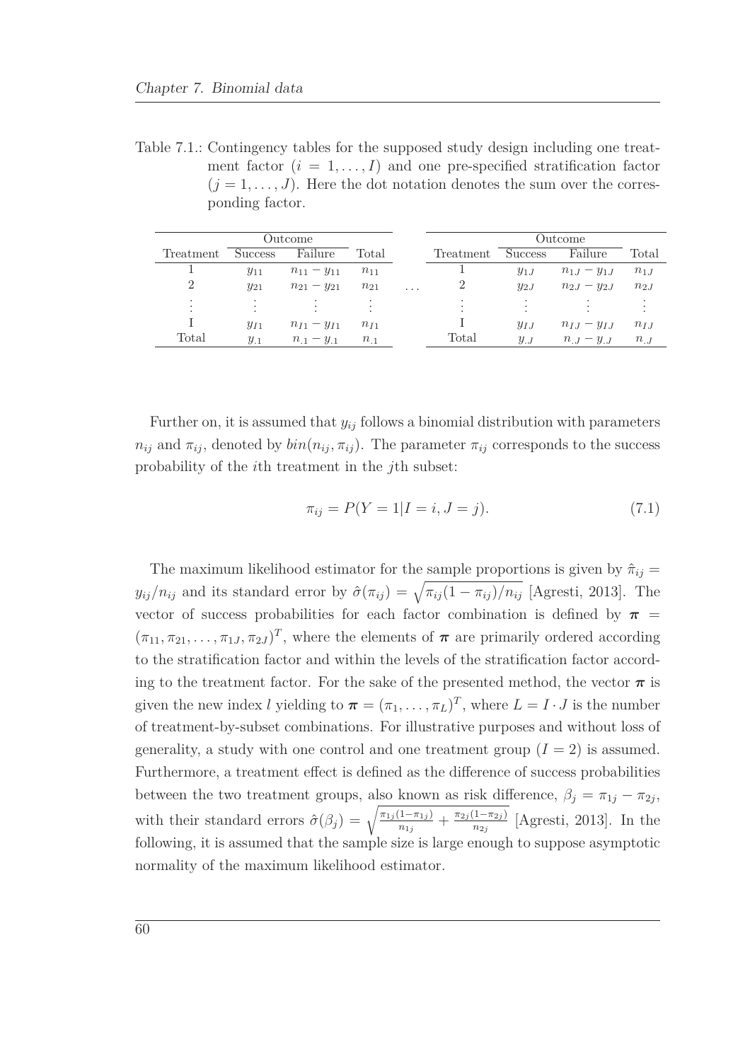Table 7.1.: Contingency tables for the supposed study design including one treatment factor ($i = 1, \ldots, I$) and one pre-specified stratification factor ($j = 1, \ldots, J$). Here the dot notation denotes the sum over the corresponding factor.

| | Outcome | | | | | Outcome | | |
|---|---|---|---|---|---|---|---|---|
| Treatment | Success | Failure | Total | | Treatment | Success | Failure | Total |
| 1 | $y_{11}$ | $n_{11} - y_{11}$ | $n_{11}$ | | 1 | $y_{1J}$ | $n_{1J} - y_{1J}$ | $n_{1J}$ |
| 2 | $y_{21}$ | $n_{21} - y_{21}$ | $n_{21}$ | $\ldots$ | 2 | $y_{2J}$ | $n_{2J} - y_{2J}$ | $n_{2J}$ |
| $\vdots$ | $\vdots$ | $\vdots$ | $\vdots$ | | $\vdots$ | $\vdots$ | $\vdots$ | $\vdots$ |
| I | $y_{I1}$ | $n_{I1} - y_{I1}$ | $n_{I1}$ | | I | $y_{IJ}$ | $n_{IJ} - y_{IJ}$ | $n_{IJ}$ |
| Total | $y_{.1}$ | $n_{.1} - y_{.1}$ | $n_{.1}$ | | Total | $y_{.J}$ | $n_{.J} - y_{.J}$ | $n_{.J}$ |

Further on, it is assumed that $y_{ij}$ follows a binomial distribution with parameters $n_{ij}$ and $\pi_{ij}$, denoted by $bin(n_{ij}, \pi_{ij})$. The parameter $\pi_{ij}$ corresponds to the success probability of the $i$th treatment in the $j$th subset:

$$\pi_{ij} = P(Y = 1 | I = i, J = j). \tag{7.1}$$

The maximum likelihood estimator for the sample proportions is given by $\hat{\pi}_{ij} = y_{ij}/n_{ij}$ and its standard error by $\hat{\sigma}(\pi_{ij}) = \sqrt{\pi_{ij}(1 - \pi_{ij})/n_{ij}}$ [Agresti, 2013]. The vector of success probabilities for each factor combination is defined by $\boldsymbol{\pi} = (\pi_{11}, \pi_{21}, \ldots, \pi_{1J}, \pi_{2J})^T$, where the elements of $\boldsymbol{\pi}$ are primarily ordered according to the stratification factor and within the levels of the stratification factor according to the treatment factor. For the sake of the presented method, the vector $\boldsymbol{\pi}$ is given the new index $l$ yielding to $\boldsymbol{\pi} = (\pi_1, \ldots, \pi_L)^T$, where $L = I \cdot J$ is the number of treatment-by-subset combinations. For illustrative purposes and without loss of generality, a study with one control and one treatment group ($I = 2$) is assumed. Furthermore, a treatment effect is defined as the difference of success probabilities between the two treatment groups, also known as risk difference, $\beta_j = \pi_{1j} - \pi_{2j}$, with their standard errors $\hat{\sigma}(\beta_j) = \sqrt{\frac{\pi_{1j}(1-\pi_{1j})}{n_{1j}} + \frac{\pi_{2j}(1-\pi_{2j})}{n_{2j}}}$ [Agresti, 2013]. In the following, it is assumed that the sample size is large enough to suppose asymptotic normality of the maximum likelihood estimator.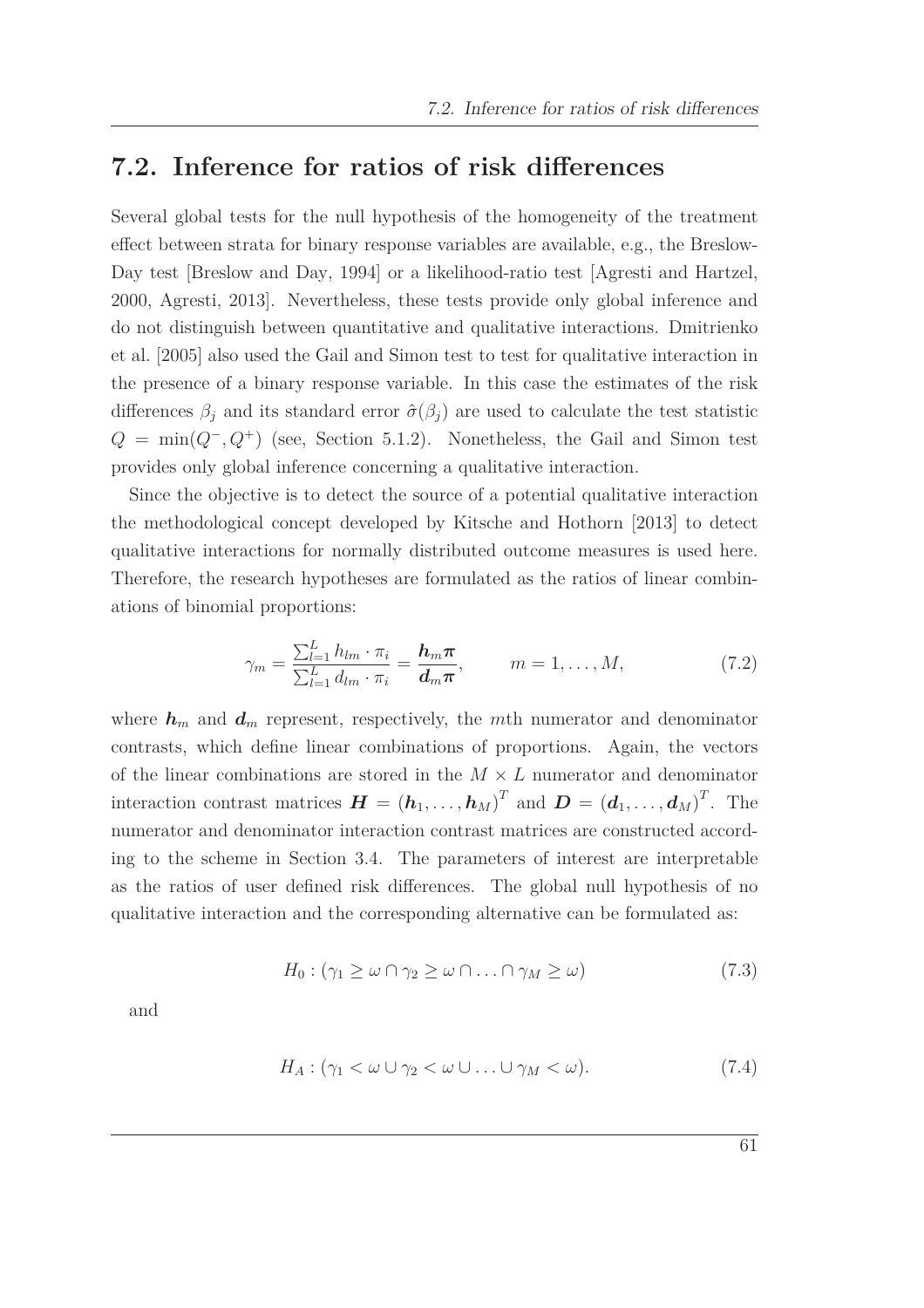## 7.2. Inference for ratios of risk differences

Several global tests for the null hypothesis of the homogeneity of the treatment effect between strata for binary response variables are available, e.g., the Breslow-Day test [Breslow and Day, 1994] or a likelihood-ratio test [Agresti and Hartzel, 2000, Agresti, 2013]. Nevertheless, these tests provide only global inference and do not distinguish between quantitative and qualitative interactions. Dmitrienko et al. [2005] also used the Gail and Simon test to test for qualitative interaction in the presence of a binary response variable. In this case the estimates of the risk differences $\beta_j$ and its standard error $\hat{\sigma}(\beta_j)$ are used to calculate the test statistic $Q = \min(Q^-, Q^+)$ (see, Section 5.1.2). Nonetheless, the Gail and Simon test provides only global inference concerning a qualitative interaction.

Since the objective is to detect the source of a potential qualitative interaction the methodological concept developed by Kitsche and Hothorn [2013] to detect qualitative interactions for normally distributed outcome measures is used here. Therefore, the research hypotheses are formulated as the ratios of linear combinations of binomial proportions:

$$\gamma_m = \frac{\sum_{l=1}^{L} h_{lm} \cdot \pi_i}{\sum_{l=1}^{L} d_{lm} \cdot \pi_i} = \frac{\boldsymbol{h}_m \boldsymbol{\pi}}{\boldsymbol{d}_m \boldsymbol{\pi}}, \qquad m = 1, \ldots, M, \tag{7.2}$$

where $\boldsymbol{h}_m$ and $\boldsymbol{d}_m$ represent, respectively, the $m$th numerator and denominator contrasts, which define linear combinations of proportions. Again, the vectors of the linear combinations are stored in the $M \times L$ numerator and denominator interaction contrast matrices $\boldsymbol{H} = (\boldsymbol{h}_1, \ldots, \boldsymbol{h}_M)^T$ and $\boldsymbol{D} = (\boldsymbol{d}_1, \ldots, \boldsymbol{d}_M)^T$. The numerator and denominator interaction contrast matrices are constructed according to the scheme in Section 3.4. The parameters of interest are interpretable as the ratios of user defined risk differences. The global null hypothesis of no qualitative interaction and the corresponding alternative can be formulated as:

$$H_0 : (\gamma_1 \geq \omega \cap \gamma_2 \geq \omega \cap \ldots \cap \gamma_M \geq \omega) \tag{7.3}$$

and

$$H_A : (\gamma_1 < \omega \cup \gamma_2 < \omega \cup \ldots \cup \gamma_M < \omega). \tag{7.4}$$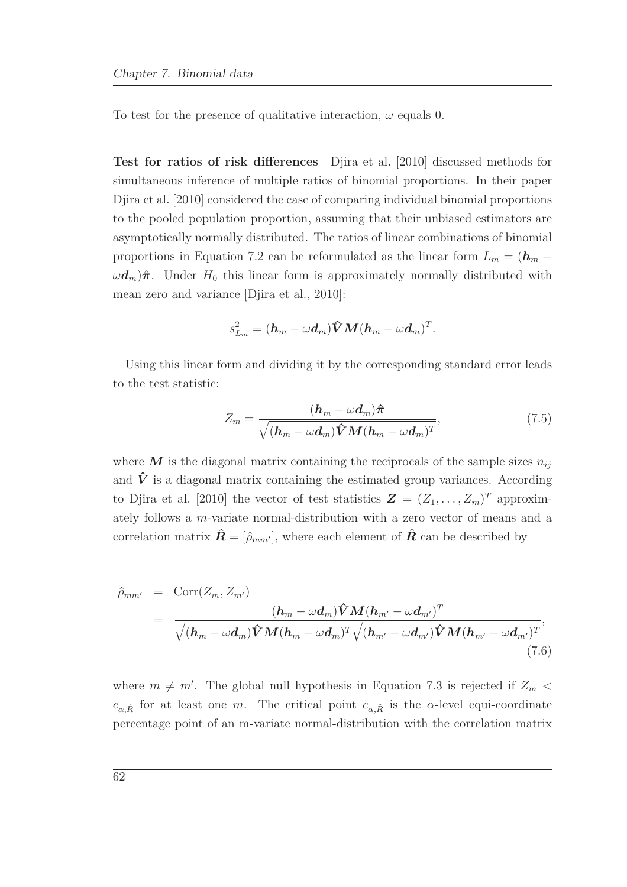To test for the presence of qualitative interaction, $\omega$ equals 0.

**Test for ratios of risk differences** Djira et al. [2010] discussed methods for simultaneous inference of multiple ratios of binomial proportions. In their paper Djira et al. [2010] considered the case of comparing individual binomial proportions to the pooled population proportion, assuming that their unbiased estimators are asymptotically normally distributed. The ratios of linear combinations of binomial proportions in Equation 7.2 can be reformulated as the linear form $L_m = (\boldsymbol{h}_m - \omega \boldsymbol{d}_m)\hat{\boldsymbol{\pi}}$. Under $H_0$ this linear form is approximately normally distributed with mean zero and variance [Djira et al., 2010]:

$$s_{L_m}^2 = (\boldsymbol{h}_m - \omega \boldsymbol{d}_m)\hat{\boldsymbol{V}}\boldsymbol{M}(\boldsymbol{h}_m - \omega \boldsymbol{d}_m)^T.$$

Using this linear form and dividing it by the corresponding standard error leads to the test statistic:

$$Z_m = \frac{(\boldsymbol{h}_m - \omega \boldsymbol{d}_m)\hat{\boldsymbol{\pi}}}{\sqrt{(\boldsymbol{h}_m - \omega \boldsymbol{d}_m)\hat{\boldsymbol{V}}\boldsymbol{M}(\boldsymbol{h}_m - \omega \boldsymbol{d}_m)^T}}, \tag{7.5}$$

where $\boldsymbol{M}$ is the diagonal matrix containing the reciprocals of the sample sizes $n_{ij}$ and $\hat{\boldsymbol{V}}$ is a diagonal matrix containing the estimated group variances. According to Djira et al. [2010] the vector of test statistics $\boldsymbol{Z} = (Z_1, \ldots, Z_m)^T$ approximately follows a $m$-variate normal-distribution with a zero vector of means and a correlation matrix $\hat{\boldsymbol{R}} = [\hat{\rho}_{mm'}]$, where each element of $\hat{\boldsymbol{R}}$ can be described by

$$\begin{aligned}
\hat{\rho}_{mm'} &= \operatorname{Corr}(Z_m, Z_{m'}) \\
&= \frac{(\boldsymbol{h}_m - \omega \boldsymbol{d}_m)\hat{\boldsymbol{V}}\boldsymbol{M}(\boldsymbol{h}_{m'} - \omega \boldsymbol{d}_{m'})^T}{\sqrt{(\boldsymbol{h}_m - \omega \boldsymbol{d}_m)\hat{\boldsymbol{V}}\boldsymbol{M}(\boldsymbol{h}_m - \omega \boldsymbol{d}_m)^T}\sqrt{(\boldsymbol{h}_{m'} - \omega \boldsymbol{d}_{m'})\hat{\boldsymbol{V}}\boldsymbol{M}(\boldsymbol{h}_{m'} - \omega \boldsymbol{d}_{m'})^T}},
\end{aligned} \tag{7.6}$$

where $m \neq m'$. The global null hypothesis in Equation 7.3 is rejected if $Z_m < c_{\alpha,\hat{R}}$ for at least one $m$. The critical point $c_{\alpha,\hat{R}}$ is the $\alpha$-level equi-coordinate percentage point of an m-variate normal-distribution with the correlation matrix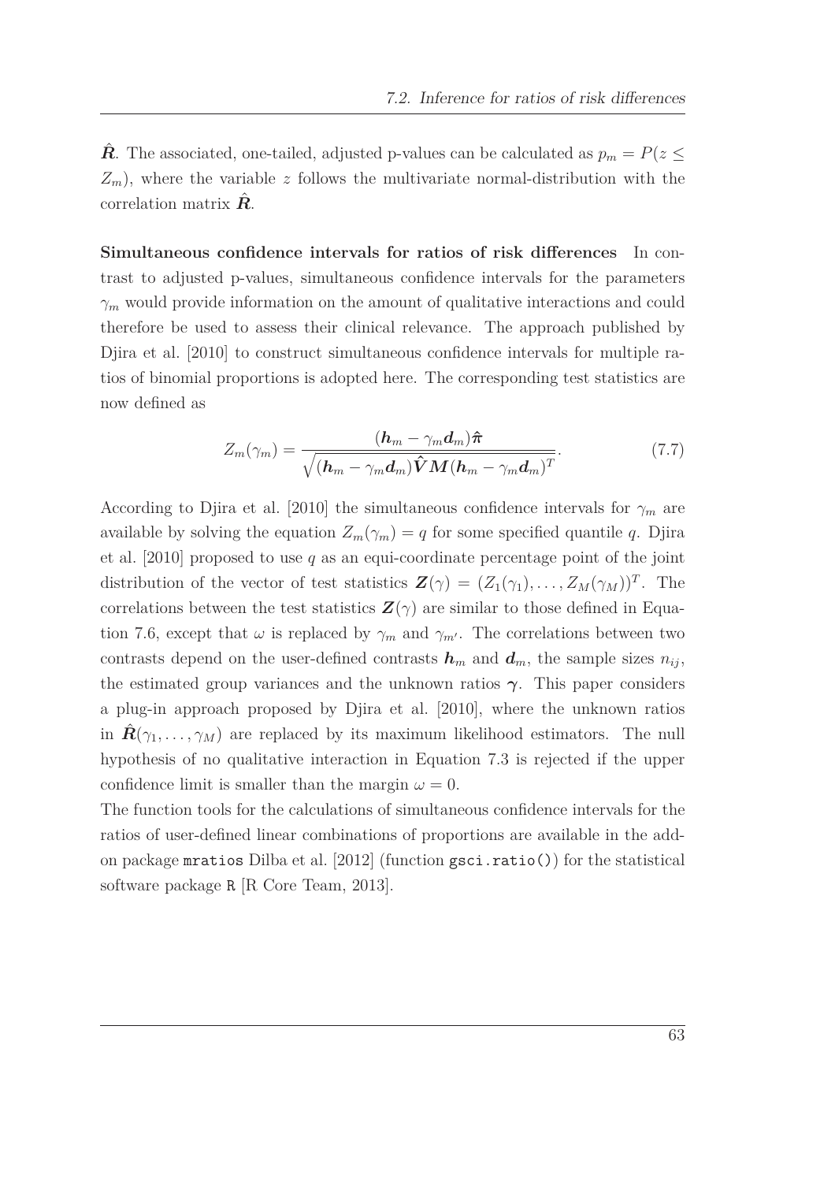$\hat{\boldsymbol{R}}$. The associated, one-tailed, adjusted p-values can be calculated as $p_m = P(z \leq Z_m)$, where the variable $z$ follows the multivariate normal-distribution with the correlation matrix $\hat{\boldsymbol{R}}$.

**Simultaneous confidence intervals for ratios of risk differences** In contrast to adjusted p-values, simultaneous confidence intervals for the parameters $\gamma_m$ would provide information on the amount of qualitative interactions and could therefore be used to assess their clinical relevance. The approach published by Djira et al. [2010] to construct simultaneous confidence intervals for multiple ratios of binomial proportions is adopted here. The corresponding test statistics are now defined as

$$Z_m(\gamma_m) = \frac{(\boldsymbol{h}_m - \gamma_m \boldsymbol{d}_m)\hat{\boldsymbol{\pi}}}{\sqrt{(\boldsymbol{h}_m - \gamma_m \boldsymbol{d}_m)\hat{\boldsymbol{V}}\boldsymbol{M}(\boldsymbol{h}_m - \gamma_m \boldsymbol{d}_m)^T}}. \tag{7.7}$$

According to Djira et al. [2010] the simultaneous confidence intervals for $\gamma_m$ are available by solving the equation $Z_m(\gamma_m) = q$ for some specified quantile $q$. Djira et al. [2010] proposed to use $q$ as an equi-coordinate percentage point of the joint distribution of the vector of test statistics $\boldsymbol{Z}(\gamma) = (Z_1(\gamma_1), \ldots, Z_M(\gamma_M))^T$. The correlations between the test statistics $\boldsymbol{Z}(\gamma)$ are similar to those defined in Equation 7.6, except that $\omega$ is replaced by $\gamma_m$ and $\gamma_{m'}$. The correlations between two contrasts depend on the user-defined contrasts $\boldsymbol{h}_m$ and $\boldsymbol{d}_m$, the sample sizes $n_{ij}$, the estimated group variances and the unknown ratios $\boldsymbol{\gamma}$. This paper considers a plug-in approach proposed by Djira et al. [2010], where the unknown ratios in $\hat{\boldsymbol{R}}(\gamma_1, \ldots, \gamma_M)$ are replaced by its maximum likelihood estimators. The null hypothesis of no qualitative interaction in Equation 7.3 is rejected if the upper confidence limit is smaller than the margin $\omega = 0$.

The function tools for the calculations of simultaneous confidence intervals for the ratios of user-defined linear combinations of proportions are available in the add-on package `mratios` Dilba et al. [2012] (function `gsci.ratio()`) for the statistical software package `R` [R Core Team, 2013].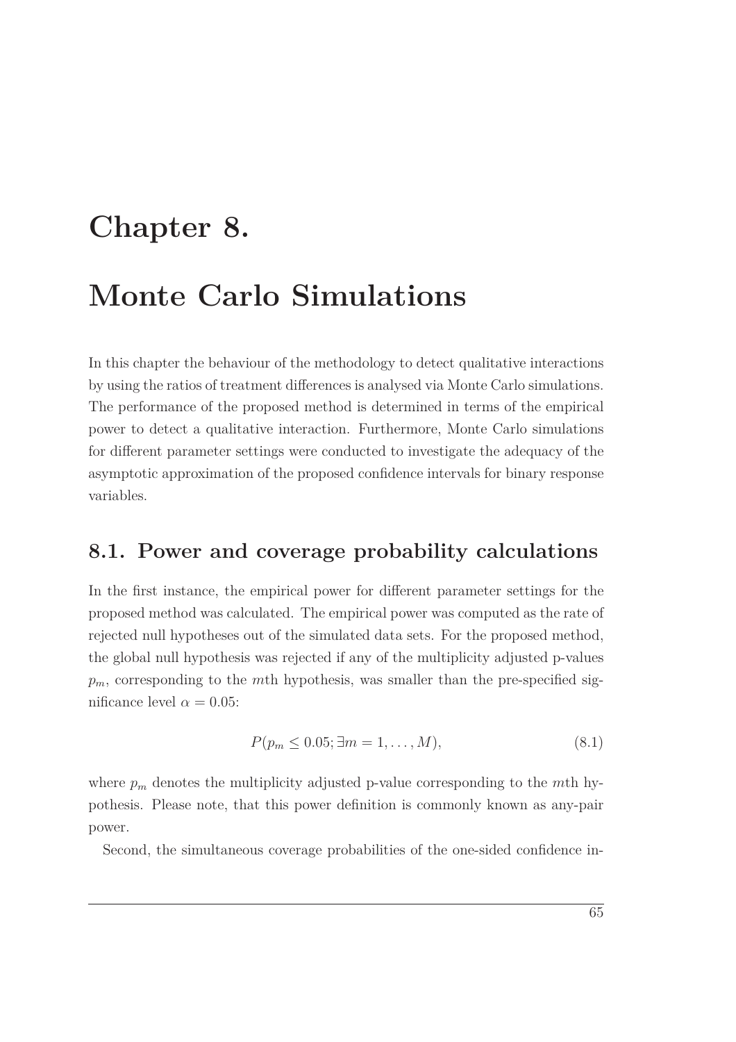# Chapter 8.

# Monte Carlo Simulations

In this chapter the behaviour of the methodology to detect qualitative interactions by using the ratios of treatment differences is analysed via Monte Carlo simulations. The performance of the proposed method is determined in terms of the empirical power to detect a qualitative interaction. Furthermore, Monte Carlo simulations for different parameter settings were conducted to investigate the adequacy of the asymptotic approximation of the proposed confidence intervals for binary response variables.

## 8.1. Power and coverage probability calculations

In the first instance, the empirical power for different parameter settings for the proposed method was calculated. The empirical power was computed as the rate of rejected null hypotheses out of the simulated data sets. For the proposed method, the global null hypothesis was rejected if any of the multiplicity adjusted p-values $p_m$, corresponding to the $m$th hypothesis, was smaller than the pre-specified significance level $\alpha = 0.05$:

$$P(p_m \leq 0.05; \exists m = 1, \dots, M), \tag{8.1}$$

where $p_m$ denotes the multiplicity adjusted p-value corresponding to the $m$th hypothesis. Please note, that this power definition is commonly known as any-pair power.

Second, the simultaneous coverage probabilities of the one-sided confidence in-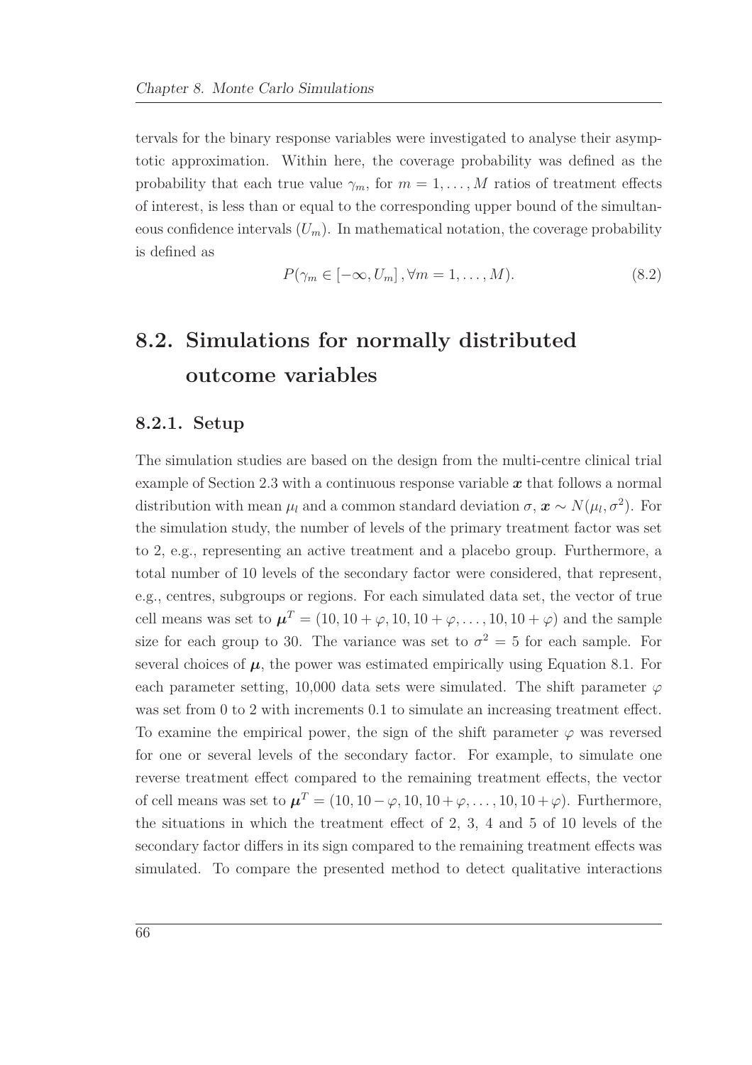tervals for the binary response variables were investigated to analyse their asymptotic approximation. Within here, the coverage probability was defined as the probability that each true value $\gamma_m$, for $m = 1, \ldots, M$ ratios of treatment effects of interest, is less than or equal to the corresponding upper bound of the simultaneous confidence intervals ($U_m$). In mathematical notation, the coverage probability is defined as

$$P(\gamma_m \in [-\infty, U_m], \forall m = 1, \ldots, M). \tag{8.2}$$

## 8.2. Simulations for normally distributed outcome variables

### 8.2.1. Setup

The simulation studies are based on the design from the multi-centre clinical trial example of Section 2.3 with a continuous response variable $\boldsymbol{x}$ that follows a normal distribution with mean $\mu_l$ and a common standard deviation $\sigma$, $\boldsymbol{x} \sim N(\mu_l, \sigma^2)$. For the simulation study, the number of levels of the primary treatment factor was set to 2, e.g., representing an active treatment and a placebo group. Furthermore, a total number of 10 levels of the secondary factor were considered, that represent, e.g., centres, subgroups or regions. For each simulated data set, the vector of true cell means was set to $\boldsymbol{\mu}^T = (10, 10 + \varphi, 10, 10 + \varphi, \ldots, 10, 10 + \varphi)$ and the sample size for each group to 30. The variance was set to $\sigma^2 = 5$ for each sample. For several choices of $\boldsymbol{\mu}$, the power was estimated empirically using Equation 8.1. For each parameter setting, 10,000 data sets were simulated. The shift parameter $\varphi$ was set from 0 to 2 with increments 0.1 to simulate an increasing treatment effect. To examine the empirical power, the sign of the shift parameter $\varphi$ was reversed for one or several levels of the secondary factor. For example, to simulate one reverse treatment effect compared to the remaining treatment effects, the vector of cell means was set to $\boldsymbol{\mu}^T = (10, 10 - \varphi, 10, 10 + \varphi, \ldots, 10, 10 + \varphi)$. Furthermore, the situations in which the treatment effect of 2, 3, 4 and 5 of 10 levels of the secondary factor differs in its sign compared to the remaining treatment effects was simulated. To compare the presented method to detect qualitative interactions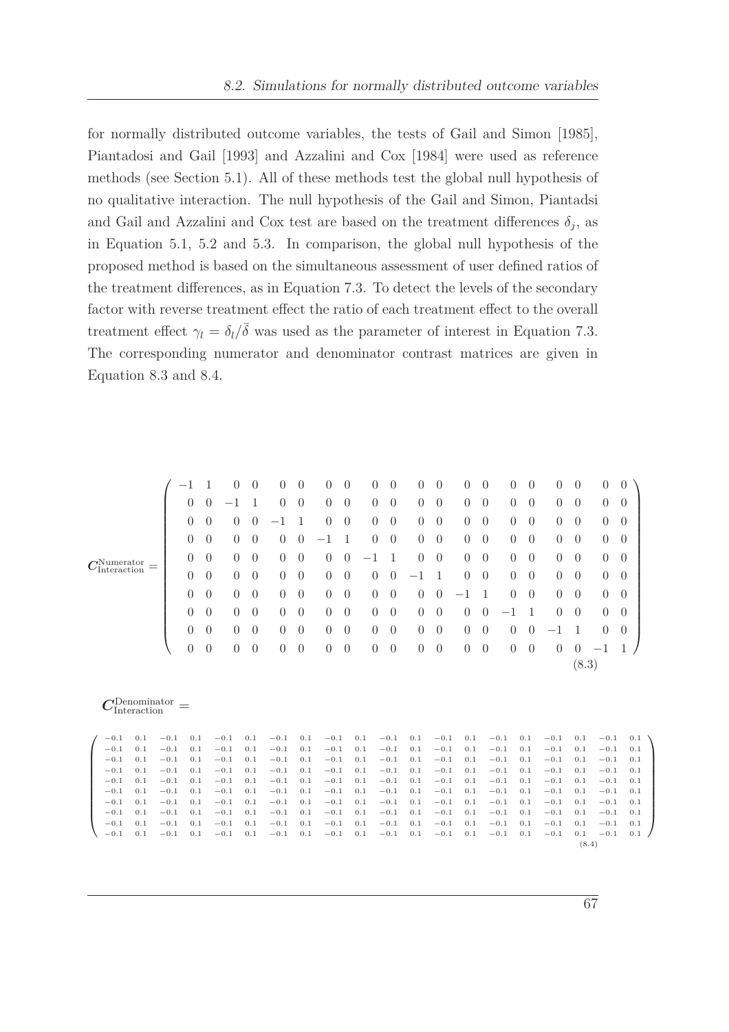for normally distributed outcome variables, the tests of Gail and Simon [1985], Piantadosi and Gail [1993] and Azzalini and Cox [1984] were used as reference methods (see Section 5.1). All of these methods test the global null hypothesis of no qualitative interaction. The null hypothesis of the Gail and Simon, Piantadsi and Gail and Azzalini and Cox test are based on the treatment differences $\delta_j$, as in Equation 5.1, 5.2 and 5.3. In comparison, the global null hypothesis of the proposed method is based on the simultaneous assessment of user defined ratios of the treatment differences, as in Equation 7.3. To detect the levels of the secondary factor with reverse treatment effect the ratio of each treatment effect to the overall treatment effect $\gamma_l = \delta_l/\bar{\delta}$ was used as the parameter of interest in Equation 7.3. The corresponding numerator and denominator contrast matrices are given in Equation 8.3 and 8.4.

$$
\boldsymbol{C}_{\text{Interaction}}^{\text{Numerator}} = \begin{pmatrix}
-1 & 1 & 0 & 0 & 0 & 0 & 0 & 0 & 0 & 0 & 0 & 0 & 0 & 0 & 0 & 0 & 0 & 0 & 0 & 0 \\
0 & 0 & -1 & 1 & 0 & 0 & 0 & 0 & 0 & 0 & 0 & 0 & 0 & 0 & 0 & 0 & 0 & 0 & 0 & 0 \\
0 & 0 & 0 & 0 & -1 & 1 & 0 & 0 & 0 & 0 & 0 & 0 & 0 & 0 & 0 & 0 & 0 & 0 & 0 & 0 \\
0 & 0 & 0 & 0 & 0 & 0 & -1 & 1 & 0 & 0 & 0 & 0 & 0 & 0 & 0 & 0 & 0 & 0 & 0 & 0 \\
0 & 0 & 0 & 0 & 0 & 0 & 0 & 0 & -1 & 1 & 0 & 0 & 0 & 0 & 0 & 0 & 0 & 0 & 0 & 0 \\
0 & 0 & 0 & 0 & 0 & 0 & 0 & 0 & 0 & 0 & -1 & 1 & 0 & 0 & 0 & 0 & 0 & 0 & 0 & 0 \\
0 & 0 & 0 & 0 & 0 & 0 & 0 & 0 & 0 & 0 & 0 & 0 & -1 & 1 & 0 & 0 & 0 & 0 & 0 & 0 \\
0 & 0 & 0 & 0 & 0 & 0 & 0 & 0 & 0 & 0 & 0 & 0 & 0 & 0 & -1 & 1 & 0 & 0 & 0 & 0 \\
0 & 0 & 0 & 0 & 0 & 0 & 0 & 0 & 0 & 0 & 0 & 0 & 0 & 0 & 0 & 0 & -1 & 1 & 0 & 0 \\
0 & 0 & 0 & 0 & 0 & 0 & 0 & 0 & 0 & 0 & 0 & 0 & 0 & 0 & 0 & 0 & 0 & 0 & -1 & 1
\end{pmatrix} \tag{8.3}
$$

$$
\boldsymbol{C}_{\text{Interaction}}^{\text{Denominator}} =
$$

$$
\begin{pmatrix}
-0.1 & 0.1 & -0.1 & 0.1 & -0.1 & 0.1 & -0.1 & 0.1 & -0.1 & 0.1 & -0.1 & 0.1 & -0.1 & 0.1 & -0.1 & 0.1 & -0.1 & 0.1 & -0.1 & 0.1 \\
-0.1 & 0.1 & -0.1 & 0.1 & -0.1 & 0.1 & -0.1 & 0.1 & -0.1 & 0.1 & -0.1 & 0.1 & -0.1 & 0.1 & -0.1 & 0.1 & -0.1 & 0.1 & -0.1 & 0.1 \\
-0.1 & 0.1 & -0.1 & 0.1 & -0.1 & 0.1 & -0.1 & 0.1 & -0.1 & 0.1 & -0.1 & 0.1 & -0.1 & 0.1 & -0.1 & 0.1 & -0.1 & 0.1 & -0.1 & 0.1 \\
-0.1 & 0.1 & -0.1 & 0.1 & -0.1 & 0.1 & -0.1 & 0.1 & -0.1 & 0.1 & -0.1 & 0.1 & -0.1 & 0.1 & -0.1 & 0.1 & -0.1 & 0.1 & -0.1 & 0.1 \\
-0.1 & 0.1 & -0.1 & 0.1 & -0.1 & 0.1 & -0.1 & 0.1 & -0.1 & 0.1 & -0.1 & 0.1 & -0.1 & 0.1 & -0.1 & 0.1 & -0.1 & 0.1 & -0.1 & 0.1 \\
-0.1 & 0.1 & -0.1 & 0.1 & -0.1 & 0.1 & -0.1 & 0.1 & -0.1 & 0.1 & -0.1 & 0.1 & -0.1 & 0.1 & -0.1 & 0.1 & -0.1 & 0.1 & -0.1 & 0.1 \\
-0.1 & 0.1 & -0.1 & 0.1 & -0.1 & 0.1 & -0.1 & 0.1 & -0.1 & 0.1 & -0.1 & 0.1 & -0.1 & 0.1 & -0.1 & 0.1 & -0.1 & 0.1 & -0.1 & 0.1 \\
-0.1 & 0.1 & -0.1 & 0.1 & -0.1 & 0.1 & -0.1 & 0.1 & -0.1 & 0.1 & -0.1 & 0.1 & -0.1 & 0.1 & -0.1 & 0.1 & -0.1 & 0.1 & -0.1 & 0.1 \\
-0.1 & 0.1 & -0.1 & 0.1 & -0.1 & 0.1 & -0.1 & 0.1 & -0.1 & 0.1 & -0.1 & 0.1 & -0.1 & 0.1 & -0.1 & 0.1 & -0.1 & 0.1 & -0.1 & 0.1 \\
-0.1 & 0.1 & -0.1 & 0.1 & -0.1 & 0.1 & -0.1 & 0.1 & -0.1 & 0.1 & -0.1 & 0.1 & -0.1 & 0.1 & -0.1 & 0.1 & -0.1 & 0.1 & -0.1 & 0.1
\end{pmatrix} \tag{8.4}
$$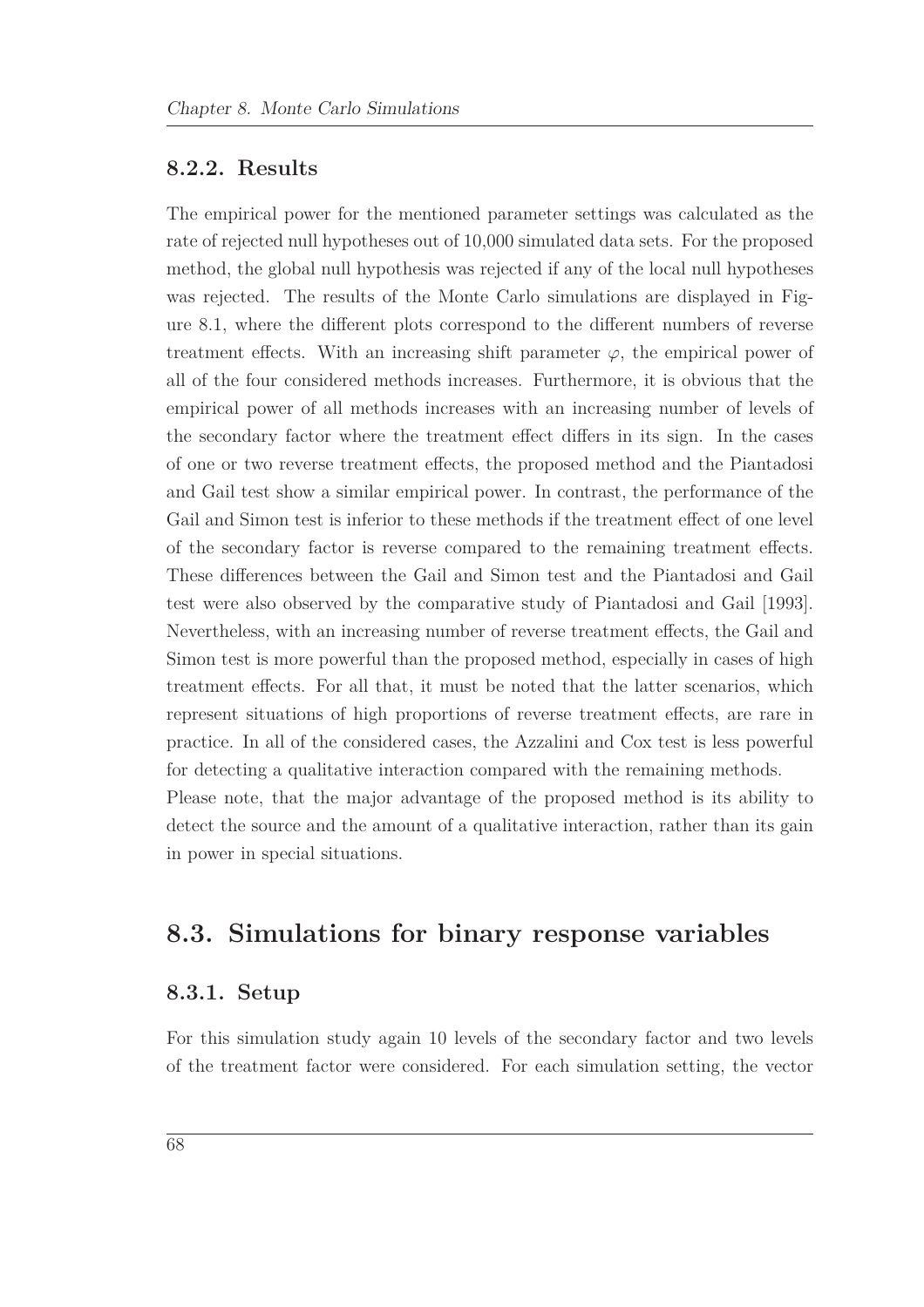### 8.2.2. Results

The empirical power for the mentioned parameter settings was calculated as the rate of rejected null hypotheses out of 10,000 simulated data sets. For the proposed method, the global null hypothesis was rejected if any of the local null hypotheses was rejected. The results of the Monte Carlo simulations are displayed in Figure 8.1, where the different plots correspond to the different numbers of reverse treatment effects. With an increasing shift parameter $\varphi$, the empirical power of all of the four considered methods increases. Furthermore, it is obvious that the empirical power of all methods increases with an increasing number of levels of the secondary factor where the treatment effect differs in its sign. In the cases of one or two reverse treatment effects, the proposed method and the Piantadosi and Gail test show a similar empirical power. In contrast, the performance of the Gail and Simon test is inferior to these methods if the treatment effect of one level of the secondary factor is reverse compared to the remaining treatment effects. These differences between the Gail and Simon test and the Piantadosi and Gail test were also observed by the comparative study of Piantadosi and Gail [1993]. Nevertheless, with an increasing number of reverse treatment effects, the Gail and Simon test is more powerful than the proposed method, especially in cases of high treatment effects. For all that, it must be noted that the latter scenarios, which represent situations of high proportions of reverse treatment effects, are rare in practice. In all of the considered cases, the Azzalini and Cox test is less powerful for detecting a qualitative interaction compared with the remaining methods.
Please note, that the major advantage of the proposed method is its ability to detect the source and the amount of a qualitative interaction, rather than its gain in power in special situations.

## 8.3. Simulations for binary response variables

### 8.3.1. Setup

For this simulation study again 10 levels of the secondary factor and two levels of the treatment factor were considered. For each simulation setting, the vector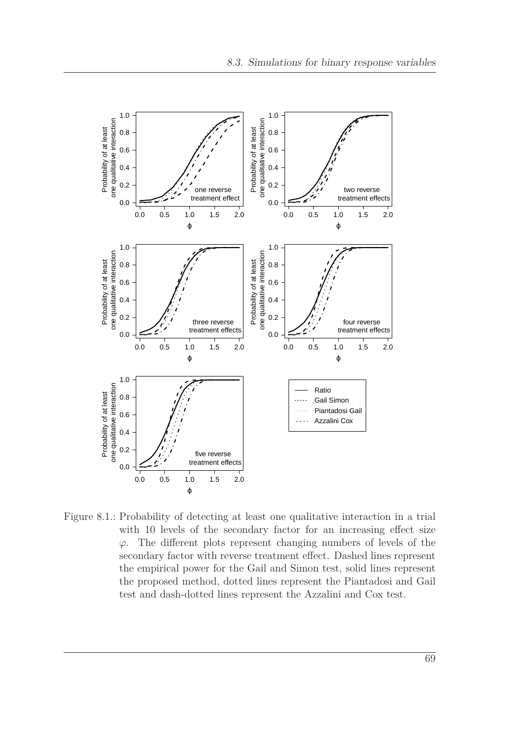Figure 8.1.: Probability of detecting at least one qualitative interaction in a trial with 10 levels of the secondary factor for an increasing effect size $\varphi$. The different plots represent changing numbers of levels of the secondary factor with reverse treatment effect. Dashed lines represent the empirical power for the Gail and Simon test, solid lines represent the proposed method, dotted lines represent the Piantadosi and Gail test and dash-dotted lines represent the Azzalini and Cox test.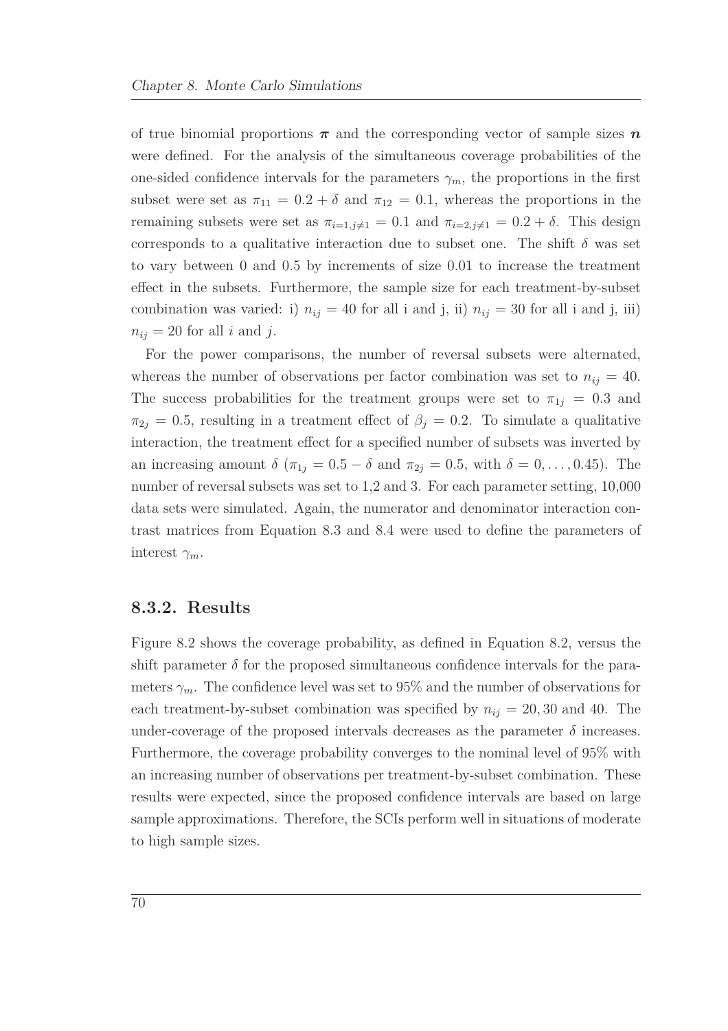of true binomial proportions $\boldsymbol{\pi}$ and the corresponding vector of sample sizes $\boldsymbol{n}$ were defined. For the analysis of the simultaneous coverage probabilities of the one-sided confidence intervals for the parameters $\gamma_m$, the proportions in the first subset were set as $\pi_{11} = 0.2 + \delta$ and $\pi_{12} = 0.1$, whereas the proportions in the remaining subsets were set as $\pi_{i=1,j\neq 1} = 0.1$ and $\pi_{i=2,j\neq 1} = 0.2 + \delta$. This design corresponds to a qualitative interaction due to subset one. The shift $\delta$ was set to vary between 0 and 0.5 by increments of size 0.01 to increase the treatment effect in the subsets. Furthermore, the sample size for each treatment-by-subset combination was varied: i) $n_{ij} = 40$ for all i and j, ii) $n_{ij} = 30$ for all i and j, iii) $n_{ij} = 20$ for all $i$ and $j$.

For the power comparisons, the number of reversal subsets were alternated, whereas the number of observations per factor combination was set to $n_{ij} = 40$. The success probabilities for the treatment groups were set to $\pi_{1j} = 0.3$ and $\pi_{2j} = 0.5$, resulting in a treatment effect of $\beta_j = 0.2$. To simulate a qualitative interaction, the treatment effect for a specified number of subsets was inverted by an increasing amount $\delta$ ($\pi_{1j} = 0.5 - \delta$ and $\pi_{2j} = 0.5$, with $\delta = 0, \ldots, 0.45$). The number of reversal subsets was set to 1,2 and 3. For each parameter setting, 10,000 data sets were simulated. Again, the numerator and denominator interaction contrast matrices from Equation 8.3 and 8.4 were used to define the parameters of interest $\gamma_m$.

### 8.3.2. Results

Figure 8.2 shows the coverage probability, as defined in Equation 8.2, versus the shift parameter $\delta$ for the proposed simultaneous confidence intervals for the parameters $\gamma_m$. The confidence level was set to 95% and the number of observations for each treatment-by-subset combination was specified by $n_{ij} = 20, 30$ and 40. The under-coverage of the proposed intervals decreases as the parameter $\delta$ increases. Furthermore, the coverage probability converges to the nominal level of 95% with an increasing number of observations per treatment-by-subset combination. These results were expected, since the proposed confidence intervals are based on large sample approximations. Therefore, the SCIs perform well in situations of moderate to high sample sizes.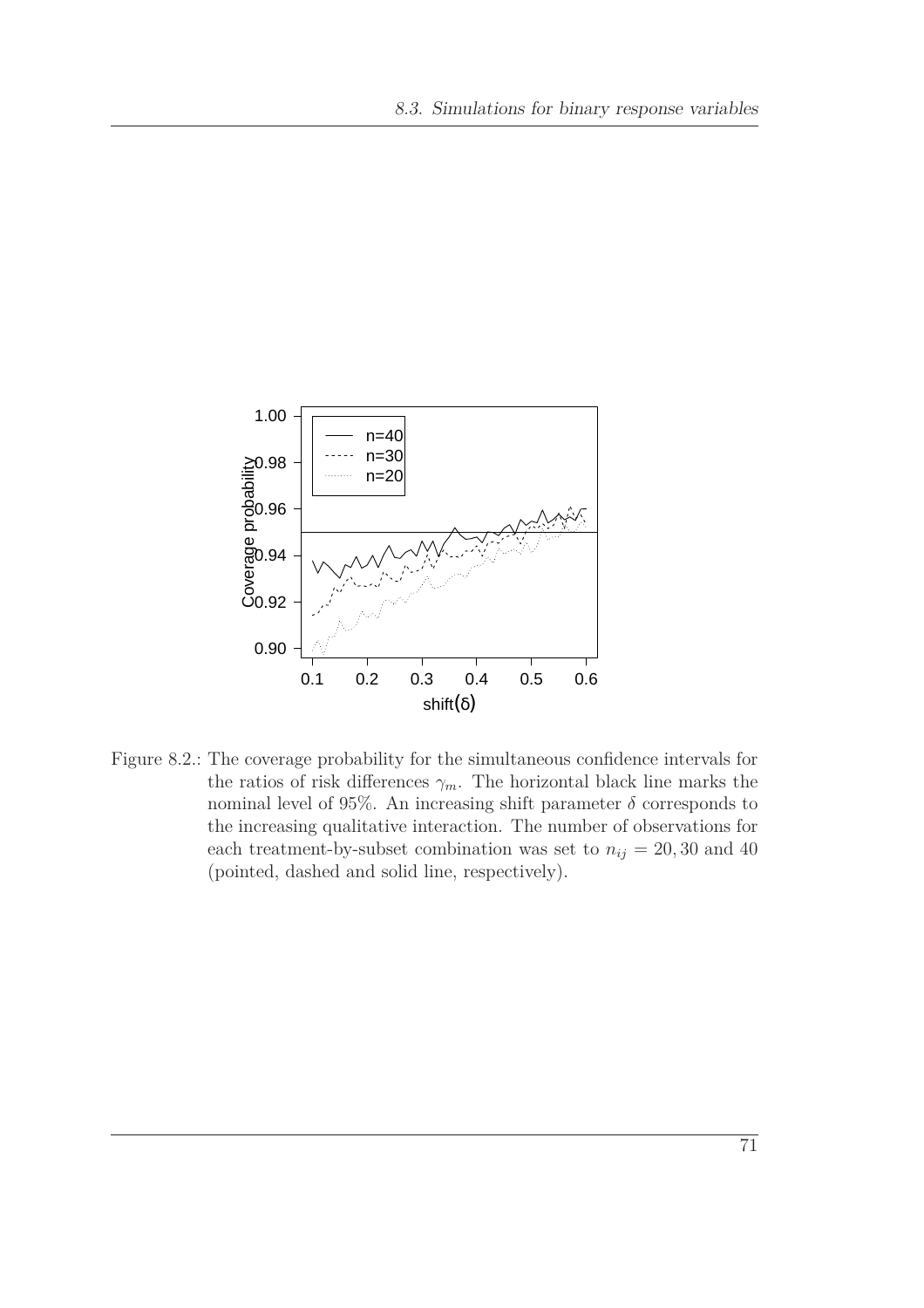Figure 8.2.: The coverage probability for the simultaneous confidence intervals for the ratios of risk differences $\gamma_m$. The horizontal black line marks the nominal level of 95%. An increasing shift parameter $\delta$ corresponds to the increasing qualitative interaction. The number of observations for each treatment-by-subset combination was set to $n_{ij} = 20, 30$ and $40$ (pointed, dashed and solid line, respectively).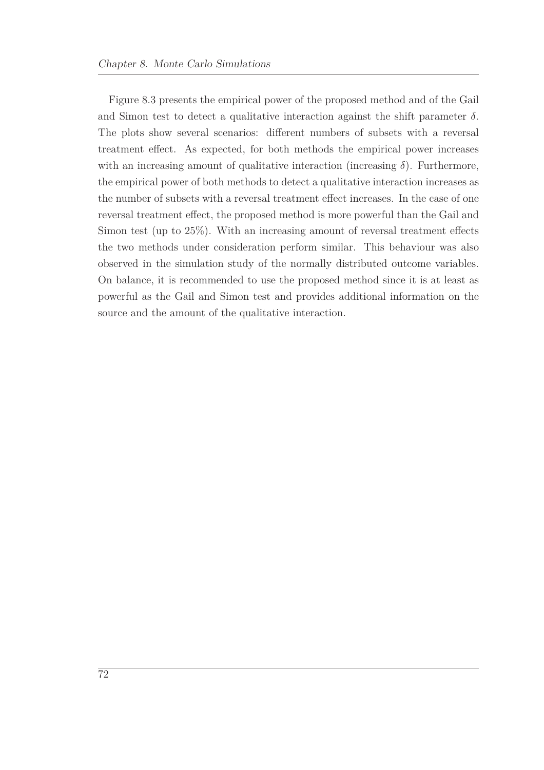Figure 8.3 presents the empirical power of the proposed method and of the Gail and Simon test to detect a qualitative interaction against the shift parameter $\delta$. The plots show several scenarios: different numbers of subsets with a reversal treatment effect. As expected, for both methods the empirical power increases with an increasing amount of qualitative interaction (increasing $\delta$). Furthermore, the empirical power of both methods to detect a qualitative interaction increases as the number of subsets with a reversal treatment effect increases. In the case of one reversal treatment effect, the proposed method is more powerful than the Gail and Simon test (up to 25%). With an increasing amount of reversal treatment effects the two methods under consideration perform similar. This behaviour was also observed in the simulation study of the normally distributed outcome variables. On balance, it is recommended to use the proposed method since it is at least as powerful as the Gail and Simon test and provides additional information on the source and the amount of the qualitative interaction.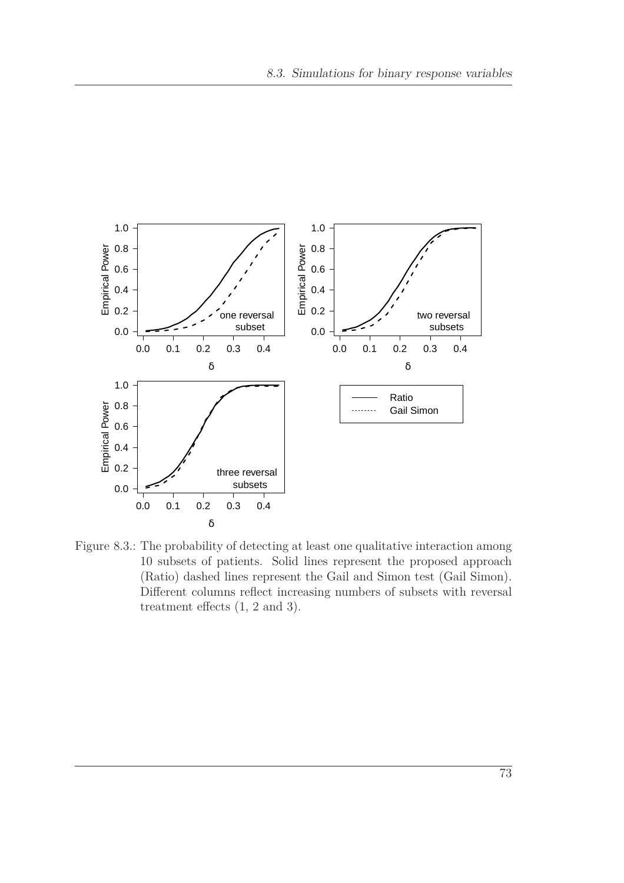Figure 8.3.: The probability of detecting at least one qualitative interaction among 10 subsets of patients. Solid lines represent the proposed approach (Ratio) dashed lines represent the Gail and Simon test (Gail Simon). Different columns reflect increasing numbers of subsets with reversal treatment effects (1, 2 and 3).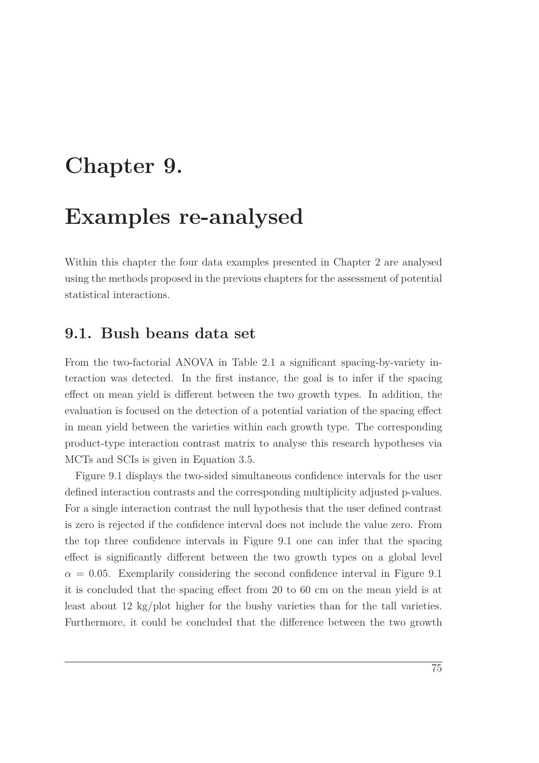# Chapter 9.

# Examples re-analysed

Within this chapter the four data examples presented in Chapter 2 are analysed using the methods proposed in the previous chapters for the assessment of potential statistical interactions.

## 9.1. Bush beans data set

From the two-factorial ANOVA in Table 2.1 a significant spacing-by-variety interaction was detected. In the first instance, the goal is to infer if the spacing effect on mean yield is different between the two growth types. In addition, the evaluation is focused on the detection of a potential variation of the spacing effect in mean yield between the varieties within each growth type. The corresponding product-type interaction contrast matrix to analyse this research hypotheses via MCTs and SCIs is given in Equation 3.5.

Figure 9.1 displays the two-sided simultaneous confidence intervals for the user defined interaction contrasts and the corresponding multiplicity adjusted p-values. For a single interaction contrast the null hypothesis that the user defined contrast is zero is rejected if the confidence interval does not include the value zero. From the top three confidence intervals in Figure 9.1 one can infer that the spacing effect is significantly different between the two growth types on a global level $\alpha = 0.05$. Exemplarily considering the second confidence interval in Figure 9.1 it is concluded that the spacing effect from 20 to 60 cm on the mean yield is at least about 12 kg/plot higher for the bushy varieties than for the tall varieties. Furthermore, it could be concluded that the difference between the two growth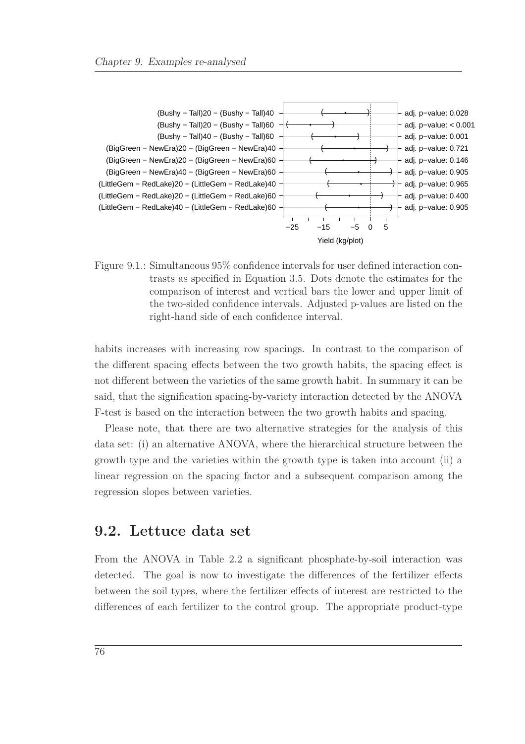Figure 9.1.: Simultaneous 95% confidence intervals for user defined interaction contrasts as specified in Equation 3.5. Dots denote the estimates for the comparison of interest and vertical bars the lower and upper limit of the two-sided confidence intervals. Adjusted p-values are listed on the right-hand side of each confidence interval.

habits increases with increasing row spacings. In contrast to the comparison of the different spacing effects between the two growth habits, the spacing effect is not different between the varieties of the same growth habit. In summary it can be said, that the signification spacing-by-variety interaction detected by the ANOVA F-test is based on the interaction between the two growth habits and spacing.

Please note, that there are two alternative strategies for the analysis of this data set: (i) an alternative ANOVA, where the hierarchical structure between the growth type and the varieties within the growth type is taken into account (ii) a linear regression on the spacing factor and a subsequent comparison among the regression slopes between varieties.

## 9.2. Lettuce data set

From the ANOVA in Table 2.2 a significant phosphate-by-soil interaction was detected. The goal is now to investigate the differences of the fertilizer effects between the soil types, where the fertilizer effects of interest are restricted to the differences of each fertilizer to the control group. The appropriate product-type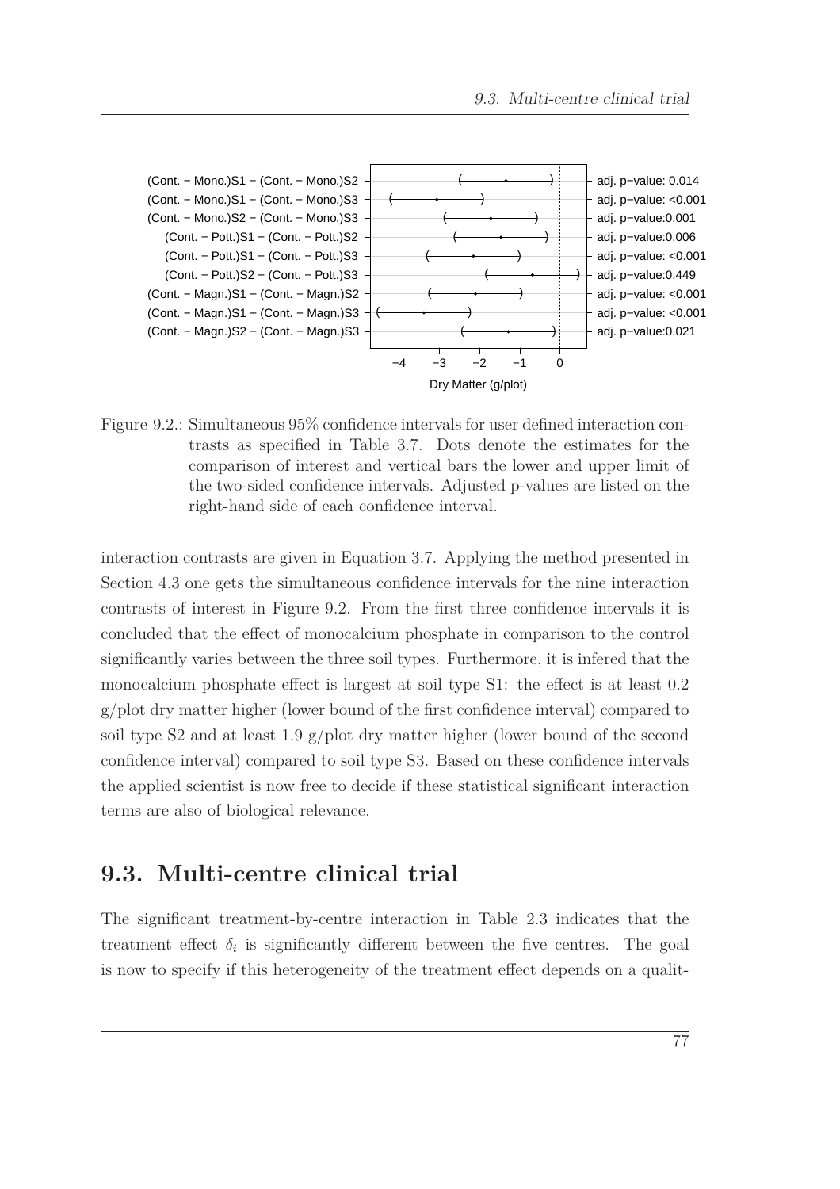Figure 9.2.: Simultaneous 95% confidence intervals for user defined interaction contrasts as specified in Table 3.7. Dots denote the estimates for the comparison of interest and vertical bars the lower and upper limit of the two-sided confidence intervals. Adjusted p-values are listed on the right-hand side of each confidence interval.

interaction contrasts are given in Equation 3.7. Applying the method presented in Section 4.3 one gets the simultaneous confidence intervals for the nine interaction contrasts of interest in Figure 9.2. From the first three confidence intervals it is concluded that the effect of monocalcium phosphate in comparison to the control significantly varies between the three soil types. Furthermore, it is infered that the monocalcium phosphate effect is largest at soil type S1: the effect is at least 0.2 g/plot dry matter higher (lower bound of the first confidence interval) compared to soil type S2 and at least 1.9 g/plot dry matter higher (lower bound of the second confidence interval) compared to soil type S3. Based on these confidence intervals the applied scientist is now free to decide if these statistical significant interaction terms are also of biological relevance.

## 9.3. Multi-centre clinical trial

The significant treatment-by-centre interaction in Table 2.3 indicates that the treatment effect $\delta_i$ is significantly different between the five centres. The goal is now to specify if this heterogeneity of the treatment effect depends on a qualit-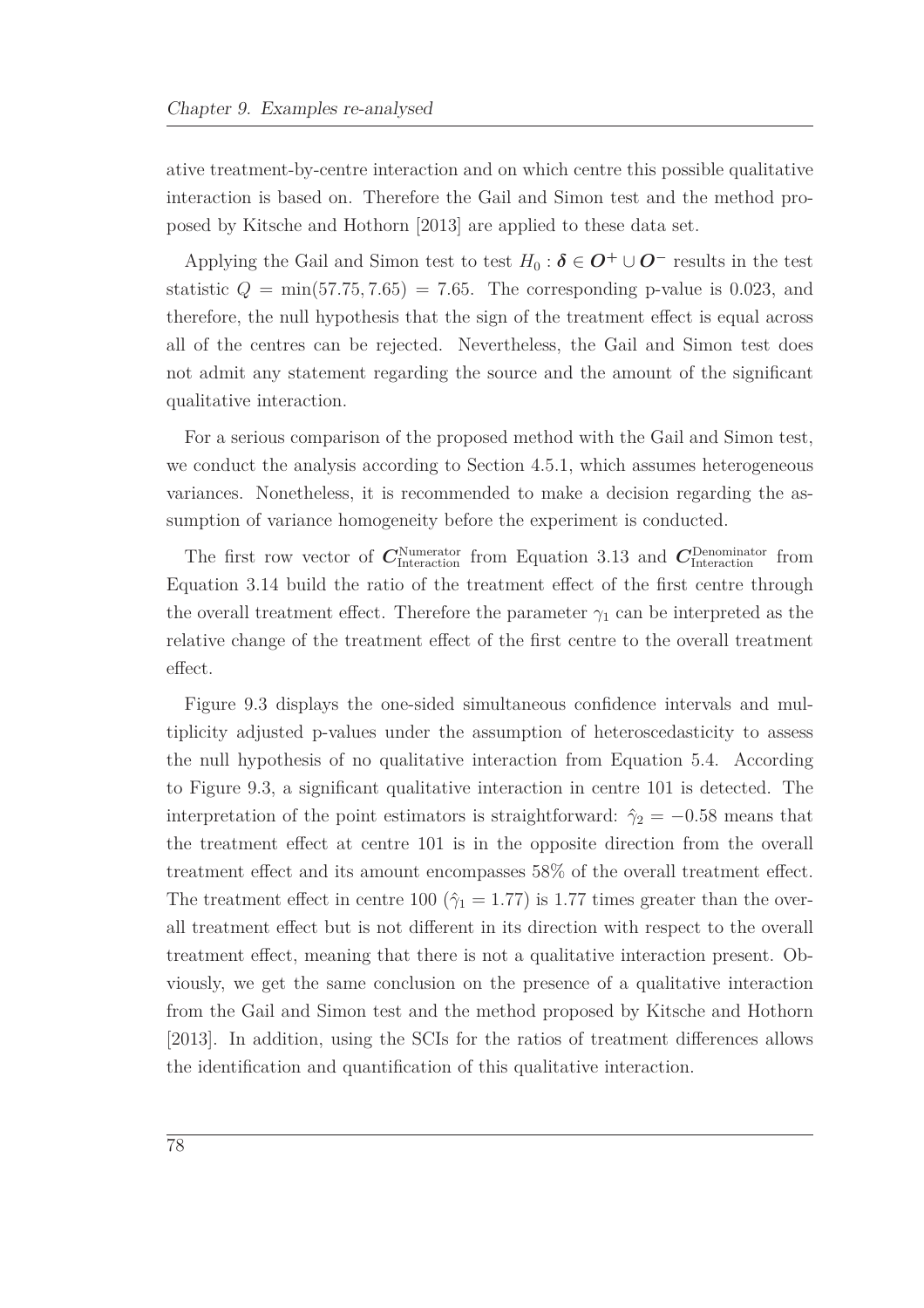ative treatment-by-centre interaction and on which centre this possible qualitative interaction is based on. Therefore the Gail and Simon test and the method proposed by Kitsche and Hothorn [2013] are applied to these data set.

Applying the Gail and Simon test to test $H_0 : \boldsymbol{\delta} \in \boldsymbol{O}^+ \cup \boldsymbol{O}^-$ results in the test statistic $Q = \min(57.75, 7.65) = 7.65$. The corresponding p-value is 0.023, and therefore, the null hypothesis that the sign of the treatment effect is equal across all of the centres can be rejected. Nevertheless, the Gail and Simon test does not admit any statement regarding the source and the amount of the significant qualitative interaction.

For a serious comparison of the proposed method with the Gail and Simon test, we conduct the analysis according to Section 4.5.1, which assumes heterogeneous variances. Nonetheless, it is recommended to make a decision regarding the assumption of variance homogeneity before the experiment is conducted.

The first row vector of $\boldsymbol{C}_{\text{Interaction}}^{\text{Numerator}}$ from Equation 3.13 and $\boldsymbol{C}_{\text{Interaction}}^{\text{Denominator}}$ from Equation 3.14 build the ratio of the treatment effect of the first centre through the overall treatment effect. Therefore the parameter $\gamma_1$ can be interpreted as the relative change of the treatment effect of the first centre to the overall treatment effect.

Figure 9.3 displays the one-sided simultaneous confidence intervals and multiplicity adjusted p-values under the assumption of heteroscedasticity to assess the null hypothesis of no qualitative interaction from Equation 5.4. According to Figure 9.3, a significant qualitative interaction in centre 101 is detected. The interpretation of the point estimators is straightforward: $\hat{\gamma}_2 = -0.58$ means that the treatment effect at centre 101 is in the opposite direction from the overall treatment effect and its amount encompasses 58% of the overall treatment effect. The treatment effect in centre 100 ($\hat{\gamma}_1 = 1.77$) is 1.77 times greater than the overall treatment effect but is not different in its direction with respect to the overall treatment effect, meaning that there is not a qualitative interaction present. Obviously, we get the same conclusion on the presence of a qualitative interaction from the Gail and Simon test and the method proposed by Kitsche and Hothorn [2013]. In addition, using the SCIs for the ratios of treatment differences allows the identification and quantification of this qualitative interaction.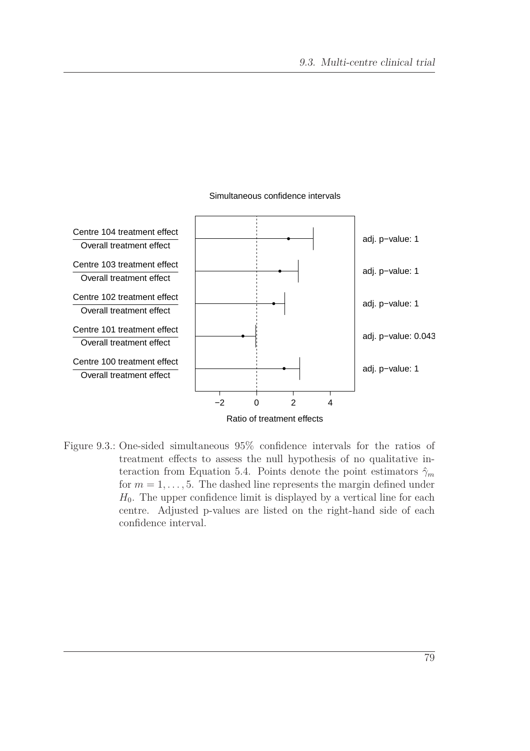Figure 9.3.: One-sided simultaneous 95% confidence intervals for the ratios of treatment effects to assess the null hypothesis of no qualitative interaction from Equation 5.4. Points denote the point estimators $\hat{\gamma}_m$ for $m = 1, \ldots, 5$. The dashed line represents the margin defined under $H_0$. The upper confidence limit is displayed by a vertical line for each centre. Adjusted p-values are listed on the right-hand side of each confidence interval.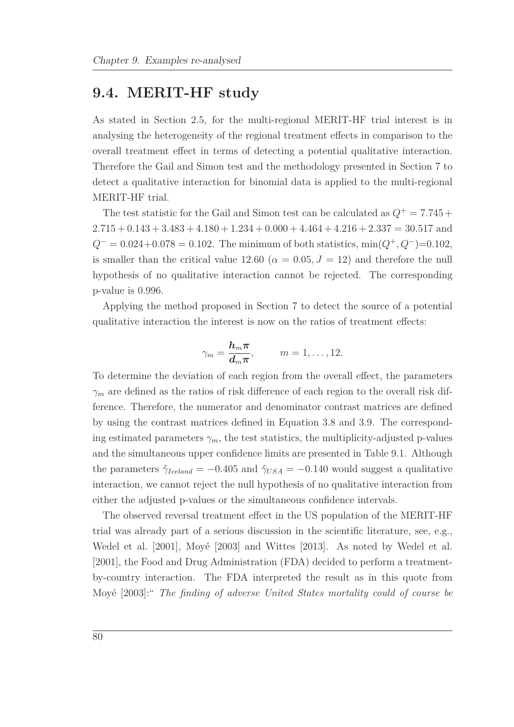## 9.4. MERIT-HF study

As stated in Section 2.5, for the multi-regional MERIT-HF trial interest is in analysing the heterogeneity of the regional treatment effects in comparison to the overall treatment effect in terms of detecting a potential qualitative interaction. Therefore the Gail and Simon test and the methodology presented in Section 7 to detect a qualitative interaction for binomial data is applied to the multi-regional MERIT-HF trial.

The test statistic for the Gail and Simon test can be calculated as $Q^+ = 7.745 + 2.715 + 0.143 + 3.483 + 4.180 + 1.234 + 0.000 + 4.464 + 4.216 + 2.337 = 30.517$ and $Q^- = 0.024 + 0.078 = 0.102$. The minimum of both statistics, $\min(Q^+, Q^-)$=0.102, is smaller than the critical value 12.60 ($\alpha = 0.05, J = 12$) and therefore the null hypothesis of no qualitative interaction cannot be rejected. The corresponding p-value is 0.996.

Applying the method proposed in Section 7 to detect the source of a potential qualitative interaction the interest is now on the ratios of treatment effects:

$$\gamma_m = \frac{\boldsymbol{h}_m \boldsymbol{\pi}}{\boldsymbol{d}_m \boldsymbol{\pi}}, \qquad m = 1, \ldots, 12.$$

To determine the deviation of each region from the overall effect, the parameters $\gamma_m$ are defined as the ratios of risk difference of each region to the overall risk difference. Therefore, the numerator and denominator contrast matrices are defined by using the contrast matrices defined in Equation 3.8 and 3.9. The corresponding estimated parameters $\gamma_m$, the test statistics, the multiplicity-adjusted p-values and the simultaneous upper confidence limits are presented in Table 9.1. Although the parameters $\hat{\gamma}_{Iceland} = -0.405$ and $\hat{\gamma}_{USA} = -0.140$ would suggest a qualitative interaction, we cannot reject the null hypothesis of no qualitative interaction from either the adjusted p-values or the simultaneous confidence intervals.

The observed reversal treatment effect in the US population of the MERIT-HF trial was already part of a serious discussion in the scientific literature, see, e.g., Wedel et al. [2001], Moyé [2003] and Wittes [2013]. As noted by Wedel et al. [2001], the Food and Drug Administration (FDA) decided to perform a treatment-by-country interaction. The FDA interpreted the result as in this quote from Moyé [2003]:" *The finding of adverse United States mortality could of course be*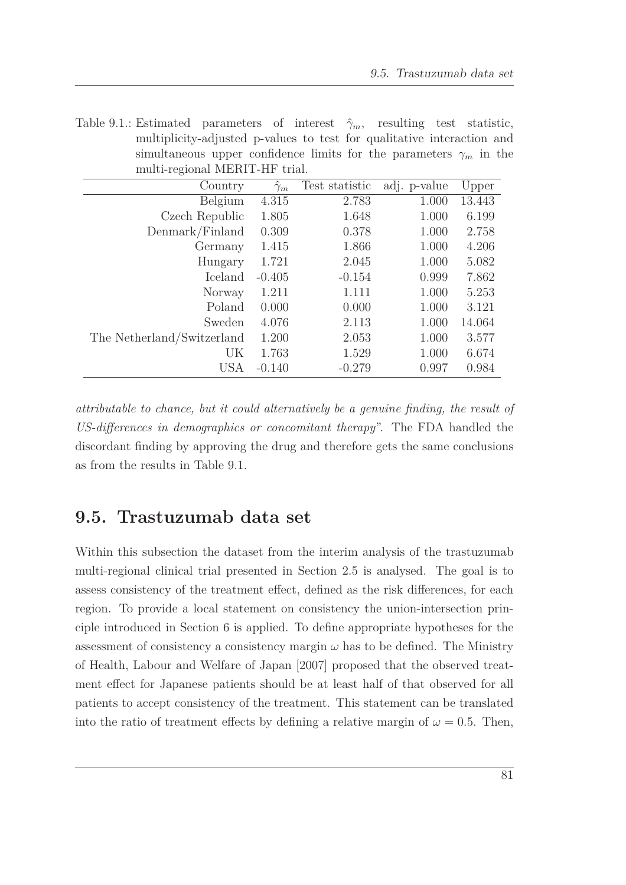Table 9.1.: Estimated parameters of interest $\hat{\gamma}_m$, resulting test statistic, multiplicity-adjusted p-values to test for qualitative interaction and simultaneous upper confidence limits for the parameters $\gamma_m$ in the multi-regional MERIT-HF trial.

| Country | $\hat{\gamma}_m$ | Test statistic | adj. p-value | Upper |
|---:|---:|---:|---:|---:|
| Belgium | 4.315 | 2.783 | 1.000 | 13.443 |
| Czech Republic | 1.805 | 1.648 | 1.000 | 6.199 |
| Denmark/Finland | 0.309 | 0.378 | 1.000 | 2.758 |
| Germany | 1.415 | 1.866 | 1.000 | 4.206 |
| Hungary | 1.721 | 2.045 | 1.000 | 5.082 |
| Iceland | -0.405 | -0.154 | 0.999 | 7.862 |
| Norway | 1.211 | 1.111 | 1.000 | 5.253 |
| Poland | 0.000 | 0.000 | 1.000 | 3.121 |
| Sweden | 4.076 | 2.113 | 1.000 | 14.064 |
| The Netherland/Switzerland | 1.200 | 2.053 | 1.000 | 3.577 |
| UK | 1.763 | 1.529 | 1.000 | 6.674 |
| USA | -0.140 | -0.279 | 0.997 | 0.984 |

*attributable to chance, but it could alternatively be a genuine finding, the result of US-differences in demographics or concomitant therapy*". The FDA handled the discordant finding by approving the drug and therefore gets the same conclusions as from the results in Table 9.1.

## 9.5. Trastuzumab data set

Within this subsection the dataset from the interim analysis of the trastuzumab multi-regional clinical trial presented in Section 2.5 is analysed. The goal is to assess consistency of the treatment effect, defined as the risk differences, for each region. To provide a local statement on consistency the union-intersection principle introduced in Section 6 is applied. To define appropriate hypotheses for the assessment of consistency a consistency margin $\omega$ has to be defined. The Ministry of Health, Labour and Welfare of Japan [2007] proposed that the observed treatment effect for Japanese patients should be at least half of that observed for all patients to accept consistency of the treatment. This statement can be translated into the ratio of treatment effects by defining a relative margin of $\omega = 0.5$. Then,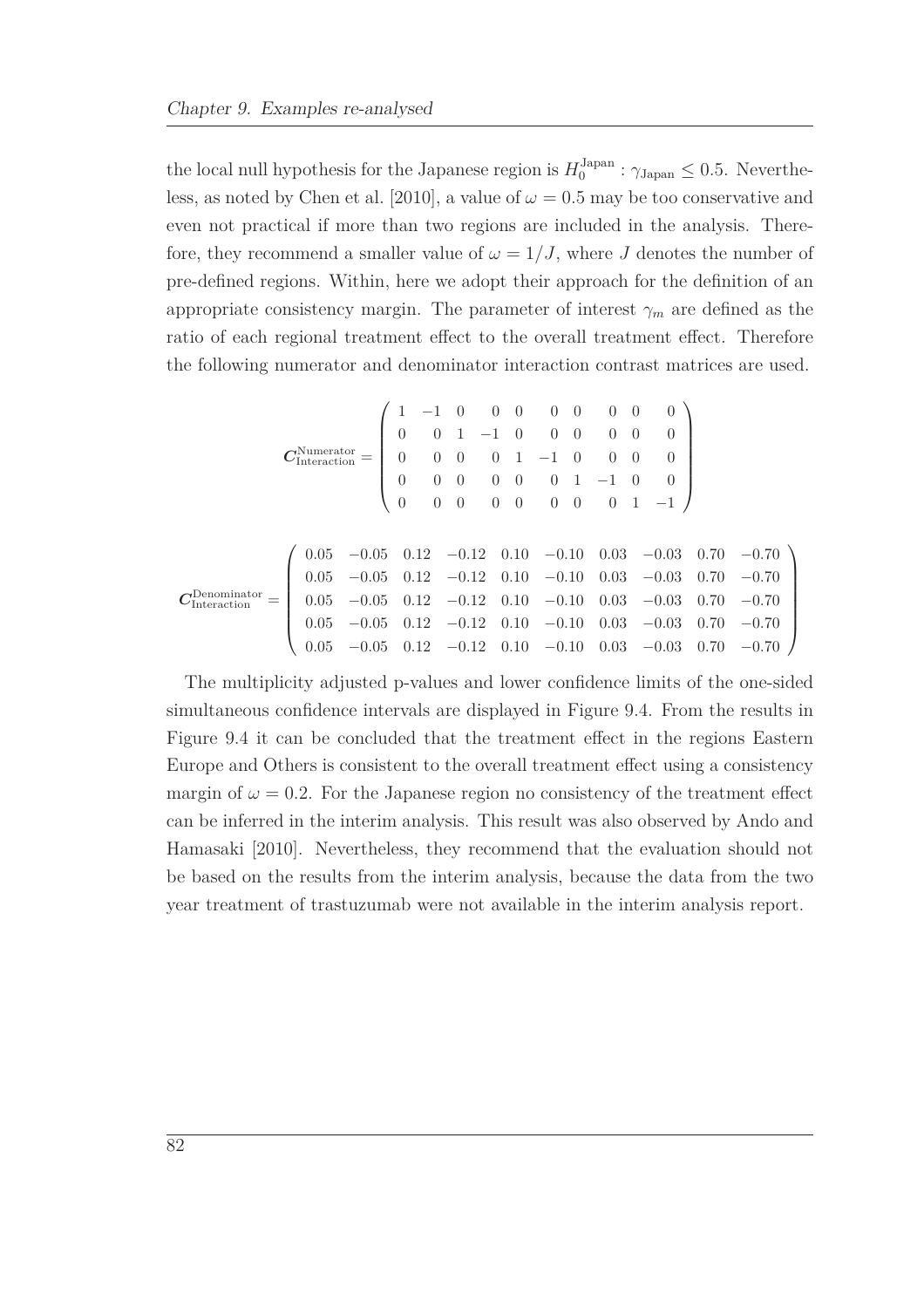the local null hypothesis for the Japanese region is $H_0^{\text{Japan}} : \gamma_{\text{Japan}} \leq 0.5$. Nevertheless, as noted by Chen et al. [2010], a value of $\omega = 0.5$ may be too conservative and even not practical if more than two regions are included in the analysis. Therefore, they recommend a smaller value of $\omega = 1/J$, where $J$ denotes the number of pre-defined regions. Within, here we adopt their approach for the definition of an appropriate consistency margin. The parameter of interest $\gamma_m$ are defined as the ratio of each regional treatment effect to the overall treatment effect. Therefore the following numerator and denominator interaction contrast matrices are used.

$$
\boldsymbol{C}_{\text{Interaction}}^{\text{Numerator}} = \begin{pmatrix} 1 & -1 & 0 & 0 & 0 & 0 & 0 & 0 & 0 & 0 \\ 0 & 0 & 1 & -1 & 0 & 0 & 0 & 0 & 0 & 0 \\ 0 & 0 & 0 & 0 & 1 & -1 & 0 & 0 & 0 & 0 \\ 0 & 0 & 0 & 0 & 0 & 0 & 1 & -1 & 0 & 0 \\ 0 & 0 & 0 & 0 & 0 & 0 & 0 & 0 & 1 & -1 \end{pmatrix}
$$

$$
\boldsymbol{C}_{\text{Interaction}}^{\text{Denominator}} = \begin{pmatrix} 0.05 & -0.05 & 0.12 & -0.12 & 0.10 & -0.10 & 0.03 & -0.03 & 0.70 & -0.70 \\ 0.05 & -0.05 & 0.12 & -0.12 & 0.10 & -0.10 & 0.03 & -0.03 & 0.70 & -0.70 \\ 0.05 & -0.05 & 0.12 & -0.12 & 0.10 & -0.10 & 0.03 & -0.03 & 0.70 & -0.70 \\ 0.05 & -0.05 & 0.12 & -0.12 & 0.10 & -0.10 & 0.03 & -0.03 & 0.70 & -0.70 \\ 0.05 & -0.05 & 0.12 & -0.12 & 0.10 & -0.10 & 0.03 & -0.03 & 0.70 & -0.70 \end{pmatrix}
$$

The multiplicity adjusted p-values and lower confidence limits of the one-sided simultaneous confidence intervals are displayed in Figure 9.4. From the results in Figure 9.4 it can be concluded that the treatment effect in the regions Eastern Europe and Others is consistent to the overall treatment effect using a consistency margin of $\omega = 0.2$. For the Japanese region no consistency of the treatment effect can be inferred in the interim analysis. This result was also observed by Ando and Hamasaki [2010]. Nevertheless, they recommend that the evaluation should not be based on the results from the interim analysis, because the data from the two year treatment of trastuzumab were not available in the interim analysis report.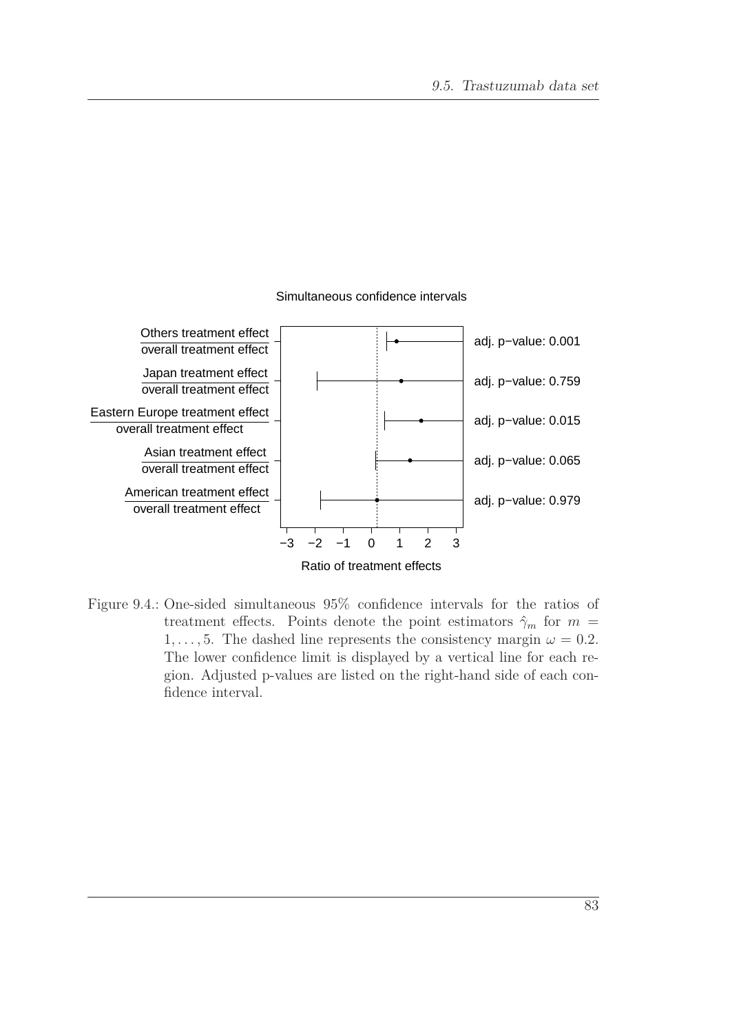Simultaneous confidence intervals

| | | |
|---|---|---|
| Others treatment effect / overall treatment effect | | adj. p−value: 0.001 |
| Japan treatment effect / overall treatment effect | | adj. p−value: 0.759 |
| Eastern Europe treatment effect / overall treatment effect | | adj. p−value: 0.015 |
| Asian treatment effect / overall treatment effect | | adj. p−value: 0.065 |
| American treatment effect / overall treatment effect | | adj. p−value: 0.979 |

Ratio of treatment effects

Figure 9.4.: One-sided simultaneous 95% confidence intervals for the ratios of treatment effects. Points denote the point estimators $\hat{\gamma}_m$ for $m = 1, \ldots, 5$. The dashed line represents the consistency margin $\omega = 0.2$. The lower confidence limit is displayed by a vertical line for each region. Adjusted p-values are listed on the right-hand side of each confidence interval.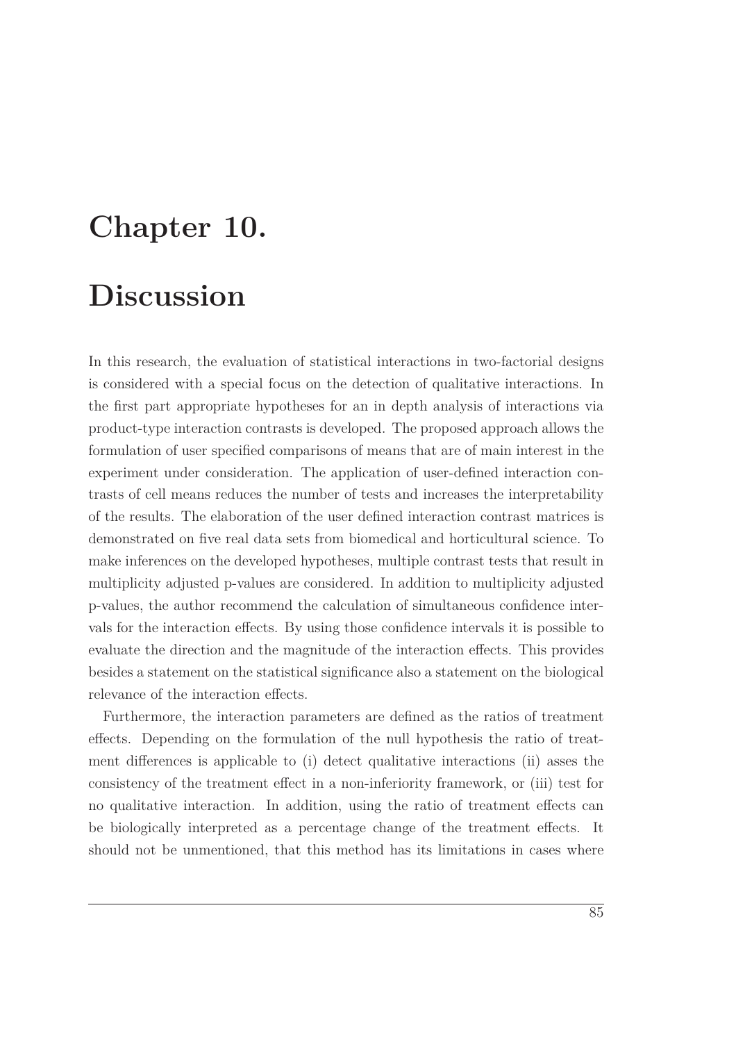# Chapter 10.

# Discussion

In this research, the evaluation of statistical interactions in two-factorial designs is considered with a special focus on the detection of qualitative interactions. In the first part appropriate hypotheses for an in depth analysis of interactions via product-type interaction contrasts is developed. The proposed approach allows the formulation of user specified comparisons of means that are of main interest in the experiment under consideration. The application of user-defined interaction contrasts of cell means reduces the number of tests and increases the interpretability of the results. The elaboration of the user defined interaction contrast matrices is demonstrated on five real data sets from biomedical and horticultural science. To make inferences on the developed hypotheses, multiple contrast tests that result in multiplicity adjusted p-values are considered. In addition to multiplicity adjusted p-values, the author recommend the calculation of simultaneous confidence intervals for the interaction effects. By using those confidence intervals it is possible to evaluate the direction and the magnitude of the interaction effects. This provides besides a statement on the statistical significance also a statement on the biological relevance of the interaction effects.

Furthermore, the interaction parameters are defined as the ratios of treatment effects. Depending on the formulation of the null hypothesis the ratio of treatment differences is applicable to (i) detect qualitative interactions (ii) asses the consistency of the treatment effect in a non-inferiority framework, or (iii) test for no qualitative interaction. In addition, using the ratio of treatment effects can be biologically interpreted as a percentage change of the treatment effects. It should not be unmentioned, that this method has its limitations in cases where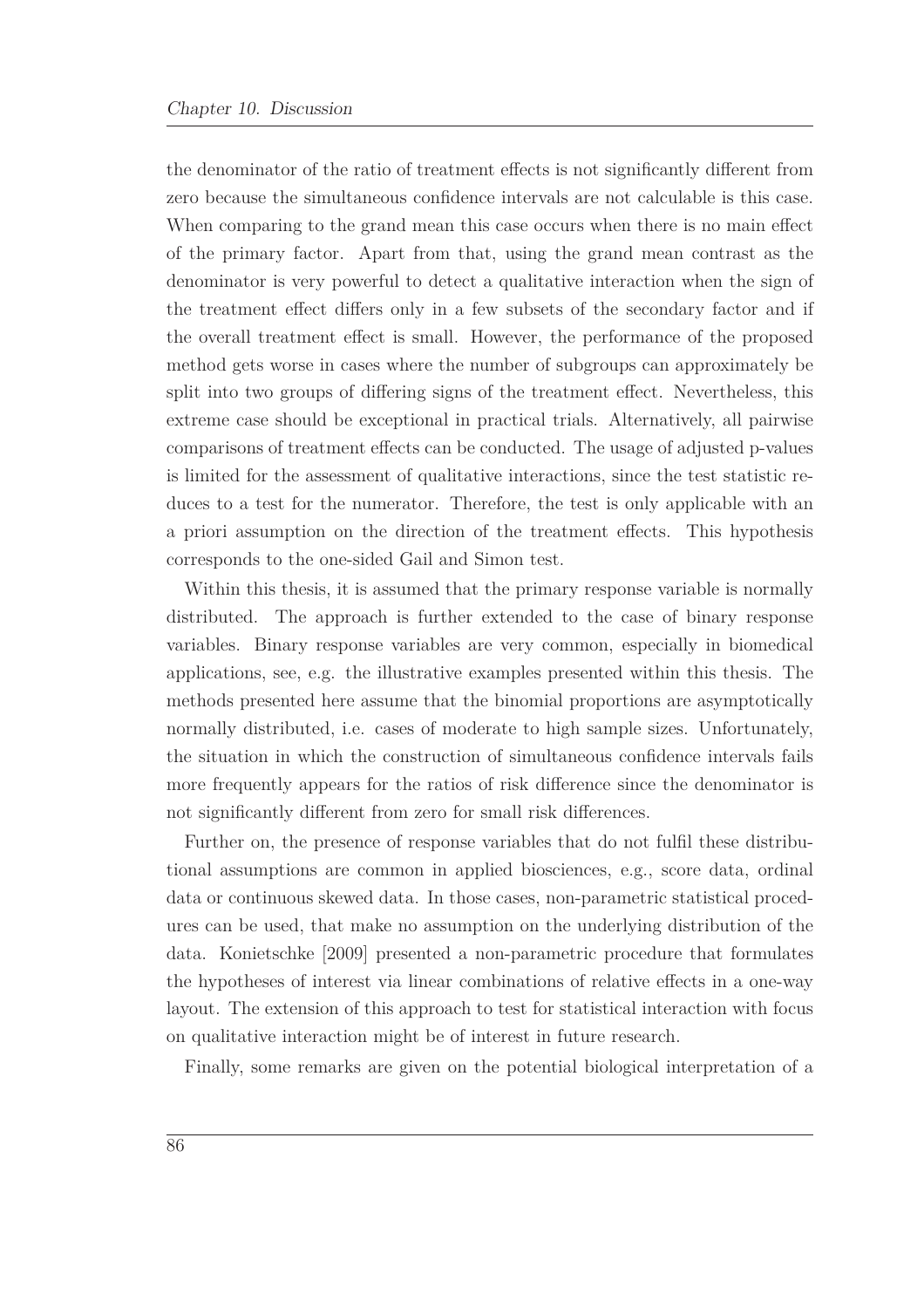the denominator of the ratio of treatment effects is not significantly different from zero because the simultaneous confidence intervals are not calculable is this case. When comparing to the grand mean this case occurs when there is no main effect of the primary factor. Apart from that, using the grand mean contrast as the denominator is very powerful to detect a qualitative interaction when the sign of the treatment effect differs only in a few subsets of the secondary factor and if the overall treatment effect is small. However, the performance of the proposed method gets worse in cases where the number of subgroups can approximately be split into two groups of differing signs of the treatment effect. Nevertheless, this extreme case should be exceptional in practical trials. Alternatively, all pairwise comparisons of treatment effects can be conducted. The usage of adjusted p-values is limited for the assessment of qualitative interactions, since the test statistic reduces to a test for the numerator. Therefore, the test is only applicable with an a priori assumption on the direction of the treatment effects. This hypothesis corresponds to the one-sided Gail and Simon test.

Within this thesis, it is assumed that the primary response variable is normally distributed. The approach is further extended to the case of binary response variables. Binary response variables are very common, especially in biomedical applications, see, e.g. the illustrative examples presented within this thesis. The methods presented here assume that the binomial proportions are asymptotically normally distributed, i.e. cases of moderate to high sample sizes. Unfortunately, the situation in which the construction of simultaneous confidence intervals fails more frequently appears for the ratios of risk difference since the denominator is not significantly different from zero for small risk differences.

Further on, the presence of response variables that do not fulfil these distributional assumptions are common in applied biosciences, e.g., score data, ordinal data or continuous skewed data. In those cases, non-parametric statistical procedures can be used, that make no assumption on the underlying distribution of the data. Konietschke [2009] presented a non-parametric procedure that formulates the hypotheses of interest via linear combinations of relative effects in a one-way layout. The extension of this approach to test for statistical interaction with focus on qualitative interaction might be of interest in future research.

Finally, some remarks are given on the potential biological interpretation of a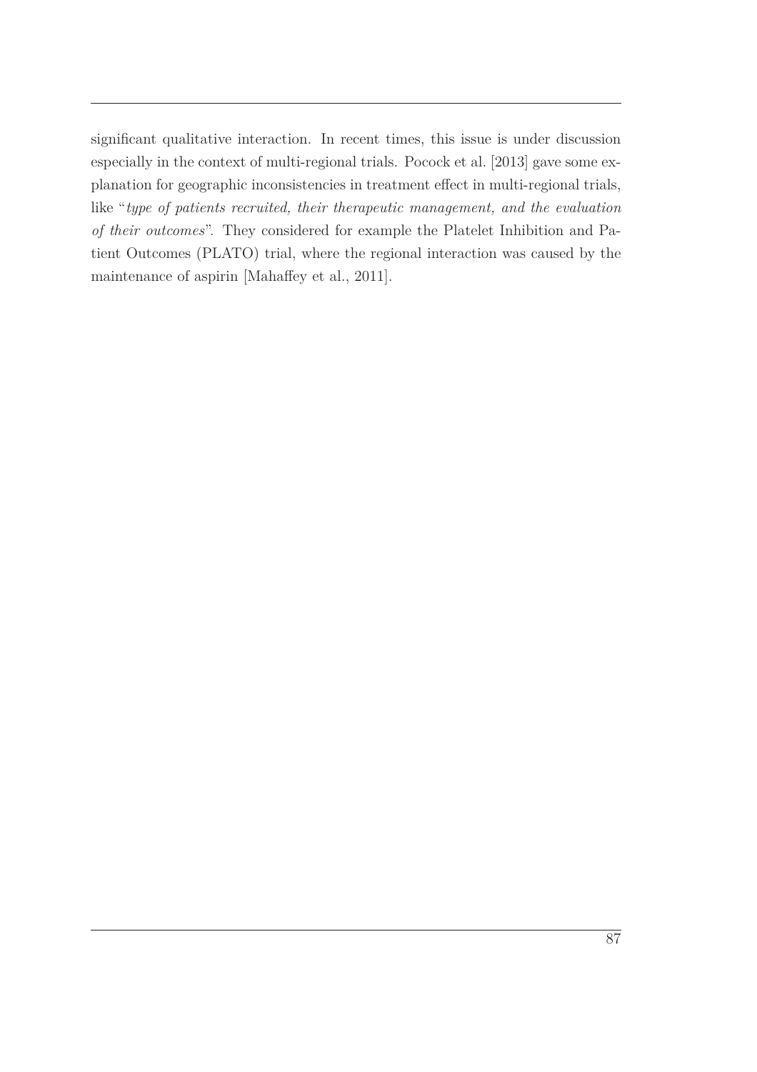significant qualitative interaction. In recent times, this issue is under discussion especially in the context of multi-regional trials. Pocock et al. [2013] gave some explanation for geographic inconsistencies in treatment effect in multi-regional trials, like "*type of patients recruited, their therapeutic management, and the evaluation of their outcomes*". They considered for example the Platelet Inhibition and Patient Outcomes (PLATO) trial, where the regional interaction was caused by the maintenance of aspirin [Mahaffey et al., 2011].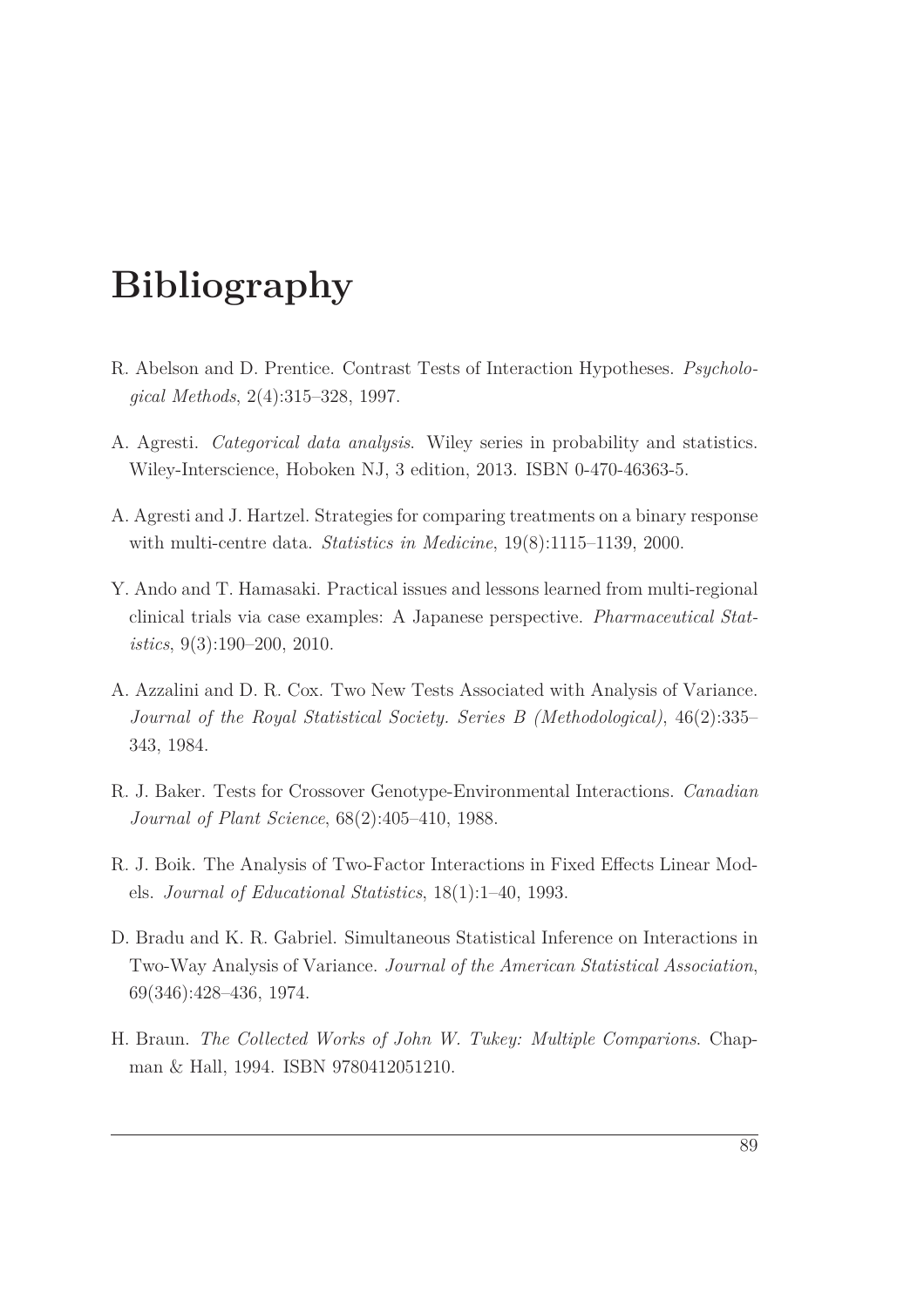# Bibliography

R. Abelson and D. Prentice. Contrast Tests of Interaction Hypotheses. *Psychological Methods*, 2(4):315–328, 1997.

A. Agresti. *Categorical data analysis*. Wiley series in probability and statistics. Wiley-Interscience, Hoboken NJ, 3 edition, 2013. ISBN 0-470-46363-5.

A. Agresti and J. Hartzel. Strategies for comparing treatments on a binary response with multi-centre data. *Statistics in Medicine*, 19(8):1115–1139, 2000.

Y. Ando and T. Hamasaki. Practical issues and lessons learned from multi-regional clinical trials via case examples: A Japanese perspective. *Pharmaceutical Statistics*, 9(3):190–200, 2010.

A. Azzalini and D. R. Cox. Two New Tests Associated with Analysis of Variance. *Journal of the Royal Statistical Society. Series B (Methodological)*, 46(2):335–343, 1984.

R. J. Baker. Tests for Crossover Genotype-Environmental Interactions. *Canadian Journal of Plant Science*, 68(2):405–410, 1988.

R. J. Boik. The Analysis of Two-Factor Interactions in Fixed Effects Linear Models. *Journal of Educational Statistics*, 18(1):1–40, 1993.

D. Bradu and K. R. Gabriel. Simultaneous Statistical Inference on Interactions in Two-Way Analysis of Variance. *Journal of the American Statistical Association*, 69(346):428–436, 1974.

H. Braun. *The Collected Works of John W. Tukey: Multiple Comparions*. Chapman & Hall, 1994. ISBN 9780412051210.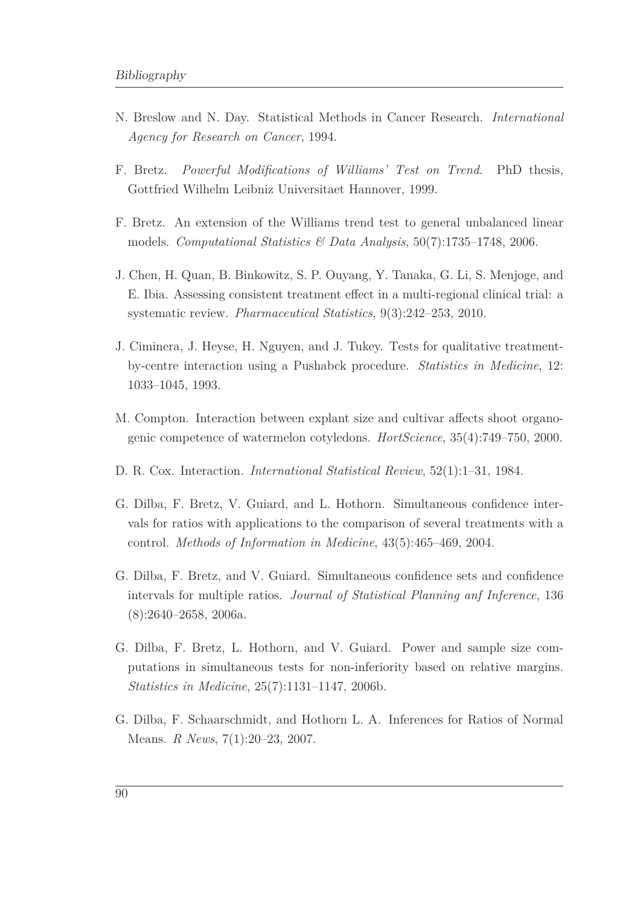N. Breslow and N. Day. Statistical Methods in Cancer Research. *International Agency for Research on Cancer*, 1994.

F. Bretz. *Powerful Modifications of Williams' Test on Trend*. PhD thesis, Gottfried Wilhelm Leibniz Universitaet Hannover, 1999.

F. Bretz. An extension of the Williams trend test to general unbalanced linear models. *Computational Statistics & Data Analysis*, 50(7):1735–1748, 2006.

J. Chen, H. Quan, B. Binkowitz, S. P. Ouyang, Y. Tanaka, G. Li, S. Menjoge, and E. Ibia. Assessing consistent treatment effect in a multi-regional clinical trial: a systematic review. *Pharmaceutical Statistics*, 9(3):242–253, 2010.

J. Ciminera, J. Heyse, H. Nguyen, and J. Tukey. Tests for qualitative treatment-by-centre interaction using a Pushabck procedure. *Statistics in Medicine*, 12: 1033–1045, 1993.

M. Compton. Interaction between explant size and cultivar affects shoot organogenic competence of watermelon cotyledons. *HortScience*, 35(4):749–750, 2000.

D. R. Cox. Interaction. *International Statistical Review*, 52(1):1–31, 1984.

G. Dilba, F. Bretz, V. Guiard, and L. Hothorn. Simultaneous confidence intervals for ratios with applications to the comparison of several treatments with a control. *Methods of Information in Medicine*, 43(5):465–469, 2004.

G. Dilba, F. Bretz, and V. Guiard. Simultaneous confidence sets and confidence intervals for multiple ratios. *Journal of Statistical Planning anf Inference*, 136 (8):2640–2658, 2006a.

G. Dilba, F. Bretz, L. Hothorn, and V. Guiard. Power and sample size computations in simultaneous tests for non-inferiority based on relative margins. *Statistics in Medicine*, 25(7):1131–1147, 2006b.

G. Dilba, F. Schaarschmidt, and Hothorn L. A. Inferences for Ratios of Normal Means. *R News*, 7(1):20–23, 2007.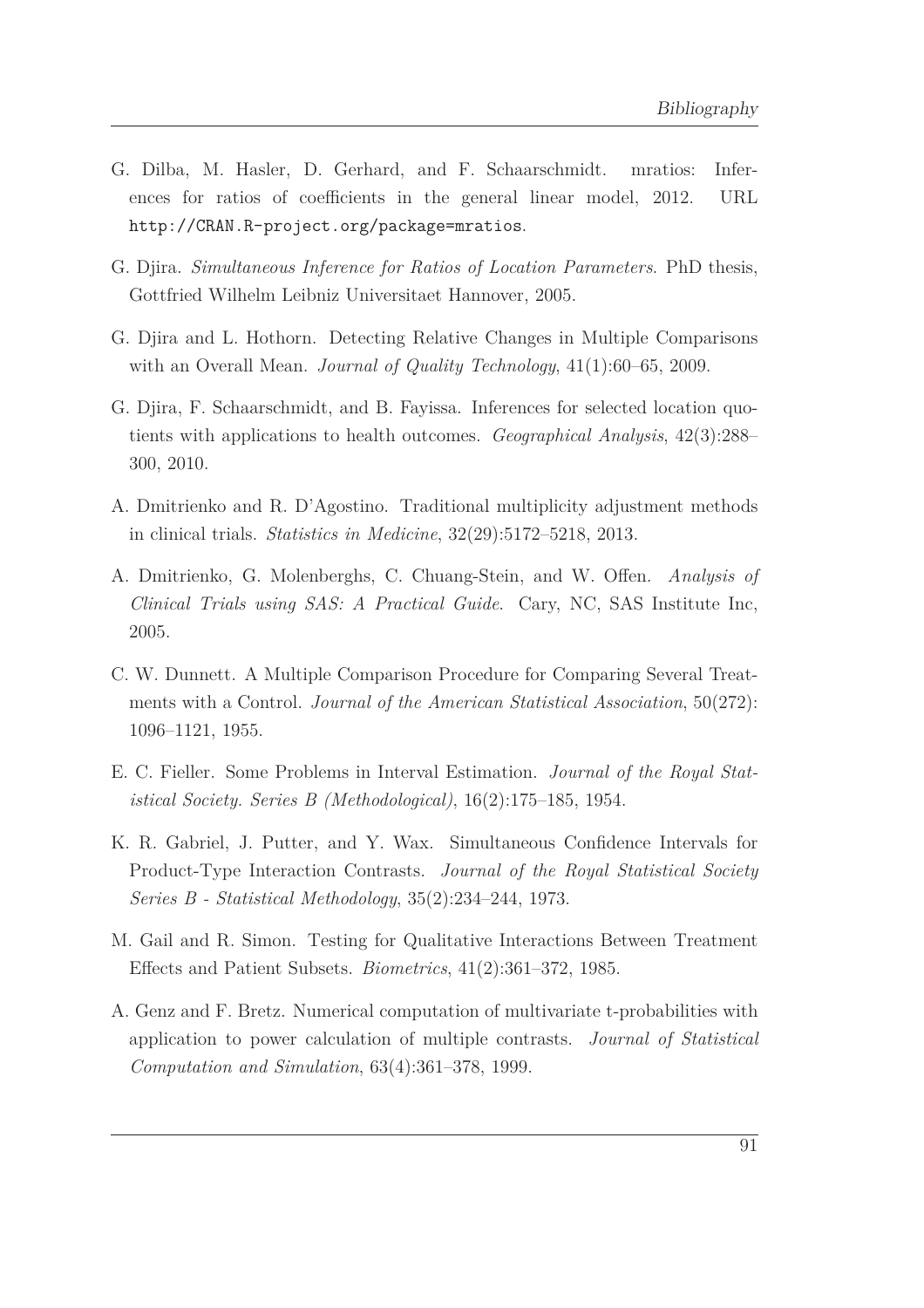G. Dilba, M. Hasler, D. Gerhard, and F. Schaarschmidt. mratios: Inferences for ratios of coefficients in the general linear model, 2012. URL http://CRAN.R-project.org/package=mratios.

G. Djira. *Simultaneous Inference for Ratios of Location Parameters*. PhD thesis, Gottfried Wilhelm Leibniz Universitaet Hannover, 2005.

G. Djira and L. Hothorn. Detecting Relative Changes in Multiple Comparisons with an Overall Mean. *Journal of Quality Technology*, 41(1):60–65, 2009.

G. Djira, F. Schaarschmidt, and B. Fayissa. Inferences for selected location quotients with applications to health outcomes. *Geographical Analysis*, 42(3):288–300, 2010.

A. Dmitrienko and R. D'Agostino. Traditional multiplicity adjustment methods in clinical trials. *Statistics in Medicine*, 32(29):5172–5218, 2013.

A. Dmitrienko, G. Molenberghs, C. Chuang-Stein, and W. Offen. *Analysis of Clinical Trials using SAS: A Practical Guide*. Cary, NC, SAS Institute Inc, 2005.

C. W. Dunnett. A Multiple Comparison Procedure for Comparing Several Treatments with a Control. *Journal of the American Statistical Association*, 50(272): 1096–1121, 1955.

E. C. Fieller. Some Problems in Interval Estimation. *Journal of the Royal Statistical Society. Series B (Methodological)*, 16(2):175–185, 1954.

K. R. Gabriel, J. Putter, and Y. Wax. Simultaneous Confidence Intervals for Product-Type Interaction Contrasts. *Journal of the Royal Statistical Society Series B - Statistical Methodology*, 35(2):234–244, 1973.

M. Gail and R. Simon. Testing for Qualitative Interactions Between Treatment Effects and Patient Subsets. *Biometrics*, 41(2):361–372, 1985.

A. Genz and F. Bretz. Numerical computation of multivariate t-probabilities with application to power calculation of multiple contrasts. *Journal of Statistical Computation and Simulation*, 63(4):361–378, 1999.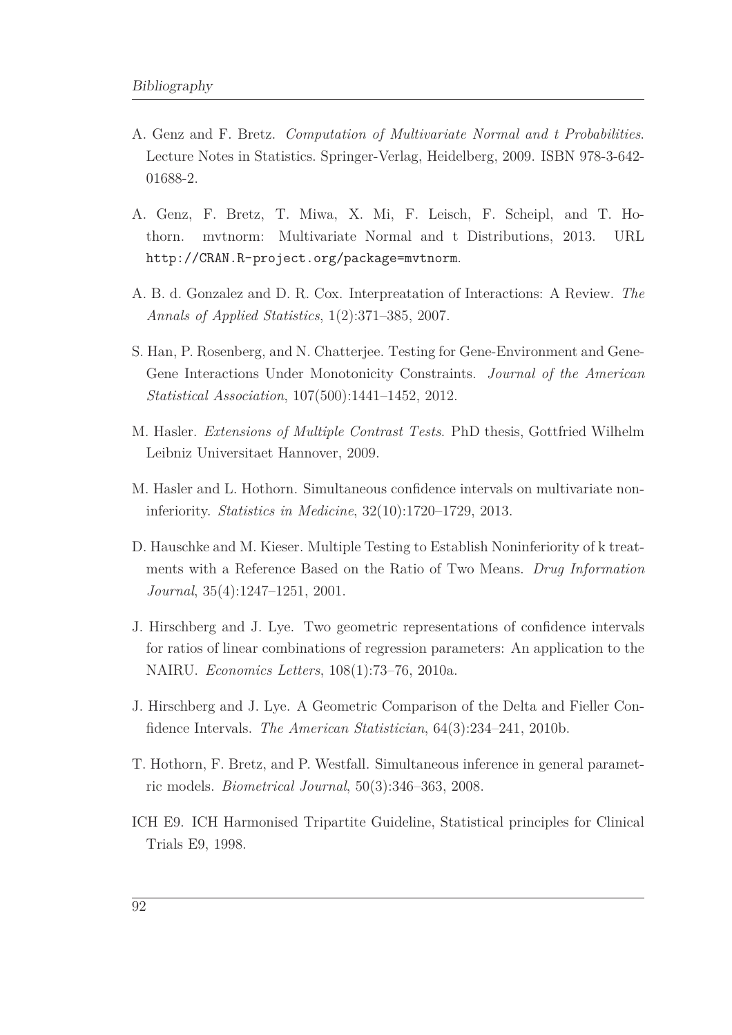A. Genz and F. Bretz. *Computation of Multivariate Normal and t Probabilities*. Lecture Notes in Statistics. Springer-Verlag, Heidelberg, 2009. ISBN 978-3-642-01688-2.

A. Genz, F. Bretz, T. Miwa, X. Mi, F. Leisch, F. Scheipl, and T. Hothorn. mvtnorm: Multivariate Normal and t Distributions, 2013. URL `http://CRAN.R-project.org/package=mvtnorm`.

A. B. d. Gonzalez and D. R. Cox. Interpreatation of Interactions: A Review. *The Annals of Applied Statistics*, 1(2):371–385, 2007.

S. Han, P. Rosenberg, and N. Chatterjee. Testing for Gene-Environment and Gene-Gene Interactions Under Monotonicity Constraints. *Journal of the American Statistical Association*, 107(500):1441–1452, 2012.

M. Hasler. *Extensions of Multiple Contrast Tests*. PhD thesis, Gottfried Wilhelm Leibniz Universitaet Hannover, 2009.

M. Hasler and L. Hothorn. Simultaneous confidence intervals on multivariate non-inferiority. *Statistics in Medicine*, 32(10):1720–1729, 2013.

D. Hauschke and M. Kieser. Multiple Testing to Establish Noninferiority of k treatments with a Reference Based on the Ratio of Two Means. *Drug Information Journal*, 35(4):1247–1251, 2001.

J. Hirschberg and J. Lye. Two geometric representations of confidence intervals for ratios of linear combinations of regression parameters: An application to the NAIRU. *Economics Letters*, 108(1):73–76, 2010a.

J. Hirschberg and J. Lye. A Geometric Comparison of the Delta and Fieller Confidence Intervals. *The American Statistician*, 64(3):234–241, 2010b.

T. Hothorn, F. Bretz, and P. Westfall. Simultaneous inference in general parametric models. *Biometrical Journal*, 50(3):346–363, 2008.

ICH E9. ICH Harmonised Tripartite Guideline, Statistical principles for Clinical Trials E9, 1998.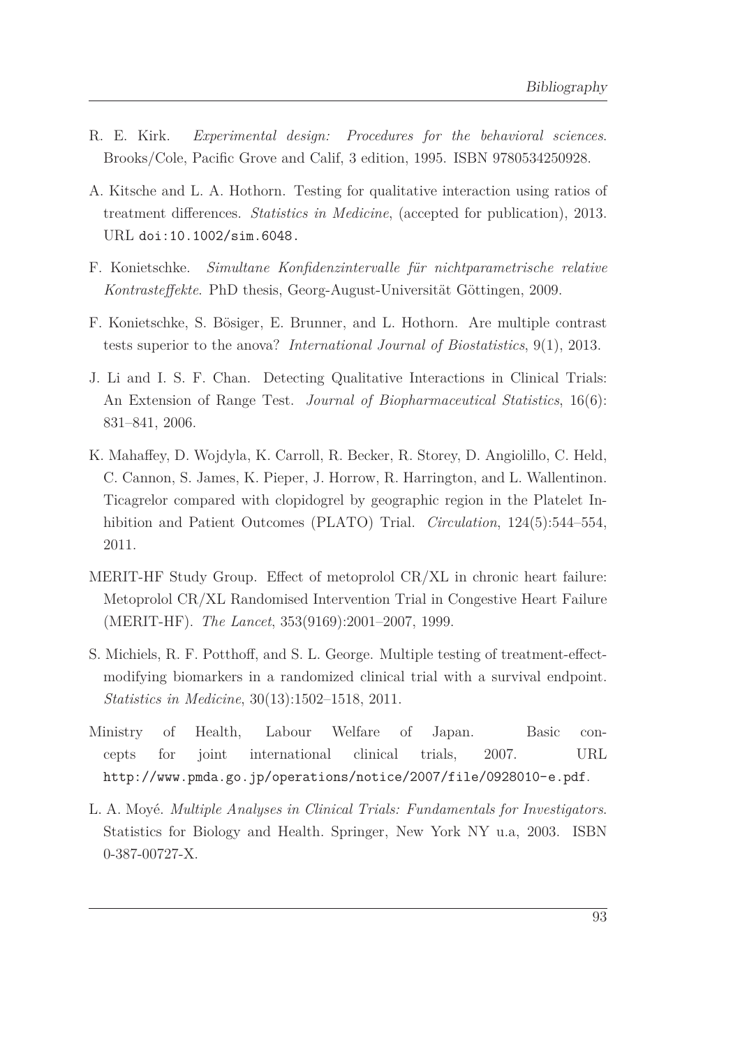R. E. Kirk. *Experimental design: Procedures for the behavioral sciences*. Brooks/Cole, Pacific Grove and Calif, 3 edition, 1995. ISBN 9780534250928.

A. Kitsche and L. A. Hothorn. Testing for qualitative interaction using ratios of treatment differences. *Statistics in Medicine*, (accepted for publication), 2013. URL doi:10.1002/sim.6048.

F. Konietschke. *Simultane Konfidenzintervalle für nichtparametrische relative Kontrasteffekte*. PhD thesis, Georg-August-Universität Göttingen, 2009.

F. Konietschke, S. Bösiger, E. Brunner, and L. Hothorn. Are multiple contrast tests superior to the anova? *International Journal of Biostatistics*, 9(1), 2013.

J. Li and I. S. F. Chan. Detecting Qualitative Interactions in Clinical Trials: An Extension of Range Test. *Journal of Biopharmaceutical Statistics*, 16(6): 831–841, 2006.

K. Mahaffey, D. Wojdyla, K. Carroll, R. Becker, R. Storey, D. Angiolillo, C. Held, C. Cannon, S. James, K. Pieper, J. Horrow, R. Harrington, and L. Wallentinon. Ticagrelor compared with clopidogrel by geographic region in the Platelet Inhibition and Patient Outcomes (PLATO) Trial. *Circulation*, 124(5):544–554, 2011.

MERIT-HF Study Group. Effect of metoprolol CR/XL in chronic heart failure: Metoprolol CR/XL Randomised Intervention Trial in Congestive Heart Failure (MERIT-HF). *The Lancet*, 353(9169):2001–2007, 1999.

S. Michiels, R. F. Potthoff, and S. L. George. Multiple testing of treatment-effect-modifying biomarkers in a randomized clinical trial with a survival endpoint. *Statistics in Medicine*, 30(13):1502–1518, 2011.

Ministry of Health, Labour Welfare of Japan. Basic concepts for joint international clinical trials, 2007. URL http://www.pmda.go.jp/operations/notice/2007/file/0928010-e.pdf.

L. A. Moyé. *Multiple Analyses in Clinical Trials: Fundamentals for Investigators*. Statistics for Biology and Health. Springer, New York NY u.a, 2003. ISBN 0-387-00727-X.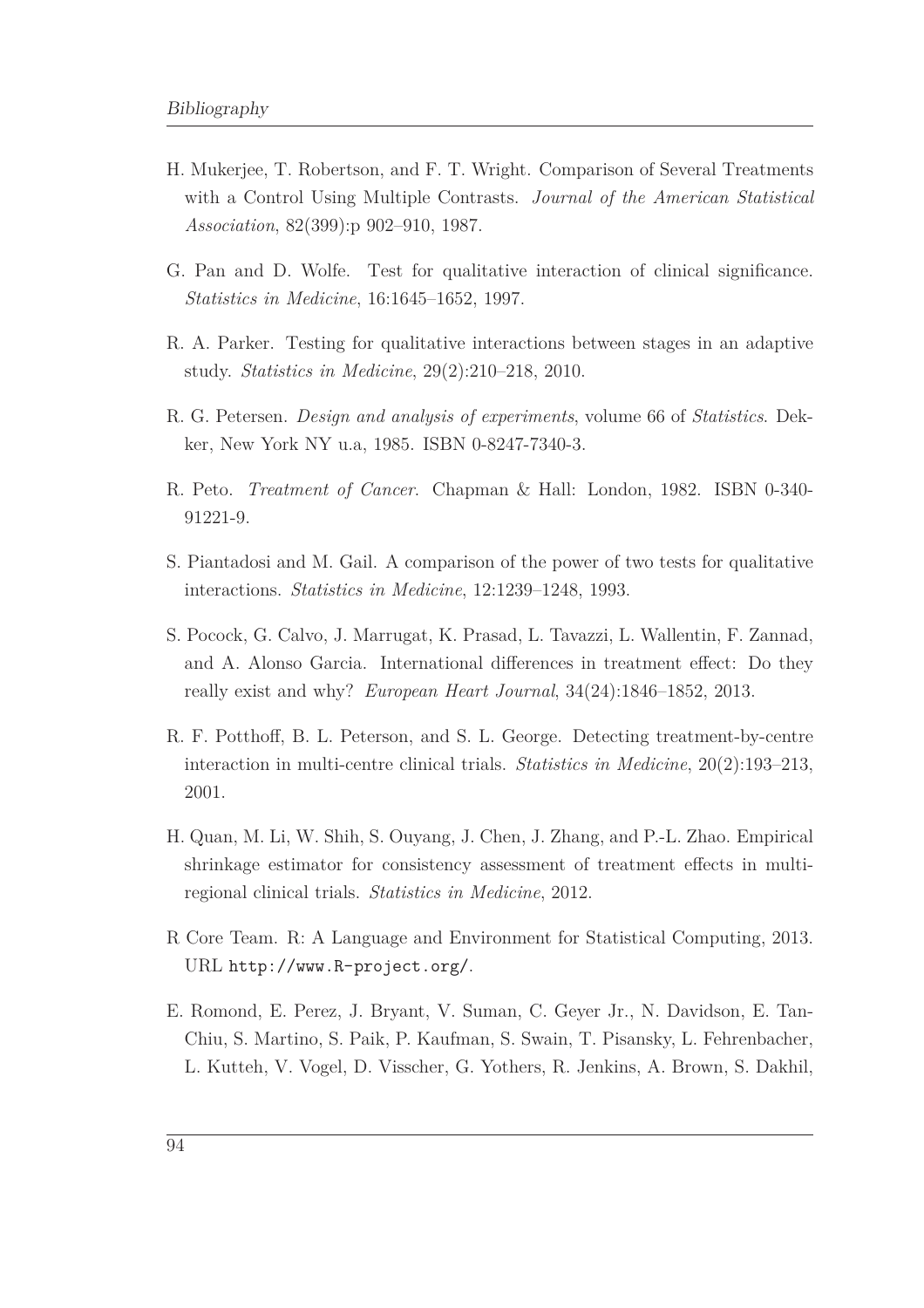H. Mukerjee, T. Robertson, and F. T. Wright. Comparison of Several Treatments with a Control Using Multiple Contrasts. *Journal of the American Statistical Association*, 82(399):p 902–910, 1987.

G. Pan and D. Wolfe. Test for qualitative interaction of clinical significance. *Statistics in Medicine*, 16:1645–1652, 1997.

R. A. Parker. Testing for qualitative interactions between stages in an adaptive study. *Statistics in Medicine*, 29(2):210–218, 2010.

R. G. Petersen. *Design and analysis of experiments*, volume 66 of *Statistics*. Dekker, New York NY u.a, 1985. ISBN 0-8247-7340-3.

R. Peto. *Treatment of Cancer*. Chapman & Hall: London, 1982. ISBN 0-340-91221-9.

S. Piantadosi and M. Gail. A comparison of the power of two tests for qualitative interactions. *Statistics in Medicine*, 12:1239–1248, 1993.

S. Pocock, G. Calvo, J. Marrugat, K. Prasad, L. Tavazzi, L. Wallentin, F. Zannad, and A. Alonso Garcia. International differences in treatment effect: Do they really exist and why? *European Heart Journal*, 34(24):1846–1852, 2013.

R. F. Potthoff, B. L. Peterson, and S. L. George. Detecting treatment-by-centre interaction in multi-centre clinical trials. *Statistics in Medicine*, 20(2):193–213, 2001.

H. Quan, M. Li, W. Shih, S. Ouyang, J. Chen, J. Zhang, and P.-L. Zhao. Empirical shrinkage estimator for consistency assessment of treatment effects in multiregional clinical trials. *Statistics in Medicine*, 2012.

R Core Team. R: A Language and Environment for Statistical Computing, 2013. URL `http://www.R-project.org/`.

E. Romond, E. Perez, J. Bryant, V. Suman, C. Geyer Jr., N. Davidson, E. Tan-Chiu, S. Martino, S. Paik, P. Kaufman, S. Swain, T. Pisansky, L. Fehrenbacher, L. Kutteh, V. Vogel, D. Visscher, G. Yothers, R. Jenkins, A. Brown, S. Dakhil,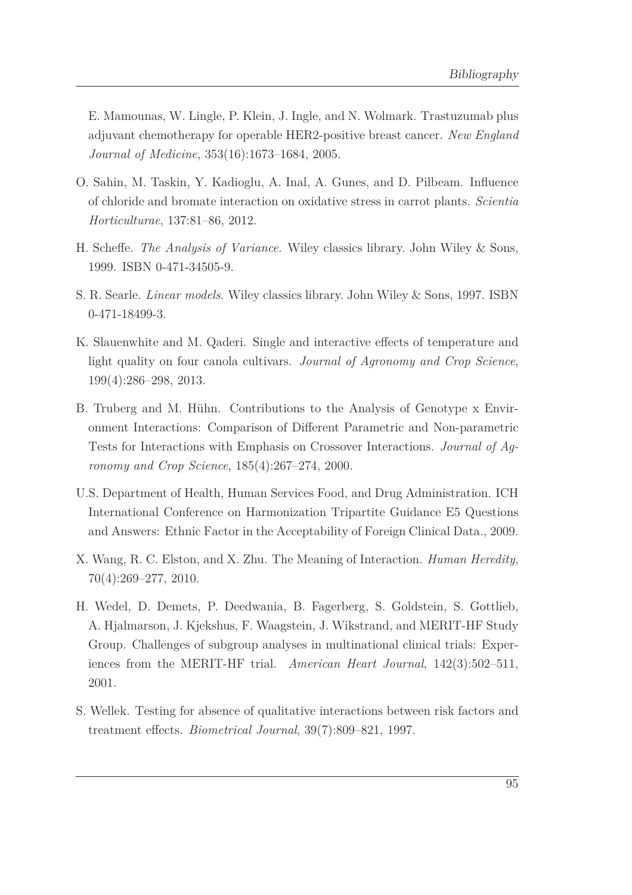E. Mamounas, W. Lingle, P. Klein, J. Ingle, and N. Wolmark. Trastuzumab plus adjuvant chemotherapy for operable HER2-positive breast cancer. *New England Journal of Medicine*, 353(16):1673–1684, 2005.

O. Sahin, M. Taskin, Y. Kadioglu, A. Inal, A. Gunes, and D. Pilbeam. Influence of chloride and bromate interaction on oxidative stress in carrot plants. *Scientia Horticulturae*, 137:81–86, 2012.

H. Scheffe. *The Analysis of Variance*. Wiley classics library. John Wiley & Sons, 1999. ISBN 0-471-34505-9.

S. R. Searle. *Linear models*. Wiley classics library. John Wiley & Sons, 1997. ISBN 0-471-18499-3.

K. Slauenwhite and M. Qaderi. Single and interactive effects of temperature and light quality on four canola cultivars. *Journal of Agronomy and Crop Science*, 199(4):286–298, 2013.

B. Truberg and M. Hühn. Contributions to the Analysis of Genotype x Environment Interactions: Comparison of Different Parametric and Non-parametric Tests for Interactions with Emphasis on Crossover Interactions. *Journal of Agronomy and Crop Science*, 185(4):267–274, 2000.

U.S. Department of Health, Human Services Food, and Drug Administration. ICH International Conference on Harmonization Tripartite Guidance E5 Questions and Answers: Ethnic Factor in the Acceptability of Foreign Clinical Data., 2009.

X. Wang, R. C. Elston, and X. Zhu. The Meaning of Interaction. *Human Heredity*, 70(4):269–277, 2010.

H. Wedel, D. Demets, P. Deedwania, B. Fagerberg, S. Goldstein, S. Gottlieb, A. Hjalmarson, J. Kjekshus, F. Waagstein, J. Wikstrand, and MERIT-HF Study Group. Challenges of subgroup analyses in multinational clinical trials: Experiences from the MERIT-HF trial. *American Heart Journal*, 142(3):502–511, 2001.

S. Wellek. Testing for absence of qualitative interactions between risk factors and treatment effects. *Biometrical Journal*, 39(7):809–821, 1997.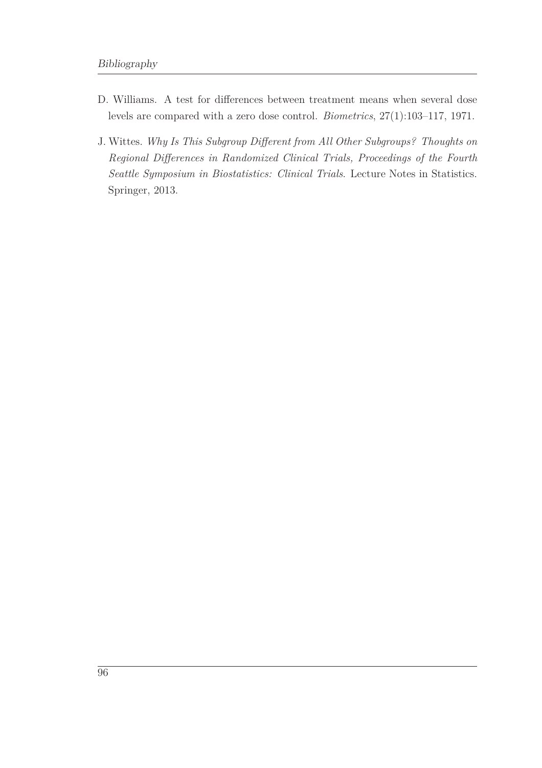D. Williams. A test for differences between treatment means when several dose levels are compared with a zero dose control. *Biometrics*, 27(1):103–117, 1971.

J. Wittes. *Why Is This Subgroup Different from All Other Subgroups? Thoughts on Regional Differences in Randomized Clinical Trials, Proceedings of the Fourth Seattle Symposium in Biostatistics: Clinical Trials*. Lecture Notes in Statistics. Springer, 2013.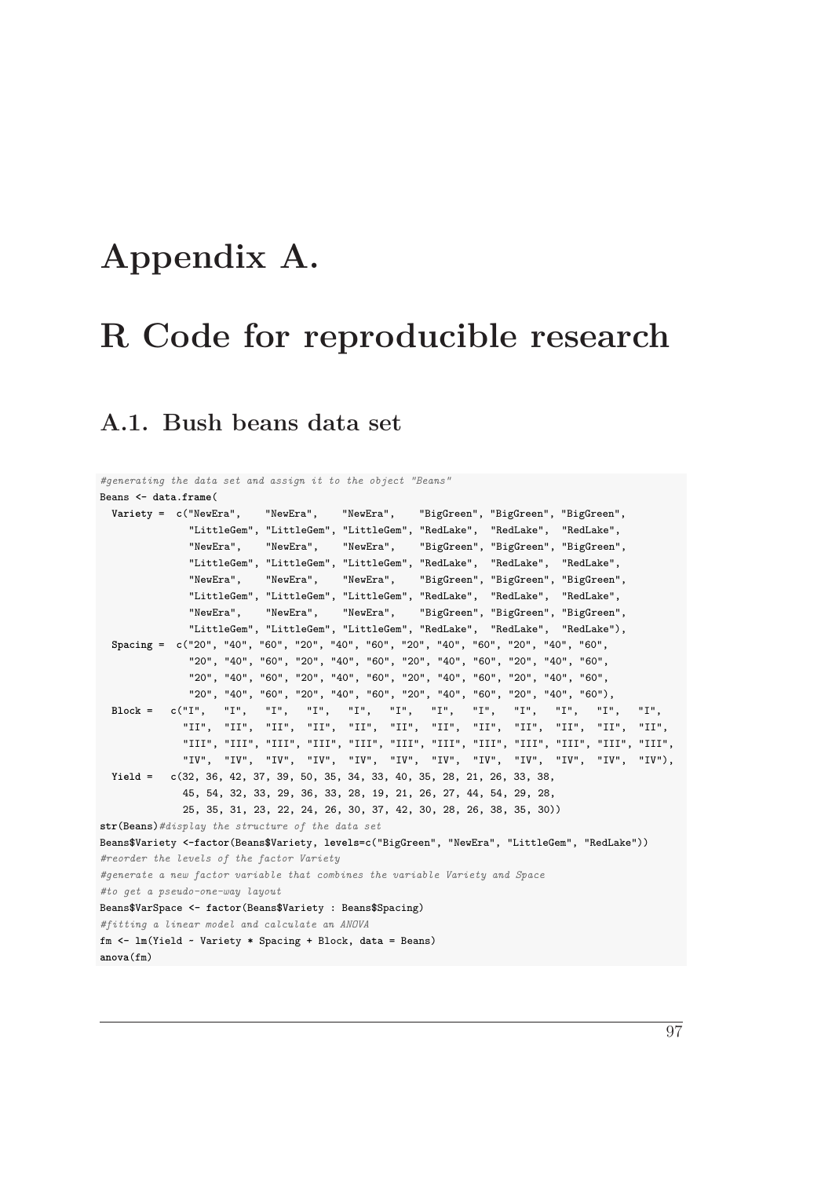# Appendix A.

# R Code for reproducible research

## A.1. Bush beans data set

```
#generating the data set and assign it to the object "Beans"
Beans <- data.frame(
  Variety =  c("NewEra",    "NewEra",    "NewEra",    "BigGreen", "BigGreen", "BigGreen",
              "LittleGem", "LittleGem", "LittleGem", "RedLake",  "RedLake",  "RedLake",
              "NewEra",    "NewEra",    "NewEra",    "BigGreen", "BigGreen", "BigGreen",
              "LittleGem", "LittleGem", "LittleGem", "RedLake",  "RedLake",  "RedLake",
              "NewEra",    "NewEra",    "NewEra",    "BigGreen", "BigGreen", "BigGreen",
              "LittleGem", "LittleGem", "LittleGem", "RedLake",  "RedLake",  "RedLake",
              "NewEra",    "NewEra",    "NewEra",    "BigGreen", "BigGreen", "BigGreen",
              "LittleGem", "LittleGem", "LittleGem", "RedLake",  "RedLake",  "RedLake"),
  Spacing =  c("20", "40", "60", "20", "40", "60", "20", "40", "60", "20", "40", "60",
              "20", "40", "60", "20", "40", "60", "20", "40", "60", "20", "40", "60",
              "20", "40", "60", "20", "40", "60", "20", "40", "60", "20", "40", "60",
              "20", "40", "60", "20", "40", "60", "20", "40", "60", "20", "40", "60"),
  Block =   c("I",   "I",   "I",   "I",   "I",   "I",   "I",   "I",   "I",   "I",   "I",   "I",
             "II",  "II",  "II",  "II",  "II",  "II",  "II",  "II",  "II",  "II",  "II",  "II",
             "III", "III", "III", "III", "III", "III", "III", "III", "III", "III", "III", "III",
             "IV",  "IV",  "IV",  "IV",  "IV",  "IV",  "IV",  "IV",  "IV",  "IV",  "IV",  "IV"),
  Yield =   c(32, 36, 42, 37, 39, 50, 35, 34, 33, 40, 35, 28, 21, 26, 33, 38,
             45, 54, 32, 33, 29, 36, 33, 28, 19, 21, 26, 27, 44, 54, 29, 28,
             25, 35, 31, 23, 22, 24, 26, 30, 37, 42, 30, 28, 26, 38, 35, 30))
str(Beans)#display the structure of the data set
Beans$Variety <-factor(Beans$Variety, levels=c("BigGreen", "NewEra", "LittleGem", "RedLake"))
#reorder the levels of the factor Variety
#generate a new factor variable that combines the variable Variety and Space
#to get a pseudo-one-way layout
Beans$VarSpace <- factor(Beans$Variety : Beans$Spacing)
#fitting a linear model and calculate an ANOVA
fm <- lm(Yield ~ Variety * Spacing + Block, data = Beans)
anova(fm)
```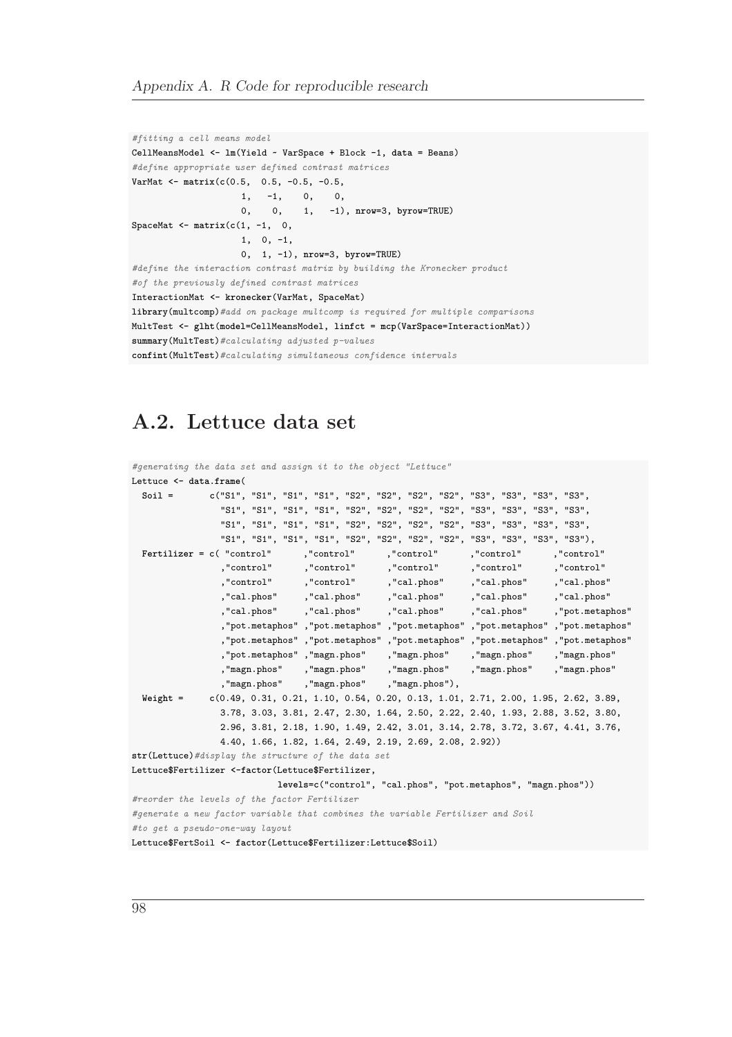```
#fitting a cell means model
CellMeansModel <- lm(Yield ~ VarSpace + Block -1, data = Beans)
#define appropriate user defined contrast matrices
VarMat <- matrix(c(0.5,  0.5, -0.5, -0.5,
                   1,   -1,    0,    0,
                   0,    0,    1,   -1), nrow=3, byrow=TRUE)
SpaceMat <- matrix(c(1, -1,  0,
                    1,  0, -1,
                    0,  1, -1), nrow=3, byrow=TRUE)
#define the interaction contrast matrix by building the Kronecker product
#of the previously defined contrast matrices
InteractionMat <- kronecker(VarMat, SpaceMat)
library(multcomp)#add on package multcomp is required for multiple comparisons
MultTest <- glht(model=CellMeansModel, linfct = mcp(VarSpace=InteractionMat))
summary(MultTest)#calculating adjusted p-values
confint(MultTest)#calculating simultaneous confidence intervals
```

## A.2. Lettuce data set

```
#generating the data set and assign it to the object "Lettuce"
Lettuce <- data.frame(
  Soil =       c("S1", "S1", "S1", "S1", "S2", "S2", "S2", "S2", "S3", "S3", "S3", "S3",
                 "S1", "S1", "S1", "S1", "S2", "S2", "S2", "S2", "S3", "S3", "S3", "S3",
                 "S1", "S1", "S1", "S1", "S2", "S2", "S2", "S2", "S3", "S3", "S3", "S3",
                 "S1", "S1", "S1", "S1", "S2", "S2", "S2", "S2", "S3", "S3", "S3", "S3"),
  Fertilizer = c( "control"      ,"control"      ,"control"      ,"control"      ,"control"
               ,"control"      ,"control"      ,"control"      ,"control"      ,"control"
               ,"control"      ,"control"      ,"cal.phos"     ,"cal.phos"     ,"cal.phos"
               ,"cal.phos"     ,"cal.phos"     ,"cal.phos"     ,"cal.phos"     ,"cal.phos"
               ,"cal.phos"     ,"cal.phos"     ,"cal.phos"     ,"cal.phos"     ,"pot.metaphos"
               ,"pot.metaphos" ,"pot.metaphos" ,"pot.metaphos" ,"pot.metaphos" ,"pot.metaphos"
               ,"pot.metaphos" ,"pot.metaphos" ,"pot.metaphos" ,"pot.metaphos" ,"pot.metaphos"
               ,"pot.metaphos" ,"magn.phos"    ,"magn.phos"    ,"magn.phos"    ,"magn.phos"
               ,"magn.phos"    ,"magn.phos"    ,"magn.phos"    ,"magn.phos"    ,"magn.phos"
               ,"magn.phos"    ,"magn.phos"    ,"magn.phos"),
  Weight =     c(0.49, 0.31, 0.21, 1.10, 0.54, 0.20, 0.13, 1.01, 2.71, 2.00, 1.95, 2.62, 3.89,
                 3.78, 3.03, 3.81, 2.47, 2.30, 1.64, 2.50, 2.22, 2.40, 1.93, 2.88, 3.52, 3.80,
                 2.96, 3.81, 2.18, 1.90, 1.49, 2.42, 3.01, 3.14, 2.78, 3.72, 3.67, 4.41, 3.76,
                 4.40, 1.66, 1.82, 1.64, 2.49, 2.19, 2.69, 2.08, 2.92))
str(Lettuce)#display the structure of the data set
Lettuce$Fertilizer <-factor(Lettuce$Fertilizer,
                        levels=c("control", "cal.phos", "pot.metaphos", "magn.phos"))
#reorder the levels of the factor Fertilizer
#generate a new factor variable that combines the variable Fertilizer and Soil
#to get a pseudo-one-way layout
Lettuce$FertSoil <- factor(Lettuce$Fertilizer:Lettuce$Soil)
```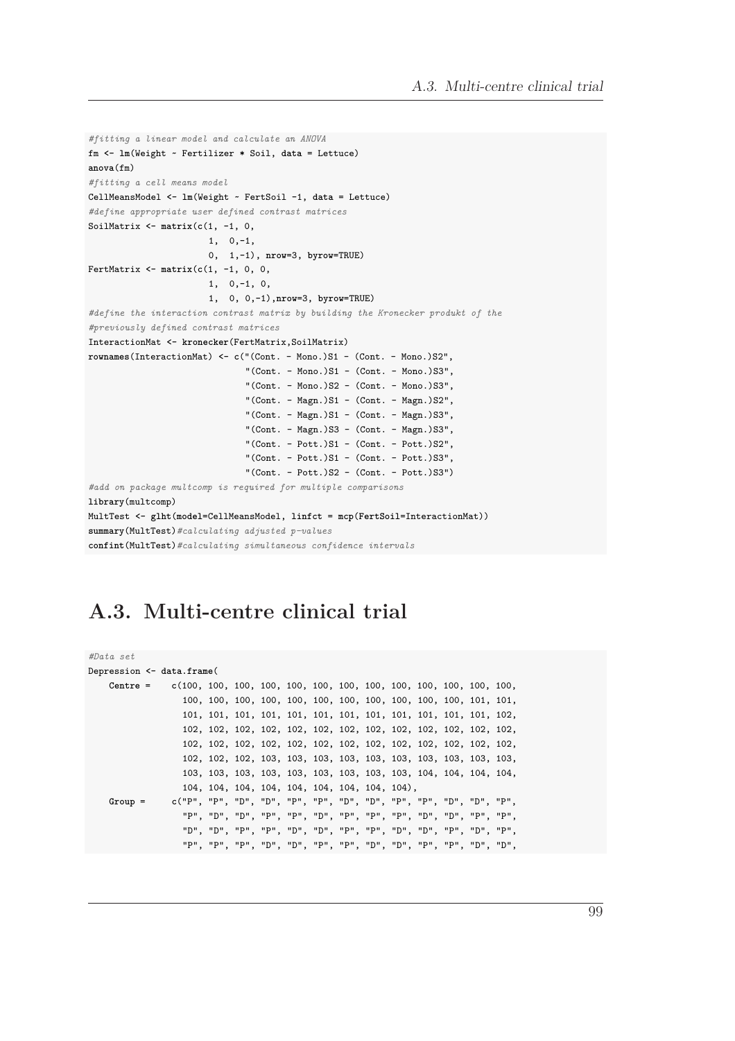```
#fitting a linear model and calculate an ANOVA
fm <- lm(Weight ~ Fertilizer * Soil, data = Lettuce)
anova(fm)
#fitting a cell means model
CellMeansModel <- lm(Weight ~ FertSoil -1, data = Lettuce)
#define appropriate user defined contrast matrices
SoilMatrix <- matrix(c(1, -1, 0,
                      1,  0,-1,
                      0,  1,-1), nrow=3, byrow=TRUE)
FertMatrix <- matrix(c(1, -1, 0, 0,
                      1,  0,-1, 0,
                      1,  0, 0,-1),nrow=3, byrow=TRUE)
#define the interaction contrast matrix by building the Kronecker produkt of the
#previously defined contrast matrices
InteractionMat <- kronecker(FertMatrix,SoilMatrix)
rownames(InteractionMat) <- c("(Cont. - Mono.)S1 - (Cont. - Mono.)S2",
                              "(Cont. - Mono.)S1 - (Cont. - Mono.)S3",
                              "(Cont. - Mono.)S2 - (Cont. - Mono.)S3",
                              "(Cont. - Magn.)S1 - (Cont. - Magn.)S2",
                              "(Cont. - Magn.)S1 - (Cont. - Magn.)S3",
                              "(Cont. - Magn.)S3 - (Cont. - Magn.)S3",
                              "(Cont. - Pott.)S1 - (Cont. - Pott.)S2",
                              "(Cont. - Pott.)S1 - (Cont. - Pott.)S3",
                              "(Cont. - Pott.)S2 - (Cont. - Pott.)S3")
#add on package multcomp is required for multiple comparisons
library(multcomp)
MultTest <- glht(model=CellMeansModel, linfct = mcp(FertSoil=InteractionMat))
summary(MultTest)#calculating adjusted p-values
confint(MultTest)#calculating simultaneous confidence intervals
```

## A.3. Multi-centre clinical trial

```
#Data set
Depression <- data.frame(
    Centre =    c(100, 100, 100, 100, 100, 100, 100, 100, 100, 100, 100, 100, 100,
                 100, 100, 100, 100, 100, 100, 100, 100, 100, 100, 100, 101, 101,
                 101, 101, 101, 101, 101, 101, 101, 101, 101, 101, 101, 101, 102,
                 102, 102, 102, 102, 102, 102, 102, 102, 102, 102, 102, 102, 102,
                 102, 102, 102, 102, 102, 102, 102, 102, 102, 102, 102, 102, 102,
                 102, 102, 102, 103, 103, 103, 103, 103, 103, 103, 103, 103, 103,
                 103, 103, 103, 103, 103, 103, 103, 103, 103, 104, 104, 104, 104,
                 104, 104, 104, 104, 104, 104, 104, 104, 104),
    Group =     c("P", "P", "D", "D", "P", "P", "D", "D", "P", "P", "D", "D", "P",
                 "P", "D", "D", "P", "P", "D", "P", "P", "P", "D", "D", "P", "P",
                 "D", "D", "P", "P", "D", "D", "P", "P", "D", "D", "P", "D", "P",
                 "P", "P", "P", "D", "D", "P", "P", "D", "D", "P", "P", "D", "D",
```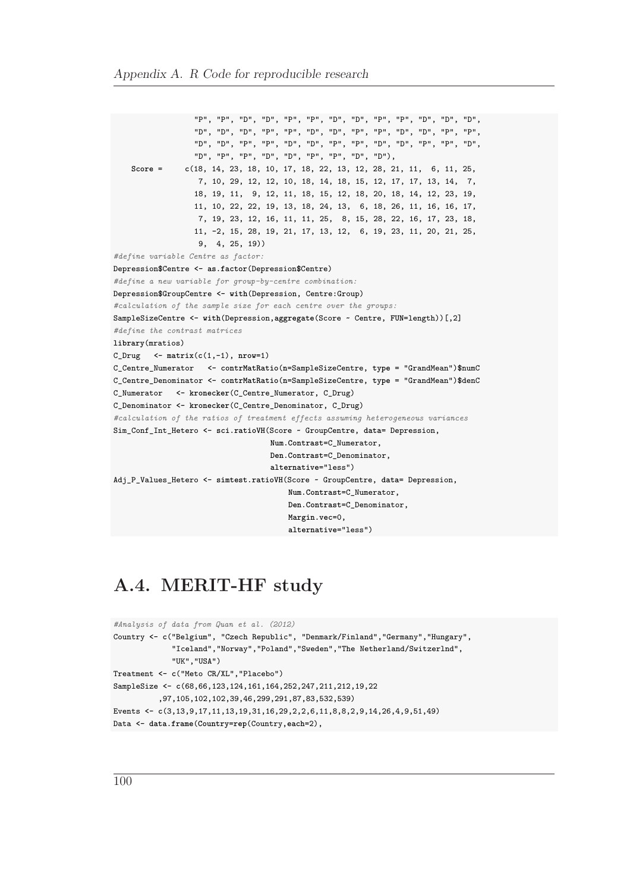```
                 "P", "P", "D", "D", "P", "P", "D", "D", "P", "P", "D", "D", "D",
                 "D", "D", "D", "P", "P", "D", "D", "P", "P", "D", "D", "P", "P",
                 "D", "D", "P", "P", "D", "D", "P", "P", "D", "D", "P", "P", "D",
                 "D", "P", "P", "D", "D", "P", "P", "D", "D"),
    Score =      c(18, 14, 23, 18, 10, 17, 18, 22, 13, 12, 28, 21, 11,  6, 11, 25,
                   7, 10, 29, 12, 12, 10, 18, 14, 18, 15, 12, 17, 17, 13, 14,  7,
                  18, 19, 11,  9, 12, 11, 18, 15, 12, 18, 20, 18, 14, 12, 23, 19,
                  11, 10, 22, 22, 19, 13, 18, 24, 13,  6, 18, 26, 11, 16, 16, 17,
                   7, 19, 23, 12, 16, 11, 11, 25,  8, 15, 28, 22, 16, 17, 23, 18,
                  11, -2, 15, 28, 19, 21, 17, 13, 12,  6, 19, 23, 11, 20, 21, 25,
                   9,  4, 25, 19))
#define variable Centre as factor:
Depression$Centre <- as.factor(Depression$Centre)
#define a new variable for group-by-centre combination:
Depression$GroupCentre <- with(Depression, Centre:Group)
#calculation of the sample size for each centre over the groups:
SampleSizeCentre <- with(Depression,aggregate(Score ~ Centre, FUN=length))[,2]
#define the contrast matrices
library(mratios)
C_Drug   <- matrix(c(1,-1), nrow=1)
C_Centre_Numerator   <- contrMatRatio(n=SampleSizeCentre, type = "GrandMean")$numC
C_Centre_Denominator <- contrMatRatio(n=SampleSizeCentre, type = "GrandMean")$denC
C_Numerator   <- kronecker(C_Centre_Numerator, C_Drug)
C_Denominator <- kronecker(C_Centre_Denominator, C_Drug)
#calculation of the ratios of treatment effects assuming heterogeneous variances
Sim_Conf_Int_Hetero <- sci.ratioVH(Score ~ GroupCentre, data= Depression,
                                   Num.Contrast=C_Numerator,
                                   Den.Contrast=C_Denominator,
                                   alternative="less")
Adj_P_Values_Hetero <- simtest.ratioVH(Score ~ GroupCentre, data= Depression,
                                       Num.Contrast=C_Numerator,
                                       Den.Contrast=C_Denominator,
                                       Margin.vec=0,
                                       alternative="less")
```

## A.4. MERIT-HF study

```
#Analysis of data from Quan et al. (2012)
Country <- c("Belgium", "Czech Republic", "Denmark/Finland","Germany","Hungary",
             "Iceland","Norway","Poland","Sweden","The Netherland/Switzerlnd",
             "UK","USA")
Treatment <- c("Meto CR/XL","Placebo")
SampleSize <- c(68,66,123,124,161,164,252,247,211,212,19,22
          ,97,105,102,102,39,46,299,291,87,83,532,539)
Events <- c(3,13,9,17,11,13,19,31,16,29,2,2,6,11,8,8,2,9,14,26,4,9,51,49)
Data <- data.frame(Country=rep(Country,each=2),
```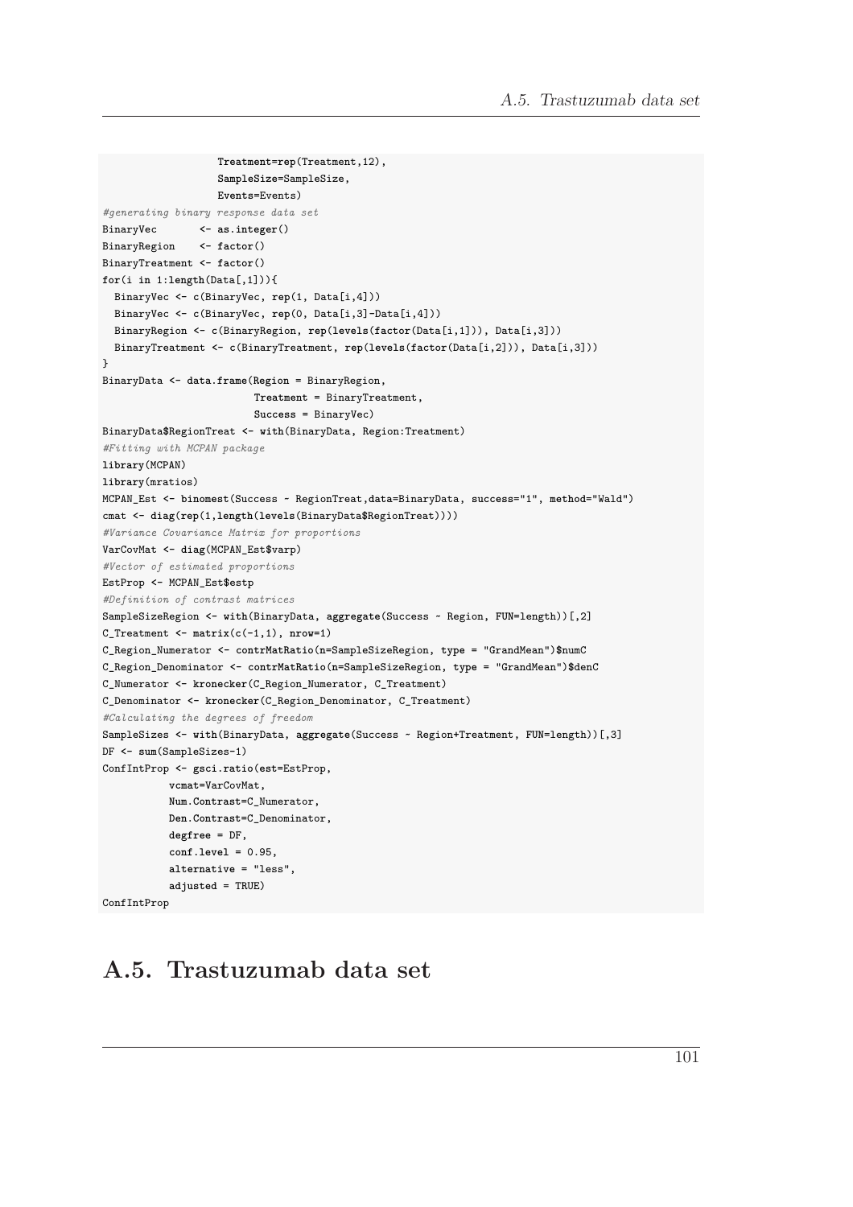```
                 Treatment=rep(Treatment,12),
                 SampleSize=SampleSize,
                 Events=Events)
#generating binary response data set
BinaryVec       <- as.integer()
BinaryRegion    <- factor()
BinaryTreatment <- factor()
for(i in 1:length(Data[,1])){
  BinaryVec <- c(BinaryVec, rep(1, Data[i,4]))
  BinaryVec <- c(BinaryVec, rep(0, Data[i,3]-Data[i,4]))
  BinaryRegion <- c(BinaryRegion, rep(levels(factor(Data[i,1])), Data[i,3]))
  BinaryTreatment <- c(BinaryTreatment, rep(levels(factor(Data[i,2])), Data[i,3]))
}
BinaryData <- data.frame(Region = BinaryRegion,
                         Treatment = BinaryTreatment,
                         Success = BinaryVec)
BinaryData$RegionTreat <- with(BinaryData, Region:Treatment)
#Fitting with MCPAN package
library(MCPAN)
library(mratios)
MCPAN_Est <- binomest(Success ~ RegionTreat,data=BinaryData, success="1", method="Wald")
cmat <- diag(rep(1,length(levels(BinaryData$RegionTreat))))
#Variance Covariance Matrix for proportions
VarCovMat <- diag(MCPAN_Est$varp)
#Vector of estimated proportions
EstProp <- MCPAN_Est$estp
#Definition of contrast matrices
SampleSizeRegion <- with(BinaryData, aggregate(Success ~ Region, FUN=length))[,2]
C_Treatment <- matrix(c(-1,1), nrow=1)
C_Region_Numerator <- contrMatRatio(n=SampleSizeRegion, type = "GrandMean")$numC
C_Region_Denominator <- contrMatRatio(n=SampleSizeRegion, type = "GrandMean")$denC
C_Numerator <- kronecker(C_Region_Numerator, C_Treatment)
C_Denominator <- kronecker(C_Region_Denominator, C_Treatment)
#Calculating the degrees of freedom
SampleSizes <- with(BinaryData, aggregate(Success ~ Region+Treatment, FUN=length))[,3]
DF <- sum(SampleSizes-1)
ConfIntProp <- gsci.ratio(est=EstProp,
          vcmat=VarCovMat,
          Num.Contrast=C_Numerator,
          Den.Contrast=C_Denominator,
          degfree = DF,
          conf.level = 0.95,
          alternative = "less",
          adjusted = TRUE)
ConfIntProp
```

## A.5. Trastuzumab data set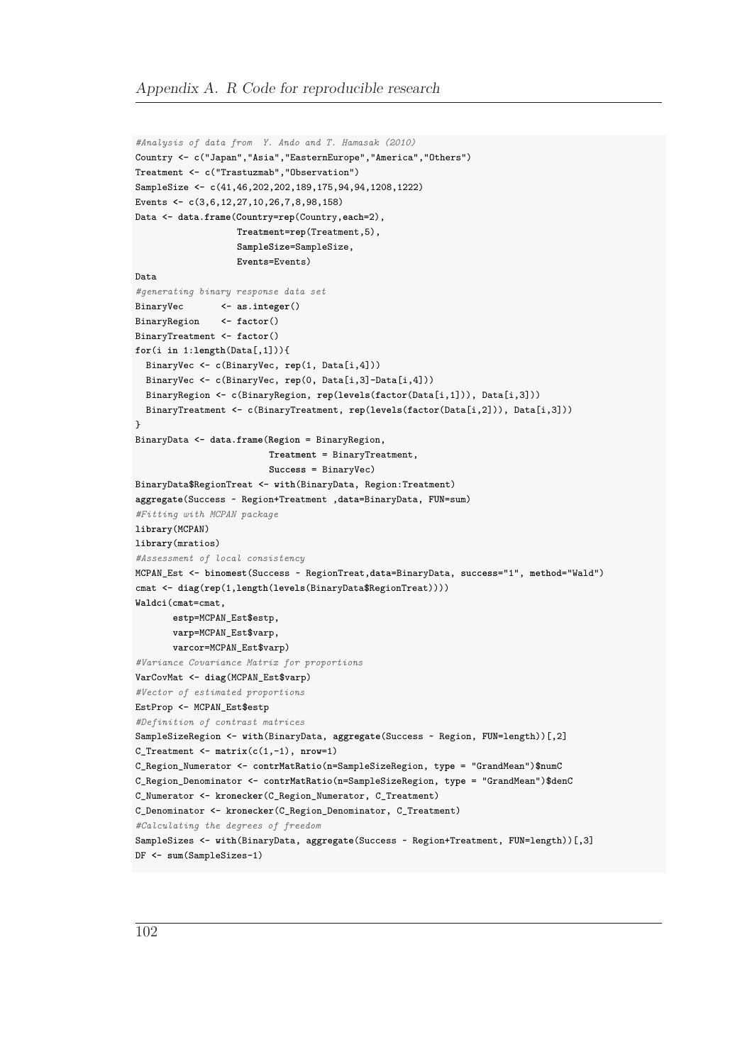```
#Analysis of data from  Y. Ando and T. Hamasak (2010)
Country <- c("Japan","Asia","EasternEurope","America","Others")
Treatment <- c("Trastuzmab","Observation")
SampleSize <- c(41,46,202,202,189,175,94,94,1208,1222)
Events <- c(3,6,12,27,10,26,7,8,98,158)
Data <- data.frame(Country=rep(Country,each=2),
                   Treatment=rep(Treatment,5),
                   SampleSize=SampleSize,
                   Events=Events)
Data
#generating binary response data set
BinaryVec       <- as.integer()
BinaryRegion    <- factor()
BinaryTreatment <- factor()
for(i in 1:length(Data[,1])){
  BinaryVec <- c(BinaryVec, rep(1, Data[i,4]))
  BinaryVec <- c(BinaryVec, rep(0, Data[i,3]-Data[i,4]))
  BinaryRegion <- c(BinaryRegion, rep(levels(factor(Data[i,1])), Data[i,3]))
  BinaryTreatment <- c(BinaryTreatment, rep(levels(factor(Data[i,2])), Data[i,3]))
}
BinaryData <- data.frame(Region = BinaryRegion,
                         Treatment = BinaryTreatment,
                         Success = BinaryVec)
BinaryData$RegionTreat <- with(BinaryData, Region:Treatment)
aggregate(Success ~ Region+Treatment ,data=BinaryData, FUN=sum)
#Fitting with MCPAN package
library(MCPAN)
library(mratios)
#Assessment of local consistency
MCPAN_Est <- binomest(Success ~ RegionTreat,data=BinaryData, success="1", method="Wald")
cmat <- diag(rep(1,length(levels(BinaryData$RegionTreat))))
Waldci(cmat=cmat,
       estp=MCPAN_Est$estp,
       varp=MCPAN_Est$varp,
       varcor=MCPAN_Est$varp)
#Variance Covariance Matrix for proportions
VarCovMat <- diag(MCPAN_Est$varp)
#Vector of estimated proportions
EstProp <- MCPAN_Est$estp
#Definition of contrast matrices
SampleSizeRegion <- with(BinaryData, aggregate(Success ~ Region, FUN=length))[,2]
C_Treatment <- matrix(c(1,-1), nrow=1)
C_Region_Numerator <- contrMatRatio(n=SampleSizeRegion, type = "GrandMean")$numC
C_Region_Denominator <- contrMatRatio(n=SampleSizeRegion, type = "GrandMean")$denC
C_Numerator <- kronecker(C_Region_Numerator, C_Treatment)
C_Denominator <- kronecker(C_Region_Denominator, C_Treatment)
#Calculating the degrees of freedom
SampleSizes <- with(BinaryData, aggregate(Success ~ Region+Treatment, FUN=length))[,3]
DF <- sum(SampleSizes-1)
```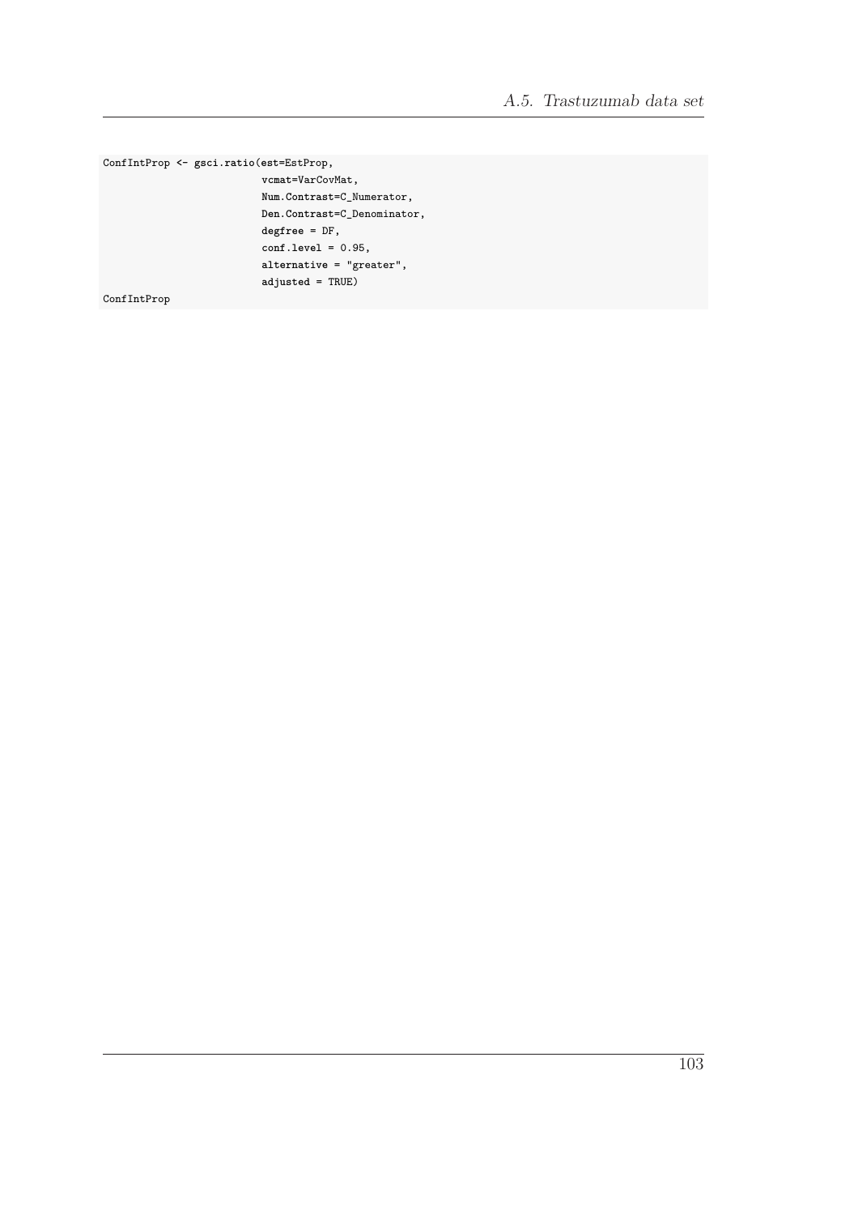```
ConfIntProp <- gsci.ratio(est=EstProp,
                          vcmat=VarCovMat,
                          Num.Contrast=C_Numerator,
                          Den.Contrast=C_Denominator,
                          degfree = DF,
                          conf.level = 0.95,
                          alternative = "greater",
                          adjusted = TRUE)
ConfIntProp
```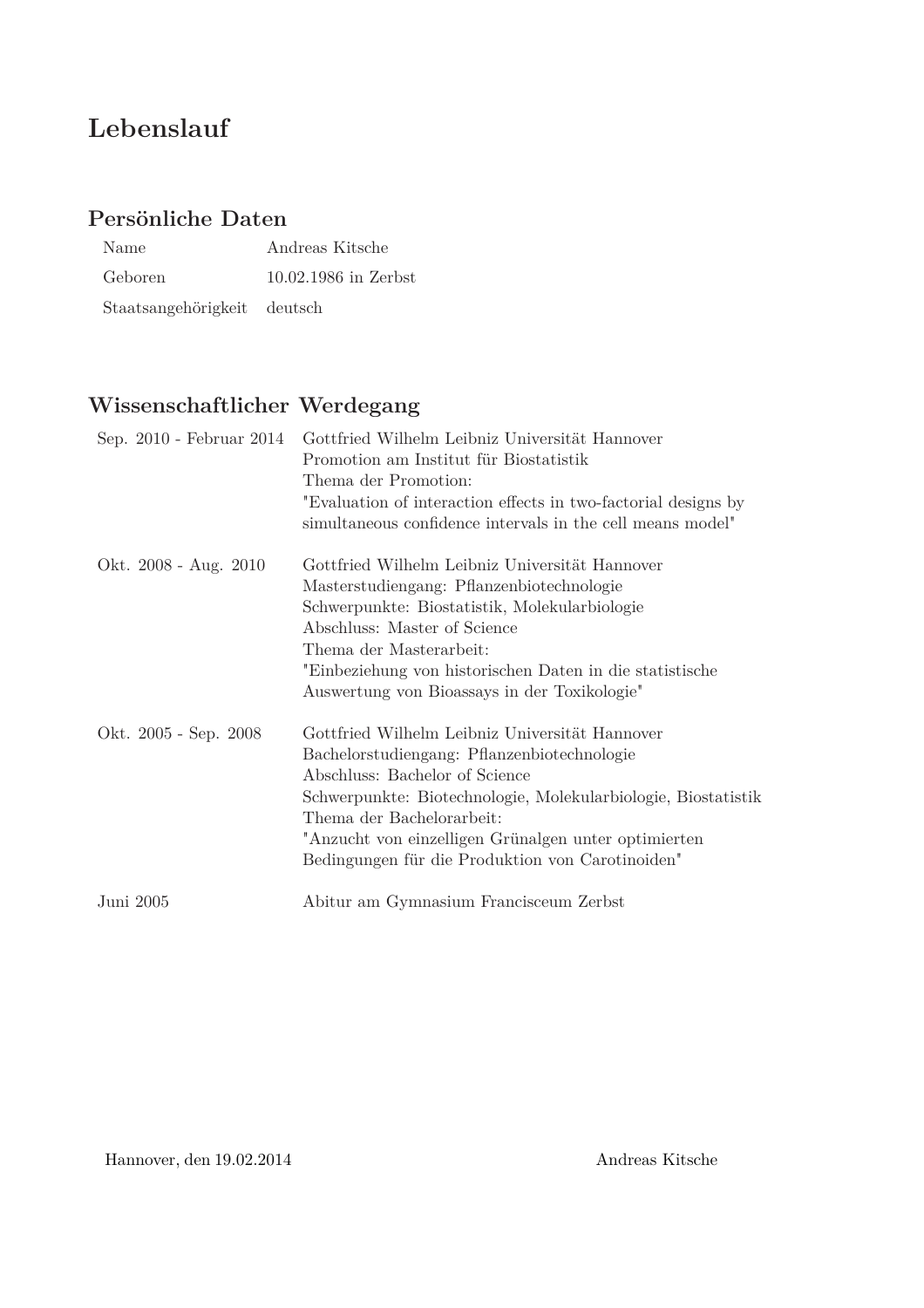# Lebenslauf

## Persönliche Daten

| | |
|---|---|
| Name | Andreas Kitsche |
| Geboren | 10.02.1986 in Zerbst |
| Staatsangehörigkeit | deutsch |

## Wissenschaftlicher Werdegang

| | |
|---|---|
| Sep. 2010 - Februar 2014 | Gottfried Wilhelm Leibniz Universität Hannover<br>Promotion am Institut für Biostatistik<br>Thema der Promotion:<br>"Evaluation of interaction effects in two-factorial designs by simultaneous confidence intervals in the cell means model" |
| Okt. 2008 - Aug. 2010 | Gottfried Wilhelm Leibniz Universität Hannover<br>Masterstudiengang: Pflanzenbiotechnologie<br>Schwerpunkte: Biostatistik, Molekularbiologie<br>Abschluss: Master of Science<br>Thema der Masterarbeit:<br>"Einbeziehung von historischen Daten in die statistische Auswertung von Bioassays in der Toxikologie" |
| Okt. 2005 - Sep. 2008 | Gottfried Wilhelm Leibniz Universität Hannover<br>Bachelorstudiengang: Pflanzenbiotechnologie<br>Abschluss: Bachelor of Science<br>Schwerpunkte: Biotechnologie, Molekularbiologie, Biostatistik<br>Thema der Bachelorarbeit:<br>"Anzucht von einzelligen Grünalgen unter optimierten Bedingungen für die Produktion von Carotinoiden" |
| Juni 2005 | Abitur am Gymnasium Francisceum Zerbst |

Hannover, den 19.02.2014

Andreas Kitsche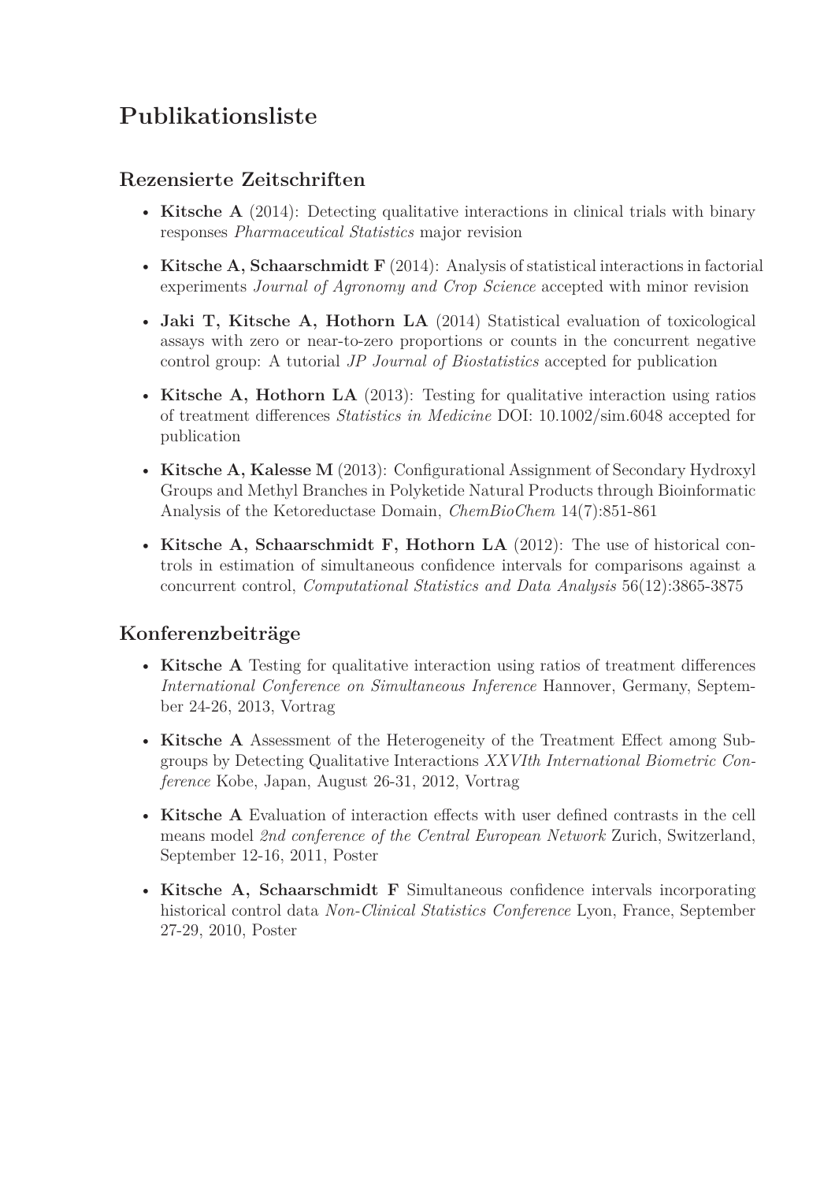# Publikationsliste

## Rezensierte Zeitschriften

- **Kitsche A** (2014): Detecting qualitative interactions in clinical trials with binary responses *Pharmaceutical Statistics* major revision
- **Kitsche A, Schaarschmidt F** (2014): Analysis of statistical interactions in factorial experiments *Journal of Agronomy and Crop Science* accepted with minor revision
- **Jaki T, Kitsche A, Hothorn LA** (2014) Statistical evaluation of toxicological assays with zero or near-to-zero proportions or counts in the concurrent negative control group: A tutorial *JP Journal of Biostatistics* accepted for publication
- **Kitsche A, Hothorn LA** (2013): Testing for qualitative interaction using ratios of treatment differences *Statistics in Medicine* DOI: 10.1002/sim.6048 accepted for publication
- **Kitsche A, Kalesse M** (2013): Configurational Assignment of Secondary Hydroxyl Groups and Methyl Branches in Polyketide Natural Products through Bioinformatic Analysis of the Ketoreductase Domain, *ChemBioChem* 14(7):851-861
- **Kitsche A, Schaarschmidt F, Hothorn LA** (2012): The use of historical controls in estimation of simultaneous confidence intervals for comparisons against a concurrent control, *Computational Statistics and Data Analysis* 56(12):3865-3875

## Konferenzbeiträge

- **Kitsche A** Testing for qualitative interaction using ratios of treatment differences *International Conference on Simultaneous Inference* Hannover, Germany, September 24-26, 2013, Vortrag
- **Kitsche A** Assessment of the Heterogeneity of the Treatment Effect among Subgroups by Detecting Qualitative Interactions *XXVIth International Biometric Conference* Kobe, Japan, August 26-31, 2012, Vortrag
- **Kitsche A** Evaluation of interaction effects with user defined contrasts in the cell means model *2nd conference of the Central European Network* Zurich, Switzerland, September 12-16, 2011, Poster
- **Kitsche A, Schaarschmidt F** Simultaneous confidence intervals incorporating historical control data *Non-Clinical Statistics Conference* Lyon, France, September 27-29, 2010, Poster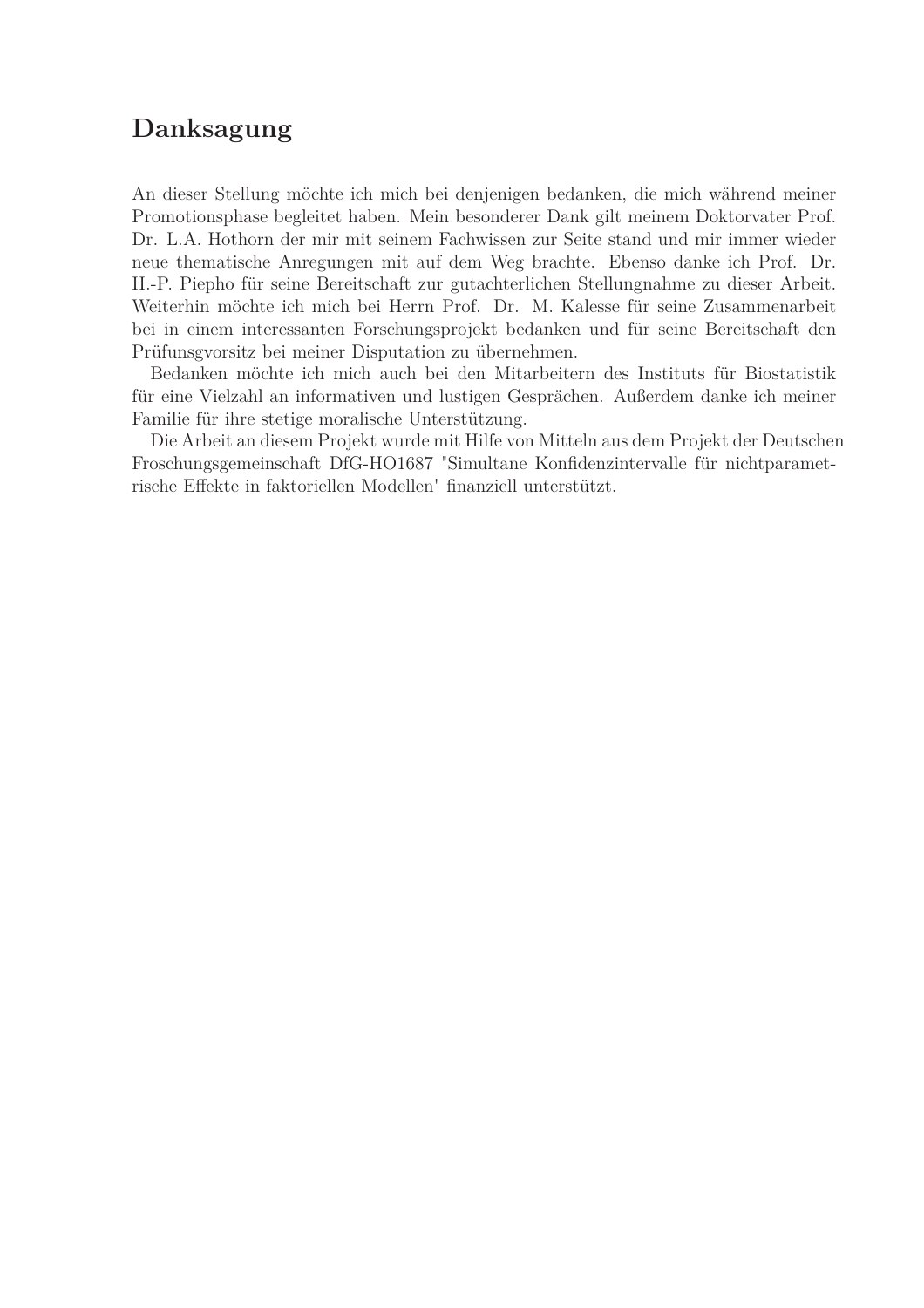# Danksagung

An dieser Stellung möchte ich mich bei denjenigen bedanken, die mich während meiner Promotionsphase begleitet haben. Mein besonderer Dank gilt meinem Doktorvater Prof. Dr. L.A. Hothorn der mir mit seinem Fachwissen zur Seite stand und mir immer wieder neue thematische Anregungen mit auf dem Weg brachte. Ebenso danke ich Prof. Dr. H.-P. Piepho für seine Bereitschaft zur gutachterlichen Stellungnahme zu dieser Arbeit. Weiterhin möchte ich mich bei Herrn Prof. Dr. M. Kalesse für seine Zusammenarbeit bei in einem interessanten Forschungsprojekt bedanken und für seine Bereitschaft den Prüfungsvorsitz bei meiner Disputation zu übernehmen.

Bedanken möchte ich mich auch bei den Mitarbeitern des Instituts für Biostatistik für eine Vielzahl an informativen und lustigen Gesprächen. Außerdem danke ich meiner Familie für ihre stetige moralische Unterstützung.

Die Arbeit an diesem Projekt wurde mit Hilfe von Mitteln aus dem Projekt der Deutschen Froschungsgemeinschaft DfG-HO1687 "Simultane Konfidenzintervalle für nichtparametrische Effekte in faktoriellen Modellen" finanziell unterstützt.